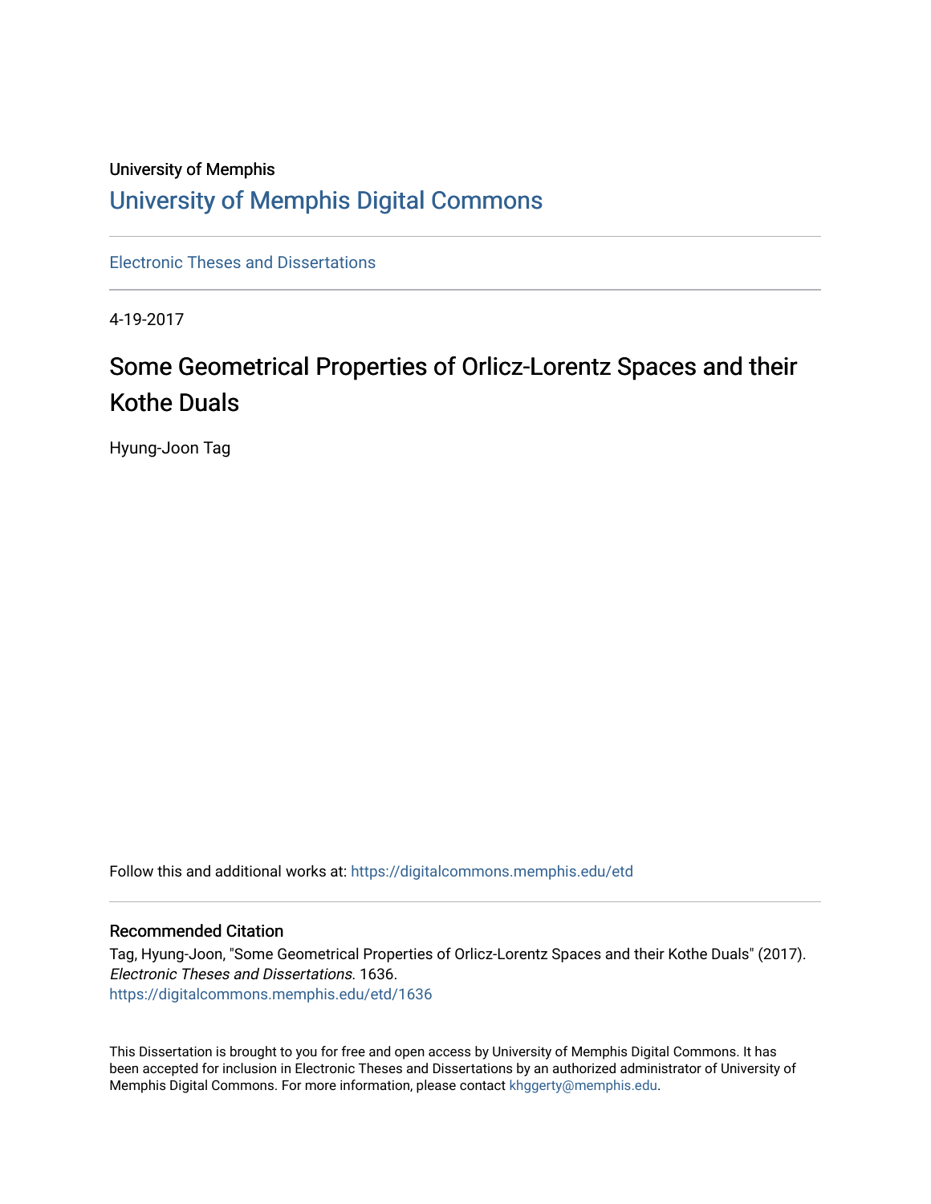University of Memphis

# University of Memphis Digital Commons

Electronic Theses and Dissertations

4-19-2017

## Some Geometrical Properties of Orlicz-Lorentz Spaces and their Kothe Duals

Hyung-Joon Tag

Follow this and additional works at: https://digitalcommons.memphis.edu/etd

### Recommended Citation

Tag, Hyung-Joon, "Some Geometrical Properties of Orlicz-Lorentz Spaces and their Kothe Duals" (2017). *Electronic Theses and Dissertations*. 1636.
https://digitalcommons.memphis.edu/etd/1636

This Dissertation is brought to you for free and open access by University of Memphis Digital Commons. It has been accepted for inclusion in Electronic Theses and Dissertations by an authorized administrator of University of Memphis Digital Commons. For more information, please contact khggerty@memphis.edu.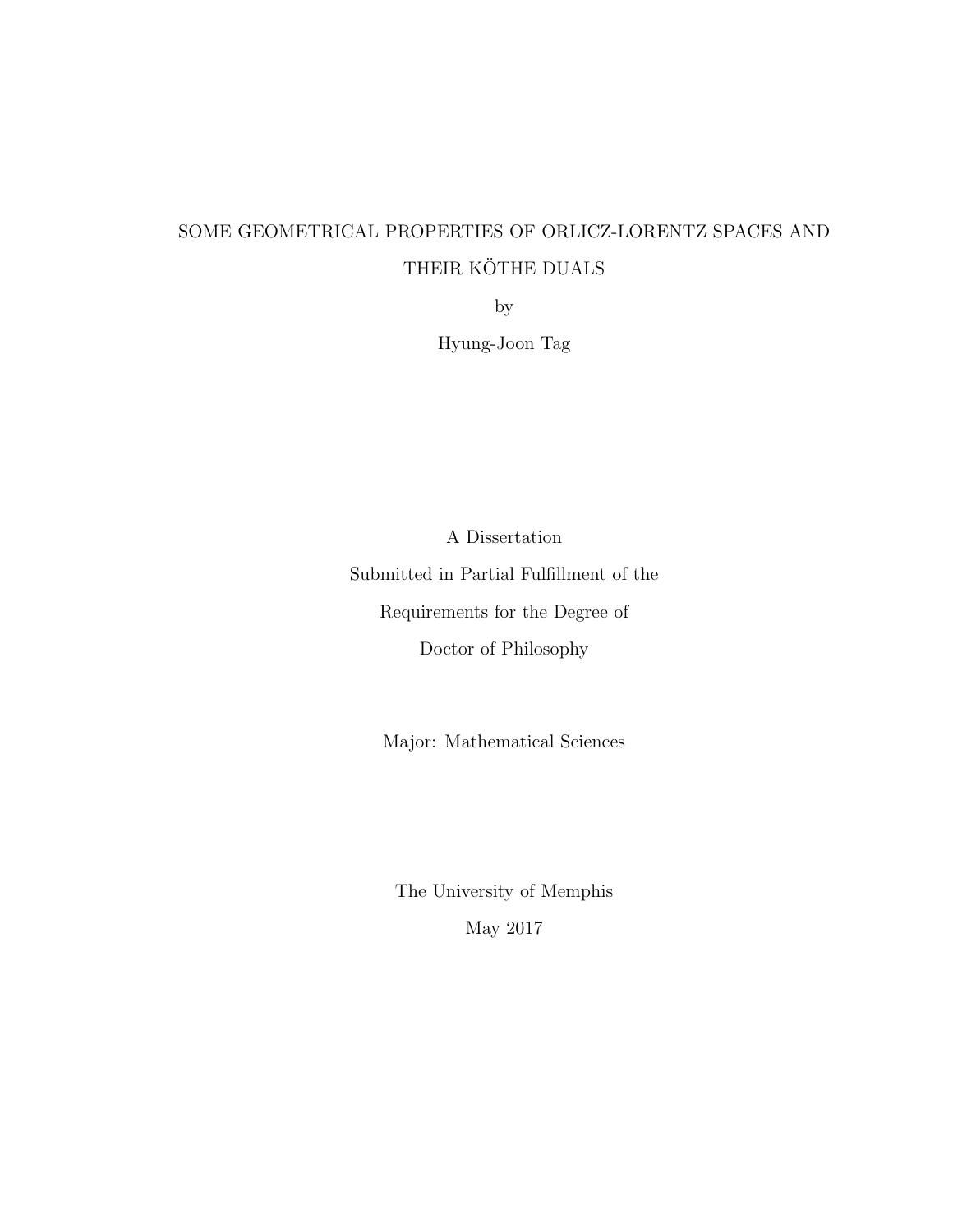# SOME GEOMETRICAL PROPERTIES OF ORLICZ-LORENTZ SPACES AND THEIR KÖTHE DUALS

by

Hyung-Joon Tag

A Dissertation

Submitted in Partial Fulfillment of the

Requirements for the Degree of

Doctor of Philosophy

Major: Mathematical Sciences

The University of Memphis

May 2017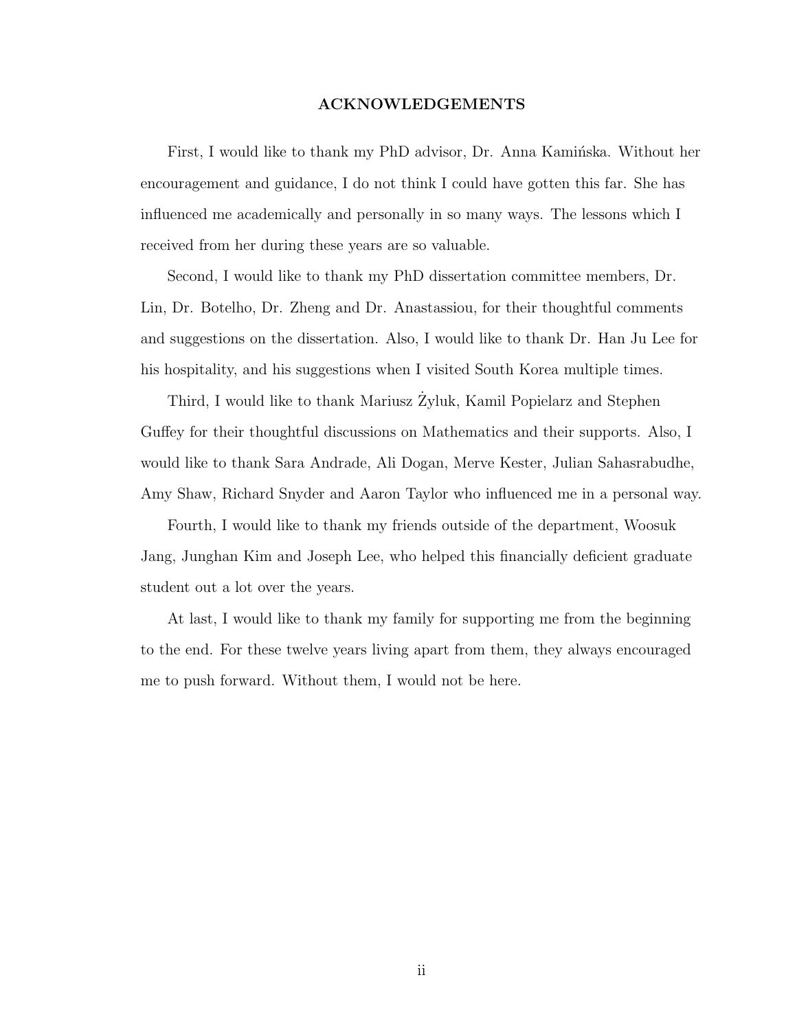## ACKNOWLEDGEMENTS

First, I would like to thank my PhD advisor, Dr. Anna Kamińska. Without her encouragement and guidance, I do not think I could have gotten this far. She has influenced me academically and personally in so many ways. The lessons which I received from her during these years are so valuable.

Second, I would like to thank my PhD dissertation committee members, Dr. Lin, Dr. Botelho, Dr. Zheng and Dr. Anastassiou, for their thoughtful comments and suggestions on the dissertation. Also, I would like to thank Dr. Han Ju Lee for his hospitality, and his suggestions when I visited South Korea multiple times.

Third, I would like to thank Mariusz Żyluk, Kamil Popielarz and Stephen Guffey for their thoughtful discussions on Mathematics and their supports. Also, I would like to thank Sara Andrade, Ali Dogan, Merve Kester, Julian Sahasrabudhe, Amy Shaw, Richard Snyder and Aaron Taylor who influenced me in a personal way.

Fourth, I would like to thank my friends outside of the department, Woosuk Jang, Junghan Kim and Joseph Lee, who helped this financially deficient graduate student out a lot over the years.

At last, I would like to thank my family for supporting me from the beginning to the end. For these twelve years living apart from them, they always encouraged me to push forward. Without them, I would not be here.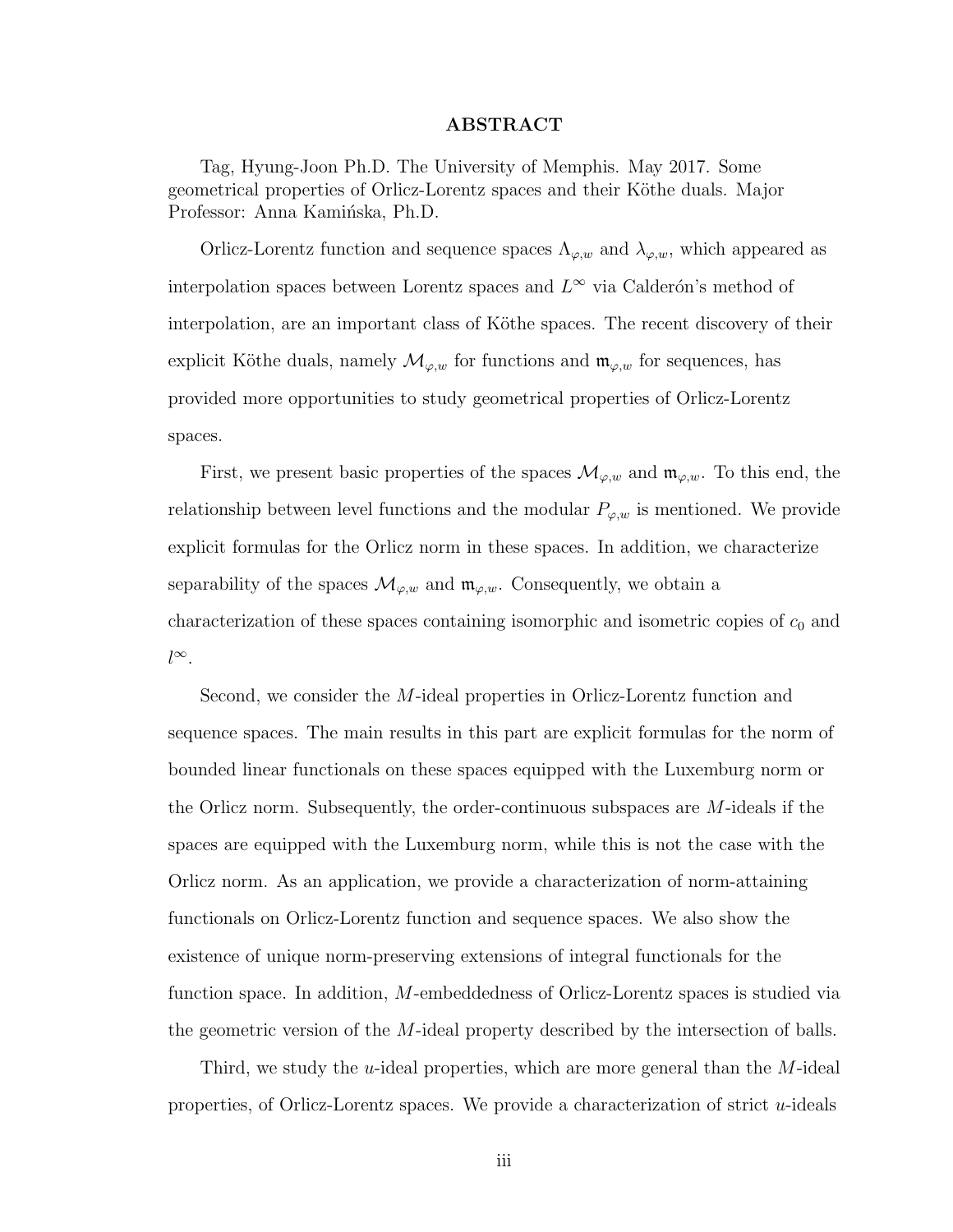# ABSTRACT

Tag, Hyung-Joon Ph.D. The University of Memphis. May 2017. Some geometrical properties of Orlicz-Lorentz spaces and their Köthe duals. Major Professor: Anna Kamińska, Ph.D.

Orlicz-Lorentz function and sequence spaces $\Lambda_{\varphi,w}$ and $\lambda_{\varphi,w}$, which appeared as interpolation spaces between Lorentz spaces and $L^\infty$ via Calderón's method of interpolation, are an important class of Köthe spaces. The recent discovery of their explicit Köthe duals, namely $\mathcal{M}_{\varphi,w}$ for functions and $\mathfrak{m}_{\varphi,w}$ for sequences, has provided more opportunities to study geometrical properties of Orlicz-Lorentz spaces.

First, we present basic properties of the spaces $\mathcal{M}_{\varphi,w}$ and $\mathfrak{m}_{\varphi,w}$. To this end, the relationship between level functions and the modular $P_{\varphi,w}$ is mentioned. We provide explicit formulas for the Orlicz norm in these spaces. In addition, we characterize separability of the spaces $\mathcal{M}_{\varphi,w}$ and $\mathfrak{m}_{\varphi,w}$. Consequently, we obtain a characterization of these spaces containing isomorphic and isometric copies of $c_0$ and $l^\infty$.

Second, we consider the $M$-ideal properties in Orlicz-Lorentz function and sequence spaces. The main results in this part are explicit formulas for the norm of bounded linear functionals on these spaces equipped with the Luxemburg norm or the Orlicz norm. Subsequently, the order-continuous subspaces are $M$-ideals if the spaces are equipped with the Luxemburg norm, while this is not the case with the Orlicz norm. As an application, we provide a characterization of norm-attaining functionals on Orlicz-Lorentz function and sequence spaces. We also show the existence of unique norm-preserving extensions of integral functionals for the function space. In addition, $M$-embeddedness of Orlicz-Lorentz spaces is studied via the geometric version of the $M$-ideal property described by the intersection of balls.

Third, we study the $u$-ideal properties, which are more general than the $M$-ideal properties, of Orlicz-Lorentz spaces. We provide a characterization of strict $u$-ideals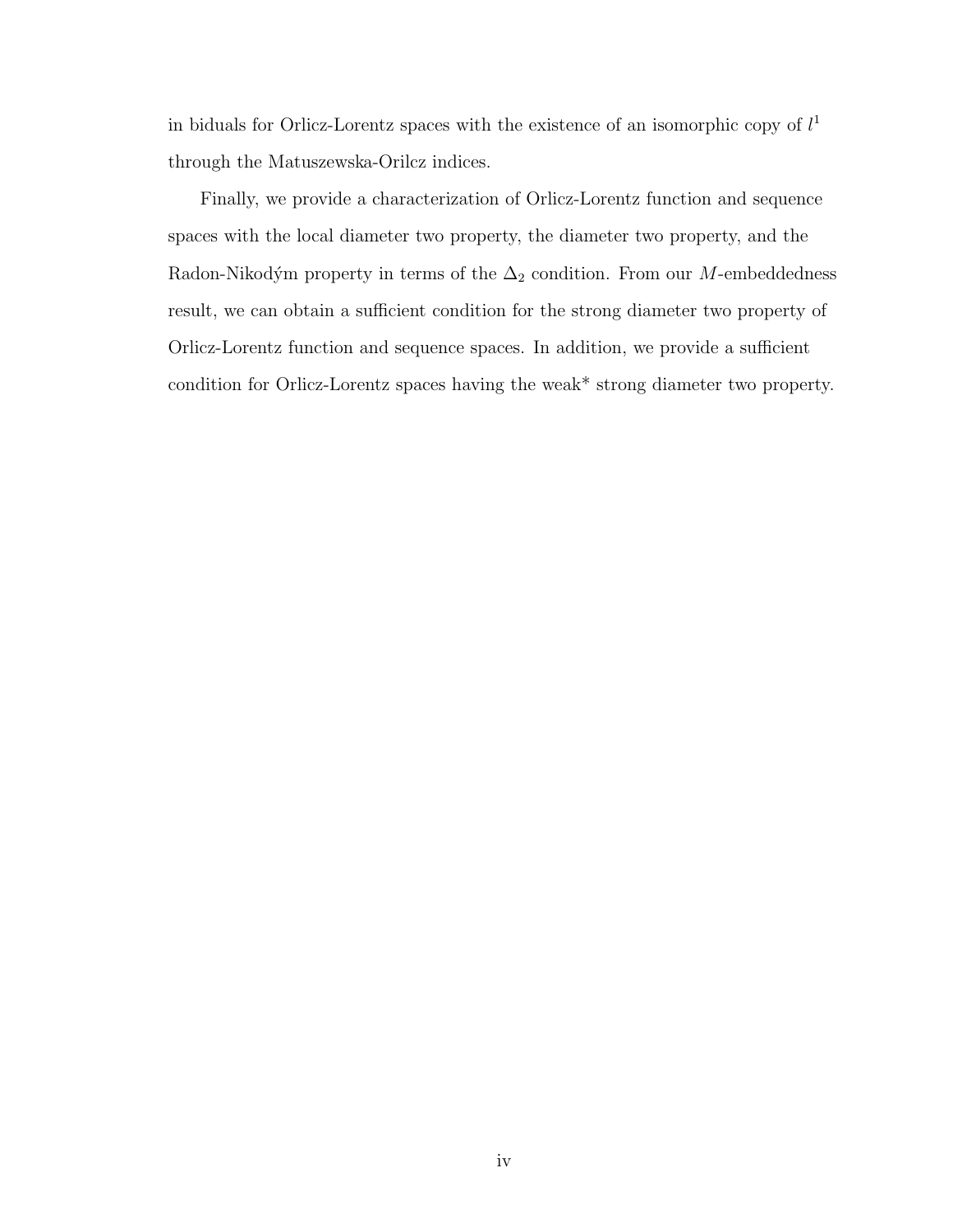in biduals for Orlicz-Lorentz spaces with the existence of an isomorphic copy of $l^1$ through the Matuszewska-Orilcz indices.

Finally, we provide a characterization of Orlicz-Lorentz function and sequence spaces with the local diameter two property, the diameter two property, and the Radon-Nikodým property in terms of the $\Delta_2$ condition. From our $M$-embeddedness result, we can obtain a sufficient condition for the strong diameter two property of Orlicz-Lorentz function and sequence spaces. In addition, we provide a sufficient condition for Orlicz-Lorentz spaces having the weak* strong diameter two property.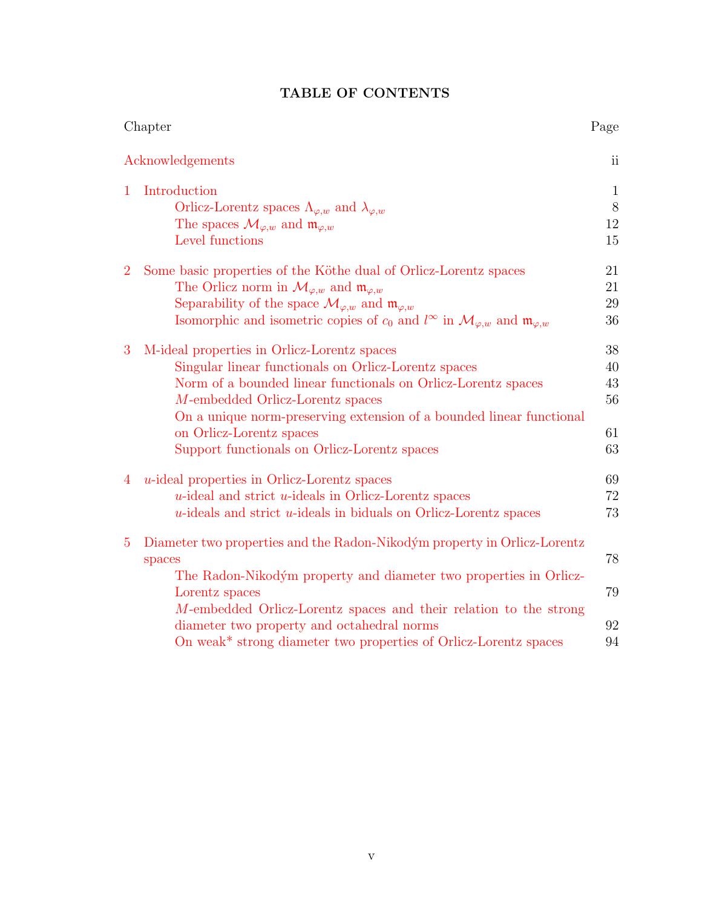**TABLE OF CONTENTS**

| Chapter | Page |
|---|---|
| Acknowledgements | ii |
| 1 Introduction | 1 |
| Orlicz-Lorentz spaces $\Lambda_{\varphi,w}$ and $\lambda_{\varphi,w}$ | 8 |
| The spaces $\mathcal{M}_{\varphi,w}$ and $\mathfrak{m}_{\varphi,w}$ | 12 |
| Level functions | 15 |
| 2 Some basic properties of the Köthe dual of Orlicz-Lorentz spaces | 21 |
| The Orlicz norm in $\mathcal{M}_{\varphi,w}$ and $\mathfrak{m}_{\varphi,w}$ | 21 |
| Separability of the space $\mathcal{M}_{\varphi,w}$ and $\mathfrak{m}_{\varphi,w}$ | 29 |
| Isomorphic and isometric copies of $c_0$ and $l^\infty$ in $\mathcal{M}_{\varphi,w}$ and $\mathfrak{m}_{\varphi,w}$ | 36 |
| 3 M-ideal properties in Orlicz-Lorentz spaces | 38 |
| Singular linear functionals on Orlicz-Lorentz spaces | 40 |
| Norm of a bounded linear functionals on Orlicz-Lorentz spaces | 43 |
| $M$-embedded Orlicz-Lorentz spaces | 56 |
| On a unique norm-preserving extension of a bounded linear functional on Orlicz-Lorentz spaces | 61 |
| Support functionals on Orlicz-Lorentz spaces | 63 |
| 4 $u$-ideal properties in Orlicz-Lorentz spaces | 69 |
| $u$-ideal and strict $u$-ideals in Orlicz-Lorentz spaces | 72 |
| $u$-ideals and strict $u$-ideals in biduals on Orlicz-Lorentz spaces | 73 |
| 5 Diameter two properties and the Radon-Nikodým property in Orlicz-Lorentz spaces | 78 |
| The Radon-Nikodým property and diameter two properties in Orlicz-Lorentz spaces | 79 |
| $M$-embedded Orlicz-Lorentz spaces and their relation to the strong diameter two property and octahedral norms | 92 |
| On weak* strong diameter two properties of Orlicz-Lorentz spaces | 94 |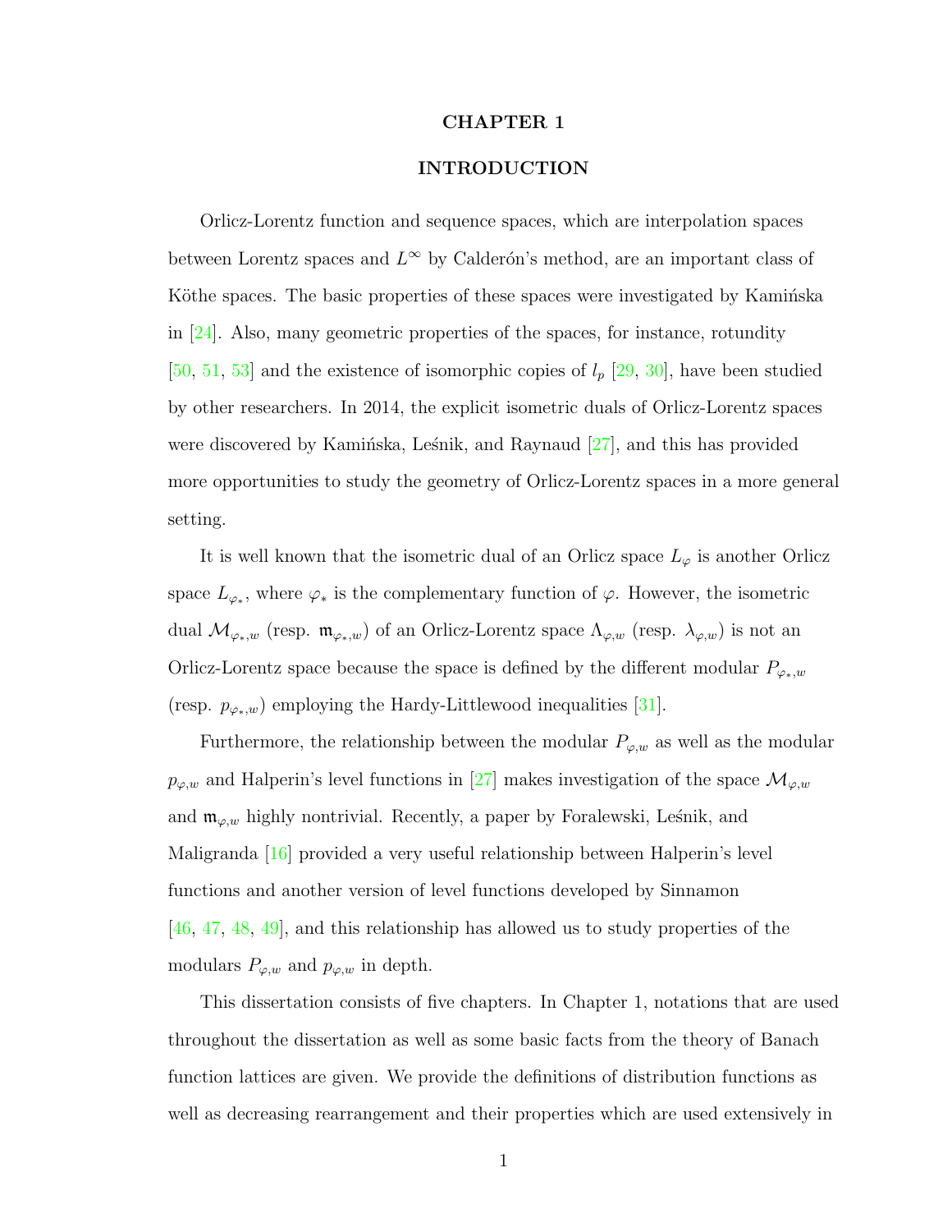# CHAPTER 1

# INTRODUCTION

Orlicz-Lorentz function and sequence spaces, which are interpolation spaces between Lorentz spaces and $L^\infty$ by Calderón's method, are an important class of Köthe spaces. The basic properties of these spaces were investigated by Kamińska in [24]. Also, many geometric properties of the spaces, for instance, rotundity [50, 51, 53] and the existence of isomorphic copies of $l_p$ [29, 30], have been studied by other researchers. In 2014, the explicit isometric duals of Orlicz-Lorentz spaces were discovered by Kamińska, Leśnik, and Raynaud [27], and this has provided more opportunities to study the geometry of Orlicz-Lorentz spaces in a more general setting.

It is well known that the isometric dual of an Orlicz space $L_\varphi$ is another Orlicz space $L_{\varphi_*}$, where $\varphi_*$ is the complementary function of $\varphi$. However, the isometric dual $\mathcal{M}_{\varphi_*,w}$ (resp. $\mathfrak{m}_{\varphi_*,w}$) of an Orlicz-Lorentz space $\Lambda_{\varphi,w}$ (resp. $\lambda_{\varphi,w}$) is not an Orlicz-Lorentz space because the space is defined by the different modular $P_{\varphi_*,w}$ (resp. $p_{\varphi_*,w}$) employing the Hardy-Littlewood inequalities [31].

Furthermore, the relationship between the modular $P_{\varphi,w}$ as well as the modular $p_{\varphi,w}$ and Halperin's level functions in [27] makes investigation of the space $\mathcal{M}_{\varphi,w}$ and $\mathfrak{m}_{\varphi,w}$ highly nontrivial. Recently, a paper by Foralewski, Leśnik, and Maligranda [16] provided a very useful relationship between Halperin's level functions and another version of level functions developed by Sinnamon [46, 47, 48, 49], and this relationship has allowed us to study properties of the modulars $P_{\varphi,w}$ and $p_{\varphi,w}$ in depth.

This dissertation consists of five chapters. In Chapter 1, notations that are used throughout the dissertation as well as some basic facts from the theory of Banach function lattices are given. We provide the definitions of distribution functions as well as decreasing rearrangement and their properties which are used extensively in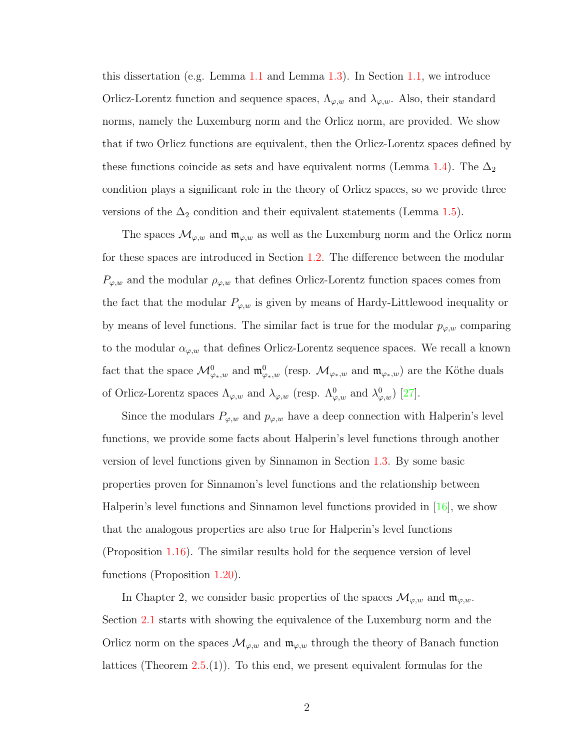this dissertation (e.g. Lemma 1.1 and Lemma 1.3). In Section 1.1, we introduce Orlicz-Lorentz function and sequence spaces, $\Lambda_{\varphi,w}$ and $\lambda_{\varphi,w}$. Also, their standard norms, namely the Luxemburg norm and the Orlicz norm, are provided. We show that if two Orlicz functions are equivalent, then the Orlicz-Lorentz spaces defined by these functions coincide as sets and have equivalent norms (Lemma 1.4). The $\Delta_2$ condition plays a significant role in the theory of Orlicz spaces, so we provide three versions of the $\Delta_2$ condition and their equivalent statements (Lemma 1.5).

The spaces $\mathcal{M}_{\varphi,w}$ and $\mathfrak{m}_{\varphi,w}$ as well as the Luxemburg norm and the Orlicz norm for these spaces are introduced in Section 1.2. The difference between the modular $P_{\varphi,w}$ and the modular $\rho_{\varphi,w}$ that defines Orlicz-Lorentz function spaces comes from the fact that the modular $P_{\varphi,w}$ is given by means of Hardy-Littlewood inequality or by means of level functions. The similar fact is true for the modular $p_{\varphi,w}$ comparing to the modular $\alpha_{\varphi,w}$ that defines Orlicz-Lorentz sequence spaces. We recall a known fact that the space $\mathcal{M}^0_{\varphi_*,w}$ and $\mathfrak{m}^0_{\varphi_*,w}$ (resp. $\mathcal{M}_{\varphi_*,w}$ and $\mathfrak{m}_{\varphi_*,w}$) are the Köthe duals of Orlicz-Lorentz spaces $\Lambda_{\varphi,w}$ and $\lambda_{\varphi,w}$ (resp. $\Lambda^0_{\varphi,w}$ and $\lambda^0_{\varphi,w}$) [27].

Since the modulars $P_{\varphi,w}$ and $p_{\varphi,w}$ have a deep connection with Halperin's level functions, we provide some facts about Halperin's level functions through another version of level functions given by Sinnamon in Section 1.3. By some basic properties proven for Sinnamon's level functions and the relationship between Halperin's level functions and Sinnamon level functions provided in [16], we show that the analogous properties are also true for Halperin's level functions (Proposition 1.16). The similar results hold for the sequence version of level functions (Proposition 1.20).

In Chapter 2, we consider basic properties of the spaces $\mathcal{M}_{\varphi,w}$ and $\mathfrak{m}_{\varphi,w}$. Section 2.1 starts with showing the equivalence of the Luxemburg norm and the Orlicz norm on the spaces $\mathcal{M}_{\varphi,w}$ and $\mathfrak{m}_{\varphi,w}$ through the theory of Banach function lattices (Theorem 2.5.(1)). To this end, we present equivalent formulas for the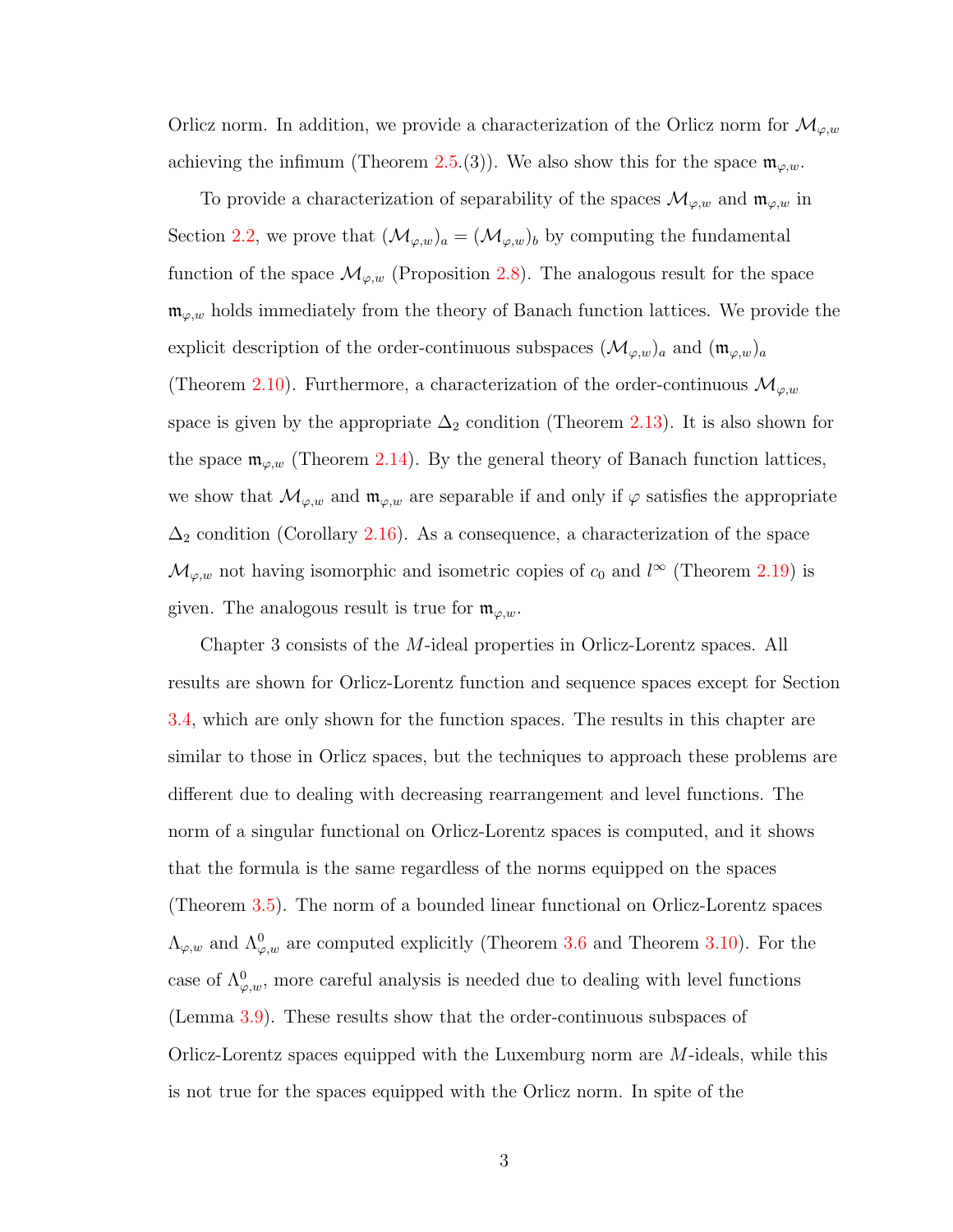Orlicz norm. In addition, we provide a characterization of the Orlicz norm for $\mathcal{M}_{\varphi,w}$ achieving the infimum (Theorem 2.5.(3)). We also show this for the space $\mathfrak{m}_{\varphi,w}$.

To provide a characterization of separability of the spaces $\mathcal{M}_{\varphi,w}$ and $\mathfrak{m}_{\varphi,w}$ in Section 2.2, we prove that $(\mathcal{M}_{\varphi,w})_a = (\mathcal{M}_{\varphi,w})_b$ by computing the fundamental function of the space $\mathcal{M}_{\varphi,w}$ (Proposition 2.8). The analogous result for the space $\mathfrak{m}_{\varphi,w}$ holds immediately from the theory of Banach function lattices. We provide the explicit description of the order-continuous subspaces $(\mathcal{M}_{\varphi,w})_a$ and $(\mathfrak{m}_{\varphi,w})_a$ (Theorem 2.10). Furthermore, a characterization of the order-continuous $\mathcal{M}_{\varphi,w}$ space is given by the appropriate $\Delta_2$ condition (Theorem 2.13). It is also shown for the space $\mathfrak{m}_{\varphi,w}$ (Theorem 2.14). By the general theory of Banach function lattices, we show that $\mathcal{M}_{\varphi,w}$ and $\mathfrak{m}_{\varphi,w}$ are separable if and only if $\varphi$ satisfies the appropriate $\Delta_2$ condition (Corollary 2.16). As a consequence, a characterization of the space $\mathcal{M}_{\varphi,w}$ not having isomorphic and isometric copies of $c_0$ and $l^\infty$ (Theorem 2.19) is given. The analogous result is true for $\mathfrak{m}_{\varphi,w}$.

Chapter 3 consists of the $M$-ideal properties in Orlicz-Lorentz spaces. All results are shown for Orlicz-Lorentz function and sequence spaces except for Section 3.4, which are only shown for the function spaces. The results in this chapter are similar to those in Orlicz spaces, but the techniques to approach these problems are different due to dealing with decreasing rearrangement and level functions. The norm of a singular functional on Orlicz-Lorentz spaces is computed, and it shows that the formula is the same regardless of the norms equipped on the spaces (Theorem 3.5). The norm of a bounded linear functional on Orlicz-Lorentz spaces $\Lambda_{\varphi,w}$ and $\Lambda^0_{\varphi,w}$ are computed explicitly (Theorem 3.6 and Theorem 3.10). For the case of $\Lambda^0_{\varphi,w}$, more careful analysis is needed due to dealing with level functions (Lemma 3.9). These results show that the order-continuous subspaces of Orlicz-Lorentz spaces equipped with the Luxemburg norm are $M$-ideals, while this is not true for the spaces equipped with the Orlicz norm. In spite of the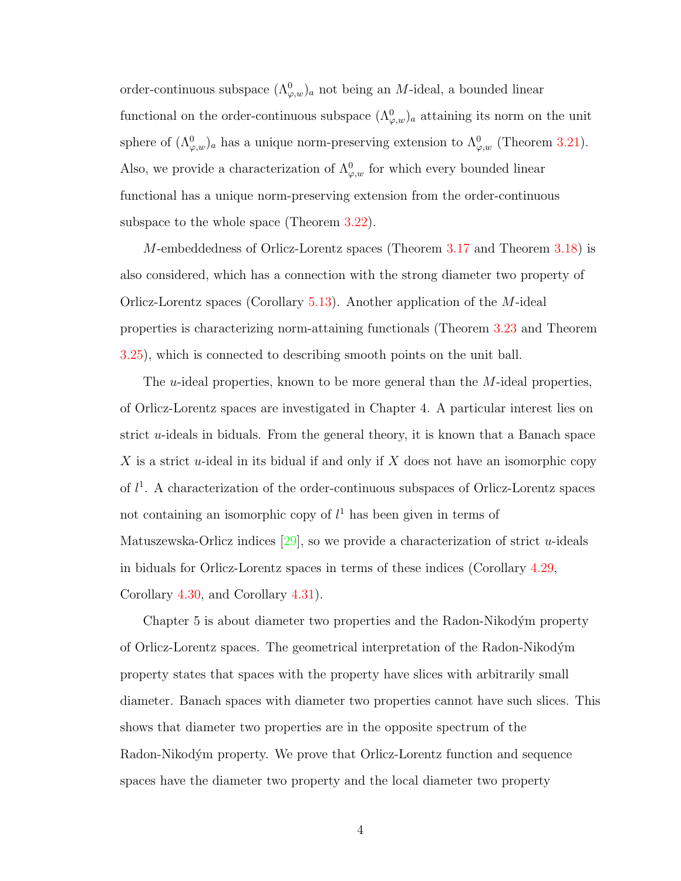order-continuous subspace $(\Lambda^0_{\varphi,w})_a$ not being an $M$-ideal, a bounded linear functional on the order-continuous subspace $(\Lambda^0_{\varphi,w})_a$ attaining its norm on the unit sphere of $(\Lambda^0_{\varphi,w})_a$ has a unique norm-preserving extension to $\Lambda^0_{\varphi,w}$ (Theorem 3.21). Also, we provide a characterization of $\Lambda^0_{\varphi,w}$ for which every bounded linear functional has a unique norm-preserving extension from the order-continuous subspace to the whole space (Theorem 3.22).

$M$-embeddedness of Orlicz-Lorentz spaces (Theorem 3.17 and Theorem 3.18) is also considered, which has a connection with the strong diameter two property of Orlicz-Lorentz spaces (Corollary 5.13). Another application of the $M$-ideal properties is characterizing norm-attaining functionals (Theorem 3.23 and Theorem 3.25), which is connected to describing smooth points on the unit ball.

The $u$-ideal properties, known to be more general than the $M$-ideal properties, of Orlicz-Lorentz spaces are investigated in Chapter 4. A particular interest lies on strict $u$-ideals in biduals. From the general theory, it is known that a Banach space $X$ is a strict $u$-ideal in its bidual if and only if $X$ does not have an isomorphic copy of $l^1$. A characterization of the order-continuous subspaces of Orlicz-Lorentz spaces not containing an isomorphic copy of $l^1$ has been given in terms of Matuszewska-Orlicz indices [29], so we provide a characterization of strict $u$-ideals in biduals for Orlicz-Lorentz spaces in terms of these indices (Corollary 4.29, Corollary 4.30, and Corollary 4.31).

Chapter 5 is about diameter two properties and the Radon-Nikodým property of Orlicz-Lorentz spaces. The geometrical interpretation of the Radon-Nikodým property states that spaces with the property have slices with arbitrarily small diameter. Banach spaces with diameter two properties cannot have such slices. This shows that diameter two properties are in the opposite spectrum of the Radon-Nikodým property. We prove that Orlicz-Lorentz function and sequence spaces have the diameter two property and the local diameter two property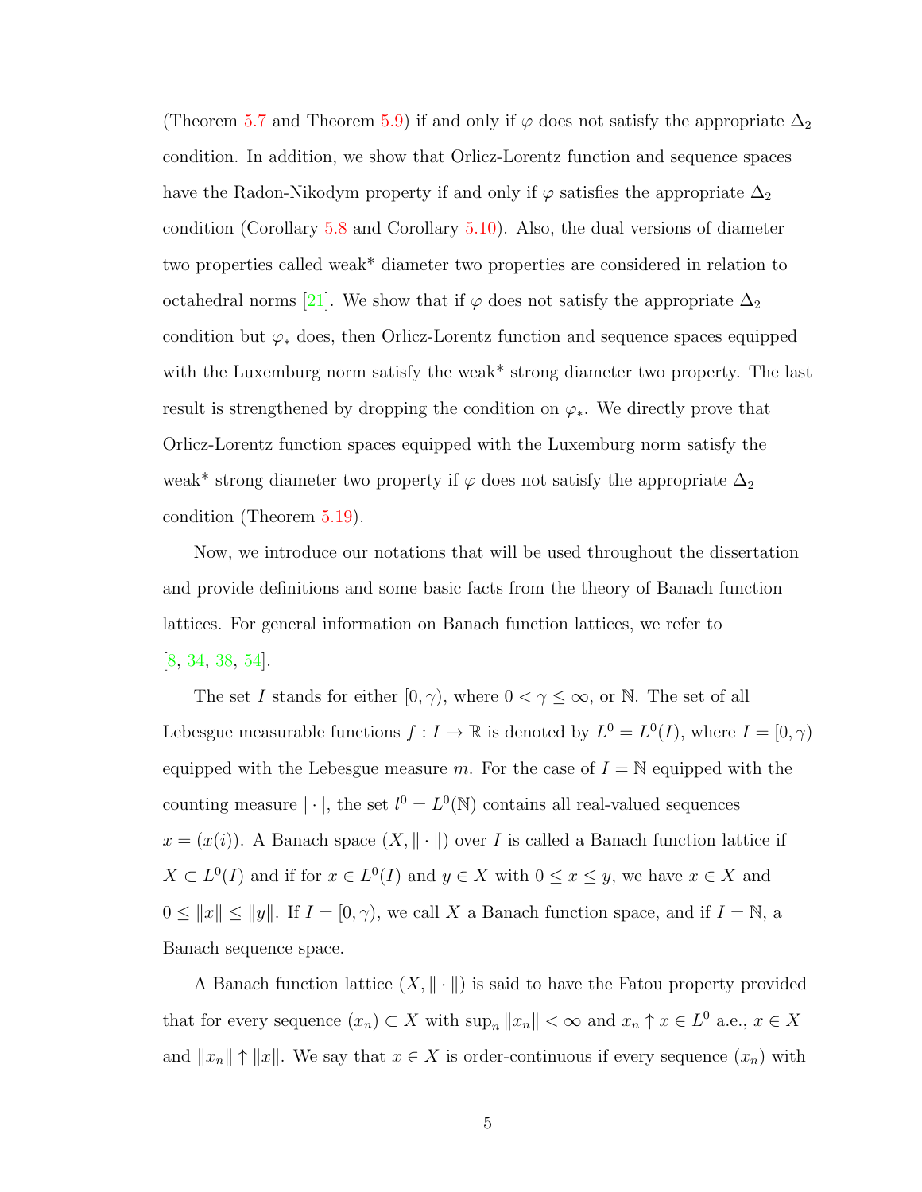(Theorem 5.7 and Theorem 5.9) if and only if $\varphi$ does not satisfy the appropriate $\Delta_2$ condition. In addition, we show that Orlicz-Lorentz function and sequence spaces have the Radon-Nikodym property if and only if $\varphi$ satisfies the appropriate $\Delta_2$ condition (Corollary 5.8 and Corollary 5.10). Also, the dual versions of diameter two properties called weak* diameter two properties are considered in relation to octahedral norms [21]. We show that if $\varphi$ does not satisfy the appropriate $\Delta_2$ condition but $\varphi_*$ does, then Orlicz-Lorentz function and sequence spaces equipped with the Luxemburg norm satisfy the weak* strong diameter two property. The last result is strengthened by dropping the condition on $\varphi_*$. We directly prove that Orlicz-Lorentz function spaces equipped with the Luxemburg norm satisfy the weak* strong diameter two property if $\varphi$ does not satisfy the appropriate $\Delta_2$ condition (Theorem 5.19).

Now, we introduce our notations that will be used throughout the dissertation and provide definitions and some basic facts from the theory of Banach function lattices. For general information on Banach function lattices, we refer to [8, 34, 38, 54].

The set $I$ stands for either $[0, \gamma)$, where $0 < \gamma \leq \infty$, or $\mathbb{N}$. The set of all Lebesgue measurable functions $f : I \to \mathbb{R}$ is denoted by $L^0 = L^0(I)$, where $I = [0, \gamma)$ equipped with the Lebesgue measure $m$. For the case of $I = \mathbb{N}$ equipped with the counting measure $|\cdot|$, the set $l^0 = L^0(\mathbb{N})$ contains all real-valued sequences $x = (x(i))$. A Banach space $(X, \|\cdot\|)$ over $I$ is called a Banach function lattice if $X \subset L^0(I)$ and if for $x \in L^0(I)$ and $y \in X$ with $0 \leq x \leq y$, we have $x \in X$ and $0 \leq \|x\| \leq \|y\|$. If $I = [0, \gamma)$, we call $X$ a Banach function space, and if $I = \mathbb{N}$, a Banach sequence space.

A Banach function lattice $(X, \|\cdot\|)$ is said to have the Fatou property provided that for every sequence $(x_n) \subset X$ with $\sup_n \|x_n\| < \infty$ and $x_n \uparrow x \in L^0$ a.e., $x \in X$ and $\|x_n\| \uparrow \|x\|$. We say that $x \in X$ is order-continuous if every sequence $(x_n)$ with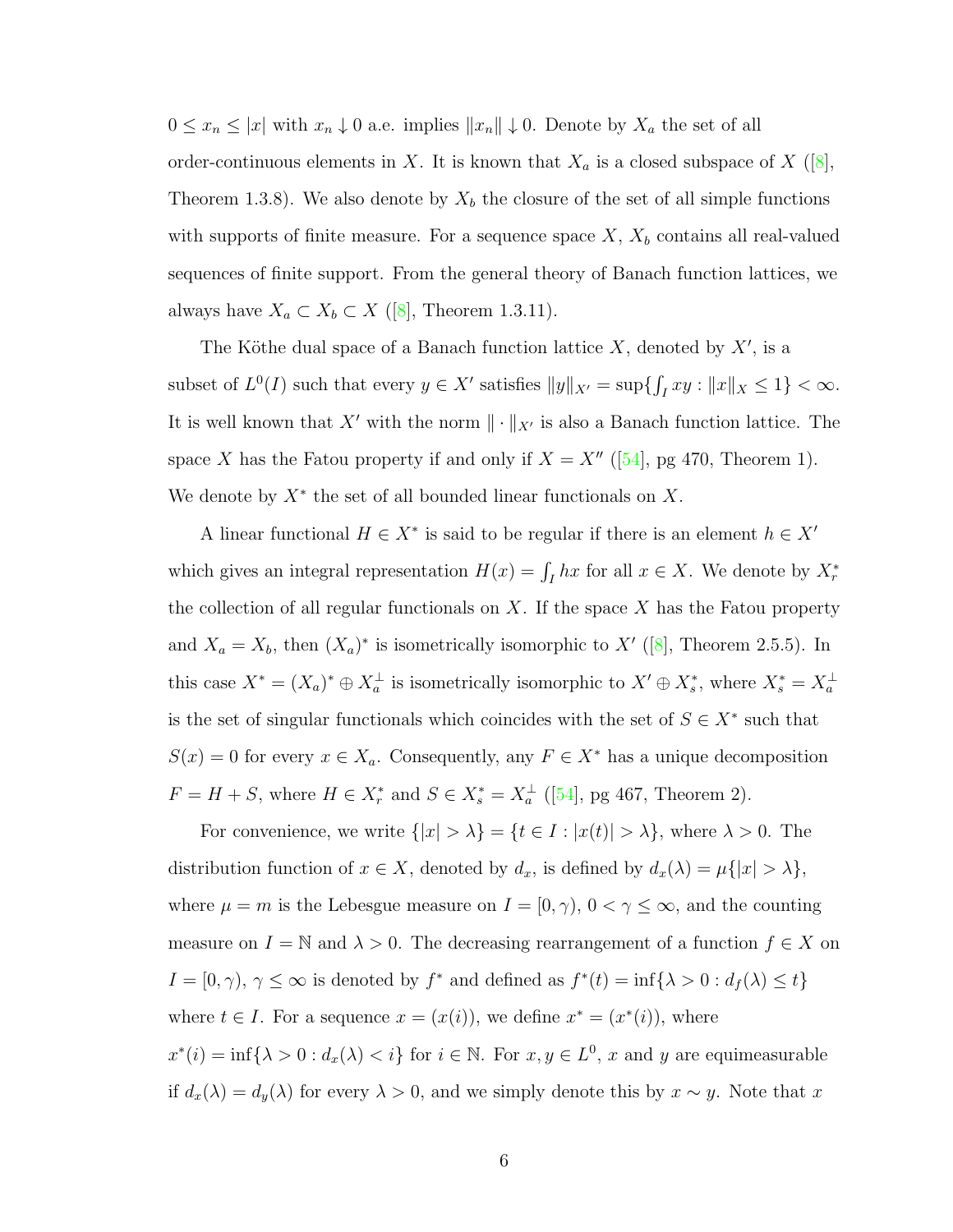$0 \le x_n \le |x|$ with $x_n \downarrow 0$ a.e. implies $\|x_n\| \downarrow 0$. Denote by $X_a$ the set of all order-continuous elements in $X$. It is known that $X_a$ is a closed subspace of $X$ ([8], Theorem 1.3.8). We also denote by $X_b$ the closure of the set of all simple functions with supports of finite measure. For a sequence space $X$, $X_b$ contains all real-valued sequences of finite support. From the general theory of Banach function lattices, we always have $X_a \subset X_b \subset X$ ([8], Theorem 1.3.11).

The Köthe dual space of a Banach function lattice $X$, denoted by $X'$, is a subset of $L^0(I)$ such that every $y \in X'$ satisfies $\|y\|_{X'} = \sup\{\int_I xy : \|x\|_X \le 1\} < \infty$. It is well known that $X'$ with the norm $\|\cdot\|_{X'}$ is also a Banach function lattice. The space $X$ has the Fatou property if and only if $X = X''$ ([54], pg 470, Theorem 1). We denote by $X^*$ the set of all bounded linear functionals on $X$.

A linear functional $H \in X^*$ is said to be regular if there is an element $h \in X'$ which gives an integral representation $H(x) = \int_I hx$ for all $x \in X$. We denote by $X_r^*$ the collection of all regular functionals on $X$. If the space $X$ has the Fatou property and $X_a = X_b$, then $(X_a)^*$ is isometrically isomorphic to $X'$ ([8], Theorem 2.5.5). In this case $X^* = (X_a)^* \oplus X_a^\perp$ is isometrically isomorphic to $X' \oplus X_s^*$, where $X_s^* = X_a^\perp$ is the set of singular functionals which coincides with the set of $S \in X^*$ such that $S(x) = 0$ for every $x \in X_a$. Consequently, any $F \in X^*$ has a unique decomposition $F = H + S$, where $H \in X_r^*$ and $S \in X_s^* = X_a^\perp$ ([54], pg 467, Theorem 2).

For convenience, we write $\{|x| > \lambda\} = \{t \in I : |x(t)| > \lambda\}$, where $\lambda > 0$. The distribution function of $x \in X$, denoted by $d_x$, is defined by $d_x(\lambda) = \mu\{|x| > \lambda\}$, where $\mu = m$ is the Lebesgue measure on $I = [0, \gamma)$, $0 < \gamma \le \infty$, and the counting measure on $I = \mathbb{N}$ and $\lambda > 0$. The decreasing rearrangement of a function $f \in X$ on $I = [0, \gamma)$, $\gamma \le \infty$ is denoted by $f^*$ and defined as $f^*(t) = \inf\{\lambda > 0 : d_f(\lambda) \le t\}$ where $t \in I$. For a sequence $x = (x(i))$, we define $x^* = (x^*(i))$, where $x^*(i) = \inf\{\lambda > 0 : d_x(\lambda) < i\}$ for $i \in \mathbb{N}$. For $x, y \in L^0$, $x$ and $y$ are equimeasurable if $d_x(\lambda) = d_y(\lambda)$ for every $\lambda > 0$, and we simply denote this by $x \sim y$. Note that $x$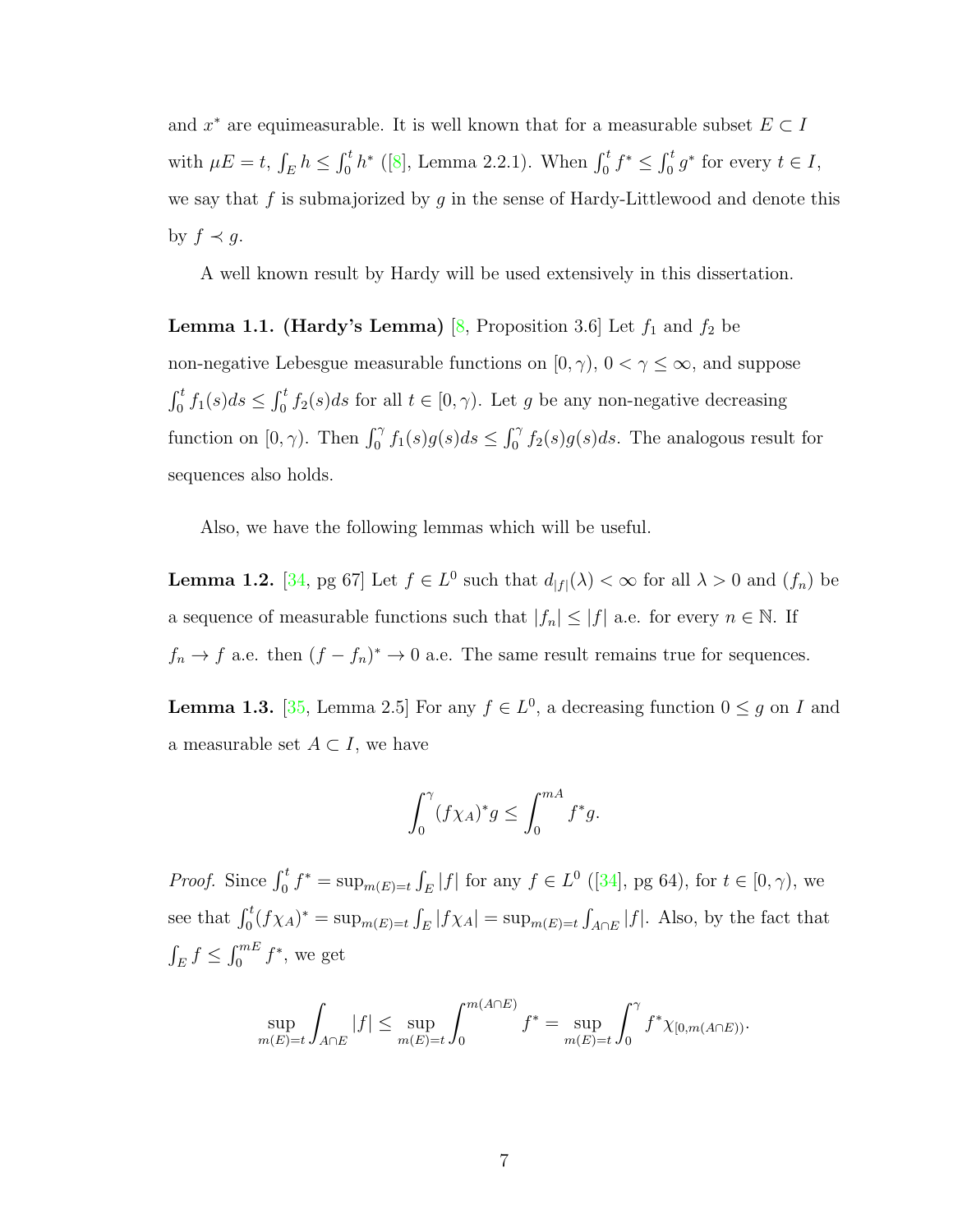and $x^*$ are equimeasurable. It is well known that for a measurable subset $E \subset I$ with $\mu E = t$, $\int_E h \leq \int_0^t h^*$ ([8], Lemma 2.2.1). When $\int_0^t f^* \leq \int_0^t g^*$ for every $t \in I$, we say that $f$ is submajorized by $g$ in the sense of Hardy-Littlewood and denote this by $f \prec g$.

A well known result by Hardy will be used extensively in this dissertation.

**Lemma 1.1. (Hardy's Lemma)** [8, Proposition 3.6] Let $f_1$ and $f_2$ be non-negative Lebesgue measurable functions on $[0, \gamma)$, $0 < \gamma \leq \infty$, and suppose $\int_0^t f_1(s)ds \leq \int_0^t f_2(s)ds$ for all $t \in [0, \gamma)$. Let $g$ be any non-negative decreasing function on $[0, \gamma)$. Then $\int_0^\gamma f_1(s)g(s)ds \leq \int_0^\gamma f_2(s)g(s)ds$. The analogous result for sequences also holds.

Also, we have the following lemmas which will be useful.

**Lemma 1.2.** [34, pg 67] Let $f \in L^0$ such that $d_{|f|}(\lambda) < \infty$ for all $\lambda > 0$ and $(f_n)$ be a sequence of measurable functions such that $|f_n| \leq |f|$ a.e. for every $n \in \mathbb{N}$. If $f_n \to f$ a.e. then $(f - f_n)^* \to 0$ a.e. The same result remains true for sequences.

**Lemma 1.3.** [35, Lemma 2.5] For any $f \in L^0$, a decreasing function $0 \leq g$ on $I$ and a measurable set $A \subset I$, we have

$$\int_0^\gamma (f\chi_A)^* g \leq \int_0^{mA} f^* g.$$

*Proof.* Since $\int_0^t f^* = \sup_{m(E)=t} \int_E |f|$ for any $f \in L^0$ ([34], pg 64), for $t \in [0, \gamma)$, we see that $\int_0^t (f\chi_A)^* = \sup_{m(E)=t} \int_E |f\chi_A| = \sup_{m(E)=t} \int_{A \cap E} |f|$. Also, by the fact that $\int_E f \leq \int_0^{mE} f^*$, we get

$$\sup_{m(E)=t} \int_{A\cap E} |f| \leq \sup_{m(E)=t} \int_0^{m(A\cap E)} f^* = \sup_{m(E)=t} \int_0^\gamma f^* \chi_{[0, m(A\cap E))}.$$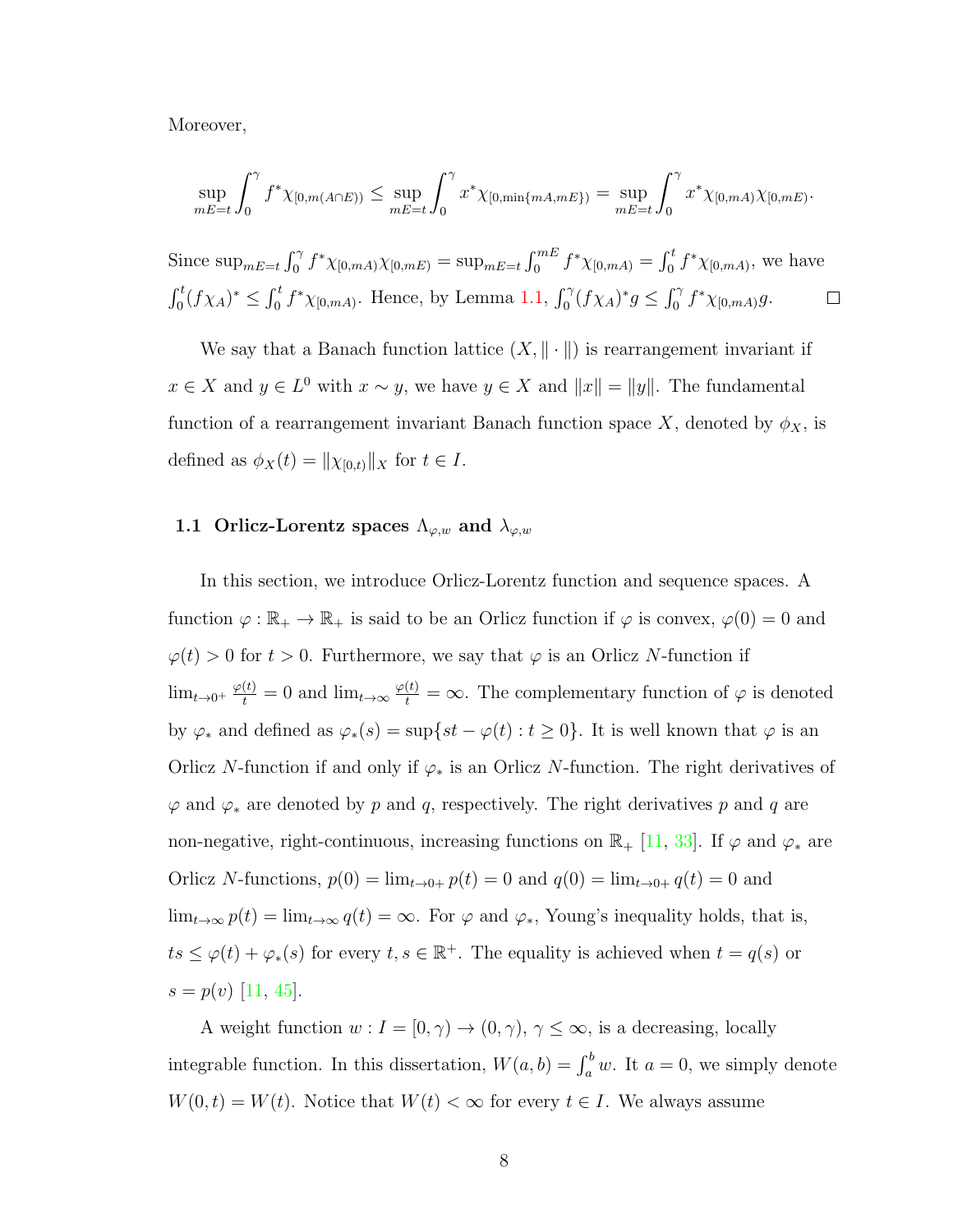Moreover,

$$\sup_{mE=t}\int_0^\gamma f^*\chi_{[0,m(A\cap E))} \leq \sup_{mE=t}\int_0^\gamma x^*\chi_{[0,\min\{mA,mE\})} = \sup_{mE=t}\int_0^\gamma x^*\chi_{[0,mA)}\chi_{[0,mE)}.$$

Since $\sup_{mE=t}\int_0^\gamma f^*\chi_{[0,mA)}\chi_{[0,mE)} = \sup_{mE=t}\int_0^{mE} f^*\chi_{[0,mA)} = \int_0^t f^*\chi_{[0,mA)}$, we have $\int_0^t (f\chi_A)^* \leq \int_0^t f^*\chi_{[0,mA)}$. Hence, by Lemma 1.1, $\int_0^\gamma (f\chi_A)^* g \leq \int_0^\gamma f^*\chi_{[0,mA)}g$. $\square$

We say that a Banach function lattice $(X, \|\cdot\|)$ is rearrangement invariant if $x \in X$ and $y \in L^0$ with $x \sim y$, we have $y \in X$ and $\|x\| = \|y\|$. The fundamental function of a rearrangement invariant Banach function space $X$, denoted by $\phi_X$, is defined as $\phi_X(t) = \|\chi_{[0,t)}\|_X$ for $t \in I$.

### 1.1 Orlicz-Lorentz spaces $\Lambda_{\varphi,w}$ and $\lambda_{\varphi,w}$

In this section, we introduce Orlicz-Lorentz function and sequence spaces. A function $\varphi : \mathbb{R}_+ \to \mathbb{R}_+$ is said to be an Orlicz function if $\varphi$ is convex, $\varphi(0) = 0$ and $\varphi(t) > 0$ for $t > 0$. Furthermore, we say that $\varphi$ is an Orlicz $N$-function if $\lim_{t\to 0^+} \frac{\varphi(t)}{t} = 0$ and $\lim_{t\to\infty} \frac{\varphi(t)}{t} = \infty$. The complementary function of $\varphi$ is denoted by $\varphi_*$ and defined as $\varphi_*(s) = \sup\{st - \varphi(t) : t \geq 0\}$. It is well known that $\varphi$ is an Orlicz $N$-function if and only if $\varphi_*$ is an Orlicz $N$-function. The right derivatives of $\varphi$ and $\varphi_*$ are denoted by $p$ and $q$, respectively. The right derivatives $p$ and $q$ are non-negative, right-continuous, increasing functions on $\mathbb{R}_+$ [11, 33]. If $\varphi$ and $\varphi_*$ are Orlicz $N$-functions, $p(0) = \lim_{t\to 0+} p(t) = 0$ and $q(0) = \lim_{t\to 0+} q(t) = 0$ and $\lim_{t\to\infty} p(t) = \lim_{t\to\infty} q(t) = \infty$. For $\varphi$ and $\varphi_*$, Young's inequality holds, that is, $ts \leq \varphi(t) + \varphi_*(s)$ for every $t, s \in \mathbb{R}^+$. The equality is achieved when $t = q(s)$ or $s = p(v)$ [11, 45].

A weight function $w : I = [0, \gamma) \to (0, \gamma)$, $\gamma \leq \infty$, is a decreasing, locally integrable function. In this dissertation, $W(a, b) = \int_a^b w$. It $a = 0$, we simply denote $W(0, t) = W(t)$. Notice that $W(t) < \infty$ for every $t \in I$. We always assume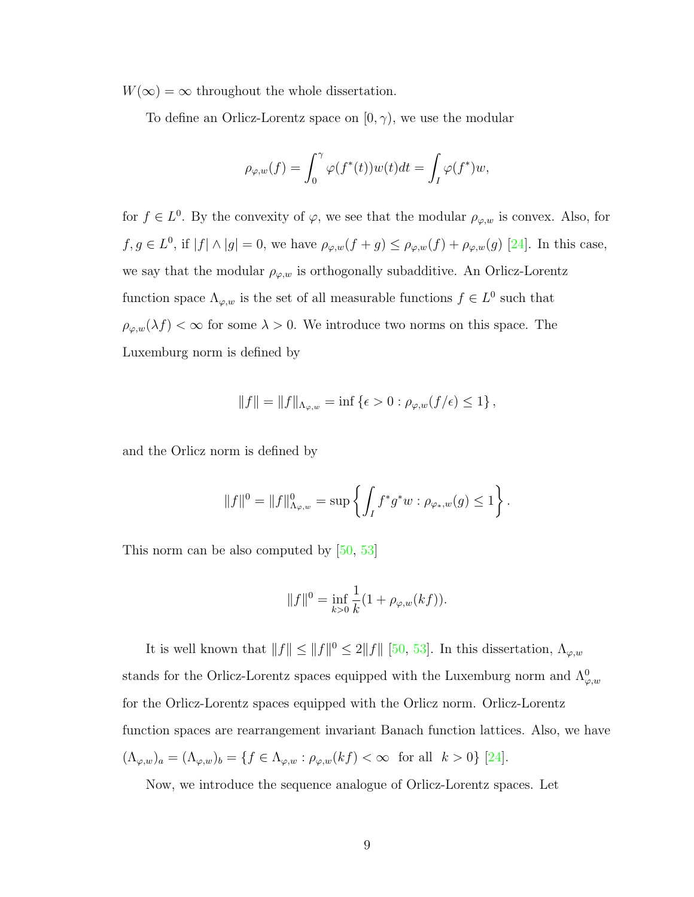$W(\infty) = \infty$ throughout the whole dissertation.

To define an Orlicz-Lorentz space on $[0, \gamma)$, we use the modular

$$\rho_{\varphi,w}(f) = \int_0^\gamma \varphi(f^*(t))w(t)dt = \int_I \varphi(f^*)w,$$

for $f \in L^0$. By the convexity of $\varphi$, we see that the modular $\rho_{\varphi,w}$ is convex. Also, for $f, g \in L^0$, if $|f| \wedge |g| = 0$, we have $\rho_{\varphi,w}(f+g) \leq \rho_{\varphi,w}(f) + \rho_{\varphi,w}(g)$ [24]. In this case, we say that the modular $\rho_{\varphi,w}$ is orthogonally subadditive. An Orlicz-Lorentz function space $\Lambda_{\varphi,w}$ is the set of all measurable functions $f \in L^0$ such that $\rho_{\varphi,w}(\lambda f) < \infty$ for some $\lambda > 0$. We introduce two norms on this space. The Luxemburg norm is defined by

$$\|f\| = \|f\|_{\Lambda_{\varphi,w}} = \inf \left\{ \epsilon > 0 : \rho_{\varphi,w}(f/\epsilon) \leq 1 \right\},$$

and the Orlicz norm is defined by

$$\|f\|^0 = \|f\|^0_{\Lambda_{\varphi,w}} = \sup \left\{ \int_I f^* g^* w : \rho_{\varphi_*,w}(g) \leq 1 \right\}.$$

This norm can be also computed by [50, 53]

$$\|f\|^0 = \inf_{k>0} \frac{1}{k}(1 + \rho_{\varphi,w}(kf)).$$

It is well known that $\|f\| \leq \|f\|^0 \leq 2\|f\|$ [50, 53]. In this dissertation, $\Lambda_{\varphi,w}$ stands for the Orlicz-Lorentz spaces equipped with the Luxemburg norm and $\Lambda^0_{\varphi,w}$ for the Orlicz-Lorentz spaces equipped with the Orlicz norm. Orlicz-Lorentz function spaces are rearrangement invariant Banach function lattices. Also, we have $(\Lambda_{\varphi,w})_a = (\Lambda_{\varphi,w})_b = \{f \in \Lambda_{\varphi,w} : \rho_{\varphi,w}(kf) < \infty \text{ for all } k > 0\}$ [24].

Now, we introduce the sequence analogue of Orlicz-Lorentz spaces. Let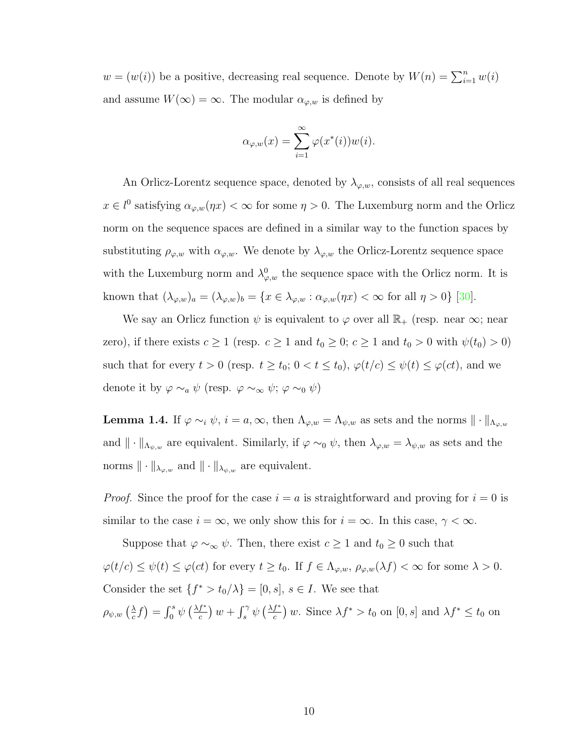$w = (w(i))$ be a positive, decreasing real sequence. Denote by $W(n) = \sum_{i=1}^{n} w(i)$ and assume $W(\infty) = \infty$. The modular $\alpha_{\varphi,w}$ is defined by

$$\alpha_{\varphi,w}(x) = \sum_{i=1}^{\infty} \varphi(x^*(i))w(i).$$

An Orlicz-Lorentz sequence space, denoted by $\lambda_{\varphi,w}$, consists of all real sequences $x \in l^0$ satisfying $\alpha_{\varphi,w}(\eta x) < \infty$ for some $\eta > 0$. The Luxemburg norm and the Orlicz norm on the sequence spaces are defined in a similar way to the function spaces by substituting $\rho_{\varphi,w}$ with $\alpha_{\varphi,w}$. We denote by $\lambda_{\varphi,w}$ the Orlicz-Lorentz sequence space with the Luxemburg norm and $\lambda^0_{\varphi,w}$ the sequence space with the Orlicz norm. It is known that $(\lambda_{\varphi,w})_a = (\lambda_{\varphi,w})_b = \{x \in \lambda_{\varphi,w} : \alpha_{\varphi,w}(\eta x) < \infty \text{ for all } \eta > 0\}$ [30].

We say an Orlicz function $\psi$ is equivalent to $\varphi$ over all $\mathbb{R}_+$ (resp. near $\infty$; near zero), if there exists $c \geq 1$ (resp. $c \geq 1$ and $t_0 \geq 0$; $c \geq 1$ and $t_0 > 0$ with $\psi(t_0) > 0$) such that for every $t > 0$ (resp. $t \geq t_0$; $0 < t \leq t_0$), $\varphi(t/c) \leq \psi(t) \leq \varphi(ct)$, and we denote it by $\varphi \sim_a \psi$ (resp. $\varphi \sim_\infty \psi$; $\varphi \sim_0 \psi$)

**Lemma 1.4.** If $\varphi \sim_i \psi$, $i = a, \infty$, then $\Lambda_{\varphi,w} = \Lambda_{\psi,w}$ as sets and the norms $\|\cdot\|_{\Lambda_{\varphi,w}}$ and $\|\cdot\|_{\Lambda_{\psi,w}}$ are equivalent. Similarly, if $\varphi \sim_0 \psi$, then $\lambda_{\varphi,w} = \lambda_{\psi,w}$ as sets and the norms $\|\cdot\|_{\lambda_{\varphi,w}}$ and $\|\cdot\|_{\lambda_{\psi,w}}$ are equivalent.

*Proof.* Since the proof for the case $i = a$ is straightforward and proving for $i = 0$ is similar to the case $i = \infty$, we only show this for $i = \infty$. In this case, $\gamma < \infty$.

Suppose that $\varphi \sim_\infty \psi$. Then, there exist $c \geq 1$ and $t_0 \geq 0$ such that $\varphi(t/c) \leq \psi(t) \leq \varphi(ct)$ for every $t \geq t_0$. If $f \in \Lambda_{\varphi,w}$, $\rho_{\varphi,w}(\lambda f) < \infty$ for some $\lambda > 0$. Consider the set $\{f^* > t_0/\lambda\} = [0, s]$, $s \in I$. We see that $\rho_{\psi,w}\left(\frac{\lambda}{c} f\right) = \int_0^s \psi\left(\frac{\lambda f^*}{c}\right) w + \int_s^\gamma \psi\left(\frac{\lambda f^*}{c}\right) w$. Since $\lambda f^* > t_0$ on $[0, s]$ and $\lambda f^* \leq t_0$ on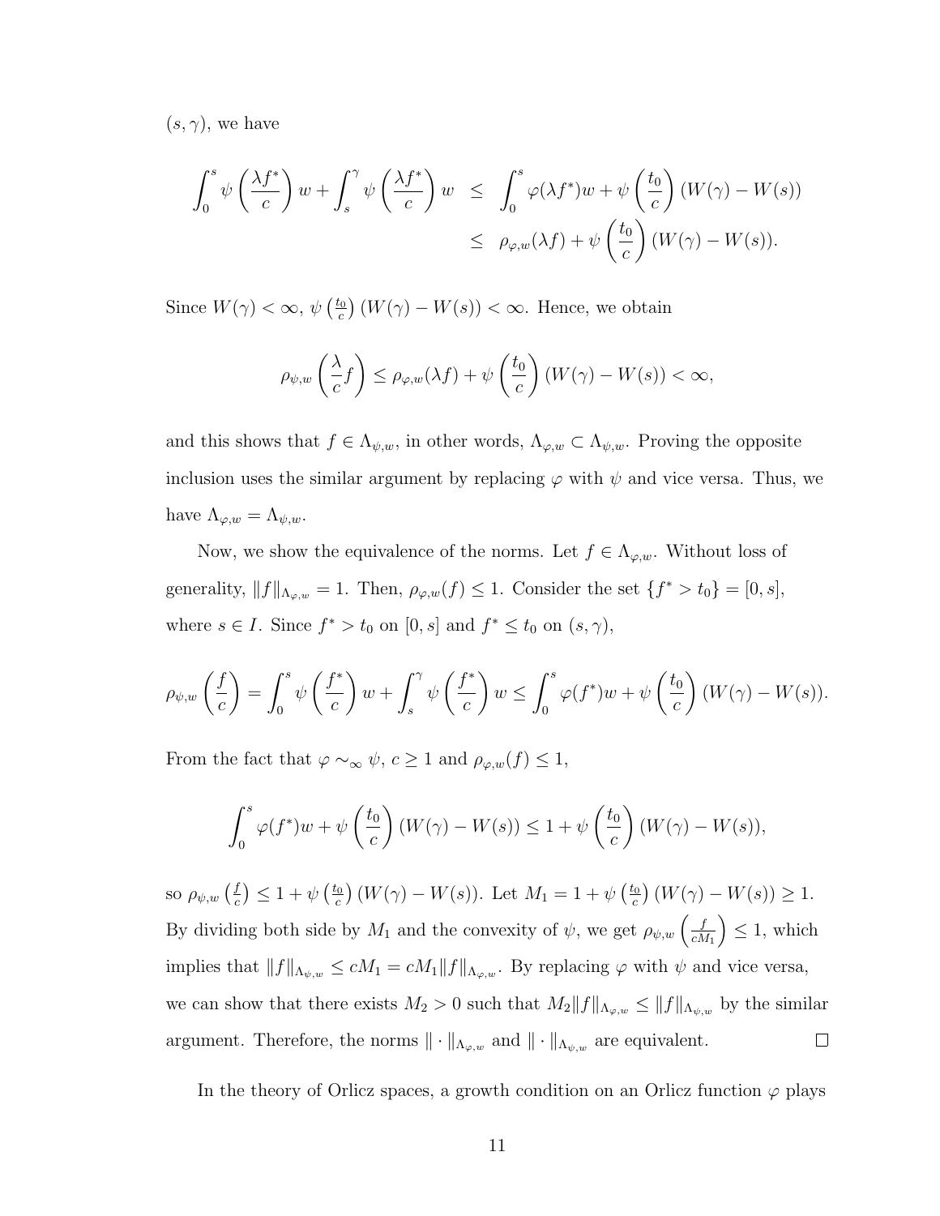$(s, \gamma)$, we have

$$
\begin{aligned}
\int_0^s \psi\left(\frac{\lambda f^*}{c}\right) w + \int_s^\gamma \psi\left(\frac{\lambda f^*}{c}\right) w &\leq \int_0^s \varphi(\lambda f^*) w + \psi\left(\frac{t_0}{c}\right)(W(\gamma) - W(s)) \\
&\leq \rho_{\varphi,w}(\lambda f) + \psi\left(\frac{t_0}{c}\right)(W(\gamma) - W(s)).
\end{aligned}
$$

Since $W(\gamma) < \infty$, $\psi\left(\frac{t_0}{c}\right)(W(\gamma) - W(s)) < \infty$. Hence, we obtain

$$
\rho_{\psi,w}\left(\frac{\lambda}{c} f\right) \leq \rho_{\varphi,w}(\lambda f) + \psi\left(\frac{t_0}{c}\right)(W(\gamma) - W(s)) < \infty,
$$

and this shows that $f \in \Lambda_{\psi,w}$, in other words, $\Lambda_{\varphi,w} \subset \Lambda_{\psi,w}$. Proving the opposite inclusion uses the similar argument by replacing $\varphi$ with $\psi$ and vice versa. Thus, we have $\Lambda_{\varphi,w} = \Lambda_{\psi,w}$.

Now, we show the equivalence of the norms. Let $f \in \Lambda_{\varphi,w}$. Without loss of generality, $\|f\|_{\Lambda_{\varphi,w}} = 1$. Then, $\rho_{\varphi,w}(f) \leq 1$. Consider the set $\{f^* > t_0\} = [0, s]$, where $s \in I$. Since $f^* > t_0$ on $[0, s]$ and $f^* \leq t_0$ on $(s, \gamma)$,

$$
\rho_{\psi,w}\left(\frac{f}{c}\right) = \int_0^s \psi\left(\frac{f^*}{c}\right) w + \int_s^\gamma \psi\left(\frac{f^*}{c}\right) w \leq \int_0^s \varphi(f^*) w + \psi\left(\frac{t_0}{c}\right)(W(\gamma) - W(s)).
$$

From the fact that $\varphi \sim_\infty \psi$, $c \geq 1$ and $\rho_{\varphi,w}(f) \leq 1$,

$$
\int_0^s \varphi(f^*) w + \psi\left(\frac{t_0}{c}\right)(W(\gamma) - W(s)) \leq 1 + \psi\left(\frac{t_0}{c}\right)(W(\gamma) - W(s)),
$$

so $\rho_{\psi,w}\left(\frac{f}{c}\right) \leq 1 + \psi\left(\frac{t_0}{c}\right)(W(\gamma) - W(s))$. Let $M_1 = 1 + \psi\left(\frac{t_0}{c}\right)(W(\gamma) - W(s)) \geq 1$. By dividing both side by $M_1$ and the convexity of $\psi$, we get $\rho_{\psi,w}\left(\frac{f}{cM_1}\right) \leq 1$, which implies that $\|f\|_{\Lambda_{\psi,w}} \leq cM_1 = cM_1\|f\|_{\Lambda_{\varphi,w}}$. By replacing $\varphi$ with $\psi$ and vice versa, we can show that there exists $M_2 > 0$ such that $M_2\|f\|_{\Lambda_{\varphi,w}} \leq \|f\|_{\Lambda_{\psi,w}}$ by the similar argument. Therefore, the norms $\|\cdot\|_{\Lambda_{\varphi,w}}$ and $\|\cdot\|_{\Lambda_{\psi,w}}$ are equivalent. $\square$

In the theory of Orlicz spaces, a growth condition on an Orlicz function $\varphi$ plays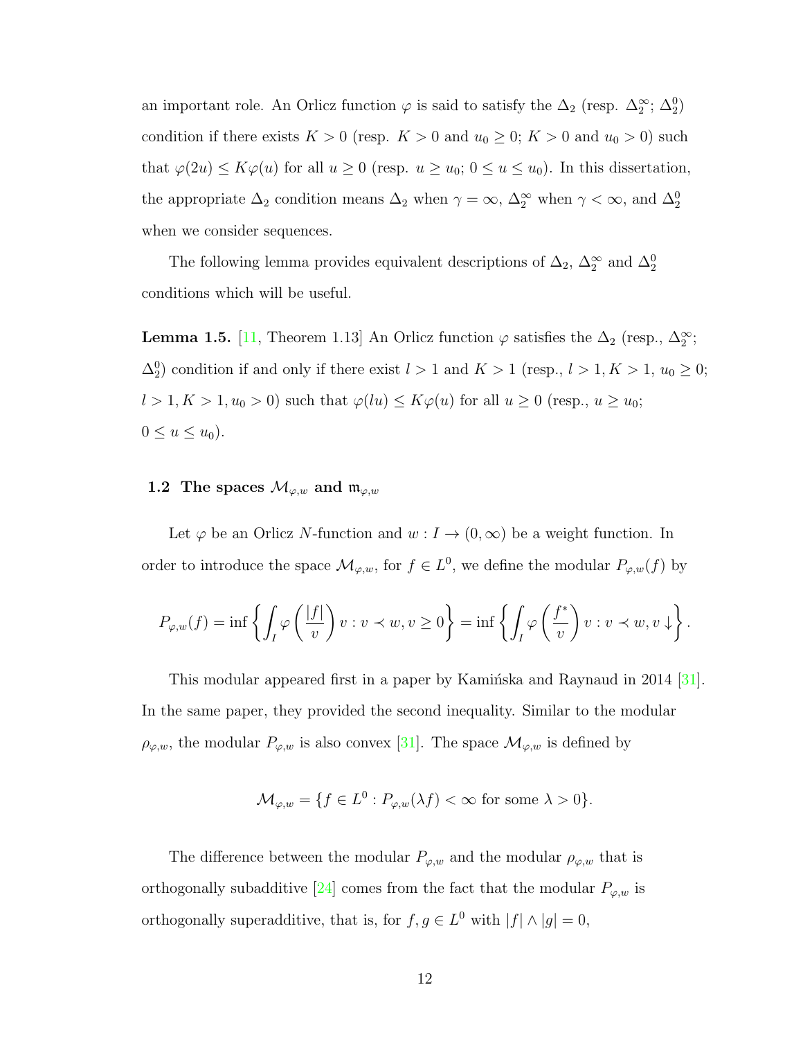an important role. An Orlicz function $\varphi$ is said to satisfy the $\Delta_2$ (resp. $\Delta_2^\infty$; $\Delta_2^0$) condition if there exists $K > 0$ (resp. $K > 0$ and $u_0 \geq 0$; $K > 0$ and $u_0 > 0$) such that $\varphi(2u) \leq K\varphi(u)$ for all $u \geq 0$ (resp. $u \geq u_0$; $0 \leq u \leq u_0$). In this dissertation, the appropriate $\Delta_2$ condition means $\Delta_2$ when $\gamma = \infty$, $\Delta_2^\infty$ when $\gamma < \infty$, and $\Delta_2^0$ when we consider sequences.

The following lemma provides equivalent descriptions of $\Delta_2$, $\Delta_2^\infty$ and $\Delta_2^0$ conditions which will be useful.

**Lemma 1.5.** [11, Theorem 1.13] An Orlicz function $\varphi$ satisfies the $\Delta_2$ (resp., $\Delta_2^\infty$; $\Delta_2^0$) condition if and only if there exist $l > 1$ and $K > 1$ (resp., $l > 1, K > 1$, $u_0 \geq 0$; $l > 1, K > 1, u_0 > 0$) such that $\varphi(lu) \leq K\varphi(u)$ for all $u \geq 0$ (resp., $u \geq u_0$; $0 \leq u \leq u_0$).

## 1.2 The spaces $\mathcal{M}_{\varphi,w}$ and $\mathfrak{m}_{\varphi,w}$

Let $\varphi$ be an Orlicz $N$-function and $w : I \to (0, \infty)$ be a weight function. In order to introduce the space $\mathcal{M}_{\varphi,w}$, for $f \in L^0$, we define the modular $P_{\varphi,w}(f)$ by

$$P_{\varphi,w}(f) = \inf\left\{\int_I \varphi\left(\frac{|f|}{v}\right) v : v \prec w, v \geq 0\right\} = \inf\left\{\int_I \varphi\left(\frac{f^*}{v}\right) v : v \prec w, v \downarrow\right\}.$$

This modular appeared first in a paper by Kamińska and Raynaud in 2014 [31]. In the same paper, they provided the second inequality. Similar to the modular $\rho_{\varphi,w}$, the modular $P_{\varphi,w}$ is also convex [31]. The space $\mathcal{M}_{\varphi,w}$ is defined by

$$\mathcal{M}_{\varphi,w} = \{f \in L^0 : P_{\varphi,w}(\lambda f) < \infty \text{ for some } \lambda > 0\}.$$

The difference between the modular $P_{\varphi,w}$ and the modular $\rho_{\varphi,w}$ that is orthogonally subadditive [24] comes from the fact that the modular $P_{\varphi,w}$ is orthogonally superadditive, that is, for $f, g \in L^0$ with $|f| \wedge |g| = 0$,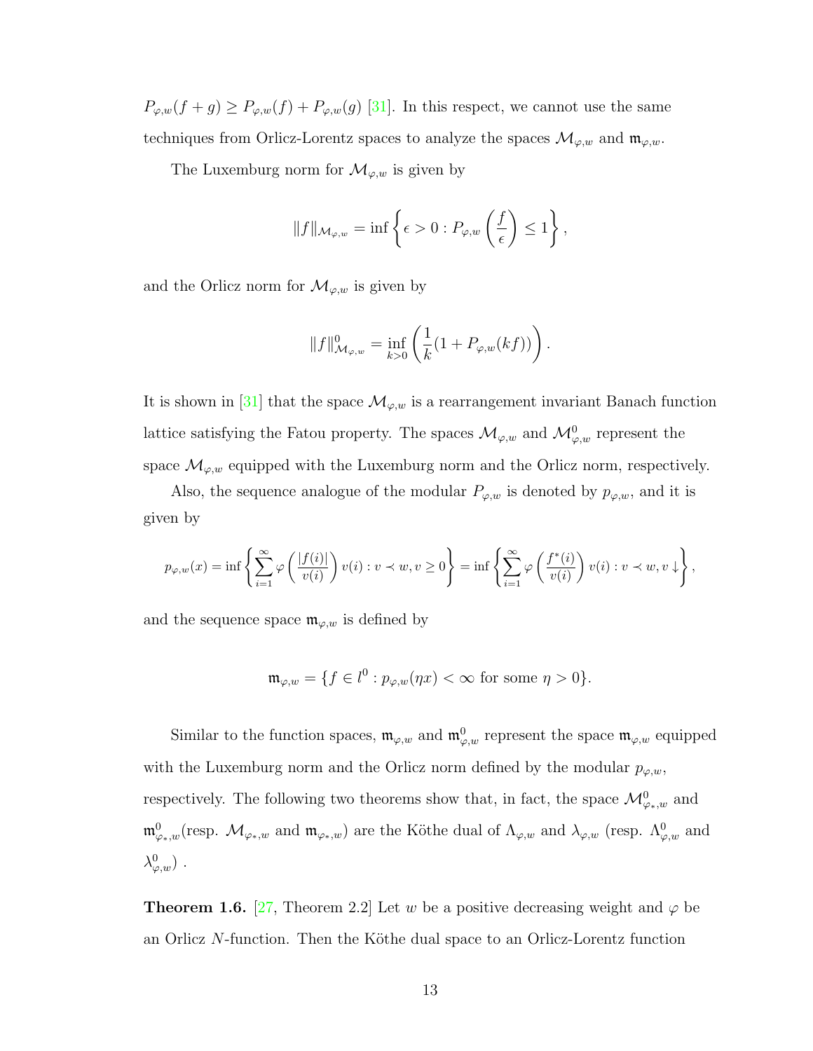$P_{\varphi,w}(f+g) \geq P_{\varphi,w}(f) + P_{\varphi,w}(g)$ [31]. In this respect, we cannot use the same techniques from Orlicz-Lorentz spaces to analyze the spaces $\mathcal{M}_{\varphi,w}$ and $\mathfrak{m}_{\varphi,w}$.

The Luxemburg norm for $\mathcal{M}_{\varphi,w}$ is given by

$$\|f\|_{\mathcal{M}_{\varphi,w}} = \inf\left\{\epsilon > 0 : P_{\varphi,w}\left(\frac{f}{\epsilon}\right) \leq 1\right\},$$

and the Orlicz norm for $\mathcal{M}_{\varphi,w}$ is given by

$$\|f\|^0_{\mathcal{M}_{\varphi,w}} = \inf_{k>0}\left(\frac{1}{k}(1 + P_{\varphi,w}(kf))\right).$$

It is shown in [31] that the space $\mathcal{M}_{\varphi,w}$ is a rearrangement invariant Banach function lattice satisfying the Fatou property. The spaces $\mathcal{M}_{\varphi,w}$ and $\mathcal{M}^0_{\varphi,w}$ represent the space $\mathcal{M}_{\varphi,w}$ equipped with the Luxemburg norm and the Orlicz norm, respectively.

Also, the sequence analogue of the modular $P_{\varphi,w}$ is denoted by $p_{\varphi,w}$, and it is given by

$$p_{\varphi,w}(x) = \inf\left\{\sum_{i=1}^{\infty} \varphi\left(\frac{|f(i)|}{v(i)}\right) v(i) : v \prec w, v \geq 0\right\} = \inf\left\{\sum_{i=1}^{\infty} \varphi\left(\frac{f^*(i)}{v(i)}\right) v(i) : v \prec w, v \downarrow\right\},$$

and the sequence space $\mathfrak{m}_{\varphi,w}$ is defined by

$$\mathfrak{m}_{\varphi,w} = \{f \in l^0 : p_{\varphi,w}(\eta x) < \infty \text{ for some } \eta > 0\}.$$

Similar to the function spaces, $\mathfrak{m}_{\varphi,w}$ and $\mathfrak{m}^0_{\varphi,w}$ represent the space $\mathfrak{m}_{\varphi,w}$ equipped with the Luxemburg norm and the Orlicz norm defined by the modular $p_{\varphi,w}$, respectively. The following two theorems show that, in fact, the space $\mathcal{M}^0_{\varphi_*,w}$ and $\mathfrak{m}^0_{\varphi_*,w}$(resp. $\mathcal{M}_{\varphi_*,w}$ and $\mathfrak{m}_{\varphi_*,w}$) are the Köthe dual of $\Lambda_{\varphi,w}$ and $\lambda_{\varphi,w}$ (resp. $\Lambda^0_{\varphi,w}$ and $\lambda^0_{\varphi,w}$) .

**Theorem 1.6.** [27, Theorem 2.2] Let $w$ be a positive decreasing weight and $\varphi$ be an Orlicz $N$-function. Then the Köthe dual space to an Orlicz-Lorentz function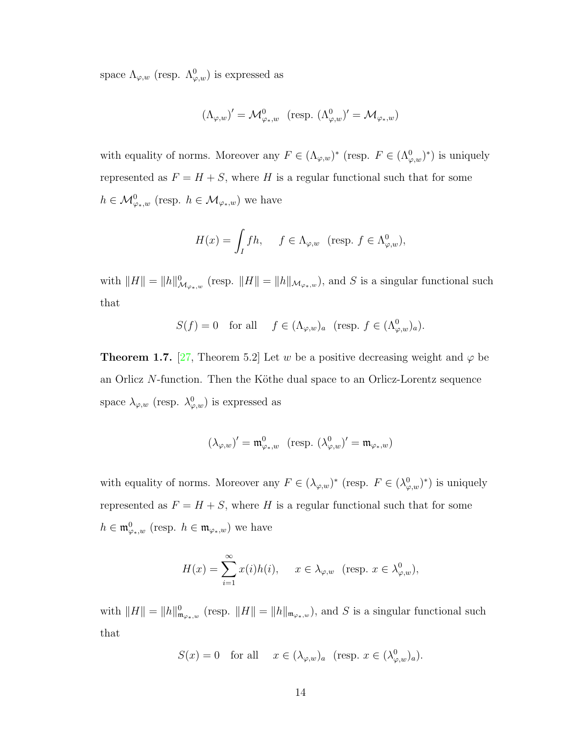space $\Lambda_{\varphi,w}$ (resp. $\Lambda^0_{\varphi,w}$) is expressed as

$$(\Lambda_{\varphi,w})' = \mathcal{M}^0_{\varphi_*,w} \ \ \text{(resp. } (\Lambda^0_{\varphi,w})' = \mathcal{M}_{\varphi_*,w})$$

with equality of norms. Moreover any $F \in (\Lambda_{\varphi,w})^*$ (resp. $F \in (\Lambda^0_{\varphi,w})^*$) is uniquely represented as $F = H + S$, where $H$ is a regular functional such that for some $h \in \mathcal{M}^0_{\varphi_*,w}$ (resp. $h \in \mathcal{M}_{\varphi_*,w}$) we have

$$H(x) = \int_I fh, \quad\quad f \in \Lambda_{\varphi,w} \ \ \text{(resp. } f \in \Lambda^0_{\varphi,w}),$$

with $\|H\| = \|h\|^0_{\mathcal{M}_{\varphi_*,w}}$ (resp. $\|H\| = \|h\|_{\mathcal{M}_{\varphi_*,w}}$), and $S$ is a singular functional such that

$$S(f) = 0 \quad \text{for all} \quad\ f \in (\Lambda_{\varphi,w})_a \ \ \text{(resp. } f \in (\Lambda^0_{\varphi,w})_a).$$

**Theorem 1.7.** [27, Theorem 5.2] Let $w$ be a positive decreasing weight and $\varphi$ be an Orlicz $N$-function. Then the Köthe dual space to an Orlicz-Lorentz sequence space $\lambda_{\varphi,w}$ (resp. $\lambda^0_{\varphi,w}$) is expressed as

$$(\lambda_{\varphi,w})' = \mathfrak{m}^0_{\varphi_*,w} \ \ \text{(resp. } (\lambda^0_{\varphi,w})' = \mathfrak{m}_{\varphi_*,w})$$

with equality of norms. Moreover any $F \in (\lambda_{\varphi,w})^*$ (resp. $F \in (\lambda^0_{\varphi,w})^*$) is uniquely represented as $F = H + S$, where $H$ is a regular functional such that for some $h \in \mathfrak{m}^0_{\varphi_*,w}$ (resp. $h \in \mathfrak{m}_{\varphi_*,w}$) we have

$$H(x) = \sum_{i=1}^{\infty} x(i)h(i), \quad\quad x \in \lambda_{\varphi,w} \ \ \text{(resp. } x \in \lambda^0_{\varphi,w}),$$

with $\|H\| = \|h\|^0_{\mathfrak{m}_{\varphi_*,w}}$ (resp. $\|H\| = \|h\|_{\mathfrak{m}_{\varphi_*,w}}$), and $S$ is a singular functional such that

$$S(x) = 0 \quad \text{for all} \quad\ x \in (\lambda_{\varphi,w})_a \ \ \text{(resp. } x \in (\lambda^0_{\varphi,w})_a).$$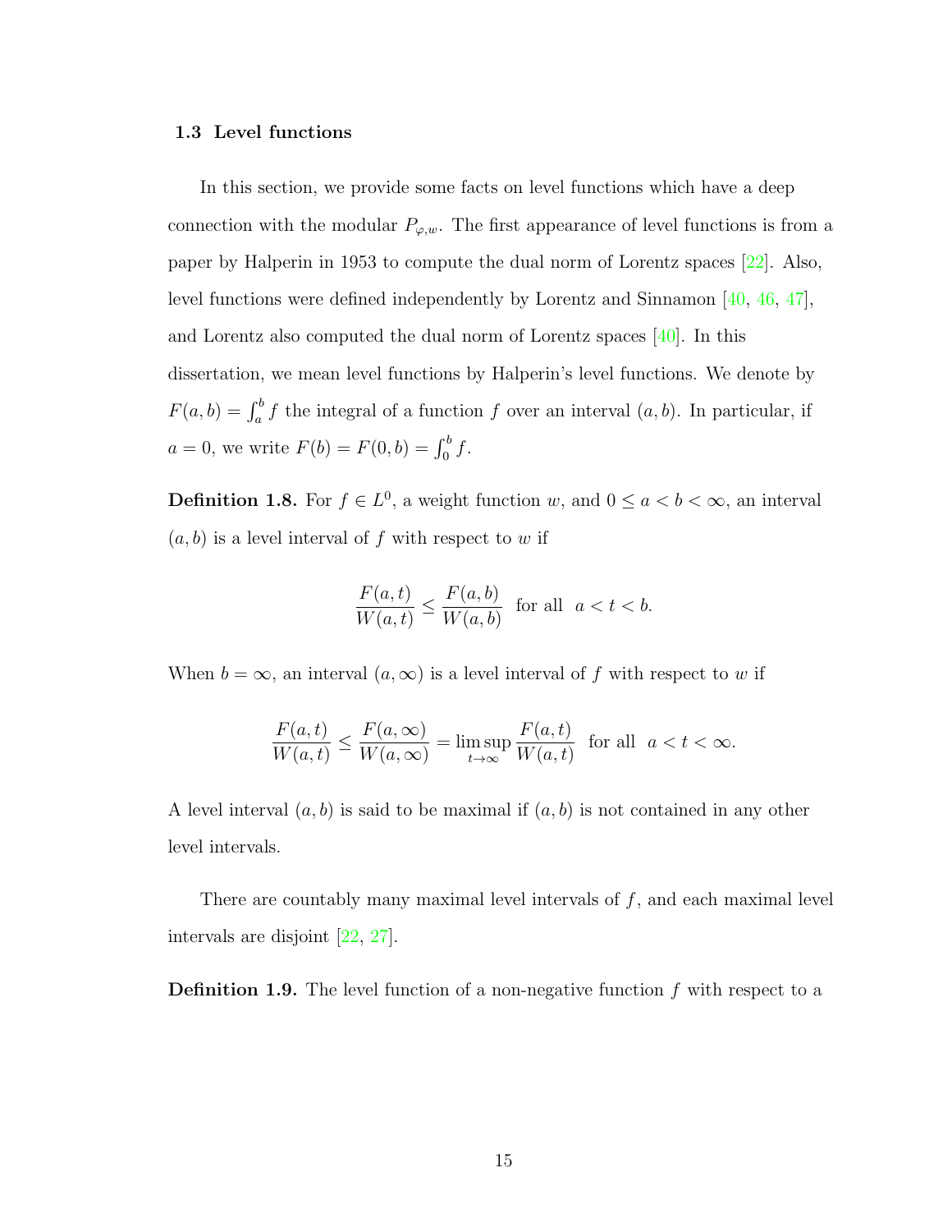### 1.3 Level functions

In this section, we provide some facts on level functions which have a deep connection with the modular $P_{\varphi,w}$. The first appearance of level functions is from a paper by Halperin in 1953 to compute the dual norm of Lorentz spaces [22]. Also, level functions were defined independently by Lorentz and Sinnamon [40, 46, 47], and Lorentz also computed the dual norm of Lorentz spaces [40]. In this dissertation, we mean level functions by Halperin's level functions. We denote by $F(a,b) = \int_a^b f$ the integral of a function $f$ over an interval $(a,b)$. In particular, if $a = 0$, we write $F(b) = F(0,b) = \int_0^b f$.

**Definition 1.8.** For $f \in L^0$, a weight function $w$, and $0 \leq a < b < \infty$, an interval $(a,b)$ is a level interval of $f$ with respect to $w$ if

$$\frac{F(a,t)}{W(a,t)} \leq \frac{F(a,b)}{W(a,b)} \quad \text{for all} \quad a < t < b.$$

When $b = \infty$, an interval $(a,\infty)$ is a level interval of $f$ with respect to $w$ if

$$\frac{F(a,t)}{W(a,t)} \leq \frac{F(a,\infty)}{W(a,\infty)} = \limsup_{t \to \infty} \frac{F(a,t)}{W(a,t)} \quad \text{for all} \quad a < t < \infty.$$

A level interval $(a,b)$ is said to be maximal if $(a,b)$ is not contained in any other level intervals.

There are countably many maximal level intervals of $f$, and each maximal level intervals are disjoint [22, 27].

**Definition 1.9.** The level function of a non-negative function $f$ with respect to a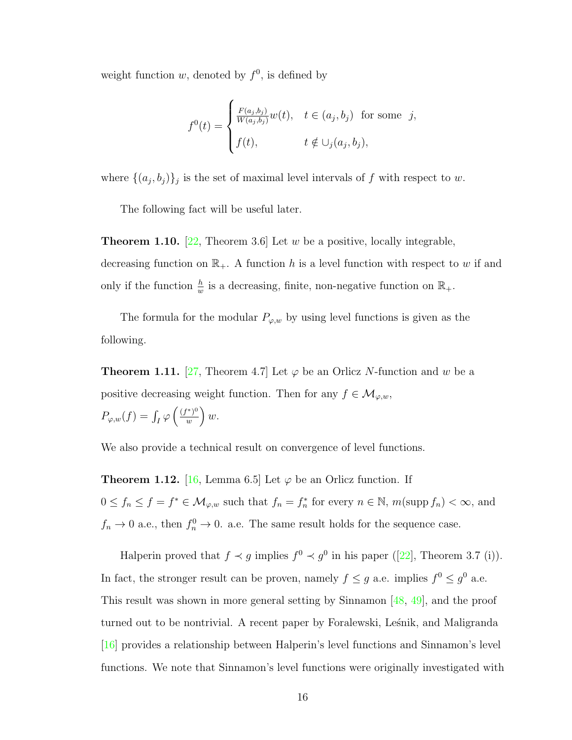weight function $w$, denoted by $f^0$, is defined by

$$f^0(t) = \begin{cases} \frac{F(a_j,b_j)}{W(a_j,b_j)} w(t), & t \in (a_j, b_j) \text{ for some } j, \\ f(t), & t \notin \cup_j (a_j, b_j), \end{cases}$$

where $\{(a_j, b_j)\}_j$ is the set of maximal level intervals of $f$ with respect to $w$.

The following fact will be useful later.

**Theorem 1.10.** [22, Theorem 3.6] Let $w$ be a positive, locally integrable, decreasing function on $\mathbb{R}_+$. A function $h$ is a level function with respect to $w$ if and only if the function $\frac{h}{w}$ is a decreasing, finite, non-negative function on $\mathbb{R}_+$.

The formula for the modular $P_{\varphi,w}$ by using level functions is given as the following.

**Theorem 1.11.** [27, Theorem 4.7] Let $\varphi$ be an Orlicz $N$-function and $w$ be a positive decreasing weight function. Then for any $f \in \mathcal{M}_{\varphi,w}$,
$P_{\varphi,w}(f) = \int_I \varphi\left(\frac{(f^*)^0}{w}\right) w$.

We also provide a technical result on convergence of level functions.

**Theorem 1.12.** [16, Lemma 6.5] Let $\varphi$ be an Orlicz function. If $0 \le f_n \le f = f^* \in \mathcal{M}_{\varphi,w}$ such that $f_n = f_n^*$ for every $n \in \mathbb{N}$, $m(\text{supp}\, f_n) < \infty$, and $f_n \to 0$ a.e., then $f_n^0 \to 0$. a.e. The same result holds for the sequence case.

Halperin proved that $f \prec g$ implies $f^0 \prec g^0$ in his paper ([22], Theorem 3.7 (i)). In fact, the stronger result can be proven, namely $f \le g$ a.e. implies $f^0 \le g^0$ a.e. This result was shown in more general setting by Sinnamon [48, 49], and the proof turned out to be nontrivial. A recent paper by Foralewski, Leśnik, and Maligranda [16] provides a relationship between Halperin's level functions and Sinnamon's level functions. We note that Sinnamon's level functions were originally investigated with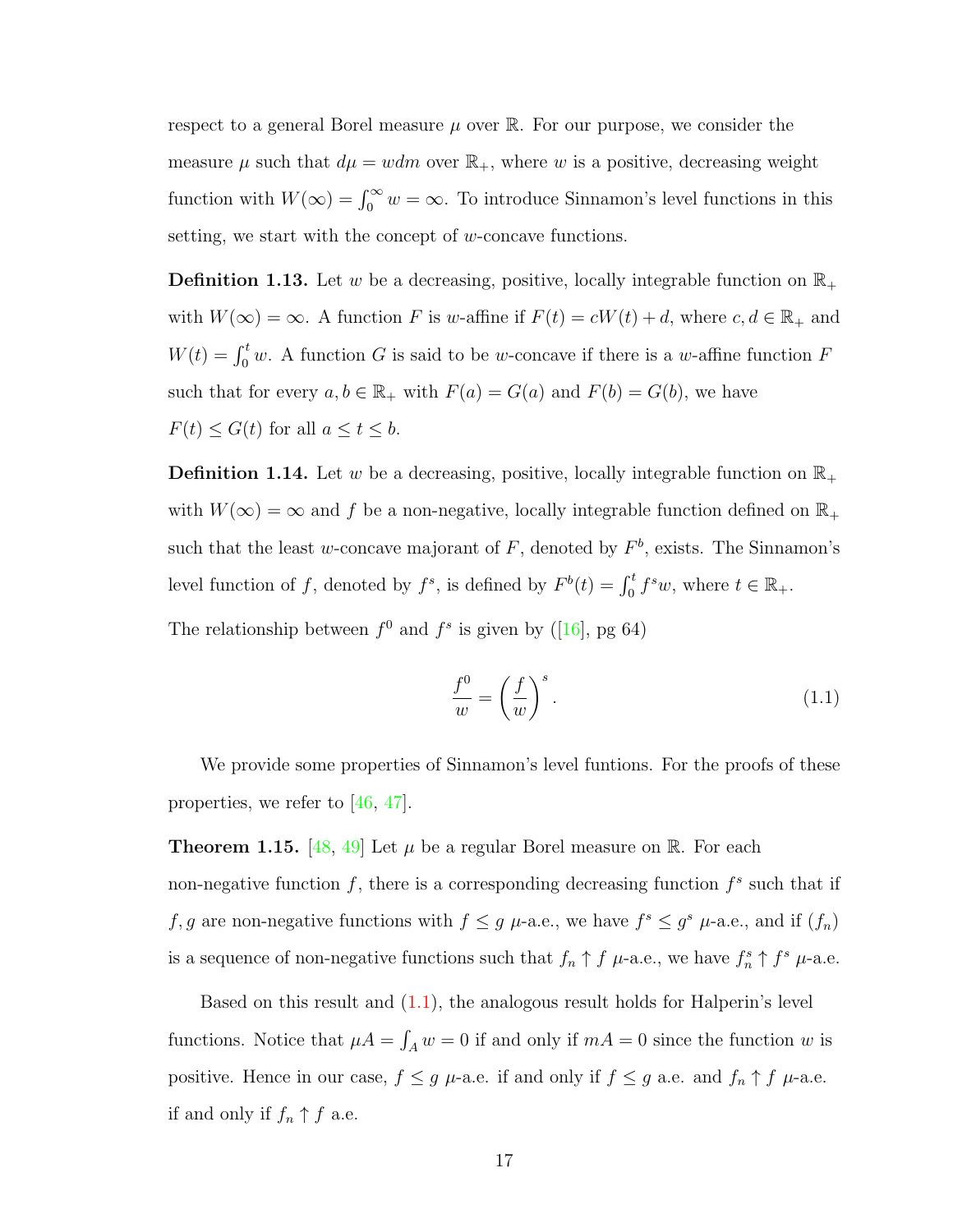respect to a general Borel measure $\mu$ over $\mathbb{R}$. For our purpose, we consider the measure $\mu$ such that $d\mu = wdm$ over $\mathbb{R}_+$, where $w$ is a positive, decreasing weight function with $W(\infty) = \int_0^\infty w = \infty$. To introduce Sinnamon's level functions in this setting, we start with the concept of $w$-concave functions.

**Definition 1.13.** Let $w$ be a decreasing, positive, locally integrable function on $\mathbb{R}_+$ with $W(\infty) = \infty$. A function $F$ is $w$-affine if $F(t) = cW(t) + d$, where $c, d \in \mathbb{R}_+$ and $W(t) = \int_0^t w$. A function $G$ is said to be $w$-concave if there is a $w$-affine function $F$ such that for every $a, b \in \mathbb{R}_+$ with $F(a) = G(a)$ and $F(b) = G(b)$, we have $F(t) \leq G(t)$ for all $a \leq t \leq b$.

**Definition 1.14.** Let $w$ be a decreasing, positive, locally integrable function on $\mathbb{R}_+$ with $W(\infty) = \infty$ and $f$ be a non-negative, locally integrable function defined on $\mathbb{R}_+$ such that the least $w$-concave majorant of $F$, denoted by $F^b$, exists. The Sinnamon's level function of $f$, denoted by $f^s$, is defined by $F^b(t) = \int_0^t f^s w$, where $t \in \mathbb{R}_+$.

The relationship between $f^0$ and $f^s$ is given by ([16], pg 64)

$$\frac{f^0}{w} = \left(\frac{f}{w}\right)^s. \tag{1.1}$$

We provide some properties of Sinnamon's level funtions. For the proofs of these properties, we refer to [46, 47].

**Theorem 1.15.** [48, 49] Let $\mu$ be a regular Borel measure on $\mathbb{R}$. For each non-negative function $f$, there is a corresponding decreasing function $f^s$ such that if $f, g$ are non-negative functions with $f \leq g$ $\mu$-a.e., we have $f^s \leq g^s$ $\mu$-a.e., and if $(f_n)$ is a sequence of non-negative functions such that $f_n \uparrow f$ $\mu$-a.e., we have $f_n^s \uparrow f^s$ $\mu$-a.e.

Based on this result and (1.1), the analogous result holds for Halperin's level functions. Notice that $\mu A = \int_A w = 0$ if and only if $mA = 0$ since the function $w$ is positive. Hence in our case, $f \leq g$ $\mu$-a.e. if and only if $f \leq g$ a.e. and $f_n \uparrow f$ $\mu$-a.e. if and only if $f_n \uparrow f$ a.e.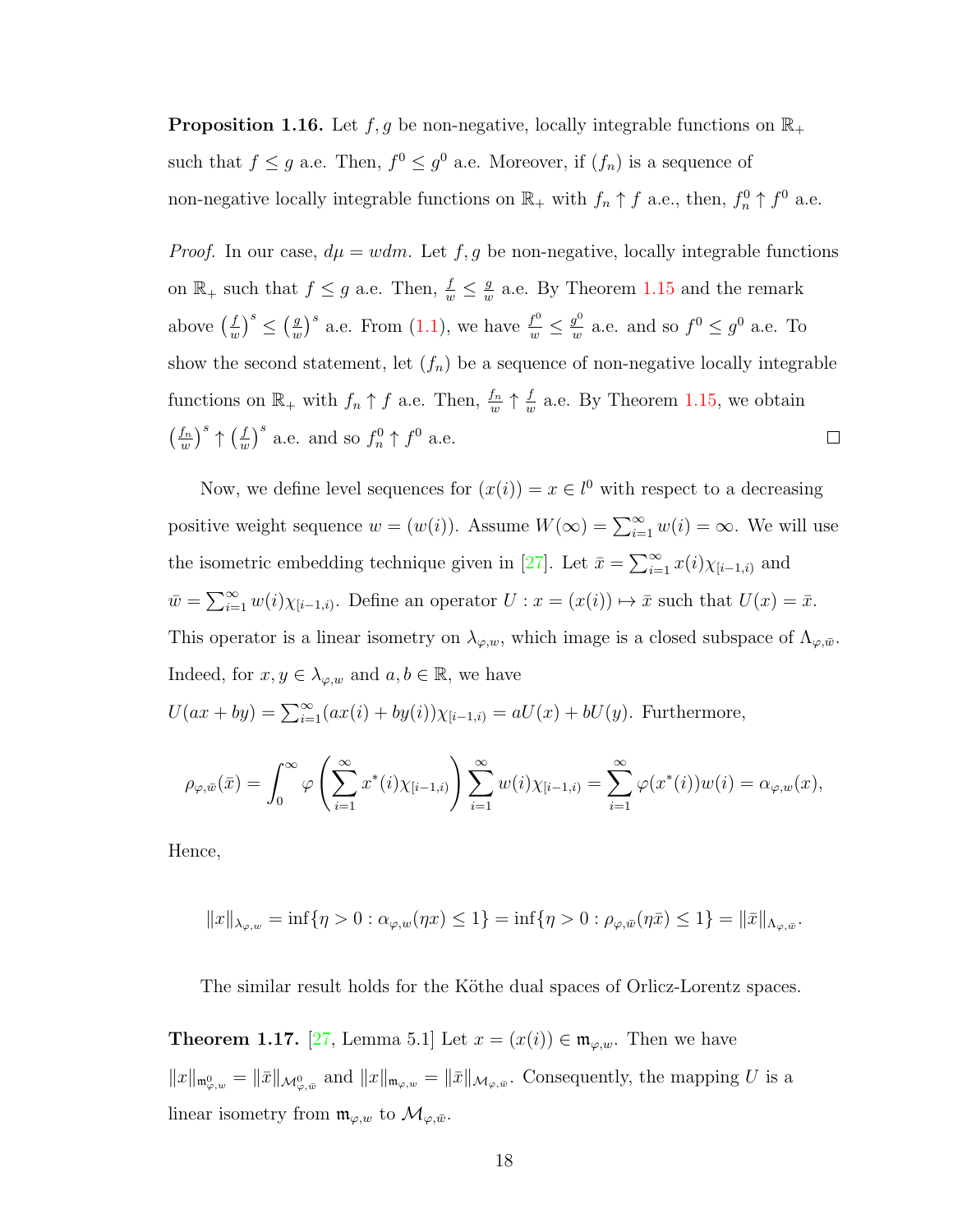**Proposition 1.16.** Let $f, g$ be non-negative, locally integrable functions on $\mathbb{R}_+$ such that $f \leq g$ a.e. Then, $f^0 \leq g^0$ a.e. Moreover, if $(f_n)$ is a sequence of non-negative locally integrable functions on $\mathbb{R}_+$ with $f_n \uparrow f$ a.e., then, $f_n^0 \uparrow f^0$ a.e.

*Proof.* In our case, $d\mu = wdm$. Let $f, g$ be non-negative, locally integrable functions on $\mathbb{R}_+$ such that $f \leq g$ a.e. Then, $\frac{f}{w} \leq \frac{g}{w}$ a.e. By Theorem 1.15 and the remark above $\left(\frac{f}{w}\right)^s \leq \left(\frac{g}{w}\right)^s$ a.e. From (1.1), we have $\frac{f^0}{w} \leq \frac{g^0}{w}$ a.e. and so $f^0 \leq g^0$ a.e. To show the second statement, let $(f_n)$ be a sequence of non-negative locally integrable functions on $\mathbb{R}_+$ with $f_n \uparrow f$ a.e. Then, $\frac{f_n}{w} \uparrow \frac{f}{w}$ a.e. By Theorem 1.15, we obtain $\left(\frac{f_n}{w}\right)^s \uparrow \left(\frac{f}{w}\right)^s$ a.e. and so $f_n^0 \uparrow f^0$ a.e. $\square$

Now, we define level sequences for $(x(i)) = x \in l^0$ with respect to a decreasing positive weight sequence $w = (w(i))$. Assume $W(\infty) = \sum_{i=1}^{\infty} w(i) = \infty$. We will use the isometric embedding technique given in [27]. Let $\bar{x} = \sum_{i=1}^{\infty} x(i)\chi_{[i-1,i)}$ and $\bar{w} = \sum_{i=1}^{\infty} w(i)\chi_{[i-1,i)}$. Define an operator $U : x = (x(i)) \mapsto \bar{x}$ such that $U(x) = \bar{x}$. This operator is a linear isometry on $\lambda_{\varphi,w}$, which image is a closed subspace of $\Lambda_{\varphi,\bar{w}}$. Indeed, for $x, y \in \lambda_{\varphi,w}$ and $a, b \in \mathbb{R}$, we have $U(ax + by) = \sum_{i=1}^{\infty}(ax(i) + by(i))\chi_{[i-1,i)} = aU(x) + bU(y)$. Furthermore,

$$\rho_{\varphi,\bar{w}}(\bar{x}) = \int_0^\infty \varphi\left(\sum_{i=1}^{\infty} x^*(i)\chi_{[i-1,i)}\right) \sum_{i=1}^{\infty} w(i)\chi_{[i-1,i)} = \sum_{i=1}^{\infty} \varphi(x^*(i))w(i) = \alpha_{\varphi,w}(x),$$

Hence,

$$\|x\|_{\lambda_{\varphi,w}} = \inf\{\eta > 0 : \alpha_{\varphi,w}(\eta x) \leq 1\} = \inf\{\eta > 0 : \rho_{\varphi,\bar{w}}(\eta\bar{x}) \leq 1\} = \|\bar{x}\|_{\Lambda_{\varphi,\bar{w}}}.$$

The similar result holds for the Köthe dual spaces of Orlicz-Lorentz spaces.

**Theorem 1.17.** [27, Lemma 5.1] Let $x = (x(i)) \in \mathfrak{m}_{\varphi,w}$. Then we have $\|x\|_{\mathfrak{m}^0_{\varphi,w}} = \|\bar{x}\|_{\mathcal{M}^0_{\varphi,\bar{w}}}$ and $\|x\|_{\mathfrak{m}_{\varphi,w}} = \|\bar{x}\|_{\mathcal{M}_{\varphi,\bar{w}}}$. Consequently, the mapping $U$ is a linear isometry from $\mathfrak{m}_{\varphi,w}$ to $\mathcal{M}_{\varphi,\bar{w}}$.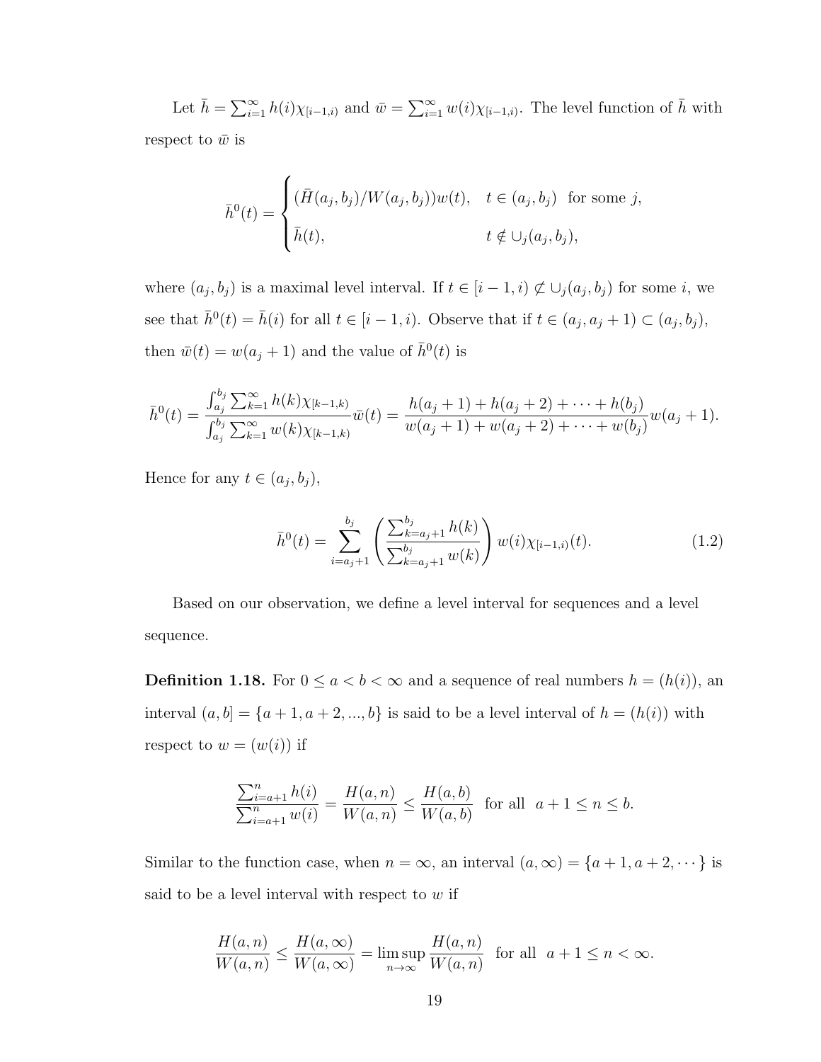Let $\bar{h} = \sum_{i=1}^{\infty} h(i)\chi_{[i-1,i)}$ and $\bar{w} = \sum_{i=1}^{\infty} w(i)\chi_{[i-1,i)}$. The level function of $\bar{h}$ with respect to $\bar{w}$ is

$$\bar{h}^0(t) = \begin{cases} (\bar{H}(a_j, b_j)/W(a_j, b_j))w(t), & t \in (a_j, b_j) \text{ for some } j, \\ \bar{h}(t), & t \notin \cup_j(a_j, b_j), \end{cases}$$

where $(a_j, b_j)$ is a maximal level interval. If $t \in [i-1, i) \not\subset \cup_j(a_j, b_j)$ for some $i$, we see that $\bar{h}^0(t) = \bar{h}(i)$ for all $t \in [i-1, i)$. Observe that if $t \in (a_j, a_j+1) \subset (a_j, b_j)$, then $\bar{w}(t) = w(a_j+1)$ and the value of $\bar{h}^0(t)$ is

$$\bar{h}^0(t) = \frac{\int_{a_j}^{b_j} \sum_{k=1}^{\infty} h(k)\chi_{[k-1,k)}}{\int_{a_j}^{b_j} \sum_{k=1}^{\infty} w(k)\chi_{[k-1,k)}}\bar{w}(t) = \frac{h(a_j+1) + h(a_j+2) + \cdots + h(b_j)}{w(a_j+1) + w(a_j+2) + \cdots + w(b_j)}w(a_j+1).$$

Hence for any $t \in (a_j, b_j)$,

$$\bar{h}^0(t) = \sum_{i=a_j+1}^{b_j} \left( \frac{\sum_{k=a_j+1}^{b_j} h(k)}{\sum_{k=a_j+1}^{b_j} w(k)} \right) w(i)\chi_{[i-1,i)}(t). \tag{1.2}$$

Based on our observation, we define a level interval for sequences and a level sequence.

**Definition 1.18.** For $0 \leq a < b < \infty$ and a sequence of real numbers $h = (h(i))$, an interval $(a, b] = \{a+1, a+2, ..., b\}$ is said to be a level interval of $h = (h(i))$ with respect to $w = (w(i))$ if

$$\frac{\sum_{i=a+1}^{n} h(i)}{\sum_{i=a+1}^{n} w(i)} = \frac{H(a, n)}{W(a, n)} \leq \frac{H(a, b)}{W(a, b)} \quad \text{for all} \quad a+1 \leq n \leq b.$$

Similar to the function case, when $n = \infty$, an interval $(a, \infty) = \{a+1, a+2, \cdots\}$ is said to be a level interval with respect to $w$ if

$$\frac{H(a, n)}{W(a, n)} \leq \frac{H(a, \infty)}{W(a, \infty)} = \limsup_{n \to \infty} \frac{H(a, n)}{W(a, n)} \quad \text{for all} \quad a+1 \leq n < \infty.$$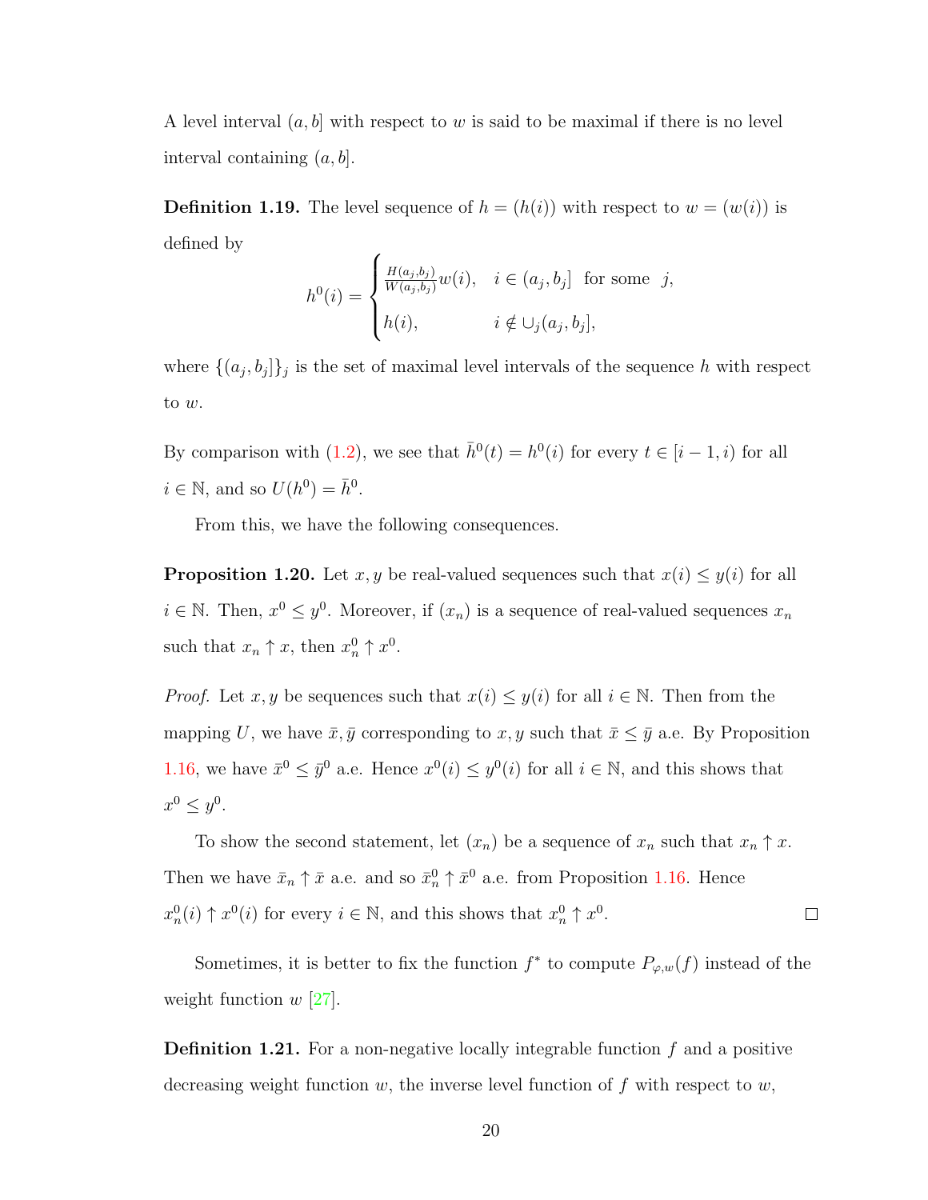A level interval $(a, b]$ with respect to $w$ is said to be maximal if there is no level interval containing $(a, b]$.

**Definition 1.19.** The level sequence of $h = (h(i))$ with respect to $w = (w(i))$ is defined by

$$h^0(i) = \begin{cases} \frac{H(a_j,b_j)}{W(a_j,b_j)} w(i), & i \in (a_j, b_j] \text{ for some } j, \\ h(i), & i \notin \cup_j (a_j, b_j], \end{cases}$$

where $\{(a_j, b_j]\}_j$ is the set of maximal level intervals of the sequence $h$ with respect to $w$.

By comparison with (1.2), we see that $\bar{h}^0(t) = h^0(i)$ for every $t \in [i-1, i)$ for all $i \in \mathbb{N}$, and so $U(h^0) = \bar{h}^0$.

From this, we have the following consequences.

**Proposition 1.20.** Let $x, y$ be real-valued sequences such that $x(i) \leq y(i)$ for all $i \in \mathbb{N}$. Then, $x^0 \leq y^0$. Moreover, if $(x_n)$ is a sequence of real-valued sequences $x_n$ such that $x_n \uparrow x$, then $x_n^0 \uparrow x^0$.

*Proof.* Let $x, y$ be sequences such that $x(i) \leq y(i)$ for all $i \in \mathbb{N}$. Then from the mapping $U$, we have $\bar{x}, \bar{y}$ corresponding to $x, y$ such that $\bar{x} \leq \bar{y}$ a.e. By Proposition 1.16, we have $\bar{x}^0 \leq \bar{y}^0$ a.e. Hence $x^0(i) \leq y^0(i)$ for all $i \in \mathbb{N}$, and this shows that $x^0 \leq y^0$.

To show the second statement, let $(x_n)$ be a sequence of $x_n$ such that $x_n \uparrow x$. Then we have $\bar{x}_n \uparrow \bar{x}$ a.e. and so $\bar{x}_n^0 \uparrow \bar{x}^0$ a.e. from Proposition 1.16. Hence $x_n^0(i) \uparrow x^0(i)$ for every $i \in \mathbb{N}$, and this shows that $x_n^0 \uparrow x^0$. $\square$

Sometimes, it is better to fix the function $f^*$ to compute $P_{\varphi,w}(f)$ instead of the weight function $w$ [27].

**Definition 1.21.** For a non-negative locally integrable function $f$ and a positive decreasing weight function $w$, the inverse level function of $f$ with respect to $w$,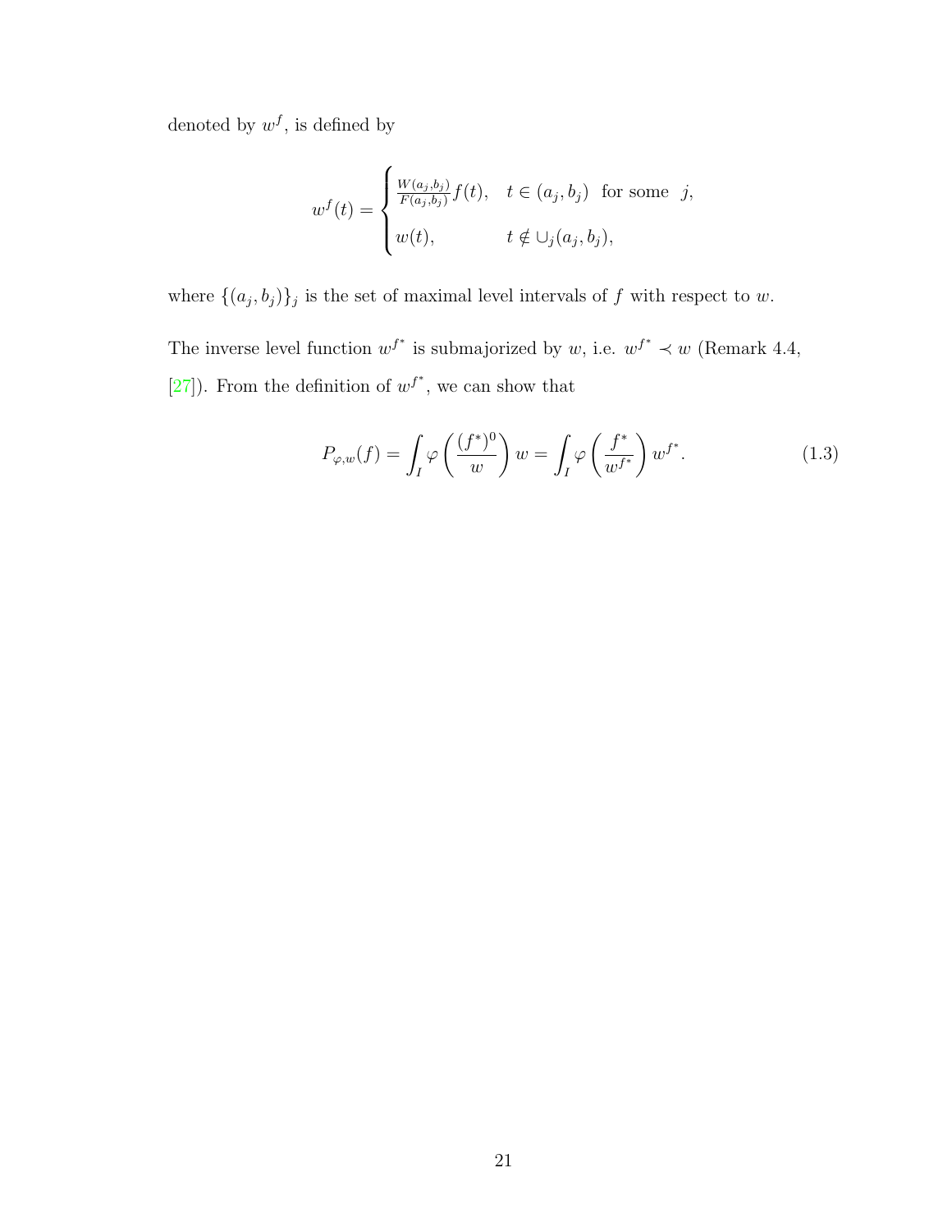denoted by $w^f$, is defined by

$$
w^f(t) = \begin{cases} \frac{W(a_j,b_j)}{F(a_j,b_j)} f(t), & t \in (a_j, b_j) \ \text{ for some } \ j, \\ w(t), & t \notin \cup_j (a_j, b_j), \end{cases}
$$

where $\{(a_j, b_j)\}_j$ is the set of maximal level intervals of $f$ with respect to $w$.

The inverse level function $w^{f^*}$ is submajorized by $w$, i.e. $w^{f^*} \prec w$ (Remark 4.4, [27]). From the definition of $w^{f^*}$, we can show that

$$
P_{\varphi,w}(f) = \int_I \varphi\left(\frac{(f^*)^0}{w}\right) w = \int_I \varphi\left(\frac{f^*}{w^{f^*}}\right) w^{f^*}. \tag{1.3}
$$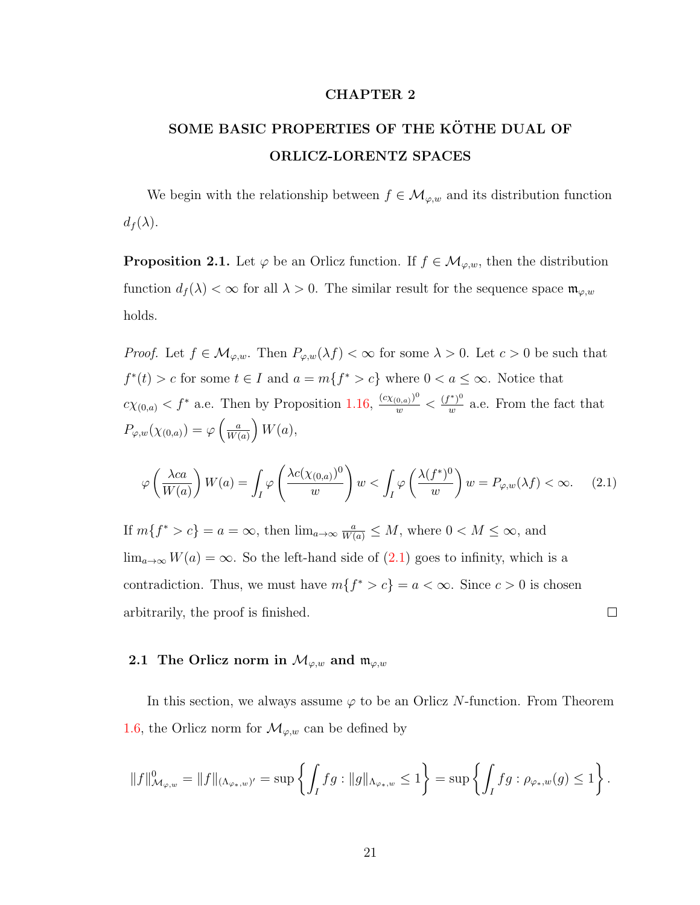# CHAPTER 2

# SOME BASIC PROPERTIES OF THE KÖTHE DUAL OF ORLICZ-LORENTZ SPACES

We begin with the relationship between $f \in \mathcal{M}_{\varphi,w}$ and its distribution function $d_f(\lambda)$.

**Proposition 2.1.** Let $\varphi$ be an Orlicz function. If $f \in \mathcal{M}_{\varphi,w}$, then the distribution function $d_f(\lambda) < \infty$ for all $\lambda > 0$. The similar result for the sequence space $\mathfrak{m}_{\varphi,w}$ holds.

*Proof.* Let $f \in \mathcal{M}_{\varphi,w}$. Then $P_{\varphi,w}(\lambda f) < \infty$ for some $\lambda > 0$. Let $c > 0$ be such that $f^*(t) > c$ for some $t \in I$ and $a = m\{f^* > c\}$ where $0 < a \leq \infty$. Notice that $c\chi_{(0,a)} < f^*$ a.e. Then by Proposition 1.16, $\frac{(c\chi_{(0,a)})^0}{w} < \frac{(f^*)^0}{w}$ a.e. From the fact that $P_{\varphi,w}(\chi_{(0,a)}) = \varphi\left(\frac{a}{W(a)}\right) W(a)$,

$$\varphi\left(\frac{\lambda ca}{W(a)}\right) W(a) = \int_I \varphi\left(\frac{\lambda c(\chi_{(0,a)})^0}{w}\right) w < \int_I \varphi\left(\frac{\lambda (f^*)^0}{w}\right) w = P_{\varphi,w}(\lambda f) < \infty. \tag{2.1}$$

If $m\{f^* > c\} = a = \infty$, then $\lim_{a\to\infty} \frac{a}{W(a)} \leq M$, where $0 < M \leq \infty$, and $\lim_{a\to\infty} W(a) = \infty$. So the left-hand side of (2.1) goes to infinity, which is a contradiction. Thus, we must have $m\{f^* > c\} = a < \infty$. Since $c > 0$ is chosen arbitrarily, the proof is finished. $\square$

## 2.1 The Orlicz norm in $\mathcal{M}_{\varphi,w}$ and $\mathfrak{m}_{\varphi,w}$

In this section, we always assume $\varphi$ to be an Orlicz $N$-function. From Theorem 1.6, the Orlicz norm for $\mathcal{M}_{\varphi,w}$ can be defined by

$$\|f\|^0_{\mathcal{M}_{\varphi,w}} = \|f\|_{(\Lambda_{\varphi_*,w})'} = \sup\left\{\int_I fg : \|g\|_{\Lambda_{\varphi_*,w}} \leq 1\right\} = \sup\left\{\int_I fg : \rho_{\varphi_*,w}(g) \leq 1\right\}.$$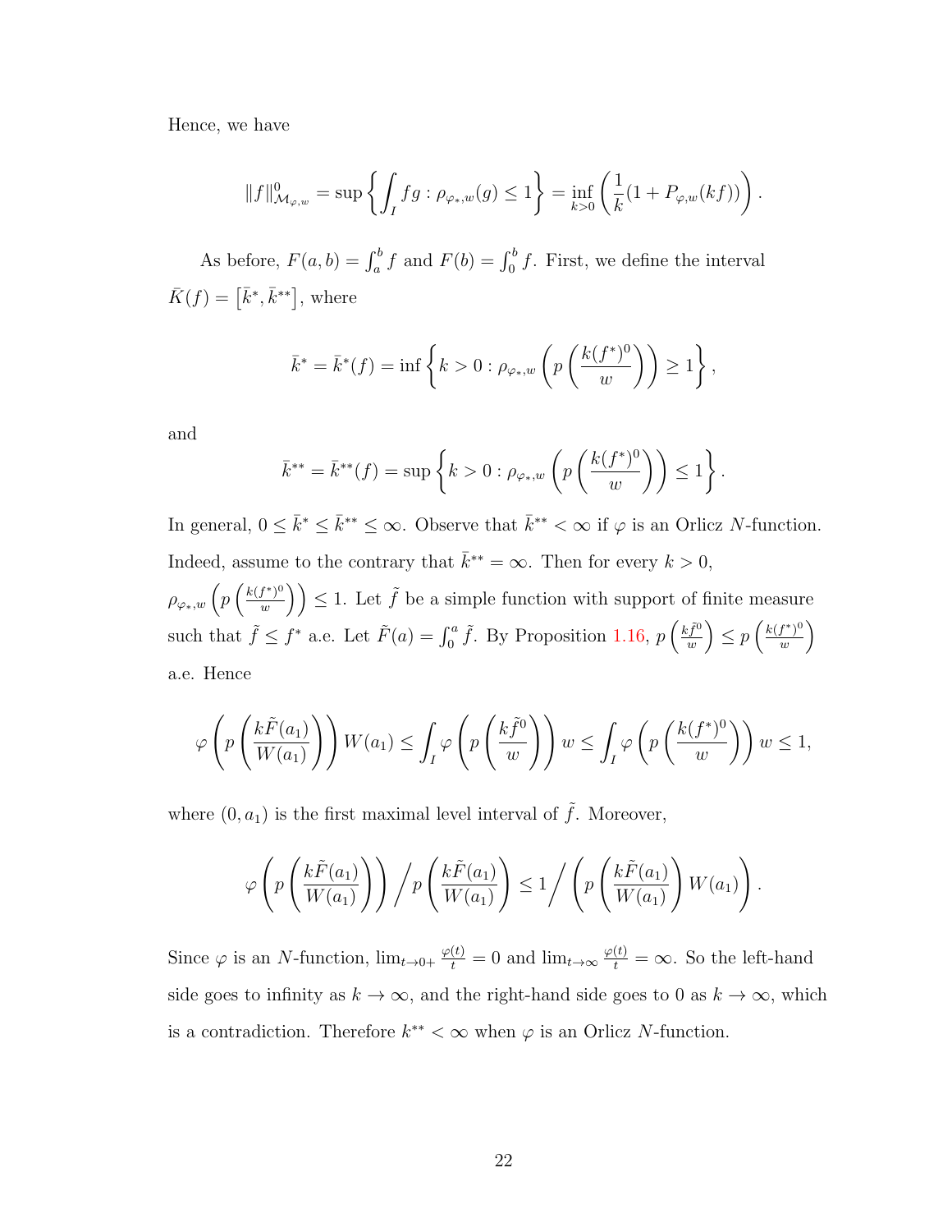Hence, we have

$$\|f\|^0_{\mathcal{M}_{\varphi,w}} = \sup\left\{\int_I fg : \rho_{\varphi_*,w}(g) \leq 1\right\} = \inf_{k>0}\left(\frac{1}{k}(1 + P_{\varphi,w}(kf))\right).$$

As before, $F(a,b) = \int_a^b f$ and $F(b) = \int_0^b f$. First, we define the interval $\bar{K}(f) = \left[\bar{k}^*, \bar{k}^{**}\right]$, where

$$\bar{k}^* = \bar{k}^*(f) = \inf\left\{k > 0 : \rho_{\varphi_*,w}\left(p\left(\frac{k(f^*)^0}{w}\right)\right) \geq 1\right\},$$

and

$$\bar{k}^{**} = \bar{k}^{**}(f) = \sup\left\{k > 0 : \rho_{\varphi_*,w}\left(p\left(\frac{k(f^*)^0}{w}\right)\right) \leq 1\right\}.$$

In general, $0 \leq \bar{k}^* \leq \bar{k}^{**} \leq \infty$. Observe that $\bar{k}^{**} < \infty$ if $\varphi$ is an Orlicz $N$-function. Indeed, assume to the contrary that $\bar{k}^{**} = \infty$. Then for every $k > 0$, $\rho_{\varphi_*,w}\left(p\left(\frac{k(f^*)^0}{w}\right)\right) \leq 1$. Let $\tilde{f}$ be a simple function with support of finite measure such that $\tilde{f} \leq f^*$ a.e. Let $\tilde{F}(a) = \int_0^a \tilde{f}$. By Proposition 1.16, $p\left(\frac{k\tilde{f}^0}{w}\right) \leq p\left(\frac{k(f^*)^0}{w}\right)$ a.e. Hence

$$\varphi\left(p\left(\frac{k\tilde{F}(a_1)}{W(a_1)}\right)\right)W(a_1) \leq \int_I \varphi\left(p\left(\frac{k\tilde{f}^0}{w}\right)\right)w \leq \int_I \varphi\left(p\left(\frac{k(f^*)^0}{w}\right)\right)w \leq 1,$$

where $(0, a_1)$ is the first maximal level interval of $\tilde{f}$. Moreover,

$$\varphi\left(p\left(\frac{k\tilde{F}(a_1)}{W(a_1)}\right)\right) \Big/ p\left(\frac{k\tilde{F}(a_1)}{W(a_1)}\right) \leq 1 \Big/ \left(p\left(\frac{k\tilde{F}(a_1)}{W(a_1)}\right)W(a_1)\right).$$

Since $\varphi$ is an $N$-function, $\lim_{t\to 0+}\frac{\varphi(t)}{t} = 0$ and $\lim_{t\to\infty}\frac{\varphi(t)}{t} = \infty$. So the left-hand side goes to infinity as $k \to \infty$, and the right-hand side goes to 0 as $k \to \infty$, which is a contradiction. Therefore $k^{**} < \infty$ when $\varphi$ is an Orlicz $N$-function.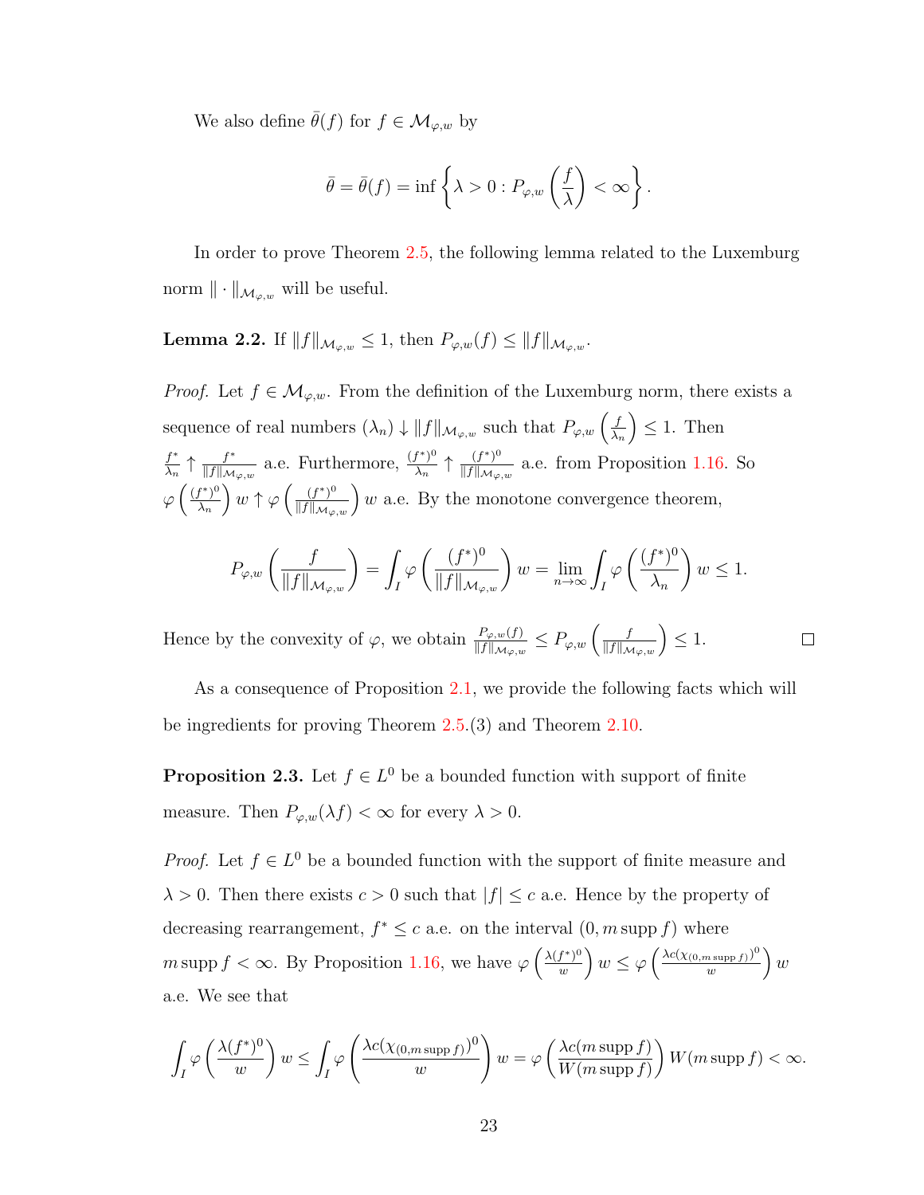We also define $\bar{\theta}(f)$ for $f \in \mathcal{M}_{\varphi,w}$ by

$$\bar{\theta} = \bar{\theta}(f) = \inf\left\{\lambda > 0 : P_{\varphi,w}\left(\frac{f}{\lambda}\right) < \infty\right\}.$$

In order to prove Theorem 2.5, the following lemma related to the Luxemburg norm $\|\cdot\|_{\mathcal{M}_{\varphi,w}}$ will be useful.

**Lemma 2.2.** If $\|f\|_{\mathcal{M}_{\varphi,w}} \leq 1$, then $P_{\varphi,w}(f) \leq \|f\|_{\mathcal{M}_{\varphi,w}}$.

*Proof.* Let $f \in \mathcal{M}_{\varphi,w}$. From the definition of the Luxemburg norm, there exists a sequence of real numbers $(\lambda_n) \downarrow \|f\|_{\mathcal{M}_{\varphi,w}}$ such that $P_{\varphi,w}\left(\frac{f}{\lambda_n}\right) \leq 1$. Then $\frac{f^*}{\lambda_n} \uparrow \frac{f^*}{\|f\|_{\mathcal{M}_{\varphi,w}}}$ a.e. Furthermore, $\frac{(f^*)^0}{\lambda_n} \uparrow \frac{(f^*)^0}{\|f\|_{\mathcal{M}_{\varphi,w}}}$ a.e. from Proposition 1.16. So $\varphi\left(\frac{(f^*)^0}{\lambda_n}\right) w \uparrow \varphi\left(\frac{(f^*)^0}{\|f\|_{\mathcal{M}_{\varphi,w}}}\right) w$ a.e. By the monotone convergence theorem,

$$P_{\varphi,w}\left(\frac{f}{\|f\|_{\mathcal{M}_{\varphi,w}}}\right) = \int_I \varphi\left(\frac{(f^*)^0}{\|f\|_{\mathcal{M}_{\varphi,w}}}\right) w = \lim_{n\to\infty} \int_I \varphi\left(\frac{(f^*)^0}{\lambda_n}\right) w \leq 1.$$

Hence by the convexity of $\varphi$, we obtain $\frac{P_{\varphi,w}(f)}{\|f\|_{\mathcal{M}_{\varphi,w}}} \leq P_{\varphi,w}\left(\frac{f}{\|f\|_{\mathcal{M}_{\varphi,w}}}\right) \leq 1$. $\square$

As a consequence of Proposition 2.1, we provide the following facts which will be ingredients for proving Theorem 2.5.(3) and Theorem 2.10.

**Proposition 2.3.** Let $f \in L^0$ be a bounded function with support of finite measure. Then $P_{\varphi,w}(\lambda f) < \infty$ for every $\lambda > 0$.

*Proof.* Let $f \in L^0$ be a bounded function with the support of finite measure and $\lambda > 0$. Then there exists $c > 0$ such that $|f| \leq c$ a.e. Hence by the property of decreasing rearrangement, $f^* \leq c$ a.e. on the interval $(0, m\operatorname{supp} f)$ where $m\operatorname{supp} f < \infty$. By Proposition 1.16, we have $\varphi\left(\frac{\lambda(f^*)^0}{w}\right) w \leq \varphi\left(\frac{\lambda c(\chi_{(0,m\operatorname{supp} f)})^0}{w}\right) w$ a.e. We see that

$$\int_I \varphi\left(\frac{\lambda(f^*)^0}{w}\right) w \leq \int_I \varphi\left(\frac{\lambda c(\chi_{(0,m\operatorname{supp} f)})^0}{w}\right) w = \varphi\left(\frac{\lambda c(m\operatorname{supp} f)}{W(m\operatorname{supp} f)}\right) W(m\operatorname{supp} f) < \infty.$$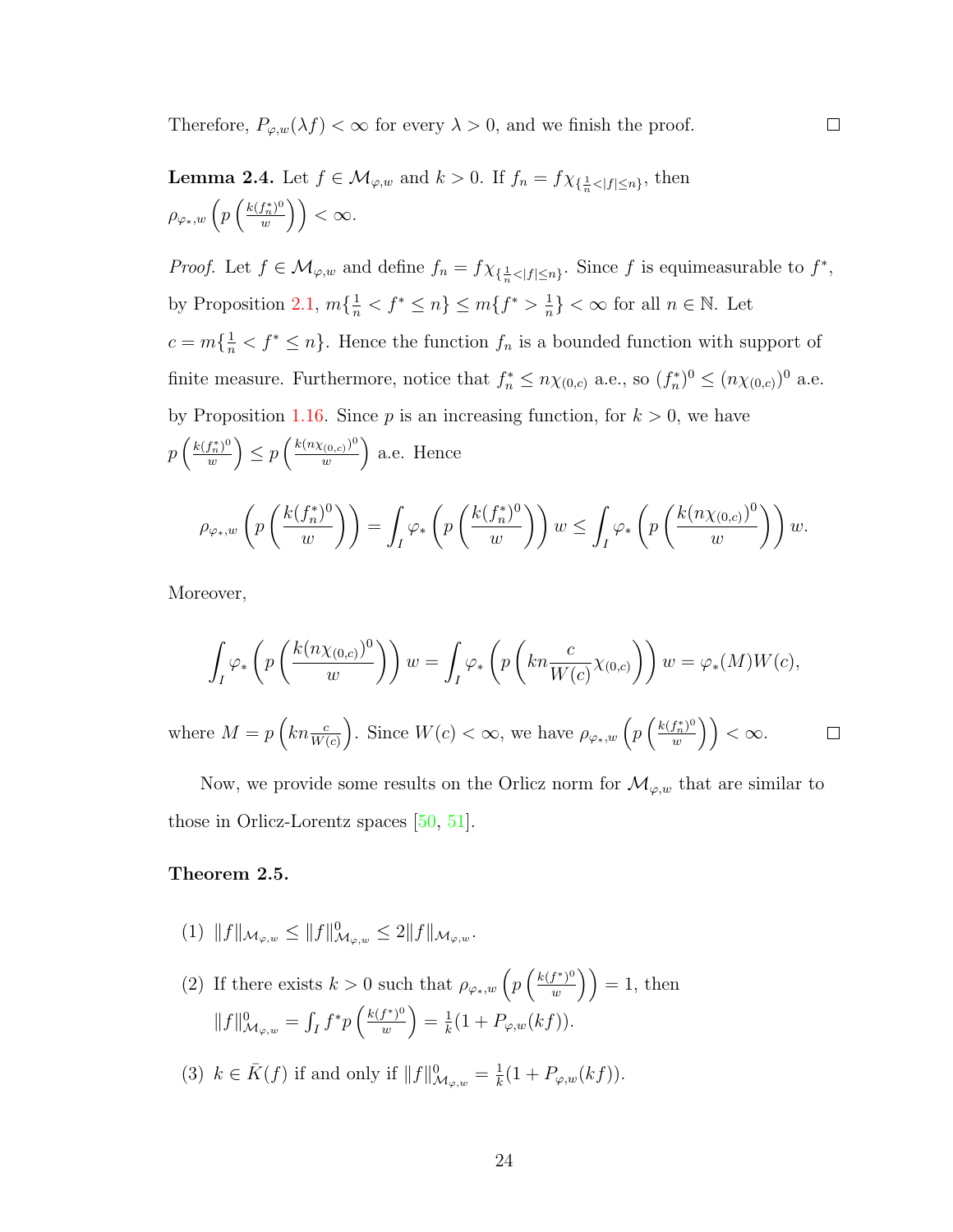Therefore, $P_{\varphi,w}(\lambda f) < \infty$ for every $\lambda > 0$, and we finish the proof. $\square$

**Lemma 2.4.** Let $f \in \mathcal{M}_{\varphi,w}$ and $k > 0$. If $f_n = f\chi_{\{\frac{1}{n}<|f|\le n\}}$, then $\rho_{\varphi_*,w}\left(p\left(\frac{k(f_n^*)^0}{w}\right)\right) < \infty$.

*Proof.* Let $f \in \mathcal{M}_{\varphi,w}$ and define $f_n = f\chi_{\{\frac{1}{n}<|f|\le n\}}$. Since $f$ is equimeasurable to $f^*$, by Proposition 2.1, $m\{\frac{1}{n} < f^* \le n\} \le m\{f^* > \frac{1}{n}\} < \infty$ for all $n \in \mathbb{N}$. Let $c = m\{\frac{1}{n} < f^* \le n\}$. Hence the function $f_n$ is a bounded function with support of finite measure. Furthermore, notice that $f_n^* \le n\chi_{(0,c)}$ a.e., so $(f_n^*)^0 \le (n\chi_{(0,c)})^0$ a.e. by Proposition 1.16. Since $p$ is an increasing function, for $k > 0$, we have $p\left(\frac{k(f_n^*)^0}{w}\right) \le p\left(\frac{k(n\chi_{(0,c)})^0}{w}\right)$ a.e. Hence

$$\rho_{\varphi_*,w}\left(p\left(\frac{k(f_n^*)^0}{w}\right)\right) = \int_I \varphi_*\left(p\left(\frac{k(f_n^*)^0}{w}\right)\right) w \le \int_I \varphi_*\left(p\left(\frac{k(n\chi_{(0,c)})^0}{w}\right)\right) w.$$

Moreover,

$$\int_I \varphi_*\left(p\left(\frac{k(n\chi_{(0,c)})^0}{w}\right)\right) w = \int_I \varphi_*\left(p\left(kn\frac{c}{W(c)}\chi_{(0,c)}\right)\right) w = \varphi_*(M)W(c),$$

where $M = p\left(kn\frac{c}{W(c)}\right)$. Since $W(c) < \infty$, we have $\rho_{\varphi_*,w}\left(p\left(\frac{k(f_n^*)^0}{w}\right)\right) < \infty$. $\square$

Now, we provide some results on the Orlicz norm for $\mathcal{M}_{\varphi,w}$ that are similar to those in Orlicz-Lorentz spaces [50, 51].

**Theorem 2.5.**

(1) $\|f\|_{\mathcal{M}_{\varphi,w}} \le \|f\|^0_{\mathcal{M}_{\varphi,w}} \le 2\|f\|_{\mathcal{M}_{\varphi,w}}$.

(2) If there exists $k > 0$ such that $\rho_{\varphi_*,w}\left(p\left(\frac{k(f^*)^0}{w}\right)\right) = 1$, then $\|f\|^0_{\mathcal{M}_{\varphi,w}} = \int_I f^* p\left(\frac{k(f^*)^0}{w}\right) = \frac{1}{k}(1 + P_{\varphi,w}(kf))$.

(3) $k \in \bar{K}(f)$ if and only if $\|f\|^0_{\mathcal{M}_{\varphi,w}} = \frac{1}{k}(1 + P_{\varphi,w}(kf))$.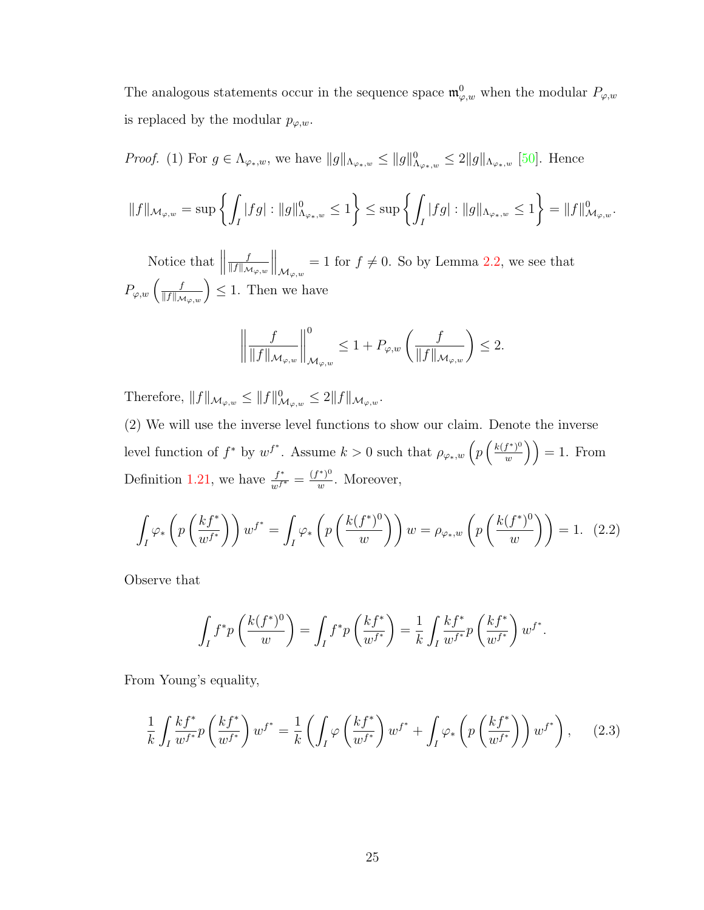The analogous statements occur in the sequence space $\mathfrak{m}^0_{\varphi,w}$ when the modular $P_{\varphi,w}$ is replaced by the modular $p_{\varphi,w}$.

*Proof.* (1) For $g \in \Lambda_{\varphi_*,w}$, we have $\|g\|_{\Lambda_{\varphi_*,w}} \leq \|g\|^0_{\Lambda_{\varphi_*,w}} \leq 2\|g\|_{\Lambda_{\varphi_*,w}}$ [50]. Hence

$$\|f\|_{\mathcal{M}_{\varphi,w}} = \sup\left\{\int_I |fg| : \|g\|^0_{\Lambda_{\varphi_*,w}} \leq 1\right\} \leq \sup\left\{\int_I |fg| : \|g\|_{\Lambda_{\varphi_*,w}} \leq 1\right\} = \|f\|^0_{\mathcal{M}_{\varphi,w}}.$$

Notice that $\left\|\frac{f}{\|f\|_{\mathcal{M}_{\varphi,w}}}\right\|_{\mathcal{M}_{\varphi,w}} = 1$ for $f \neq 0$. So by Lemma 2.2, we see that $P_{\varphi,w}\left(\frac{f}{\|f\|_{\mathcal{M}_{\varphi,w}}}\right) \leq 1$. Then we have

$$\left\|\frac{f}{\|f\|_{\mathcal{M}_{\varphi,w}}}\right\|^0_{\mathcal{M}_{\varphi,w}} \leq 1 + P_{\varphi,w}\left(\frac{f}{\|f\|_{\mathcal{M}_{\varphi,w}}}\right) \leq 2.$$

Therefore, $\|f\|_{\mathcal{M}_{\varphi,w}} \leq \|f\|^0_{\mathcal{M}_{\varphi,w}} \leq 2\|f\|_{\mathcal{M}_{\varphi,w}}$.

(2) We will use the inverse level functions to show our claim. Denote the inverse level function of $f^*$ by $w^{f^*}$. Assume $k > 0$ such that $\rho_{\varphi_*,w}\left(p\left(\frac{k(f^*)^0}{w}\right)\right) = 1$. From Definition 1.21, we have $\frac{f^*}{w^{f^*}} = \frac{(f^*)^0}{w}$. Moreover,

$$\int_I \varphi_*\left(p\left(\frac{kf^*}{w^{f^*}}\right)\right) w^{f^*} = \int_I \varphi_*\left(p\left(\frac{k(f^*)^0}{w}\right)\right) w = \rho_{\varphi_*,w}\left(p\left(\frac{k(f^*)^0}{w}\right)\right) = 1. \quad (2.2)$$

Observe that

$$\int_I f^* p\left(\frac{k(f^*)^0}{w}\right) = \int_I f^* p\left(\frac{kf^*}{w^{f^*}}\right) = \frac{1}{k}\int_I \frac{kf^*}{w^{f^*}} p\left(\frac{kf^*}{w^{f^*}}\right) w^{f^*}.$$

From Young's equality,

$$\frac{1}{k}\int_I \frac{kf^*}{w^{f^*}} p\left(\frac{kf^*}{w^{f^*}}\right) w^{f^*} = \frac{1}{k}\left(\int_I \varphi\left(\frac{kf^*}{w^{f^*}}\right) w^{f^*} + \int_I \varphi_*\left(p\left(\frac{kf^*}{w^{f^*}}\right)\right) w^{f^*}\right), \quad (2.3)$$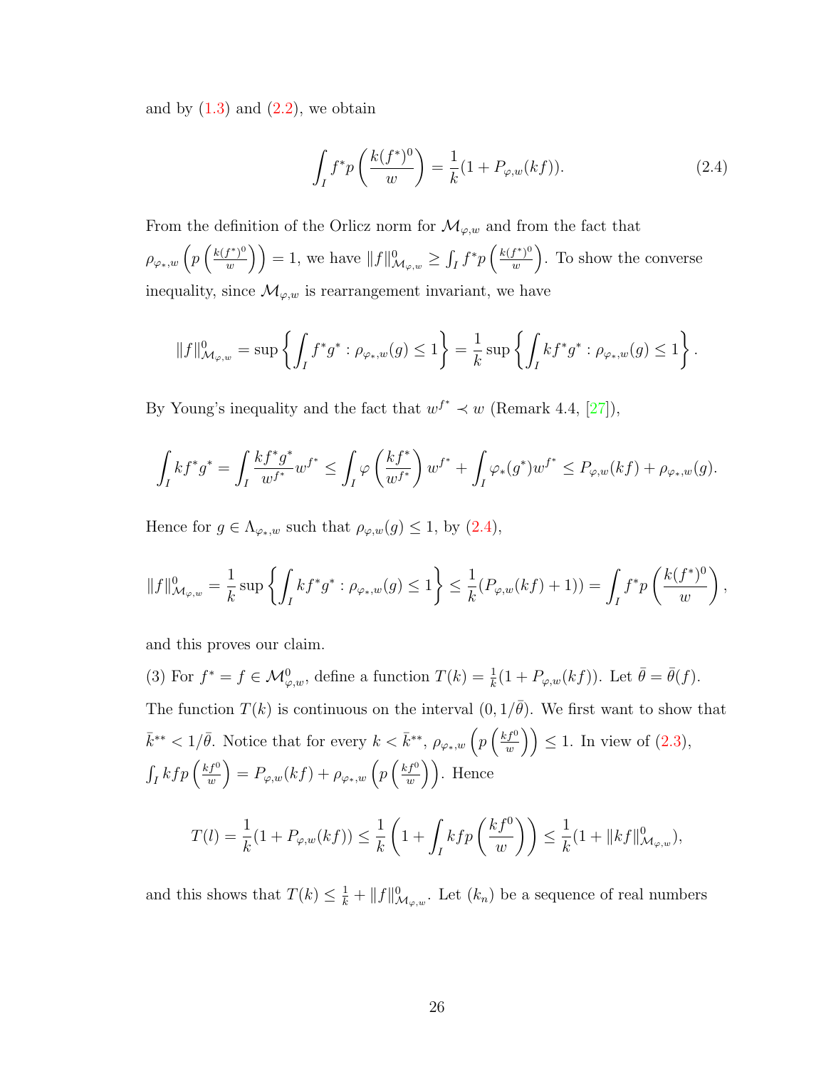and by (1.3) and (2.2), we obtain

$$\int_I f^* p\left(\frac{k(f^*)^0}{w}\right) = \frac{1}{k}(1 + P_{\varphi,w}(kf)). \tag{2.4}$$

From the definition of the Orlicz norm for $\mathcal{M}_{\varphi,w}$ and from the fact that $\rho_{\varphi_*,w}\left(p\left(\frac{k(f^*)^0}{w}\right)\right) = 1$, we have $\|f\|^0_{\mathcal{M}_{\varphi,w}} \geq \int_I f^* p\left(\frac{k(f^*)^0}{w}\right)$. To show the converse inequality, since $\mathcal{M}_{\varphi,w}$ is rearrangement invariant, we have

$$\|f\|^0_{\mathcal{M}_{\varphi,w}} = \sup\left\{\int_I f^* g^* : \rho_{\varphi_*,w}(g) \leq 1\right\} = \frac{1}{k}\sup\left\{\int_I kf^* g^* : \rho_{\varphi_*,w}(g) \leq 1\right\}.$$

By Young's inequality and the fact that $w^{f^*} \prec w$ (Remark 4.4, [27]),

$$\int_I kf^* g^* = \int_I \frac{kf^* g^*}{w^{f^*}} w^{f^*} \leq \int_I \varphi\left(\frac{kf^*}{w^{f^*}}\right) w^{f^*} + \int_I \varphi_*(g^*) w^{f^*} \leq P_{\varphi,w}(kf) + \rho_{\varphi_*,w}(g).$$

Hence for $g \in \Lambda_{\varphi_*,w}$ such that $\rho_{\varphi,w}(g) \leq 1$, by (2.4),

$$\|f\|^0_{\mathcal{M}_{\varphi,w}} = \frac{1}{k}\sup\left\{\int_I kf^* g^* : \rho_{\varphi_*,w}(g) \leq 1\right\} \leq \frac{1}{k}(P_{\varphi,w}(kf) + 1)) = \int_I f^* p\left(\frac{k(f^*)^0}{w}\right),$$

and this proves our claim.

(3) For $f^* = f \in \mathcal{M}^0_{\varphi,w}$, define a function $T(k) = \frac{1}{k}(1 + P_{\varphi,w}(kf))$. Let $\bar{\theta} = \bar{\theta}(f)$. The function $T(k)$ is continuous on the interval $(0, 1/\bar{\theta})$. We first want to show that $\bar{k}^{**} < 1/\bar{\theta}$. Notice that for every $k < \bar{k}^{**}$, $\rho_{\varphi_*,w}\left(p\left(\frac{kf^0}{w}\right)\right) \leq 1$. In view of (2.3), $\int_I kfp\left(\frac{kf^0}{w}\right) = P_{\varphi,w}(kf) + \rho_{\varphi_*,w}\left(p\left(\frac{kf^0}{w}\right)\right)$. Hence

$$T(l) = \frac{1}{k}(1 + P_{\varphi,w}(kf)) \leq \frac{1}{k}\left(1 + \int_I kfp\left(\frac{kf^0}{w}\right)\right) \leq \frac{1}{k}(1 + \|kf\|^0_{\mathcal{M}_{\varphi,w}}),$$

and this shows that $T(k) \leq \frac{1}{k} + \|f\|^0_{\mathcal{M}_{\varphi,w}}$. Let $(k_n)$ be a sequence of real numbers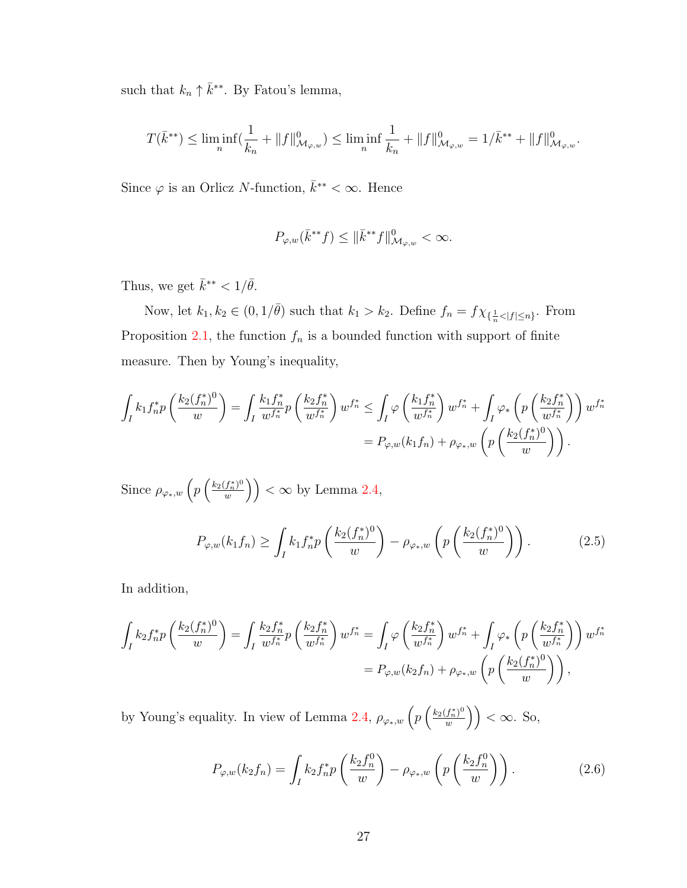such that $k_n \uparrow \bar{k}^{**}$. By Fatou's lemma,

$$T(\bar{k}^{**}) \leq \liminf_n (\frac{1}{k_n} + \|f\|^0_{\mathcal{M}_{\varphi,w}}) \leq \liminf_n \frac{1}{k_n} + \|f\|^0_{\mathcal{M}_{\varphi,w}} = 1/\bar{k}^{**} + \|f\|^0_{\mathcal{M}_{\varphi,w}}.$$

Since $\varphi$ is an Orlicz $N$-function, $\bar{k}^{**} < \infty$. Hence

$$P_{\varphi,w}(\bar{k}^{**} f) \leq \|\bar{k}^{**} f\|^0_{\mathcal{M}_{\varphi,w}} < \infty.$$

Thus, we get $\bar{k}^{**} < 1/\bar{\theta}$.

Now, let $k_1, k_2 \in (0, 1/\bar{\theta})$ such that $k_1 > k_2$. Define $f_n = f\chi_{\{\frac{1}{n} < |f| \leq n\}}$. From Proposition 2.1, the function $f_n$ is a bounded function with support of finite measure. Then by Young's inequality,

$$\begin{aligned}
\int_I k_1 f_n^* p\left(\frac{k_2 (f_n^*)^0}{w}\right) = \int_I \frac{k_1 f_n^*}{w^{f_n^*}} p\left(\frac{k_2 f_n^*}{w^{f_n^*}}\right) w^{f_n^*} &\leq \int_I \varphi\left(\frac{k_1 f_n^*}{w^{f_n^*}}\right) w^{f_n^*} + \int_I \varphi_*\left(p\left(\frac{k_2 f_n^*}{w^{f_n^*}}\right)\right) w^{f_n^*} \\
&= P_{\varphi,w}(k_1 f_n) + \rho_{\varphi_*,w}\left(p\left(\frac{k_2 (f_n^*)^0}{w}\right)\right).
\end{aligned}$$

Since $\rho_{\varphi_*,w}\left(p\left(\frac{k_2 (f_n^*)^0}{w}\right)\right) < \infty$ by Lemma 2.4,

$$P_{\varphi,w}(k_1 f_n) \geq \int_I k_1 f_n^* p\left(\frac{k_2 (f_n^*)^0}{w}\right) - \rho_{\varphi_*,w}\left(p\left(\frac{k_2 (f_n^*)^0}{w}\right)\right). \tag{2.5}$$

In addition,

$$\begin{aligned}
\int_I k_2 f_n^* p\left(\frac{k_2 (f_n^*)^0}{w}\right) = \int_I \frac{k_2 f_n^*}{w^{f_n^*}} p\left(\frac{k_2 f_n^*}{w^{f_n^*}}\right) w^{f_n^*} &= \int_I \varphi\left(\frac{k_2 f_n^*}{w^{f_n^*}}\right) w^{f_n^*} + \int_I \varphi_*\left(p\left(\frac{k_2 f_n^*}{w^{f_n^*}}\right)\right) w^{f_n^*} \\
&= P_{\varphi,w}(k_2 f_n) + \rho_{\varphi_*,w}\left(p\left(\frac{k_2 (f_n^*)^0}{w}\right)\right),
\end{aligned}$$

by Young's equality. In view of Lemma 2.4, $\rho_{\varphi_*,w}\left(p\left(\frac{k_2 (f_n^*)^0}{w}\right)\right) < \infty$. So,

$$P_{\varphi,w}(k_2 f_n) = \int_I k_2 f_n^* p\left(\frac{k_2 f_n^0}{w}\right) - \rho_{\varphi_*,w}\left(p\left(\frac{k_2 f_n^0}{w}\right)\right). \tag{2.6}$$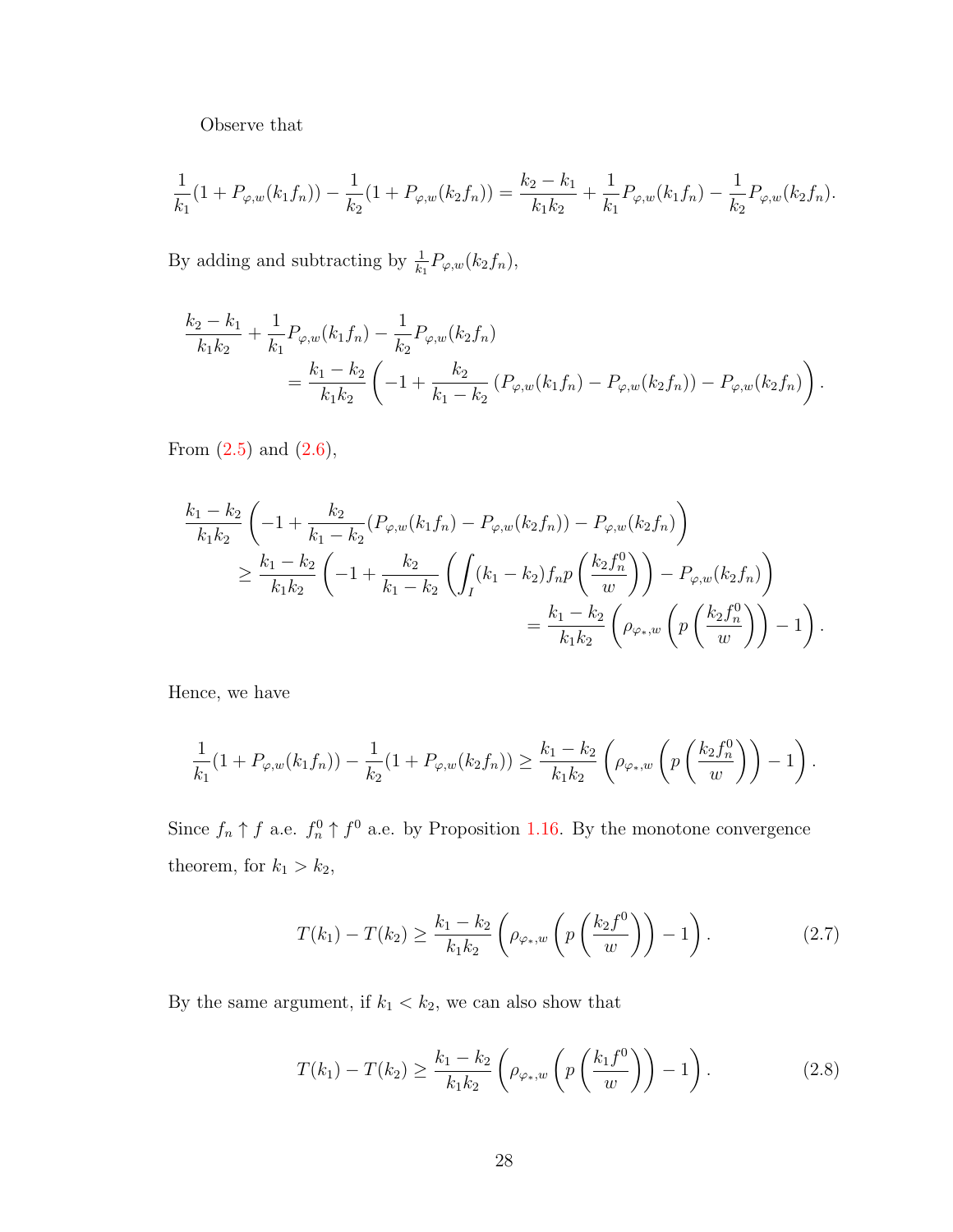Observe that

$$\frac{1}{k_1}(1+P_{\varphi,w}(k_1 f_n)) - \frac{1}{k_2}(1+P_{\varphi,w}(k_2 f_n)) = \frac{k_2-k_1}{k_1k_2} + \frac{1}{k_1}P_{\varphi,w}(k_1 f_n) - \frac{1}{k_2}P_{\varphi,w}(k_2 f_n).$$

By adding and subtracting by $\frac{1}{k_1}P_{\varphi,w}(k_2 f_n)$,

$$\begin{aligned}\frac{k_2-k_1}{k_1k_2} &+ \frac{1}{k_1}P_{\varphi,w}(k_1 f_n) - \frac{1}{k_2}P_{\varphi,w}(k_2 f_n)\\ &= \frac{k_1-k_2}{k_1k_2}\left(-1+\frac{k_2}{k_1-k_2}\left(P_{\varphi,w}(k_1 f_n)-P_{\varphi,w}(k_2 f_n)\right) - P_{\varphi,w}(k_2 f_n)\right).\end{aligned}$$

From (2.5) and (2.6),

$$\begin{aligned}\frac{k_1-k_2}{k_1k_2}&\left(-1+\frac{k_2}{k_1-k_2}(P_{\varphi,w}(k_1 f_n)-P_{\varphi,w}(k_2 f_n)) - P_{\varphi,w}(k_2 f_n)\right)\\ &\geq \frac{k_1-k_2}{k_1k_2}\left(-1+\frac{k_2}{k_1-k_2}\left(\int_I (k_1-k_2) f_n p\left(\frac{k_2 f_n^0}{w}\right)\right) - P_{\varphi,w}(k_2 f_n)\right)\\ &= \frac{k_1-k_2}{k_1k_2}\left(\rho_{\varphi_*,w}\left(p\left(\frac{k_2 f_n^0}{w}\right)\right)-1\right).\end{aligned}$$

Hence, we have

$$\frac{1}{k_1}(1+P_{\varphi,w}(k_1 f_n)) - \frac{1}{k_2}(1+P_{\varphi,w}(k_2 f_n)) \geq \frac{k_1-k_2}{k_1k_2}\left(\rho_{\varphi_*,w}\left(p\left(\frac{k_2 f_n^0}{w}\right)\right)-1\right).$$

Since $f_n \uparrow f$ a.e. $f_n^0 \uparrow f^0$ a.e. by Proposition 1.16. By the monotone convergence theorem, for $k_1 > k_2$,

$$T(k_1) - T(k_2) \geq \frac{k_1-k_2}{k_1k_2}\left(\rho_{\varphi_*,w}\left(p\left(\frac{k_2 f^0}{w}\right)\right)-1\right). \tag{2.7}$$

By the same argument, if $k_1 < k_2$, we can also show that

$$T(k_1) - T(k_2) \geq \frac{k_1-k_2}{k_1k_2}\left(\rho_{\varphi_*,w}\left(p\left(\frac{k_1 f^0}{w}\right)\right)-1\right). \tag{2.8}$$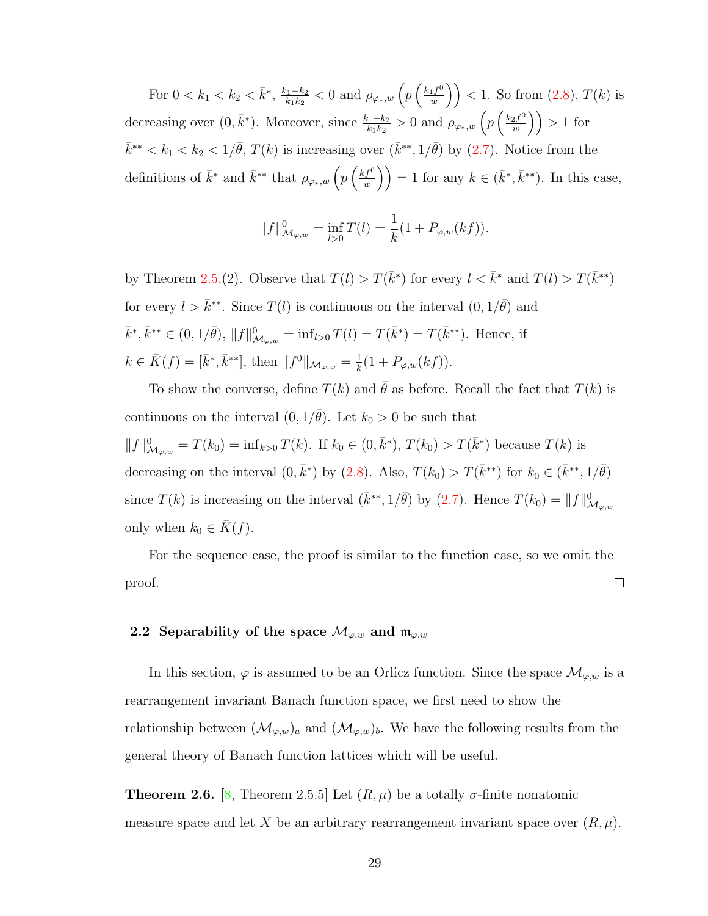For $0 < k_1 < k_2 < \bar{k}^*$, $\frac{k_1 - k_2}{k_1 k_2} < 0$ and $\rho_{\varphi_*,w}\left(p\left(\frac{k_1 f^0}{w}\right)\right) < 1$. So from (2.8), $T(k)$ is decreasing over $(0, \bar{k}^*)$. Moreover, since $\frac{k_1 - k_2}{k_1 k_2} > 0$ and $\rho_{\varphi_*,w}\left(p\left(\frac{k_2 f^0}{w}\right)\right) > 1$ for $\bar{k}^{**} < k_1 < k_2 < 1/\bar{\theta}$, $T(k)$ is increasing over $(\bar{k}^{**}, 1/\bar{\theta})$ by (2.7). Notice from the definitions of $\bar{k}^*$ and $\bar{k}^{**}$ that $\rho_{\varphi_*,w}\left(p\left(\frac{kf^0}{w}\right)\right) = 1$ for any $k \in (\bar{k}^*, \bar{k}^{**})$. In this case,

$$\|f\|^0_{\mathcal{M}_{\varphi,w}} = \inf_{l>0} T(l) = \frac{1}{k}(1 + P_{\varphi,w}(kf)).$$

by Theorem 2.5.(2). Observe that $T(l) > T(\bar{k}^*)$ for every $l < \bar{k}^*$ and $T(l) > T(\bar{k}^{**})$ for every $l > \bar{k}^{**}$. Since $T(l)$ is continuous on the interval $(0, 1/\bar{\theta})$ and $\bar{k}^*, \bar{k}^{**} \in (0, 1/\bar{\theta})$, $\|f\|^0_{\mathcal{M}_{\varphi,w}} = \inf_{l>0} T(l) = T(\bar{k}^*) = T(\bar{k}^{**})$. Hence, if $k \in \bar{K}(f) = [\bar{k}^*, \bar{k}^{**}]$, then $\|f^0\|_{\mathcal{M}_{\varphi,w}} = \frac{1}{k}(1 + P_{\varphi,w}(kf))$.

To show the converse, define $T(k)$ and $\bar{\theta}$ as before. Recall the fact that $T(k)$ is continuous on the interval $(0, 1/\bar{\theta})$. Let $k_0 > 0$ be such that $\|f\|^0_{\mathcal{M}_{\varphi,w}} = T(k_0) = \inf_{k>0} T(k)$. If $k_0 \in (0, \bar{k}^*)$, $T(k_0) > T(\bar{k}^*)$ because $T(k)$ is decreasing on the interval $(0, \bar{k}^*)$ by (2.8). Also, $T(k_0) > T(\bar{k}^{**})$ for $k_0 \in (\bar{k}^{**}, 1/\bar{\theta})$ since $T(k)$ is increasing on the interval $(\bar{k}^{**}, 1/\bar{\theta})$ by (2.7). Hence $T(k_0) = \|f\|^0_{\mathcal{M}_{\varphi,w}}$ only when $k_0 \in \bar{K}(f)$.

For the sequence case, the proof is similar to the function case, so we omit the proof. □

### 2.2 Separability of the space $\mathcal{M}_{\varphi,w}$ and $\mathfrak{m}_{\varphi,w}$

In this section, $\varphi$ is assumed to be an Orlicz function. Since the space $\mathcal{M}_{\varphi,w}$ is a rearrangement invariant Banach function space, we first need to show the relationship between $(\mathcal{M}_{\varphi,w})_a$ and $(\mathcal{M}_{\varphi,w})_b$. We have the following results from the general theory of Banach function lattices which will be useful.

**Theorem 2.6.** [8, Theorem 2.5.5] Let $(R, \mu)$ be a totally $\sigma$-finite nonatomic measure space and let $X$ be an arbitrary rearrangement invariant space over $(R, \mu)$.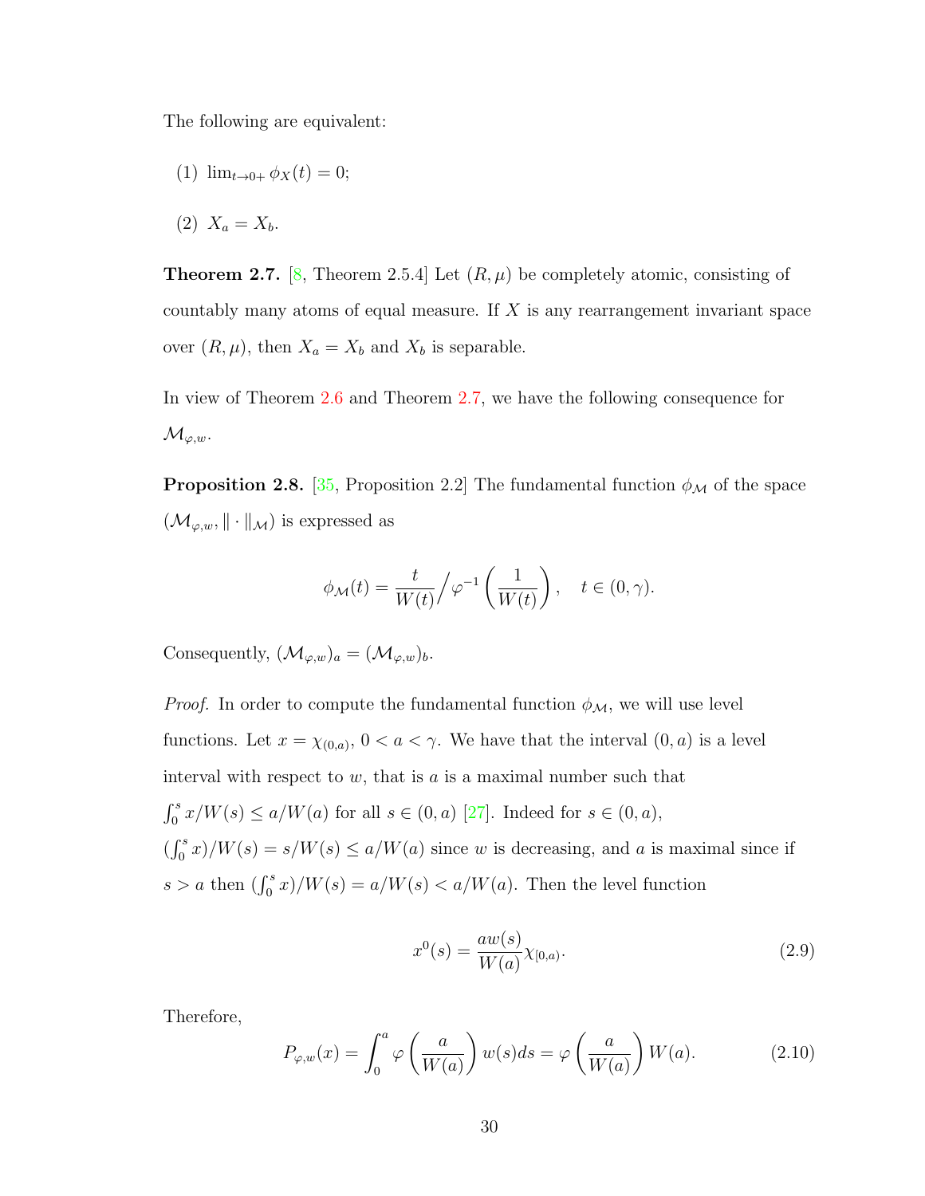The following are equivalent:

(1) $\lim_{t\to 0+} \phi_X(t) = 0$;

(2) $X_a = X_b$.

**Theorem 2.7.** [8, Theorem 2.5.4] Let $(R, \mu)$ be completely atomic, consisting of countably many atoms of equal measure. If $X$ is any rearrangement invariant space over $(R, \mu)$, then $X_a = X_b$ and $X_b$ is separable.

In view of Theorem 2.6 and Theorem 2.7, we have the following consequence for $\mathcal{M}_{\varphi,w}$.

**Proposition 2.8.** [35, Proposition 2.2] The fundamental function $\phi_{\mathcal{M}}$ of the space $(\mathcal{M}_{\varphi,w}, \|\cdot\|_{\mathcal{M}})$ is expressed as

$$\phi_{\mathcal{M}}(t) = \frac{t}{W(t)} \Big/ \varphi^{-1}\left(\frac{1}{W(t)}\right), \quad t \in (0, \gamma).$$

Consequently, $(\mathcal{M}_{\varphi,w})_a = (\mathcal{M}_{\varphi,w})_b$.

*Proof.* In order to compute the fundamental function $\phi_{\mathcal{M}}$, we will use level functions. Let $x = \chi_{(0,a)}$, $0 < a < \gamma$. We have that the interval $(0, a)$ is a level interval with respect to $w$, that is $a$ is a maximal number such that $\int_0^s x/W(s) \le a/W(a)$ for all $s \in (0, a)$ [27]. Indeed for $s \in (0, a)$, $(\int_0^s x)/W(s) = s/W(s) \le a/W(a)$ since $w$ is decreasing, and $a$ is maximal since if $s > a$ then $(\int_0^s x)/W(s) = a/W(s) < a/W(a)$. Then the level function

$$x^0(s) = \frac{aw(s)}{W(a)} \chi_{[0,a)}. \tag{2.9}$$

Therefore,

$$P_{\varphi,w}(x) = \int_0^a \varphi\left(\frac{a}{W(a)}\right) w(s)ds = \varphi\left(\frac{a}{W(a)}\right) W(a). \tag{2.10}$$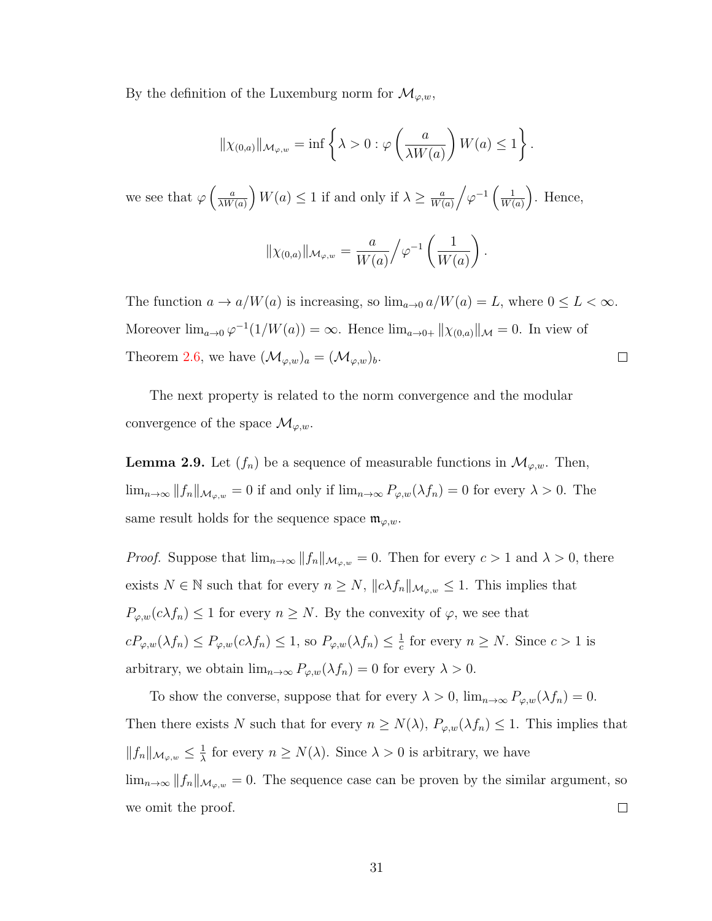By the definition of the Luxemburg norm for $\mathcal{M}_{\varphi,w}$,

$$\|\chi_{(0,a)}\|_{\mathcal{M}_{\varphi,w}} = \inf\left\{\lambda > 0 : \varphi\left(\frac{a}{\lambda W(a)}\right) W(a) \leq 1\right\}.$$

we see that $\varphi\left(\frac{a}{\lambda W(a)}\right) W(a) \leq 1$ if and only if $\lambda \geq \frac{a}{W(a)} \Big/ \varphi^{-1}\left(\frac{1}{W(a)}\right)$. Hence,

$$\|\chi_{(0,a)}\|_{\mathcal{M}_{\varphi,w}} = \frac{a}{W(a)} \Big/ \varphi^{-1}\left(\frac{1}{W(a)}\right).$$

The function $a \to a/W(a)$ is increasing, so $\lim_{a\to 0} a/W(a) = L$, where $0 \leq L < \infty$. Moreover $\lim_{a\to 0} \varphi^{-1}(1/W(a)) = \infty$. Hence $\lim_{a\to 0+} \|\chi_{(0,a)}\|_{\mathcal{M}} = 0$. In view of Theorem 2.6, we have $(\mathcal{M}_{\varphi,w})_a = (\mathcal{M}_{\varphi,w})_b$. $\square$

The next property is related to the norm convergence and the modular convergence of the space $\mathcal{M}_{\varphi,w}$.

**Lemma 2.9.** Let $(f_n)$ be a sequence of measurable functions in $\mathcal{M}_{\varphi,w}$. Then, $\lim_{n\to\infty} \|f_n\|_{\mathcal{M}_{\varphi,w}} = 0$ if and only if $\lim_{n\to\infty} P_{\varphi,w}(\lambda f_n) = 0$ for every $\lambda > 0$. The same result holds for the sequence space $\mathfrak{m}_{\varphi,w}$.

*Proof.* Suppose that $\lim_{n\to\infty} \|f_n\|_{\mathcal{M}_{\varphi,w}} = 0$. Then for every $c > 1$ and $\lambda > 0$, there exists $N \in \mathbb{N}$ such that for every $n \geq N$, $\|c\lambda f_n\|_{\mathcal{M}_{\varphi,w}} \leq 1$. This implies that $P_{\varphi,w}(c\lambda f_n) \leq 1$ for every $n \geq N$. By the convexity of $\varphi$, we see that $cP_{\varphi,w}(\lambda f_n) \leq P_{\varphi,w}(c\lambda f_n) \leq 1$, so $P_{\varphi,w}(\lambda f_n) \leq \frac{1}{c}$ for every $n \geq N$. Since $c > 1$ is arbitrary, we obtain $\lim_{n\to\infty} P_{\varphi,w}(\lambda f_n) = 0$ for every $\lambda > 0$.

To show the converse, suppose that for every $\lambda > 0$, $\lim_{n\to\infty} P_{\varphi,w}(\lambda f_n) = 0$. Then there exists $N$ such that for every $n \geq N(\lambda)$, $P_{\varphi,w}(\lambda f_n) \leq 1$. This implies that $\|f_n\|_{\mathcal{M}_{\varphi,w}} \leq \frac{1}{\lambda}$ for every $n \geq N(\lambda)$. Since $\lambda > 0$ is arbitrary, we have $\lim_{n\to\infty} \|f_n\|_{\mathcal{M}_{\varphi,w}} = 0$. The sequence case can be proven by the similar argument, so we omit the proof. $\square$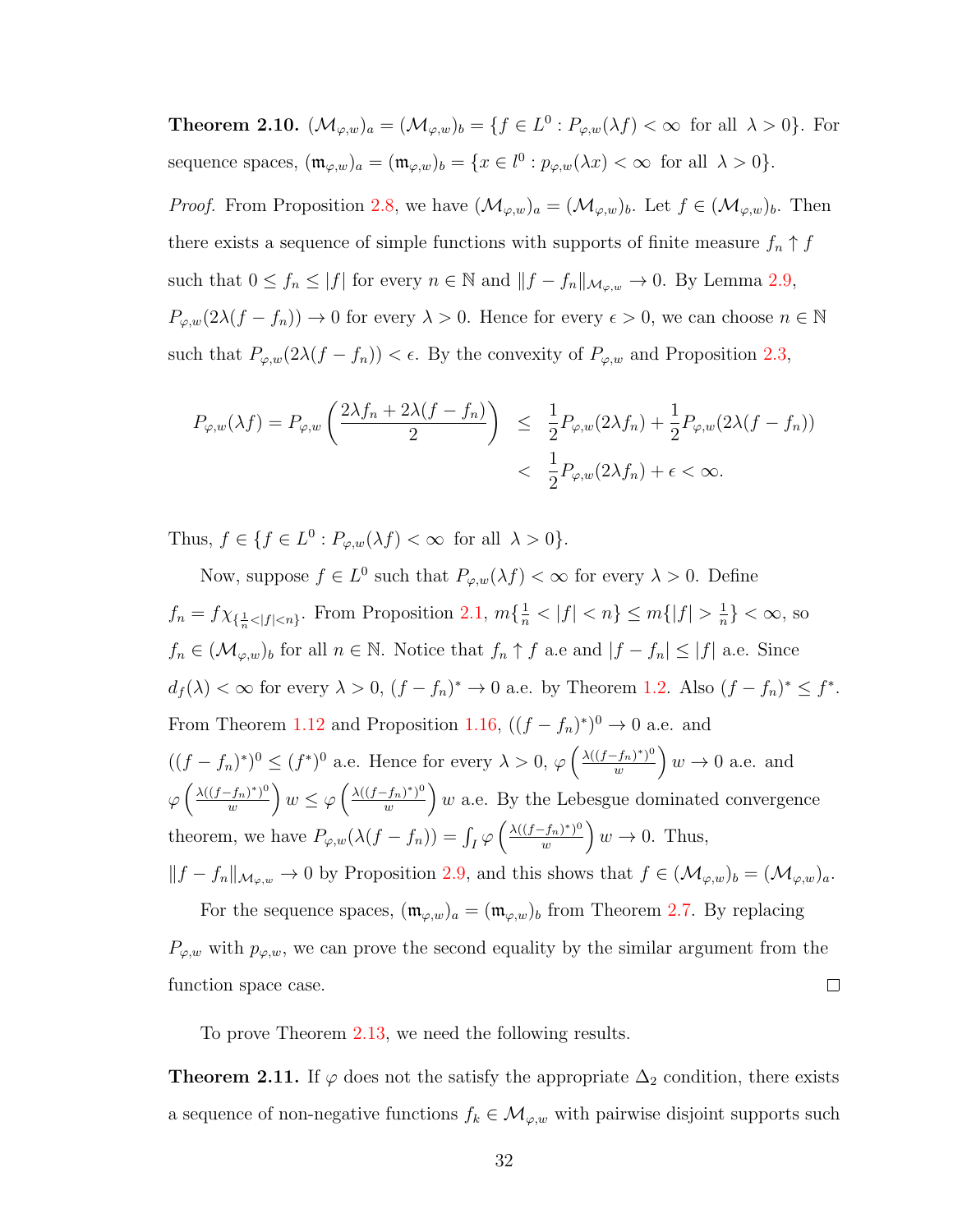**Theorem 2.10.** $(\mathcal{M}_{\varphi,w})_a = (\mathcal{M}_{\varphi,w})_b = \{f \in L^0 : P_{\varphi,w}(\lambda f) < \infty \text{ for all } \lambda > 0\}$. For sequence spaces, $(\mathfrak{m}_{\varphi,w})_a = (\mathfrak{m}_{\varphi,w})_b = \{x \in l^0 : p_{\varphi,w}(\lambda x) < \infty \text{ for all } \lambda > 0\}$.

*Proof.* From Proposition 2.8, we have $(\mathcal{M}_{\varphi,w})_a = (\mathcal{M}_{\varphi,w})_b$. Let $f \in (\mathcal{M}_{\varphi,w})_b$. Then there exists a sequence of simple functions with supports of finite measure $f_n \uparrow f$ such that $0 \leq f_n \leq |f|$ for every $n \in \mathbb{N}$ and $\|f - f_n\|_{\mathcal{M}_{\varphi,w}} \to 0$. By Lemma 2.9, $P_{\varphi,w}(2\lambda(f - f_n)) \to 0$ for every $\lambda > 0$. Hence for every $\epsilon > 0$, we can choose $n \in \mathbb{N}$ such that $P_{\varphi,w}(2\lambda(f - f_n)) < \epsilon$. By the convexity of $P_{\varphi,w}$ and Proposition 2.3,

$$
\begin{aligned}
P_{\varphi,w}(\lambda f) = P_{\varphi,w}\left(\frac{2\lambda f_n + 2\lambda(f - f_n)}{2}\right) &\leq \frac{1}{2}P_{\varphi,w}(2\lambda f_n) + \frac{1}{2}P_{\varphi,w}(2\lambda(f - f_n)) \\
&< \frac{1}{2}P_{\varphi,w}(2\lambda f_n) + \epsilon < \infty.
\end{aligned}
$$

Thus, $f \in \{f \in L^0 : P_{\varphi,w}(\lambda f) < \infty \text{ for all } \lambda > 0\}$.

Now, suppose $f \in L^0$ such that $P_{\varphi,w}(\lambda f) < \infty$ for every $\lambda > 0$. Define $f_n = f\chi_{\{\frac{1}{n} < |f| < n\}}$. From Proposition 2.1, $m\{\frac{1}{n} < |f| < n\} \leq m\{|f| > \frac{1}{n}\} < \infty$, so $f_n \in (\mathcal{M}_{\varphi,w})_b$ for all $n \in \mathbb{N}$. Notice that $f_n \uparrow f$ a.e and $|f - f_n| \leq |f|$ a.e. Since $d_f(\lambda) < \infty$ for every $\lambda > 0$, $(f - f_n)^* \to 0$ a.e. by Theorem 1.2. Also $(f - f_n)^* \leq f^*$. From Theorem 1.12 and Proposition 1.16, $((f - f_n)^*)^0 \to 0$ a.e. and $((f - f_n)^*)^0 \leq (f^*)^0$ a.e. Hence for every $\lambda > 0$, $\varphi\left(\frac{\lambda((f-f_n)^*)^0}{w}\right) w \to 0$ a.e. and $\varphi\left(\frac{\lambda((f-f_n)^*)^0}{w}\right) w \leq \varphi\left(\frac{\lambda((f-f_n)^*)^0}{w}\right) w$ a.e. By the Lebesgue dominated convergence theorem, we have $P_{\varphi,w}(\lambda(f - f_n)) = \int_I \varphi\left(\frac{\lambda((f-f_n)^*)^0}{w}\right) w \to 0$. Thus, $\|f - f_n\|_{\mathcal{M}_{\varphi,w}} \to 0$ by Proposition 2.9, and this shows that $f \in (\mathcal{M}_{\varphi,w})_b = (\mathcal{M}_{\varphi,w})_a$.

For the sequence spaces, $(\mathfrak{m}_{\varphi,w})_a = (\mathfrak{m}_{\varphi,w})_b$ from Theorem 2.7. By replacing $P_{\varphi,w}$ with $p_{\varphi,w}$, we can prove the second equality by the similar argument from the function space case. $\square$

To prove Theorem 2.13, we need the following results.

**Theorem 2.11.** If $\varphi$ does not the satisfy the appropriate $\Delta_2$ condition, there exists a sequence of non-negative functions $f_k \in \mathcal{M}_{\varphi,w}$ with pairwise disjoint supports such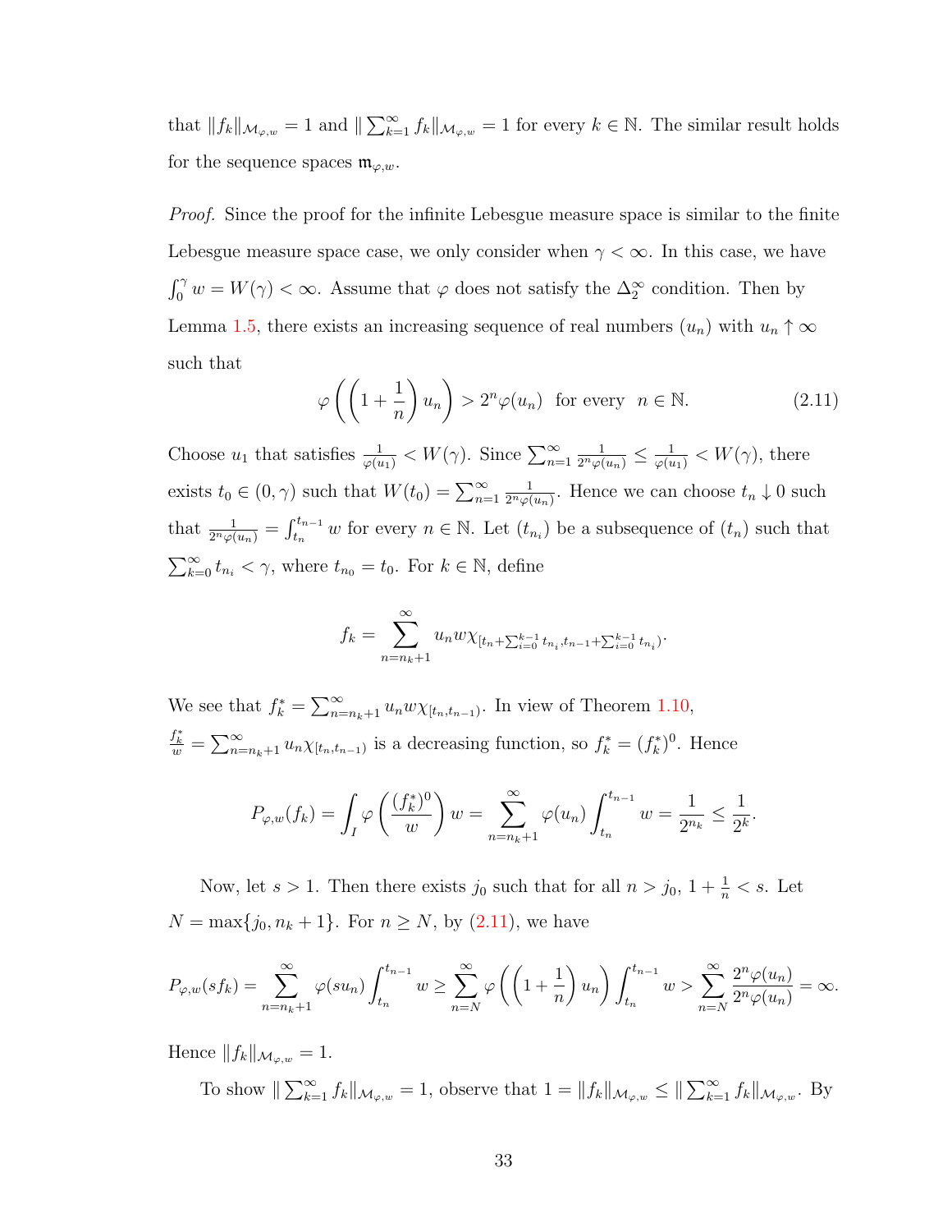that $\|f_k\|_{\mathcal{M}_{\varphi,w}} = 1$ and $\|\sum_{k=1}^{\infty} f_k\|_{\mathcal{M}_{\varphi,w}} = 1$ for every $k \in \mathbb{N}$. The similar result holds for the sequence spaces $\mathfrak{m}_{\varphi,w}$.

*Proof.* Since the proof for the infinite Lebesgue measure space is similar to the finite Lebesgue measure space case, we only consider when $\gamma < \infty$. In this case, we have $\int_0^\gamma w = W(\gamma) < \infty$. Assume that $\varphi$ does not satisfy the $\Delta_2^\infty$ condition. Then by Lemma 1.5, there exists an increasing sequence of real numbers $(u_n)$ with $u_n \uparrow \infty$ such that

$$\varphi\left(\left(1+\frac{1}{n}\right)u_n\right) > 2^n\varphi(u_n) \text{ for every } n \in \mathbb{N}. \tag{2.11}$$

Choose $u_1$ that satisfies $\frac{1}{\varphi(u_1)} < W(\gamma)$. Since $\sum_{n=1}^{\infty} \frac{1}{2^n\varphi(u_n)} \le \frac{1}{\varphi(u_1)} < W(\gamma)$, there exists $t_0 \in (0, \gamma)$ such that $W(t_0) = \sum_{n=1}^{\infty} \frac{1}{2^n\varphi(u_n)}$. Hence we can choose $t_n \downarrow 0$ such that $\frac{1}{2^n\varphi(u_n)} = \int_{t_n}^{t_{n-1}} w$ for every $n \in \mathbb{N}$. Let $(t_{n_i})$ be a subsequence of $(t_n)$ such that $\sum_{k=0}^{\infty} t_{n_i} < \gamma$, where $t_{n_0} = t_0$. For $k \in \mathbb{N}$, define

$$f_k = \sum_{n=n_k+1}^{\infty} u_n w \chi_{[t_n + \sum_{i=0}^{k-1} t_{n_i}, t_{n-1} + \sum_{i=0}^{k-1} t_{n_i})}.$$

We see that $f_k^* = \sum_{n=n_k+1}^{\infty} u_n w \chi_{[t_n, t_{n-1})}$. In view of Theorem 1.10, $\frac{f_k^*}{w} = \sum_{n=n_k+1}^{\infty} u_n \chi_{[t_n, t_{n-1})}$ is a decreasing function, so $f_k^* = (f_k^*)^0$. Hence

$$P_{\varphi,w}(f_k) = \int_I \varphi\left(\frac{(f_k^*)^0}{w}\right) w = \sum_{n=n_k+1}^{\infty} \varphi(u_n) \int_{t_n}^{t_{n-1}} w = \frac{1}{2^{n_k}} \le \frac{1}{2^k}.$$

Now, let $s > 1$. Then there exists $j_0$ such that for all $n > j_0$, $1 + \frac{1}{n} < s$. Let $N = \max\{j_0, n_k + 1\}$. For $n \ge N$, by (2.11), we have

$$P_{\varphi,w}(sf_k) = \sum_{n=n_k+1}^{\infty} \varphi(su_n) \int_{t_n}^{t_{n-1}} w \ge \sum_{n=N}^{\infty} \varphi\left(\left(1+\frac{1}{n}\right)u_n\right) \int_{t_n}^{t_{n-1}} w > \sum_{n=N}^{\infty} \frac{2^n\varphi(u_n)}{2^n\varphi(u_n)} = \infty.$$

Hence $\|f_k\|_{\mathcal{M}_{\varphi,w}} = 1$.

To show $\|\sum_{k=1}^{\infty} f_k\|_{\mathcal{M}_{\varphi,w}} = 1$, observe that $1 = \|f_k\|_{\mathcal{M}_{\varphi,w}} \le \|\sum_{k=1}^{\infty} f_k\|_{\mathcal{M}_{\varphi,w}}$. By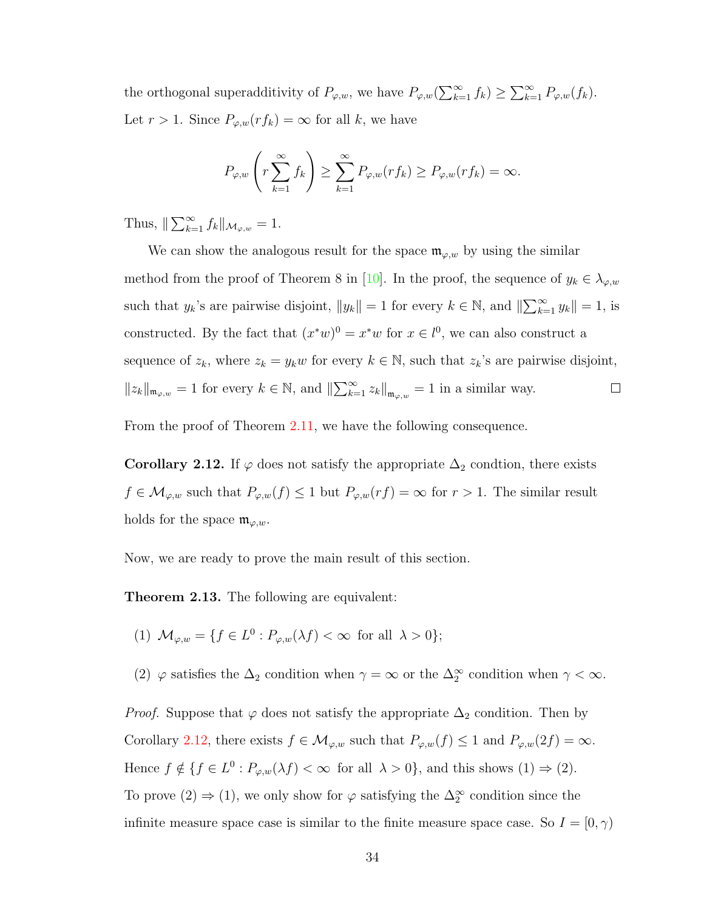the orthogonal superadditivity of $P_{\varphi,w}$, we have $P_{\varphi,w}(\sum_{k=1}^{\infty} f_k) \geq \sum_{k=1}^{\infty} P_{\varphi,w}(f_k)$. Let $r > 1$. Since $P_{\varphi,w}(rf_k) = \infty$ for all $k$, we have

$$P_{\varphi,w}\left(r\sum_{k=1}^{\infty} f_k\right) \geq \sum_{k=1}^{\infty} P_{\varphi,w}(rf_k) \geq P_{\varphi,w}(rf_k) = \infty.$$

Thus, $\|\sum_{k=1}^{\infty} f_k\|_{\mathcal{M}_{\varphi,w}} = 1$.

We can show the analogous result for the space $\mathfrak{m}_{\varphi,w}$ by using the similar method from the proof of Theorem 8 in [10]. In the proof, the sequence of $y_k \in \lambda_{\varphi,w}$ such that $y_k$'s are pairwise disjoint, $\|y_k\| = 1$ for every $k \in \mathbb{N}$, and $\|\sum_{k=1}^{\infty} y_k\| = 1$, is constructed. By the fact that $(x^*w)^0 = x^*w$ for $x \in l^0$, we can also construct a sequence of $z_k$, where $z_k = y_k w$ for every $k \in \mathbb{N}$, such that $z_k$'s are pairwise disjoint, $\|z_k\|_{\mathfrak{m}_{\varphi,w}} = 1$ for every $k \in \mathbb{N}$, and $\|\sum_{k=1}^{\infty} z_k\|_{\mathfrak{m}_{\varphi,w}} = 1$ in a similar way. □

From the proof of Theorem 2.11, we have the following consequence.

**Corollary 2.12.** If $\varphi$ does not satisfy the appropriate $\Delta_2$ condtion, there exists $f \in \mathcal{M}_{\varphi,w}$ such that $P_{\varphi,w}(f) \leq 1$ but $P_{\varphi,w}(rf) = \infty$ for $r > 1$. The similar result holds for the space $\mathfrak{m}_{\varphi,w}$.

Now, we are ready to prove the main result of this section.

**Theorem 2.13.** The following are equivalent:

(1) $\mathcal{M}_{\varphi,w} = \{f \in L^0 : P_{\varphi,w}(\lambda f) < \infty \text{ for all } \lambda > 0\}$;

(2) $\varphi$ satisfies the $\Delta_2$ condition when $\gamma = \infty$ or the $\Delta_2^{\infty}$ condition when $\gamma < \infty$.

*Proof.* Suppose that $\varphi$ does not satisfy the appropriate $\Delta_2$ condition. Then by Corollary 2.12, there exists $f \in \mathcal{M}_{\varphi,w}$ such that $P_{\varphi,w}(f) \leq 1$ and $P_{\varphi,w}(2f) = \infty$. Hence $f \notin \{f \in L^0 : P_{\varphi,w}(\lambda f) < \infty \text{ for all } \lambda > 0\}$, and this shows (1) $\Rightarrow$ (2). To prove (2) $\Rightarrow$ (1), we only show for $\varphi$ satisfying the $\Delta_2^{\infty}$ condition since the infinite measure space case is similar to the finite measure space case. So $I = [0, \gamma)$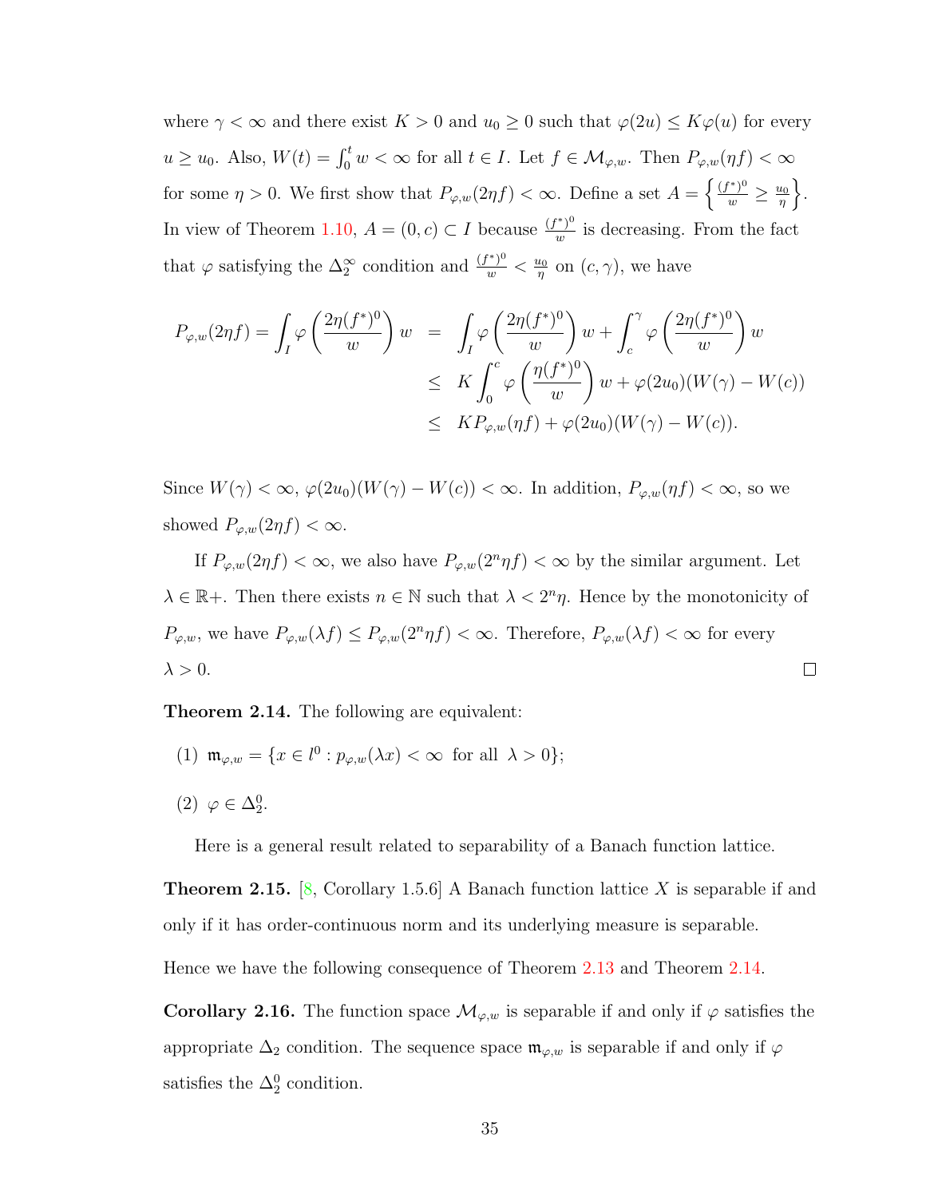where $\gamma < \infty$ and there exist $K > 0$ and $u_0 \geq 0$ such that $\varphi(2u) \leq K\varphi(u)$ for every $u \geq u_0$. Also, $W(t) = \int_0^t w < \infty$ for all $t \in I$. Let $f \in \mathcal{M}_{\varphi,w}$. Then $P_{\varphi,w}(\eta f) < \infty$ for some $\eta > 0$. We first show that $P_{\varphi,w}(2\eta f) < \infty$. Define a set $A = \left\{ \frac{(f^*)^0}{w} \geq \frac{u_0}{\eta} \right\}$. In view of Theorem 1.10, $A = (0, c) \subset I$ because $\frac{(f^*)^0}{w}$ is decreasing. From the fact that $\varphi$ satisfying the $\Delta_2^\infty$ condition and $\frac{(f^*)^0}{w} < \frac{u_0}{\eta}$ on $(c, \gamma)$, we have

$$
\begin{aligned}
P_{\varphi,w}(2\eta f) = \int_I \varphi\left(\frac{2\eta (f^*)^0}{w}\right) w &= \int_I \varphi\left(\frac{2\eta (f^*)^0}{w}\right) w + \int_c^\gamma \varphi\left(\frac{2\eta (f^*)^0}{w}\right) w \\
&\leq K \int_0^c \varphi\left(\frac{\eta (f^*)^0}{w}\right) w + \varphi(2u_0)(W(\gamma) - W(c)) \\
&\leq K P_{\varphi,w}(\eta f) + \varphi(2u_0)(W(\gamma) - W(c)).
\end{aligned}
$$

Since $W(\gamma) < \infty$, $\varphi(2u_0)(W(\gamma) - W(c)) < \infty$. In addition, $P_{\varphi,w}(\eta f) < \infty$, so we showed $P_{\varphi,w}(2\eta f) < \infty$.

If $P_{\varphi,w}(2\eta f) < \infty$, we also have $P_{\varphi,w}(2^n \eta f) < \infty$ by the similar argument. Let $\lambda \in \mathbb{R}+$. Then there exists $n \in \mathbb{N}$ such that $\lambda < 2^n \eta$. Hence by the monotonicity of $P_{\varphi,w}$, we have $P_{\varphi,w}(\lambda f) \leq P_{\varphi,w}(2^n \eta f) < \infty$. Therefore, $P_{\varphi,w}(\lambda f) < \infty$ for every $\lambda > 0$. □

**Theorem 2.14.** The following are equivalent:

(1) $\mathfrak{m}_{\varphi,w} = \{x \in l^0 : p_{\varphi,w}(\lambda x) < \infty \text{ for all } \lambda > 0\}$;

(2) $\varphi \in \Delta_2^0$.

Here is a general result related to separability of a Banach function lattice.

**Theorem 2.15.** [8, Corollary 1.5.6] A Banach function lattice $X$ is separable if and only if it has order-continuous norm and its underlying measure is separable.

Hence we have the following consequence of Theorem 2.13 and Theorem 2.14.

**Corollary 2.16.** The function space $\mathcal{M}_{\varphi,w}$ is separable if and only if $\varphi$ satisfies the appropriate $\Delta_2$ condition. The sequence space $\mathfrak{m}_{\varphi,w}$ is separable if and only if $\varphi$ satisfies the $\Delta_2^0$ condition.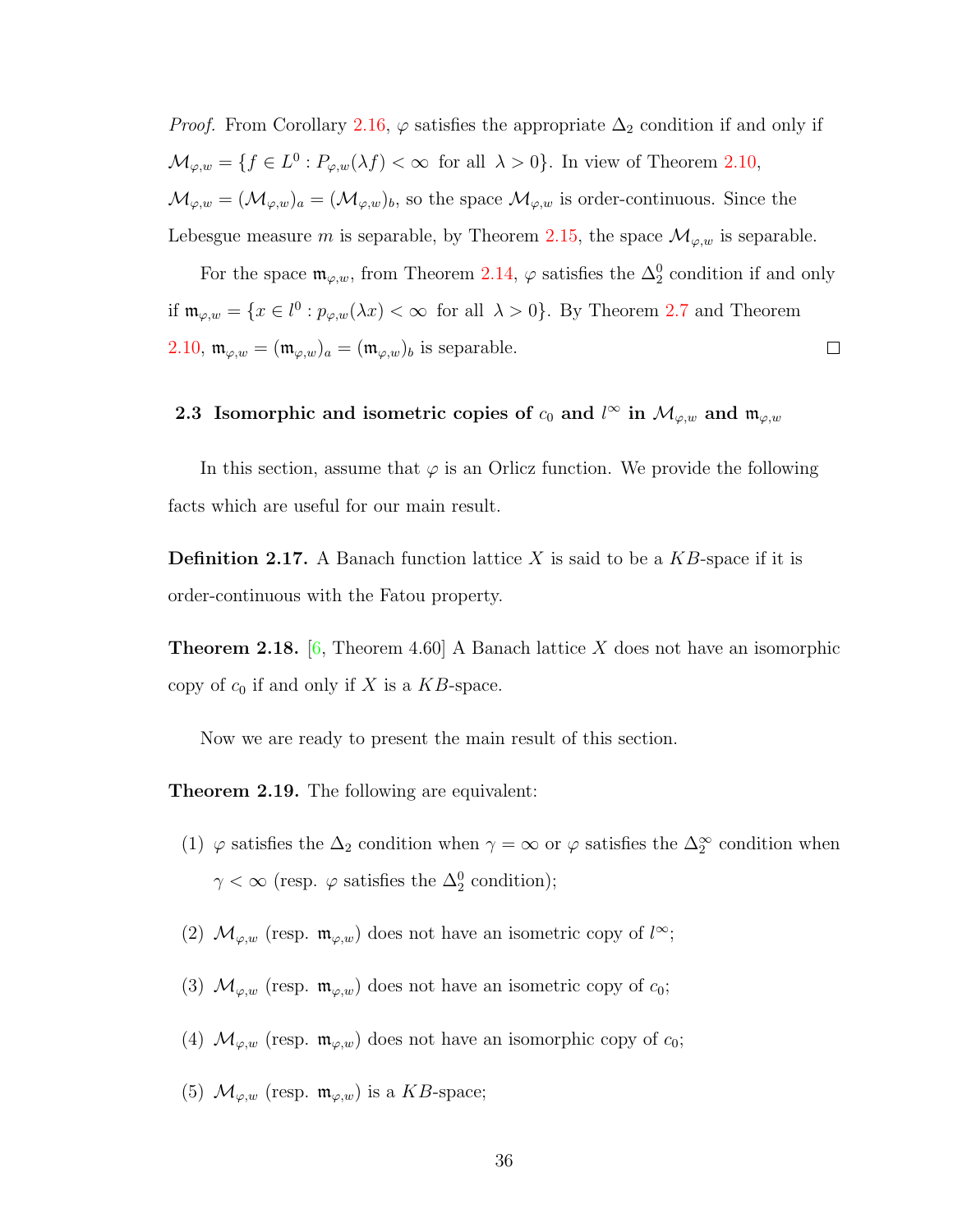*Proof.* From Corollary 2.16, $\varphi$ satisfies the appropriate $\Delta_2$ condition if and only if $\mathcal{M}_{\varphi,w} = \{f \in L^0 : P_{\varphi,w}(\lambda f) < \infty \text{ for all } \lambda > 0\}$. In view of Theorem 2.10, $\mathcal{M}_{\varphi,w} = (\mathcal{M}_{\varphi,w})_a = (\mathcal{M}_{\varphi,w})_b$, so the space $\mathcal{M}_{\varphi,w}$ is order-continuous. Since the Lebesgue measure $m$ is separable, by Theorem 2.15, the space $\mathcal{M}_{\varphi,w}$ is separable.

For the space $\mathfrak{m}_{\varphi,w}$, from Theorem 2.14, $\varphi$ satisfies the $\Delta_2^0$ condition if and only if $\mathfrak{m}_{\varphi,w} = \{x \in l^0 : p_{\varphi,w}(\lambda x) < \infty \text{ for all } \lambda > 0\}$. By Theorem 2.7 and Theorem 2.10, $\mathfrak{m}_{\varphi,w} = (\mathfrak{m}_{\varphi,w})_a = (\mathfrak{m}_{\varphi,w})_b$ is separable. □

### 2.3 Isomorphic and isometric copies of $c_0$ and $l^\infty$ in $\mathcal{M}_{\varphi,w}$ and $\mathfrak{m}_{\varphi,w}$

In this section, assume that $\varphi$ is an Orlicz function. We provide the following facts which are useful for our main result.

**Definition 2.17.** A Banach function lattice $X$ is said to be a $KB$-space if it is order-continuous with the Fatou property.

**Theorem 2.18.** [6, Theorem 4.60] A Banach lattice $X$ does not have an isomorphic copy of $c_0$ if and only if $X$ is a $KB$-space.

Now we are ready to present the main result of this section.

**Theorem 2.19.** The following are equivalent:

(1) $\varphi$ satisfies the $\Delta_2$ condition when $\gamma = \infty$ or $\varphi$ satisfies the $\Delta_2^\infty$ condition when $\gamma < \infty$ (resp. $\varphi$ satisfies the $\Delta_2^0$ condition);

(2) $\mathcal{M}_{\varphi,w}$ (resp. $\mathfrak{m}_{\varphi,w}$) does not have an isometric copy of $l^\infty$;

(3) $\mathcal{M}_{\varphi,w}$ (resp. $\mathfrak{m}_{\varphi,w}$) does not have an isometric copy of $c_0$;

(4) $\mathcal{M}_{\varphi,w}$ (resp. $\mathfrak{m}_{\varphi,w}$) does not have an isomorphic copy of $c_0$;

(5) $\mathcal{M}_{\varphi,w}$ (resp. $\mathfrak{m}_{\varphi,w}$) is a $KB$-space;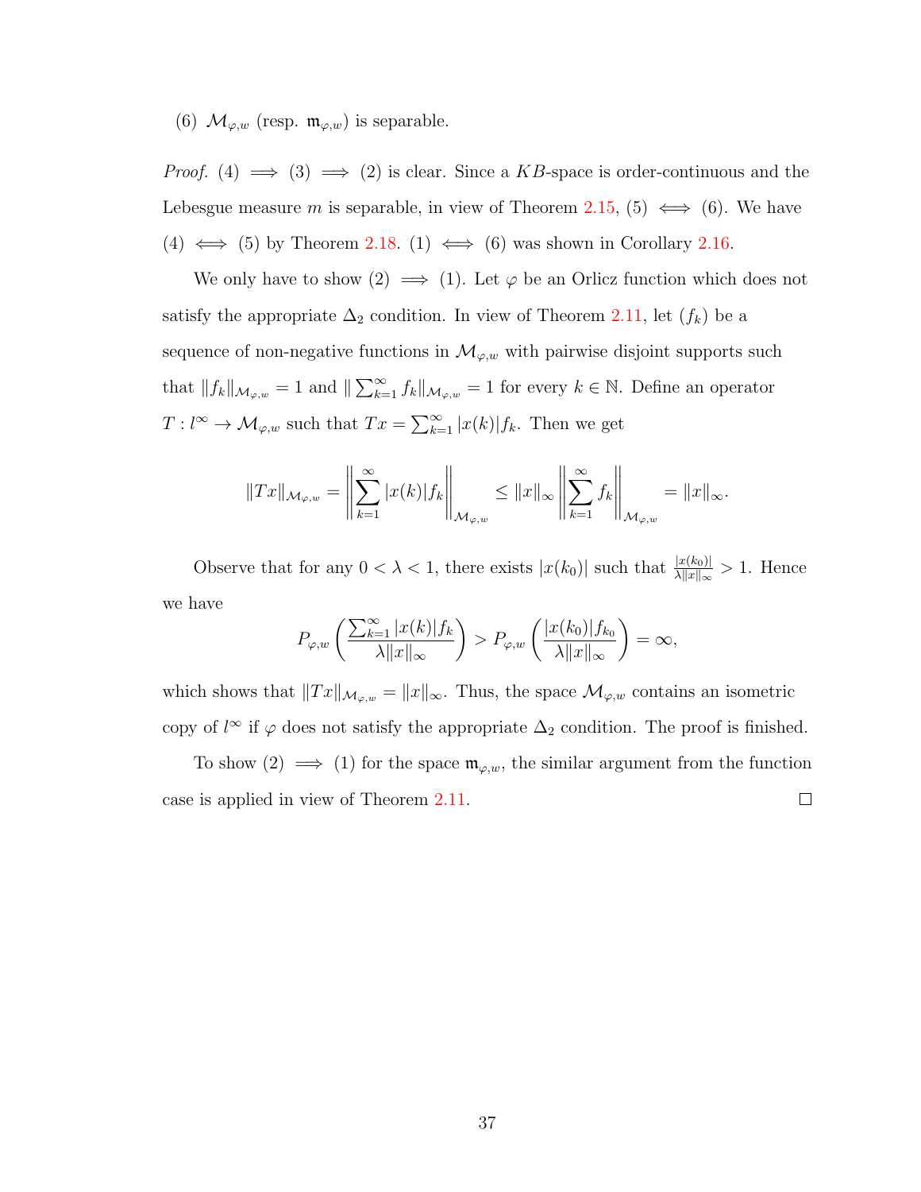(6) $\mathcal{M}_{\varphi,w}$ (resp. $\mathfrak{m}_{\varphi,w}$) is separable.

*Proof.* (4) $\implies$ (3) $\implies$ (2) is clear. Since a $KB$-space is order-continuous and the Lebesgue measure $m$ is separable, in view of Theorem 2.15, (5) $\iff$ (6). We have (4) $\iff$ (5) by Theorem 2.18. (1) $\iff$ (6) was shown in Corollary 2.16.

We only have to show (2) $\implies$ (1). Let $\varphi$ be an Orlicz function which does not satisfy the appropriate $\Delta_2$ condition. In view of Theorem 2.11, let $(f_k)$ be a sequence of non-negative functions in $\mathcal{M}_{\varphi,w}$ with pairwise disjoint supports such that $\|f_k\|_{\mathcal{M}_{\varphi,w}} = 1$ and $\|\sum_{k=1}^{\infty} f_k\|_{\mathcal{M}_{\varphi,w}} = 1$ for every $k \in \mathbb{N}$. Define an operator $T : l^{\infty} \to \mathcal{M}_{\varphi,w}$ such that $Tx = \sum_{k=1}^{\infty} |x(k)| f_k$. Then we get

$$\|Tx\|_{\mathcal{M}_{\varphi,w}} = \left\| \sum_{k=1}^{\infty} |x(k)| f_k \right\|_{\mathcal{M}_{\varphi,w}} \leq \|x\|_{\infty} \left\| \sum_{k=1}^{\infty} f_k \right\|_{\mathcal{M}_{\varphi,w}} = \|x\|_{\infty}.$$

Observe that for any $0 < \lambda < 1$, there exists $|x(k_0)|$ such that $\frac{|x(k_0)|}{\lambda \|x\|_{\infty}} > 1$. Hence we have

$$P_{\varphi,w}\left( \frac{\sum_{k=1}^{\infty} |x(k)| f_k}{\lambda \|x\|_{\infty}} \right) > P_{\varphi,w}\left( \frac{|x(k_0)| f_{k_0}}{\lambda \|x\|_{\infty}} \right) = \infty,$$

which shows that $\|Tx\|_{\mathcal{M}_{\varphi,w}} = \|x\|_{\infty}$. Thus, the space $\mathcal{M}_{\varphi,w}$ contains an isometric copy of $l^{\infty}$ if $\varphi$ does not satisfy the appropriate $\Delta_2$ condition. The proof is finished.

To show (2) $\implies$ (1) for the space $\mathfrak{m}_{\varphi,w}$, the similar argument from the function case is applied in view of Theorem 2.11. $\square$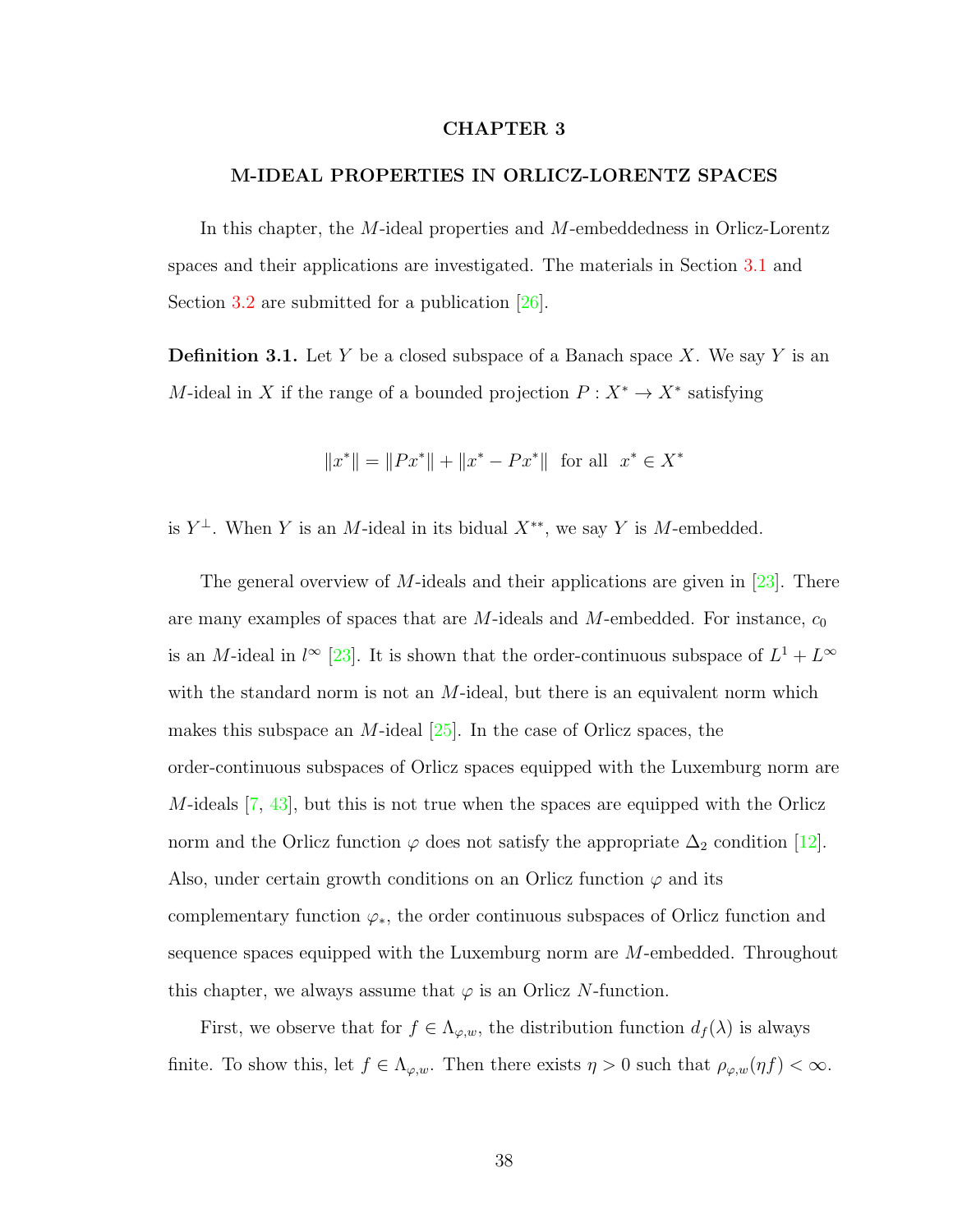# CHAPTER 3

## M-IDEAL PROPERTIES IN ORLICZ-LORENTZ SPACES

In this chapter, the $M$-ideal properties and $M$-embeddedness in Orlicz-Lorentz spaces and their applications are investigated. The materials in Section 3.1 and Section 3.2 are submitted for a publication [26].

**Definition 3.1.** Let $Y$ be a closed subspace of a Banach space $X$. We say $Y$ is an $M$-ideal in $X$ if the range of a bounded projection $P : X^* \to X^*$ satisfying

$$\|x^*\| = \|Px^*\| + \|x^* - Px^*\| \quad \text{for all} \quad x^* \in X^*$$

is $Y^\perp$. When $Y$ is an $M$-ideal in its bidual $X^{**}$, we say $Y$ is $M$-embedded.

The general overview of $M$-ideals and their applications are given in [23]. There are many examples of spaces that are $M$-ideals and $M$-embedded. For instance, $c_0$ is an $M$-ideal in $l^\infty$ [23]. It is shown that the order-continuous subspace of $L^1 + L^\infty$ with the standard norm is not an $M$-ideal, but there is an equivalent norm which makes this subspace an $M$-ideal [25]. In the case of Orlicz spaces, the order-continuous subspaces of Orlicz spaces equipped with the Luxemburg norm are $M$-ideals [7, 43], but this is not true when the spaces are equipped with the Orlicz norm and the Orlicz function $\varphi$ does not satisfy the appropriate $\Delta_2$ condition [12]. Also, under certain growth conditions on an Orlicz function $\varphi$ and its complementary function $\varphi_*$, the order continuous subspaces of Orlicz function and sequence spaces equipped with the Luxemburg norm are $M$-embedded. Throughout this chapter, we always assume that $\varphi$ is an Orlicz $N$-function.

First, we observe that for $f \in \Lambda_{\varphi,w}$, the distribution function $d_f(\lambda)$ is always finite. To show this, let $f \in \Lambda_{\varphi,w}$. Then there exists $\eta > 0$ such that $\rho_{\varphi,w}(\eta f) < \infty$.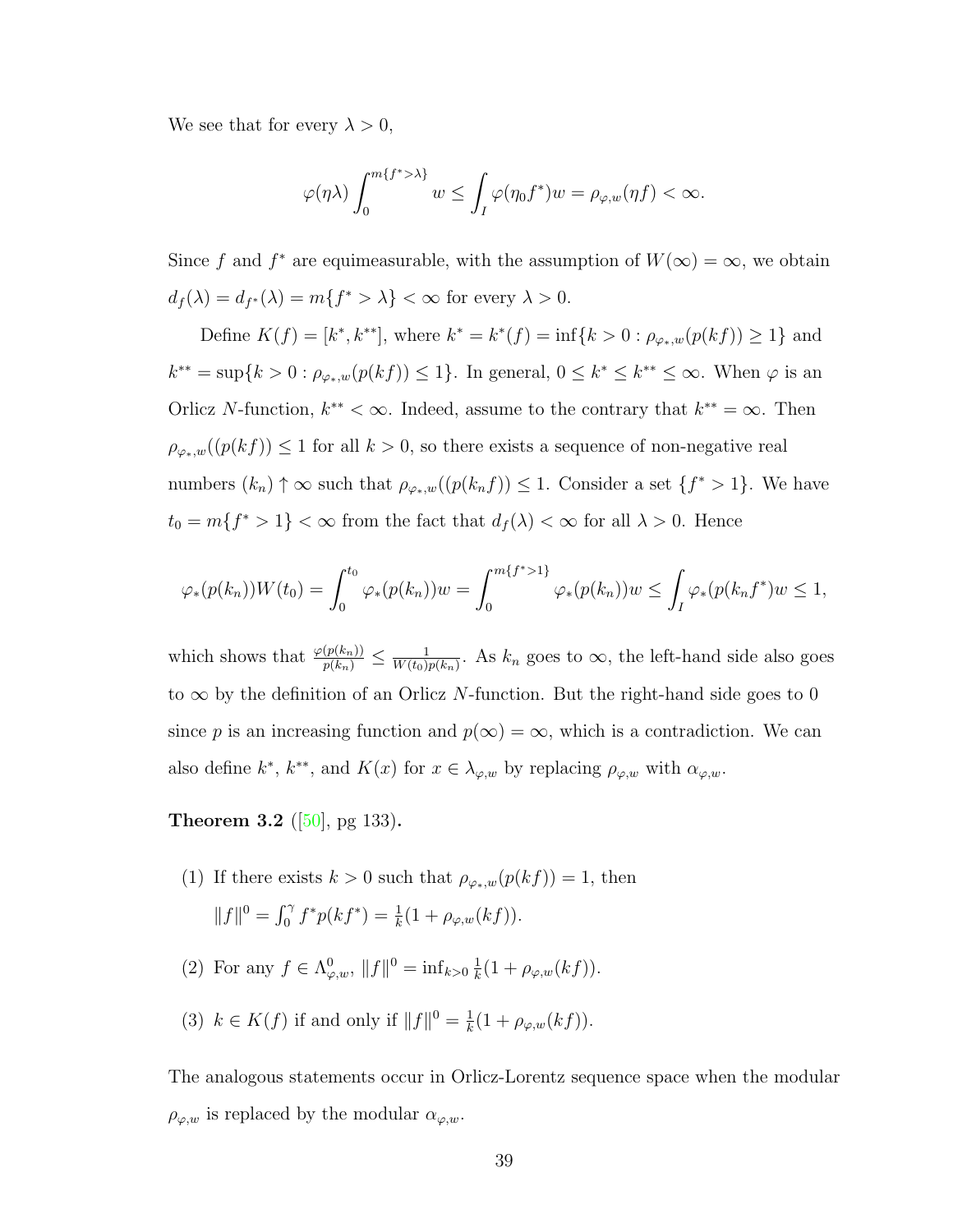We see that for every $\lambda > 0$,

$$\varphi(\eta\lambda) \int_0^{m\{f^*>\lambda\}} w \leq \int_I \varphi(\eta_0 f^*) w = \rho_{\varphi,w}(\eta f) < \infty.$$

Since $f$ and $f^*$ are equimeasurable, with the assumption of $W(\infty) = \infty$, we obtain $d_f(\lambda) = d_{f^*}(\lambda) = m\{f^* > \lambda\} < \infty$ for every $\lambda > 0$.

Define $K(f) = [k^*, k^{**}]$, where $k^* = k^*(f) = \inf\{k > 0 : \rho_{\varphi_*,w}(p(kf)) \geq 1\}$ and $k^{**} = \sup\{k > 0 : \rho_{\varphi_*,w}(p(kf)) \leq 1\}$. In general, $0 \leq k^* \leq k^{**} \leq \infty$. When $\varphi$ is an Orlicz $N$-function, $k^{**} < \infty$. Indeed, assume to the contrary that $k^{**} = \infty$. Then $\rho_{\varphi_*,w}((p(kf)) \leq 1$ for all $k > 0$, so there exists a sequence of non-negative real numbers $(k_n) \uparrow \infty$ such that $\rho_{\varphi_*,w}((p(k_n f)) \leq 1$. Consider a set $\{f^* > 1\}$. We have $t_0 = m\{f^* > 1\} < \infty$ from the fact that $d_f(\lambda) < \infty$ for all $\lambda > 0$. Hence

$$\varphi_*(p(k_n))W(t_0) = \int_0^{t_0} \varphi_*(p(k_n))w = \int_0^{m\{f^*>1\}} \varphi_*(p(k_n))w \leq \int_I \varphi_*(p(k_n f^*)w \leq 1,$$

which shows that $\frac{\varphi(p(k_n))}{p(k_n)} \leq \frac{1}{W(t_0)p(k_n)}$. As $k_n$ goes to $\infty$, the left-hand side also goes to $\infty$ by the definition of an Orlicz $N$-function. But the right-hand side goes to 0 since $p$ is an increasing function and $p(\infty) = \infty$, which is a contradiction. We can also define $k^*$, $k^{**}$, and $K(x)$ for $x \in \lambda_{\varphi,w}$ by replacing $\rho_{\varphi,w}$ with $\alpha_{\varphi,w}$.

**Theorem 3.2** ([50], pg 133)**.**

(1) If there exists $k > 0$ such that $\rho_{\varphi_*,w}(p(kf)) = 1$, then $\|f\|^0 = \int_0^\gamma f^* p(kf^*) = \frac{1}{k}(1 + \rho_{\varphi,w}(kf))$.

(2) For any $f \in \Lambda^0_{\varphi,w}$, $\|f\|^0 = \inf_{k>0} \frac{1}{k}(1 + \rho_{\varphi,w}(kf))$.

(3) $k \in K(f)$ if and only if $\|f\|^0 = \frac{1}{k}(1 + \rho_{\varphi,w}(kf))$.

The analogous statements occur in Orlicz-Lorentz sequence space when the modular $\rho_{\varphi,w}$ is replaced by the modular $\alpha_{\varphi,w}$.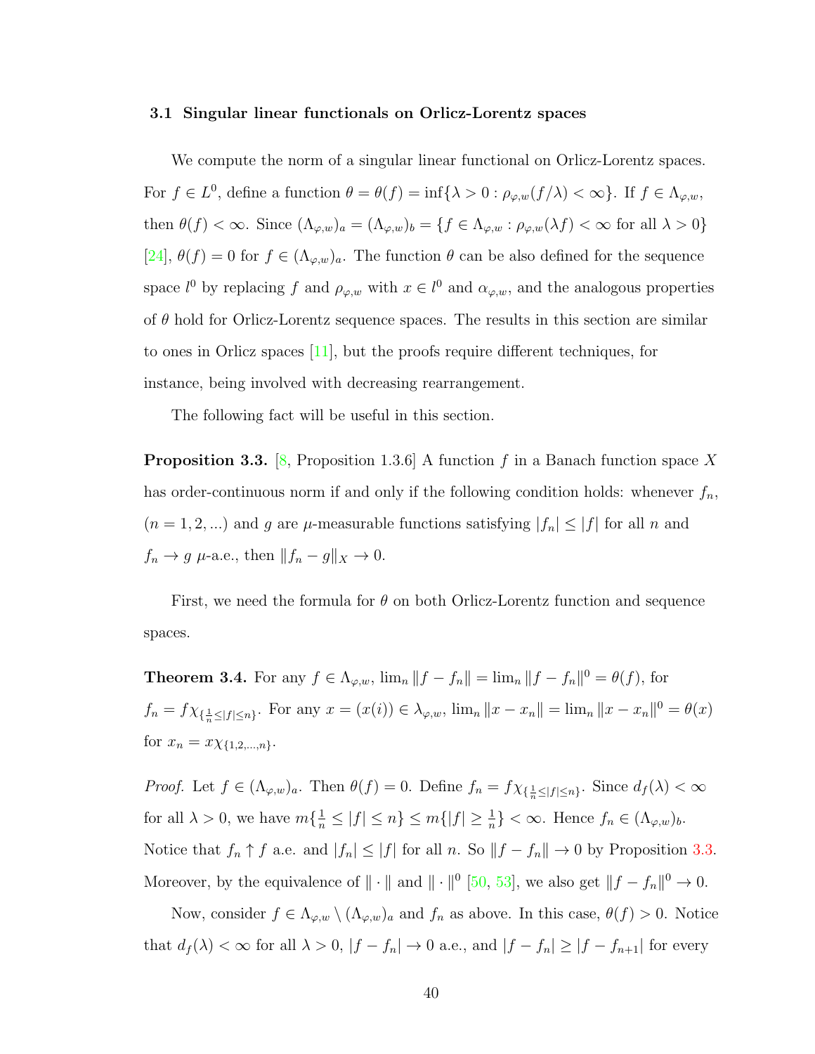### 3.1 Singular linear functionals on Orlicz-Lorentz spaces

We compute the norm of a singular linear functional on Orlicz-Lorentz spaces. For $f \in L^0$, define a function $\theta = \theta(f) = \inf\{\lambda > 0 : \rho_{\varphi,w}(f/\lambda) < \infty\}$. If $f \in \Lambda_{\varphi,w}$, then $\theta(f) < \infty$. Since $(\Lambda_{\varphi,w})_a = (\Lambda_{\varphi,w})_b = \{f \in \Lambda_{\varphi,w} : \rho_{\varphi,w}(\lambda f) < \infty \text{ for all } \lambda > 0\}$ [24], $\theta(f) = 0$ for $f \in (\Lambda_{\varphi,w})_a$. The function $\theta$ can be also defined for the sequence space $l^0$ by replacing $f$ and $\rho_{\varphi,w}$ with $x \in l^0$ and $\alpha_{\varphi,w}$, and the analogous properties of $\theta$ hold for Orlicz-Lorentz sequence spaces. The results in this section are similar to ones in Orlicz spaces [11], but the proofs require different techniques, for instance, being involved with decreasing rearrangement.

The following fact will be useful in this section.

**Proposition 3.3.** [8, Proposition 1.3.6] A function $f$ in a Banach function space $X$ has order-continuous norm if and only if the following condition holds: whenever $f_n$, $(n = 1, 2, ...)$ and $g$ are $\mu$-measurable functions satisfying $|f_n| \leq |f|$ for all $n$ and $f_n \to g$ $\mu$-a.e., then $\|f_n - g\|_X \to 0$.

First, we need the formula for $\theta$ on both Orlicz-Lorentz function and sequence spaces.

**Theorem 3.4.** For any $f \in \Lambda_{\varphi,w}$, $\lim_n \|f - f_n\| = \lim_n \|f - f_n\|^0 = \theta(f)$, for $f_n = f\chi_{\{\frac{1}{n} \leq |f| \leq n\}}$. For any $x = (x(i)) \in \lambda_{\varphi,w}$, $\lim_n \|x - x_n\| = \lim_n \|x - x_n\|^0 = \theta(x)$ for $x_n = x\chi_{\{1,2,...,n\}}$.

*Proof.* Let $f \in (\Lambda_{\varphi,w})_a$. Then $\theta(f) = 0$. Define $f_n = f\chi_{\{\frac{1}{n} \leq |f| \leq n\}}$. Since $d_f(\lambda) < \infty$ for all $\lambda > 0$, we have $m\{\frac{1}{n} \leq |f| \leq n\} \leq m\{|f| \geq \frac{1}{n}\} < \infty$. Hence $f_n \in (\Lambda_{\varphi,w})_b$. Notice that $f_n \uparrow f$ a.e. and $|f_n| \leq |f|$ for all $n$. So $\|f - f_n\| \to 0$ by Proposition 3.3. Moreover, by the equivalence of $\|\cdot\|$ and $\|\cdot\|^0$ [50, 53], we also get $\|f - f_n\|^0 \to 0$.

Now, consider $f \in \Lambda_{\varphi,w} \setminus (\Lambda_{\varphi,w})_a$ and $f_n$ as above. In this case, $\theta(f) > 0$. Notice that $d_f(\lambda) < \infty$ for all $\lambda > 0$, $|f - f_n| \to 0$ a.e., and $|f - f_n| \geq |f - f_{n+1}|$ for every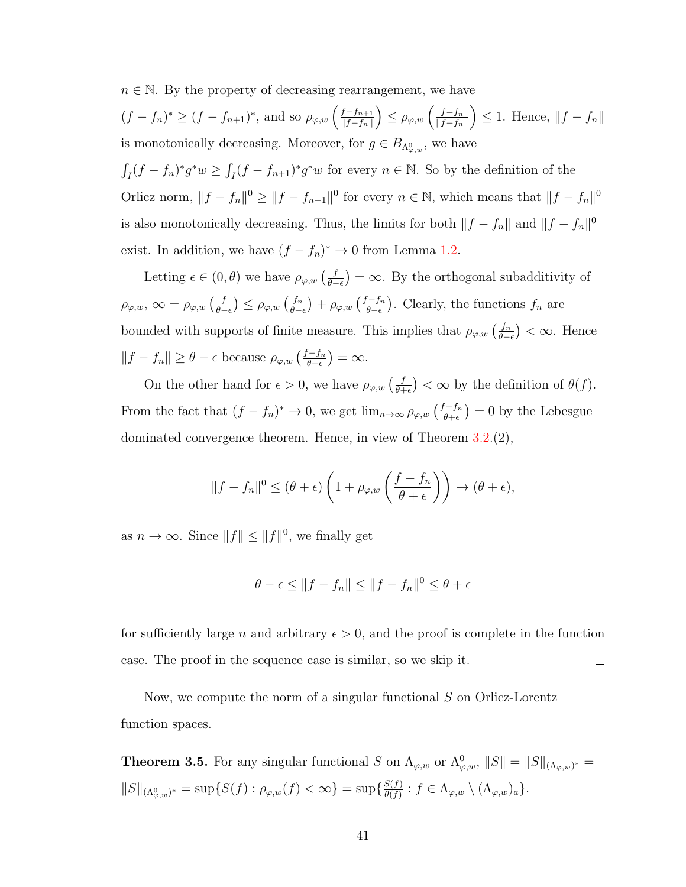$n \in \mathbb{N}$. By the property of decreasing rearrangement, we have $(f - f_n)^* \geq (f - f_{n+1})^*$, and so $\rho_{\varphi,w}\left(\frac{f-f_{n+1}}{\|f-f_n\|}\right) \leq \rho_{\varphi,w}\left(\frac{f-f_n}{\|f-f_n\|}\right) \leq 1$. Hence, $\|f - f_n\|$ is monotonically decreasing. Moreover, for $g \in B_{\Lambda^0_{\varphi,w}}$, we have $\int_I (f - f_n)^* g^* w \geq \int_I (f - f_{n+1})^* g^* w$ for every $n \in \mathbb{N}$. So by the definition of the Orlicz norm, $\|f - f_n\|^0 \geq \|f - f_{n+1}\|^0$ for every $n \in \mathbb{N}$, which means that $\|f - f_n\|^0$ is also monotonically decreasing. Thus, the limits for both $\|f - f_n\|$ and $\|f - f_n\|^0$ exist. In addition, we have $(f - f_n)^* \to 0$ from Lemma 1.2.

Letting $\epsilon \in (0, \theta)$ we have $\rho_{\varphi,w}\left(\frac{f}{\theta-\epsilon}\right) = \infty$. By the orthogonal subadditivity of $\rho_{\varphi,w}$, $\infty = \rho_{\varphi,w}\left(\frac{f}{\theta-\epsilon}\right) \leq \rho_{\varphi,w}\left(\frac{f_n}{\theta-\epsilon}\right) + \rho_{\varphi,w}\left(\frac{f-f_n}{\theta-\epsilon}\right)$. Clearly, the functions $f_n$ are bounded with supports of finite measure. This implies that $\rho_{\varphi,w}\left(\frac{f_n}{\theta-\epsilon}\right) < \infty$. Hence $\|f - f_n\| \geq \theta - \epsilon$ because $\rho_{\varphi,w}\left(\frac{f-f_n}{\theta-\epsilon}\right) = \infty$.

On the other hand for $\epsilon > 0$, we have $\rho_{\varphi,w}\left(\frac{f}{\theta+\epsilon}\right) < \infty$ by the definition of $\theta(f)$. From the fact that $(f - f_n)^* \to 0$, we get $\lim_{n\to\infty} \rho_{\varphi,w}\left(\frac{f-f_n}{\theta+\epsilon}\right) = 0$ by the Lebesgue dominated convergence theorem. Hence, in view of Theorem 3.2.(2),

$$\|f - f_n\|^0 \leq (\theta + \epsilon)\left(1 + \rho_{\varphi,w}\left(\frac{f - f_n}{\theta + \epsilon}\right)\right) \to (\theta + \epsilon),$$

as $n \to \infty$. Since $\|f\| \leq \|f\|^0$, we finally get

$$\theta - \epsilon \leq \|f - f_n\| \leq \|f - f_n\|^0 \leq \theta + \epsilon$$

for sufficiently large $n$ and arbitrary $\epsilon > 0$, and the proof is complete in the function case. The proof in the sequence case is similar, so we skip it. □

Now, we compute the norm of a singular functional $S$ on Orlicz-Lorentz function spaces.

**Theorem 3.5.** For any singular functional $S$ on $\Lambda_{\varphi,w}$ or $\Lambda^0_{\varphi,w}$, $\|S\| = \|S\|_{(\Lambda_{\varphi,w})^*} = \|S\|_{(\Lambda^0_{\varphi,w})^*} = \sup\{S(f) : \rho_{\varphi,w}(f) < \infty\} = \sup\{\frac{S(f)}{\theta(f)} : f \in \Lambda_{\varphi,w} \setminus (\Lambda_{\varphi,w})_a\}$.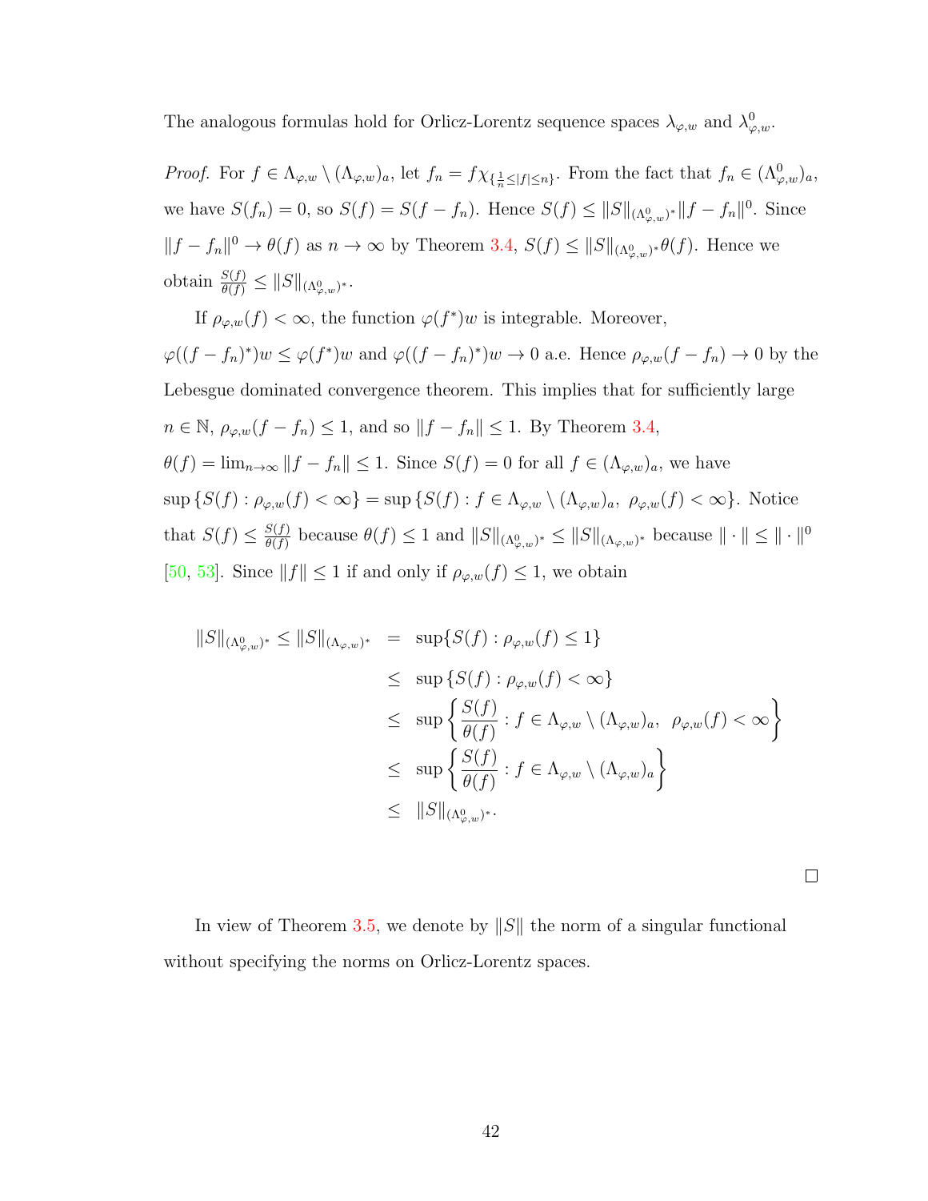The analogous formulas hold for Orlicz-Lorentz sequence spaces $\lambda_{\varphi,w}$ and $\lambda^0_{\varphi,w}$.

*Proof.* For $f \in \Lambda_{\varphi,w} \setminus (\Lambda_{\varphi,w})_a$, let $f_n = f\chi_{\{\frac{1}{n} \le |f| \le n\}}$. From the fact that $f_n \in (\Lambda^0_{\varphi,w})_a$, we have $S(f_n) = 0$, so $S(f) = S(f - f_n)$. Hence $S(f) \le \|S\|_{(\Lambda^0_{\varphi,w})^*}\|f - f_n\|^0$. Since $\|f - f_n\|^0 \to \theta(f)$ as $n \to \infty$ by Theorem 3.4, $S(f) \le \|S\|_{(\Lambda^0_{\varphi,w})^*}\theta(f)$. Hence we obtain $\frac{S(f)}{\theta(f)} \le \|S\|_{(\Lambda^0_{\varphi,w})^*}$.

If $\rho_{\varphi,w}(f) < \infty$, the function $\varphi(f^*)w$ is integrable. Moreover, $\varphi((f - f_n)^*)w \le \varphi(f^*)w$ and $\varphi((f - f_n)^*)w \to 0$ a.e. Hence $\rho_{\varphi,w}(f - f_n) \to 0$ by the Lebesgue dominated convergence theorem. This implies that for sufficiently large $n \in \mathbb{N}$, $\rho_{\varphi,w}(f - f_n) \le 1$, and so $\|f - f_n\| \le 1$. By Theorem 3.4, $\theta(f) = \lim_{n\to\infty} \|f - f_n\| \le 1$. Since $S(f) = 0$ for all $f \in (\Lambda_{\varphi,w})_a$, we have $\sup\{S(f) : \rho_{\varphi,w}(f) < \infty\} = \sup\{S(f) : f \in \Lambda_{\varphi,w} \setminus (\Lambda_{\varphi,w})_a,\ \rho_{\varphi,w}(f) < \infty\}$. Notice that $S(f) \le \frac{S(f)}{\theta(f)}$ because $\theta(f) \le 1$ and $\|S\|_{(\Lambda^0_{\varphi,w})^*} \le \|S\|_{(\Lambda_{\varphi,w})^*}$ because $\|\cdot\| \le \|\cdot\|^0$ [50, 53]. Since $\|f\| \le 1$ if and only if $\rho_{\varphi,w}(f) \le 1$, we obtain

$$
\begin{aligned}
\|S\|_{(\Lambda^0_{\varphi,w})^*} \le \|S\|_{(\Lambda_{\varphi,w})^*} &= \sup\{S(f) : \rho_{\varphi,w}(f) \le 1\} \\
&\le \sup\{S(f) : \rho_{\varphi,w}(f) < \infty\} \\
&\le \sup\left\{\frac{S(f)}{\theta(f)} : f \in \Lambda_{\varphi,w} \setminus (\Lambda_{\varphi,w})_a,\ \ \rho_{\varphi,w}(f) < \infty\right\} \\
&\le \sup\left\{\frac{S(f)}{\theta(f)} : f \in \Lambda_{\varphi,w} \setminus (\Lambda_{\varphi,w})_a\right\} \\
&\le \|S\|_{(\Lambda^0_{\varphi,w})^*}.
\end{aligned}
$$

□

In view of Theorem 3.5, we denote by $\|S\|$ the norm of a singular functional without specifying the norms on Orlicz-Lorentz spaces.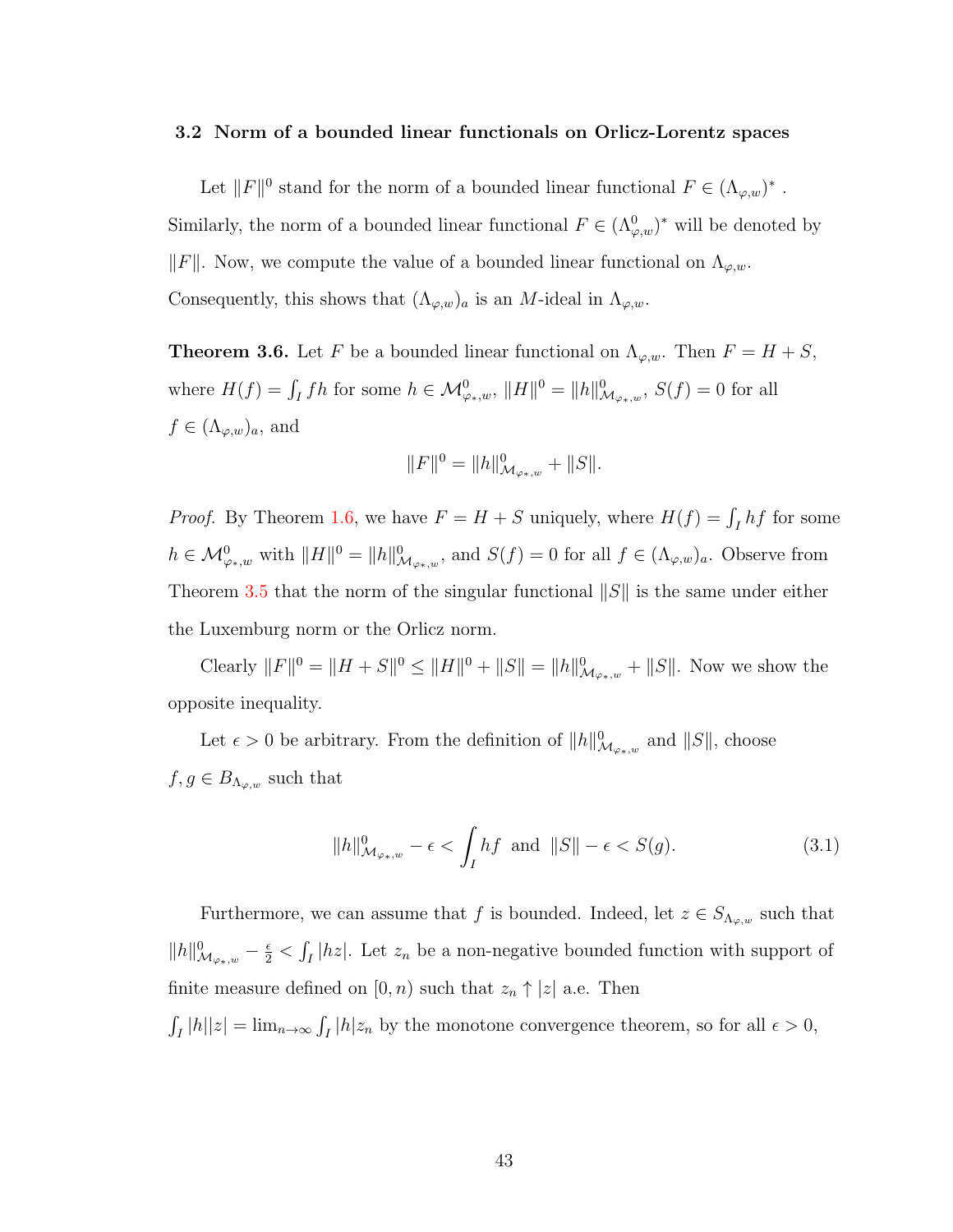### 3.2 Norm of a bounded linear functionals on Orlicz-Lorentz spaces

Let $\|F\|^0$ stand for the norm of a bounded linear functional $F \in (\Lambda_{\varphi,w})^*$ . Similarly, the norm of a bounded linear functional $F \in (\Lambda^0_{\varphi,w})^*$ will be denoted by $\|F\|$. Now, we compute the value of a bounded linear functional on $\Lambda_{\varphi,w}$. Consequently, this shows that $(\Lambda_{\varphi,w})_a$ is an $M$-ideal in $\Lambda_{\varphi,w}$.

**Theorem 3.6.** Let $F$ be a bounded linear functional on $\Lambda_{\varphi,w}$. Then $F = H + S$, where $H(f) = \int_I fh$ for some $h \in \mathcal{M}^0_{\varphi_*,w}$, $\|H\|^0 = \|h\|^0_{\mathcal{M}_{\varphi_*,w}}$, $S(f) = 0$ for all $f \in (\Lambda_{\varphi,w})_a$, and

$$\|F\|^0 = \|h\|^0_{\mathcal{M}_{\varphi_*,w}} + \|S\|.$$

*Proof.* By Theorem 1.6, we have $F = H + S$ uniquely, where $H(f) = \int_I hf$ for some $h \in \mathcal{M}^0_{\varphi_*,w}$ with $\|H\|^0 = \|h\|^0_{\mathcal{M}_{\varphi_*,w}}$, and $S(f) = 0$ for all $f \in (\Lambda_{\varphi,w})_a$. Observe from Theorem 3.5 that the norm of the singular functional $\|S\|$ is the same under either the Luxemburg norm or the Orlicz norm.

Clearly $\|F\|^0 = \|H + S\|^0 \le \|H\|^0 + \|S\| = \|h\|^0_{\mathcal{M}_{\varphi_*,w}} + \|S\|$. Now we show the opposite inequality.

Let $\epsilon > 0$ be arbitrary. From the definition of $\|h\|^0_{\mathcal{M}_{\varphi_*,w}}$ and $\|S\|$, choose $f, g \in B_{\Lambda_{\varphi,w}}$ such that

$$\|h\|^0_{\mathcal{M}_{\varphi_*,w}} - \epsilon < \int_I hf \ \text{ and } \ \|S\| - \epsilon < S(g). \tag{3.1}$$

Furthermore, we can assume that $f$ is bounded. Indeed, let $z \in S_{\Lambda_{\varphi,w}}$ such that $\|h\|^0_{\mathcal{M}_{\varphi_*,w}} - \frac{\epsilon}{2} < \int_I |hz|$. Let $z_n$ be a non-negative bounded function with support of finite measure defined on $[0, n)$ such that $z_n \uparrow |z|$ a.e. Then $\int_I |h||z| = \lim_{n\to\infty} \int_I |h| z_n$ by the monotone convergence theorem, so for all $\epsilon > 0$,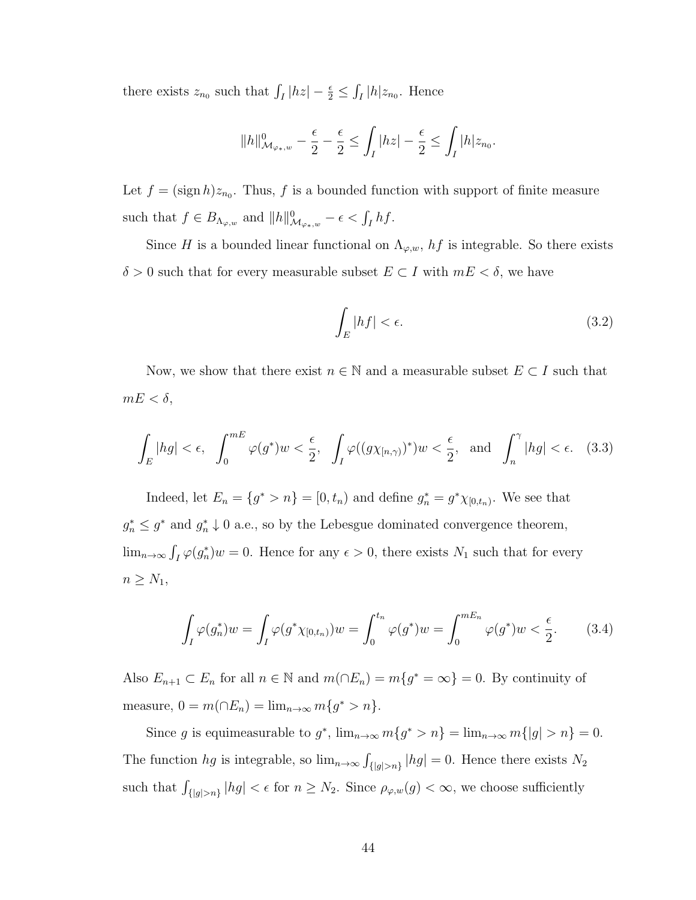there exists $z_{n_0}$ such that $\int_I |hz| - \frac{\epsilon}{2} \leq \int_I |h| z_{n_0}$. Hence

$$\|h\|^0_{\mathcal{M}_{\varphi_*,w}} - \frac{\epsilon}{2} - \frac{\epsilon}{2} \leq \int_I |hz| - \frac{\epsilon}{2} \leq \int_I |h| z_{n_0}.$$

Let $f = (\operatorname{sign} h) z_{n_0}$. Thus, $f$ is a bounded function with support of finite measure such that $f \in B_{\Lambda_{\varphi,w}}$ and $\|h\|^0_{\mathcal{M}_{\varphi_*,w}} - \epsilon < \int_I hf$.

Since $H$ is a bounded linear functional on $\Lambda_{\varphi,w}$, $hf$ is integrable. So there exists $\delta > 0$ such that for every measurable subset $E \subset I$ with $mE < \delta$, we have

$$\int_E |hf| < \epsilon. \tag{3.2}$$

Now, we show that there exist $n \in \mathbb{N}$ and a measurable subset $E \subset I$ such that $mE < \delta$,

$$\int_E |hg| < \epsilon, \quad \int_0^{mE} \varphi(g^*) w < \frac{\epsilon}{2}, \quad \int_I \varphi((g\chi_{[n,\gamma)})^*) w < \frac{\epsilon}{2}, \quad \text{and} \quad \int_n^{\gamma} |hg| < \epsilon. \tag{3.3}$$

Indeed, let $E_n = \{g^* > n\} = [0, t_n)$ and define $g_n^* = g^* \chi_{[0,t_n)}$. We see that $g_n^* \leq g^*$ and $g_n^* \downarrow 0$ a.e., so by the Lebesgue dominated convergence theorem, $\lim_{n\to\infty} \int_I \varphi(g_n^*) w = 0$. Hence for any $\epsilon > 0$, there exists $N_1$ such that for every $n \geq N_1$,

$$\int_I \varphi(g_n^*) w = \int_I \varphi(g^* \chi_{[0,t_n)}) w = \int_0^{t_n} \varphi(g^*) w = \int_0^{mE_n} \varphi(g^*) w < \frac{\epsilon}{2}. \tag{3.4}$$

Also $E_{n+1} \subset E_n$ for all $n \in \mathbb{N}$ and $m(\cap E_n) = m\{g^* = \infty\} = 0$. By continuity of measure, $0 = m(\cap E_n) = \lim_{n\to\infty} m\{g^* > n\}$.

Since $g$ is equimeasurable to $g^*$, $\lim_{n\to\infty} m\{g^* > n\} = \lim_{n\to\infty} m\{|g| > n\} = 0$. The function $hg$ is integrable, so $\lim_{n\to\infty} \int_{\{|g|>n\}} |hg| = 0$. Hence there exists $N_2$ such that $\int_{\{|g|>n\}} |hg| < \epsilon$ for $n \geq N_2$. Since $\rho_{\varphi,w}(g) < \infty$, we choose sufficiently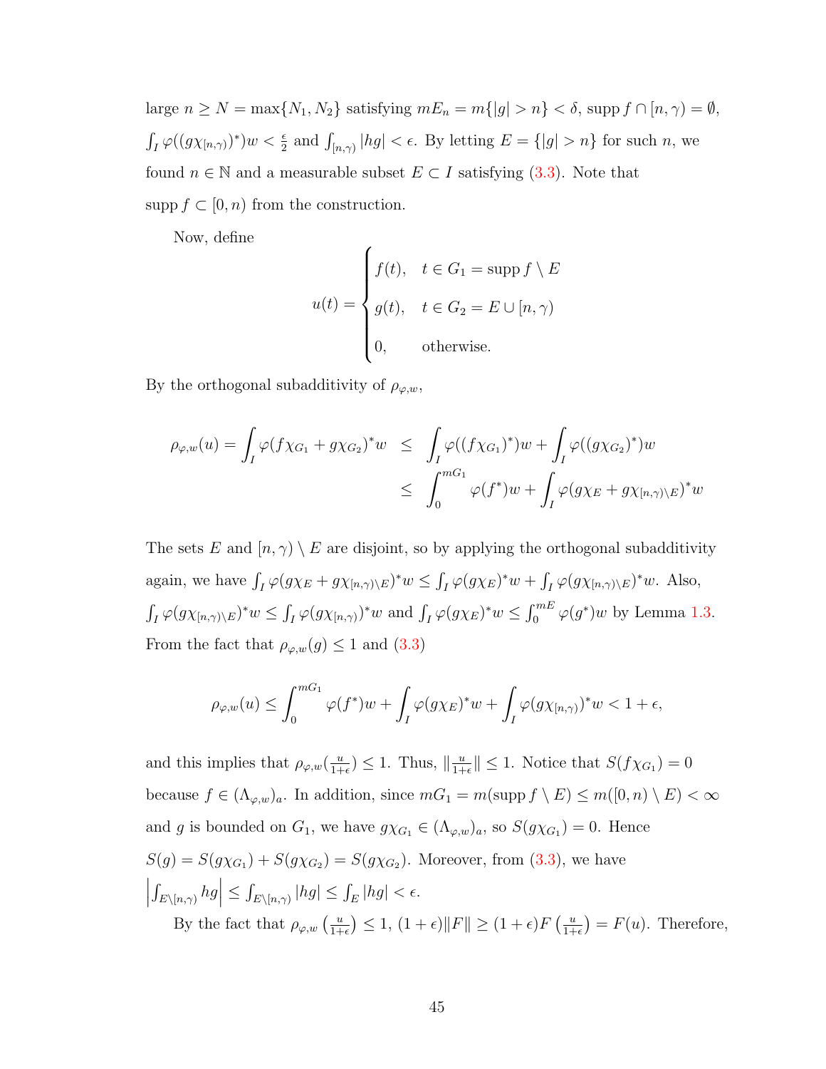large $n \geq N = \max\{N_1, N_2\}$ satisfying $mE_n = m\{|g| > n\} < \delta$, $\operatorname{supp} f \cap [n, \gamma) = \emptyset$, $\int_I \varphi((g\chi_{[n,\gamma)})^*)w < \frac{\epsilon}{2}$ and $\int_{[n,\gamma)} |hg| < \epsilon$. By letting $E = \{|g| > n\}$ for such $n$, we found $n \in \mathbb{N}$ and a measurable subset $E \subset I$ satisfying (3.3). Note that $\operatorname{supp} f \subset [0, n)$ from the construction.

Now, define

$$u(t) = \begin{cases} f(t), & t \in G_1 = \operatorname{supp} f \setminus E \\ g(t), & t \in G_2 = E \cup [n, \gamma) \\ 0, & \text{otherwise.} \end{cases}$$

By the orthogonal subadditivity of $\rho_{\varphi,w}$,

$$\begin{aligned} \rho_{\varphi,w}(u) = \int_I \varphi(f\chi_{G_1} + g\chi_{G_2})^* w &\leq \int_I \varphi((f\chi_{G_1})^*)w + \int_I \varphi((g\chi_{G_2})^*)w \\ &\leq \int_0^{mG_1} \varphi(f^*)w + \int_I \varphi(g\chi_E + g\chi_{[n,\gamma)\setminus E})^* w \end{aligned}$$

The sets $E$ and $[n, \gamma) \setminus E$ are disjoint, so by applying the orthogonal subadditivity again, we have $\int_I \varphi(g\chi_E + g\chi_{[n,\gamma)\setminus E})^* w \leq \int_I \varphi(g\chi_E)^* w + \int_I \varphi(g\chi_{[n,\gamma)\setminus E})^* w$. Also, $\int_I \varphi(g\chi_{[n,\gamma)\setminus E})^* w \leq \int_I \varphi(g\chi_{[n,\gamma)})^* w$ and $\int_I \varphi(g\chi_E)^* w \leq \int_0^{mE} \varphi(g^*)w$ by Lemma 1.3. From the fact that $\rho_{\varphi,w}(g) \leq 1$ and (3.3)

$$\rho_{\varphi,w}(u) \leq \int_0^{mG_1} \varphi(f^*)w + \int_I \varphi(g\chi_E)^* w + \int_I \varphi(g\chi_{[n,\gamma)})^* w < 1 + \epsilon,$$

and this implies that $\rho_{\varphi,w}(\frac{u}{1+\epsilon}) \leq 1$. Thus, $\|\frac{u}{1+\epsilon}\| \leq 1$. Notice that $S(f\chi_{G_1}) = 0$ because $f \in (\Lambda_{\varphi,w})_a$. In addition, since $mG_1 = m(\operatorname{supp} f \setminus E) \leq m([0, n) \setminus E) < \infty$ and $g$ is bounded on $G_1$, we have $g\chi_{G_1} \in (\Lambda_{\varphi,w})_a$, so $S(g\chi_{G_1}) = 0$. Hence $S(g) = S(g\chi_{G_1}) + S(g\chi_{G_2}) = S(g\chi_{G_2})$. Moreover, from (3.3), we have $\left|\int_{E\setminus[n,\gamma)} hg\right| \leq \int_{E\setminus[n,\gamma)} |hg| \leq \int_E |hg| < \epsilon$.

By the fact that $\rho_{\varphi,w}\left(\frac{u}{1+\epsilon}\right) \leq 1$, $(1+\epsilon)\|F\| \geq (1+\epsilon)F\left(\frac{u}{1+\epsilon}\right) = F(u)$. Therefore,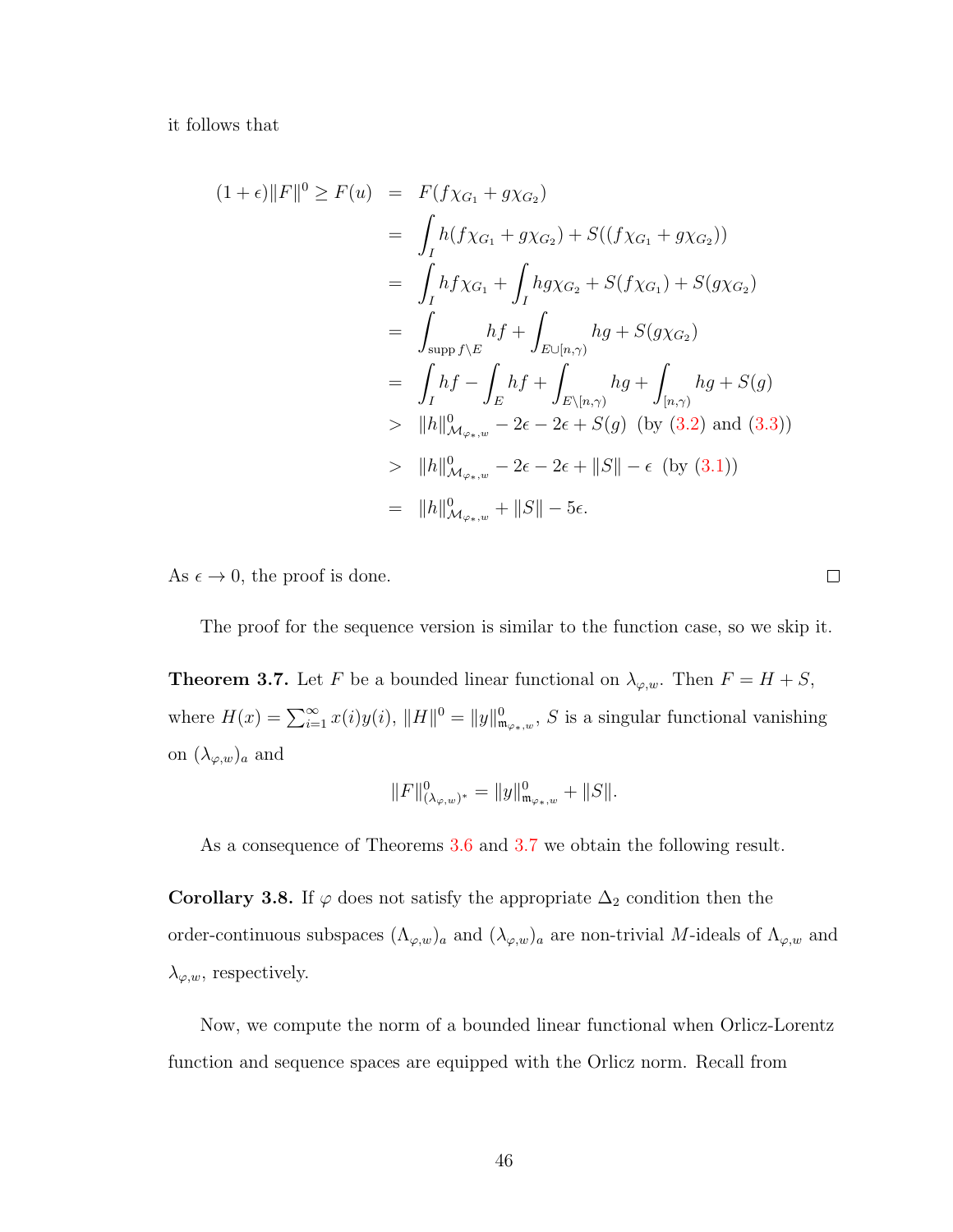it follows that

$$
\begin{aligned}
(1+\epsilon)\|F\|^0 \geq F(u) &= F(f\chi_{G_1} + g\chi_{G_2}) \\
&= \int_I h(f\chi_{G_1} + g\chi_{G_2}) + S((f\chi_{G_1} + g\chi_{G_2})) \\
&= \int_I hf\chi_{G_1} + \int_I hg\chi_{G_2} + S(f\chi_{G_1}) + S(g\chi_{G_2}) \\
&= \int_{\operatorname{supp} f\setminus E} hf + \int_{E\cup[n,\gamma)} hg + S(g\chi_{G_2}) \\
&= \int_I hf - \int_E hf + \int_{E\setminus[n,\gamma)} hg + \int_{[n,\gamma)} hg + S(g) \\
&> \|h\|^0_{\mathcal{M}_{\varphi_*,w}} - 2\epsilon - 2\epsilon + S(g) \ \text{ (by (3.2) and (3.3))} \\
&> \|h\|^0_{\mathcal{M}_{\varphi_*,w}} - 2\epsilon - 2\epsilon + \|S\| - \epsilon \ \text{ (by (3.1))} \\
&= \|h\|^0_{\mathcal{M}_{\varphi_*,w}} + \|S\| - 5\epsilon.
\end{aligned}
$$

As $\epsilon \to 0$, the proof is done. ∎

The proof for the sequence version is similar to the function case, so we skip it.

**Theorem 3.7.** Let $F$ be a bounded linear functional on $\lambda_{\varphi,w}$. Then $F = H + S$, where $H(x) = \sum_{i=1}^{\infty} x(i)y(i)$, $\|H\|^0 = \|y\|^0_{\mathfrak{m}_{\varphi_*,w}}$, $S$ is a singular functional vanishing on $(\lambda_{\varphi,w})_a$ and

$$\|F\|^0_{(\lambda_{\varphi,w})^*} = \|y\|^0_{\mathfrak{m}_{\varphi_*,w}} + \|S\|.$$

As a consequence of Theorems 3.6 and 3.7 we obtain the following result.

**Corollary 3.8.** If $\varphi$ does not satisfy the appropriate $\Delta_2$ condition then the order-continuous subspaces $(\Lambda_{\varphi,w})_a$ and $(\lambda_{\varphi,w})_a$ are non-trivial $M$-ideals of $\Lambda_{\varphi,w}$ and $\lambda_{\varphi,w}$, respectively.

Now, we compute the norm of a bounded linear functional when Orlicz-Lorentz function and sequence spaces are equipped with the Orlicz norm. Recall from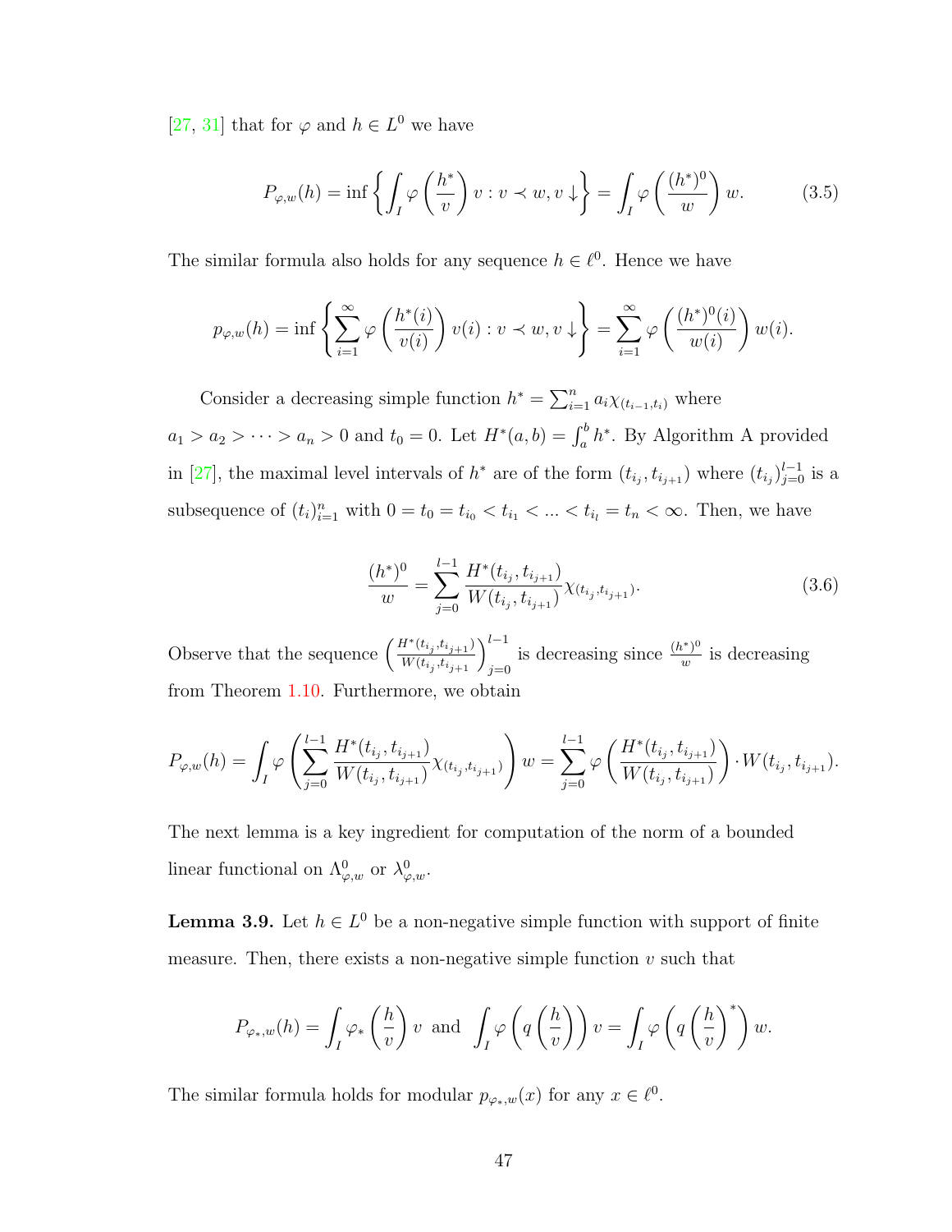[27, 31] that for $\varphi$ and $h \in L^0$ we have

$$P_{\varphi,w}(h) = \inf\left\{\int_I \varphi\left(\frac{h^*}{v}\right) v : v \prec w, v\downarrow\right\} = \int_I \varphi\left(\frac{(h^*)^0}{w}\right) w. \tag{3.5}$$

The similar formula also holds for any sequence $h \in \ell^0$. Hence we have

$$p_{\varphi,w}(h) = \inf\left\{\sum_{i=1}^{\infty} \varphi\left(\frac{h^*(i)}{v(i)}\right) v(i) : v \prec w, v\downarrow\right\} = \sum_{i=1}^{\infty} \varphi\left(\frac{(h^*)^0(i)}{w(i)}\right) w(i).$$

Consider a decreasing simple function $h^* = \sum_{i=1}^n a_i \chi_{(t_{i-1},t_i)}$ where $a_1 > a_2 > \cdots > a_n > 0$ and $t_0 = 0$. Let $H^*(a,b) = \int_a^b h^*$. By Algorithm A provided in [27], the maximal level intervals of $h^*$ are of the form $(t_{i_j}, t_{i_{j+1}})$ where $(t_{i_j})_{j=0}^{l-1}$ is a subsequence of $(t_i)_{i=1}^n$ with $0 = t_0 = t_{i_0} < t_{i_1} < \ldots < t_{i_l} = t_n < \infty$. Then, we have

$$\frac{(h^*)^0}{w} = \sum_{j=0}^{l-1} \frac{H^*(t_{i_j}, t_{i_{j+1}})}{W(t_{i_j}, t_{i_{j+1}})} \chi_{(t_{i_j}, t_{i_{j+1}})}. \tag{3.6}$$

Observe that the sequence $\left(\frac{H^*(t_{i_j}, t_{i_{j+1}})}{W(t_{i_j}, t_{i_{j+1}})}\right)_{j=0}^{l-1}$ is decreasing since $\frac{(h^*)^0}{w}$ is decreasing from Theorem 1.10. Furthermore, we obtain

$$P_{\varphi,w}(h) = \int_I \varphi\left(\sum_{j=0}^{l-1} \frac{H^*(t_{i_j}, t_{i_{j+1}})}{W(t_{i_j}, t_{i_{j+1}})} \chi_{(t_{i_j}, t_{i_{j+1}})}\right) w = \sum_{j=0}^{l-1} \varphi\left(\frac{H^*(t_{i_j}, t_{i_{j+1}})}{W(t_{i_j}, t_{i_{j+1}})}\right) \cdot W(t_{i_j}, t_{i_{j+1}}).$$

The next lemma is a key ingredient for computation of the norm of a bounded linear functional on $\Lambda^0_{\varphi,w}$ or $\lambda^0_{\varphi,w}$.

**Lemma 3.9.** Let $h \in L^0$ be a non-negative simple function with support of finite measure. Then, there exists a non-negative simple function $v$ such that

$$P_{\varphi_*,w}(h) = \int_I \varphi_*\left(\frac{h}{v}\right) v \text{ and } \int_I \varphi\left(q\left(\frac{h}{v}\right)\right) v = \int_I \varphi\left(q\left(\frac{h}{v}\right)^*\right) w.$$

The similar formula holds for modular $p_{\varphi_*,w}(x)$ for any $x \in \ell^0$.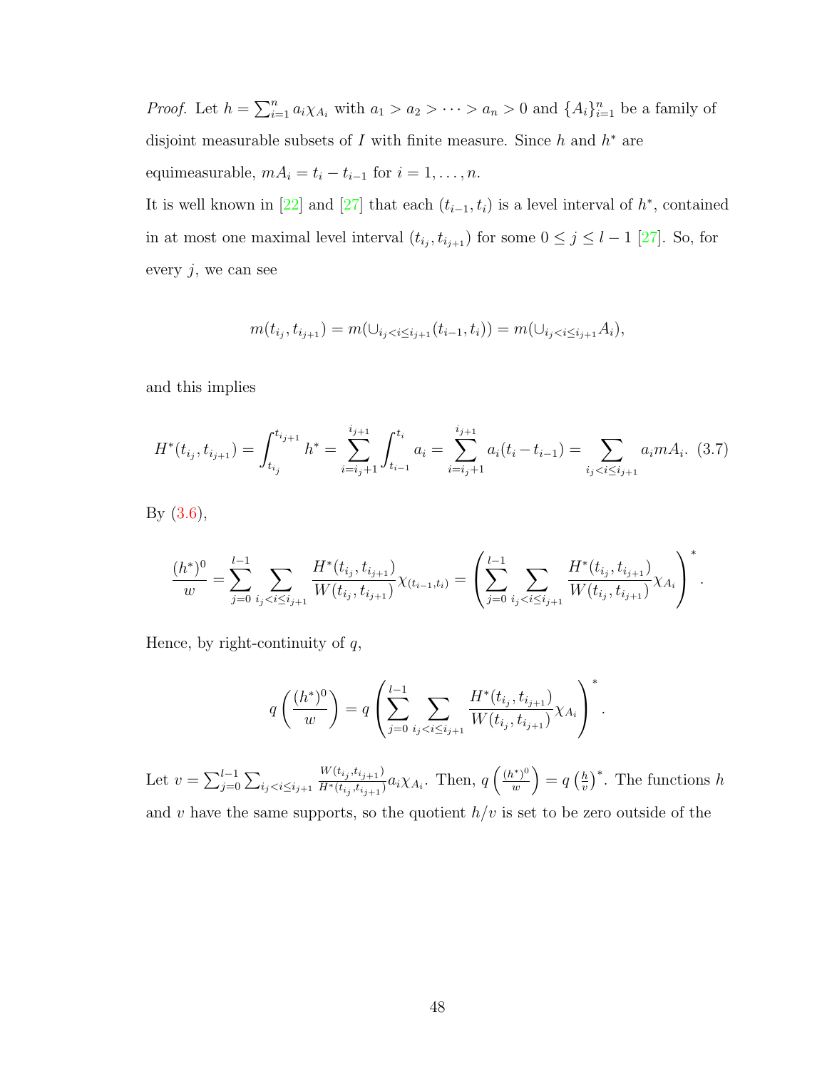*Proof.* Let $h = \sum_{i=1}^{n} a_i \chi_{A_i}$ with $a_1 > a_2 > \cdots > a_n > 0$ and $\{A_i\}_{i=1}^n$ be a family of disjoint measurable subsets of $I$ with finite measure. Since $h$ and $h^*$ are equimeasurable, $mA_i = t_i - t_{i-1}$ for $i = 1, \ldots, n$.

It is well known in [22] and [27] that each $(t_{i-1}, t_i)$ is a level interval of $h^*$, contained in at most one maximal level interval $(t_{i_j}, t_{i_{j+1}})$ for some $0 \leq j \leq l-1$ [27]. So, for every $j$, we can see

$$m(t_{i_j}, t_{i_{j+1}}) = m(\cup_{i_j < i \leq i_{j+1}} (t_{i-1}, t_i)) = m(\cup_{i_j < i \leq i_{j+1}} A_i),$$

and this implies

$$H^*(t_{i_j}, t_{i_{j+1}}) = \int_{t_{i_j}}^{t_{i_{j+1}}} h^* = \sum_{i=i_j+1}^{i_{j+1}} \int_{t_{i-1}}^{t_i} a_i = \sum_{i=i_j+1}^{i_{j+1}} a_i (t_i - t_{i-1}) = \sum_{i_j < i \leq i_{j+1}} a_i m A_i. \quad (3.7)$$

By (3.6),

$$\frac{(h^*)^0}{w} = \sum_{j=0}^{l-1} \sum_{i_j < i \leq i_{j+1}} \frac{H^*(t_{i_j}, t_{i_{j+1}})}{W(t_{i_j}, t_{i_{j+1}})} \chi_{(t_{i-1}, t_i)} = \left( \sum_{j=0}^{l-1} \sum_{i_j < i \leq i_{j+1}} \frac{H^*(t_{i_j}, t_{i_{j+1}})}{W(t_{i_j}, t_{i_{j+1}})} \chi_{A_i} \right)^*.$$

Hence, by right-continuity of $q$,

$$q\left(\frac{(h^*)^0}{w}\right) = q\left( \sum_{j=0}^{l-1} \sum_{i_j < i \leq i_{j+1}} \frac{H^*(t_{i_j}, t_{i_{j+1}})}{W(t_{i_j}, t_{i_{j+1}})} \chi_{A_i} \right)^*.$$

Let $v = \sum_{j=0}^{l-1} \sum_{i_j < i \leq i_{j+1}} \frac{W(t_{i_j}, t_{i_{j+1}})}{H^*(t_{i_j}, t_{i_{j+1}})} a_i \chi_{A_i}$. Then, $q\left(\frac{(h^*)^0}{w}\right) = q\left(\frac{h}{v}\right)^*$. The functions $h$ and $v$ have the same supports, so the quotient $h/v$ is set to be zero outside of the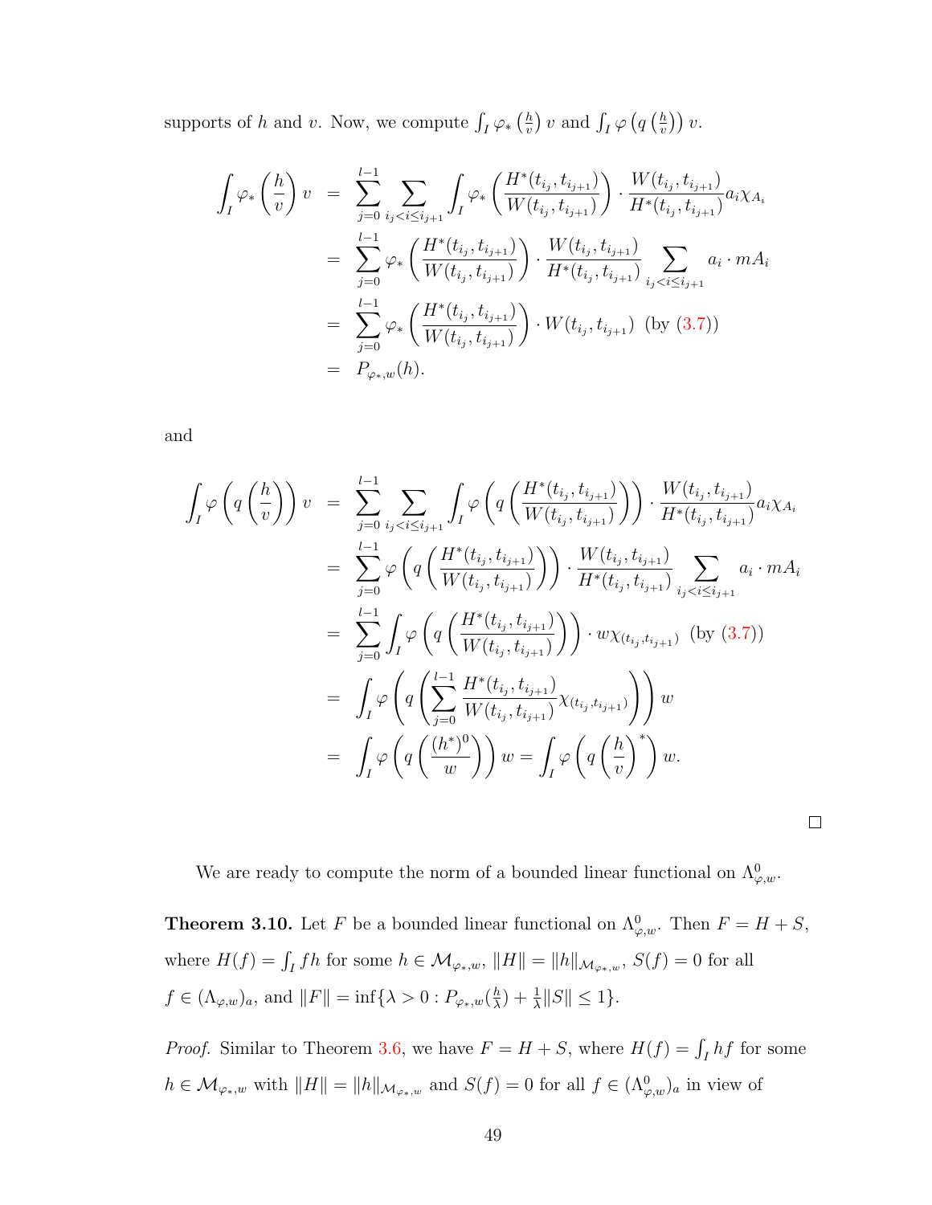supports of $h$ and $v$. Now, we compute $\int_I \varphi_*\left(\frac{h}{v}\right)v$ and $\int_I \varphi\left(q\left(\frac{h}{v}\right)\right)v$.

$$
\begin{aligned}
\int_I \varphi_*\left(\frac{h}{v}\right)v &= \sum_{j=0}^{l-1}\sum_{i_j<i\le i_{j+1}}\int_I \varphi_*\left(\frac{H^*(t_{i_j},t_{i_{j+1}})}{W(t_{i_j},t_{i_{j+1}})}\right)\cdot\frac{W(t_{i_j},t_{i_{j+1}})}{H^*(t_{i_j},t_{i_{j+1}})}a_i\chi_{A_i}\\
&= \sum_{j=0}^{l-1}\varphi_*\left(\frac{H^*(t_{i_j},t_{i_{j+1}})}{W(t_{i_j},t_{i_{j+1}})}\right)\cdot\frac{W(t_{i_j},t_{i_{j+1}})}{H^*(t_{i_j},t_{i_{j+1}})}\sum_{i_j<i\le i_{j+1}}a_i\cdot mA_i\\
&= \sum_{j=0}^{l-1}\varphi_*\left(\frac{H^*(t_{i_j},t_{i_{j+1}})}{W(t_{i_j},t_{i_{j+1}})}\right)\cdot W(t_{i_j},t_{i_{j+1}}) \ \text{ (by (3.7))}\\
&= P_{\varphi_*,w}(h).
\end{aligned}
$$

and

$$
\begin{aligned}
\int_I \varphi\left(q\left(\frac{h}{v}\right)\right)v &= \sum_{j=0}^{l-1}\sum_{i_j<i\le i_{j+1}}\int_I \varphi\left(q\left(\frac{H^*(t_{i_j},t_{i_{j+1}})}{W(t_{i_j},t_{i_{j+1}})}\right)\right)\cdot\frac{W(t_{i_j},t_{i_{j+1}})}{H^*(t_{i_j},t_{i_{j+1}})}a_i\chi_{A_i}\\
&= \sum_{j=0}^{l-1}\varphi\left(q\left(\frac{H^*(t_{i_j},t_{i_{j+1}})}{W(t_{i_j},t_{i_{j+1}})}\right)\right)\cdot\frac{W(t_{i_j},t_{i_{j+1}})}{H^*(t_{i_j},t_{i_{j+1}})}\sum_{i_j<i\le i_{j+1}}a_i\cdot mA_i\\
&= \sum_{j=0}^{l-1}\int_I \varphi\left(q\left(\frac{H^*(t_{i_j},t_{i_{j+1}})}{W(t_{i_j},t_{i_{j+1}})}\right)\right)\cdot w\chi_{(t_{i_j},t_{i_{j+1}})} \ \text{ (by (3.7))}\\
&= \int_I \varphi\left(q\left(\sum_{j=0}^{l-1}\frac{H^*(t_{i_j},t_{i_{j+1}})}{W(t_{i_j},t_{i_{j+1}})}\chi_{(t_{i_j},t_{i_{j+1}})}\right)\right)w\\
&= \int_I \varphi\left(q\left(\frac{(h^*)^0}{w}\right)\right)w = \int_I \varphi\left(q\left(\frac{h}{v}\right)^*\right)w.
\end{aligned}
$$

□

We are ready to compute the norm of a bounded linear functional on $\Lambda^0_{\varphi,w}$.

**Theorem 3.10.** Let $F$ be a bounded linear functional on $\Lambda^0_{\varphi,w}$. Then $F = H + S$, where $H(f) = \int_I fh$ for some $h \in \mathcal{M}_{\varphi_*,w}$, $\|H\| = \|h\|_{\mathcal{M}_{\varphi_*,w}}$, $S(f) = 0$ for all $f \in (\Lambda_{\varphi,w})_a$, and $\|F\| = \inf\{\lambda > 0 : P_{\varphi_*,w}(\frac{h}{\lambda}) + \frac{1}{\lambda}\|S\| \le 1\}$.

*Proof.* Similar to Theorem 3.6, we have $F = H + S$, where $H(f) = \int_I hf$ for some $h \in \mathcal{M}_{\varphi_*,w}$ with $\|H\| = \|h\|_{\mathcal{M}_{\varphi_*,w}}$ and $S(f) = 0$ for all $f \in (\Lambda^0_{\varphi,w})_a$ in view of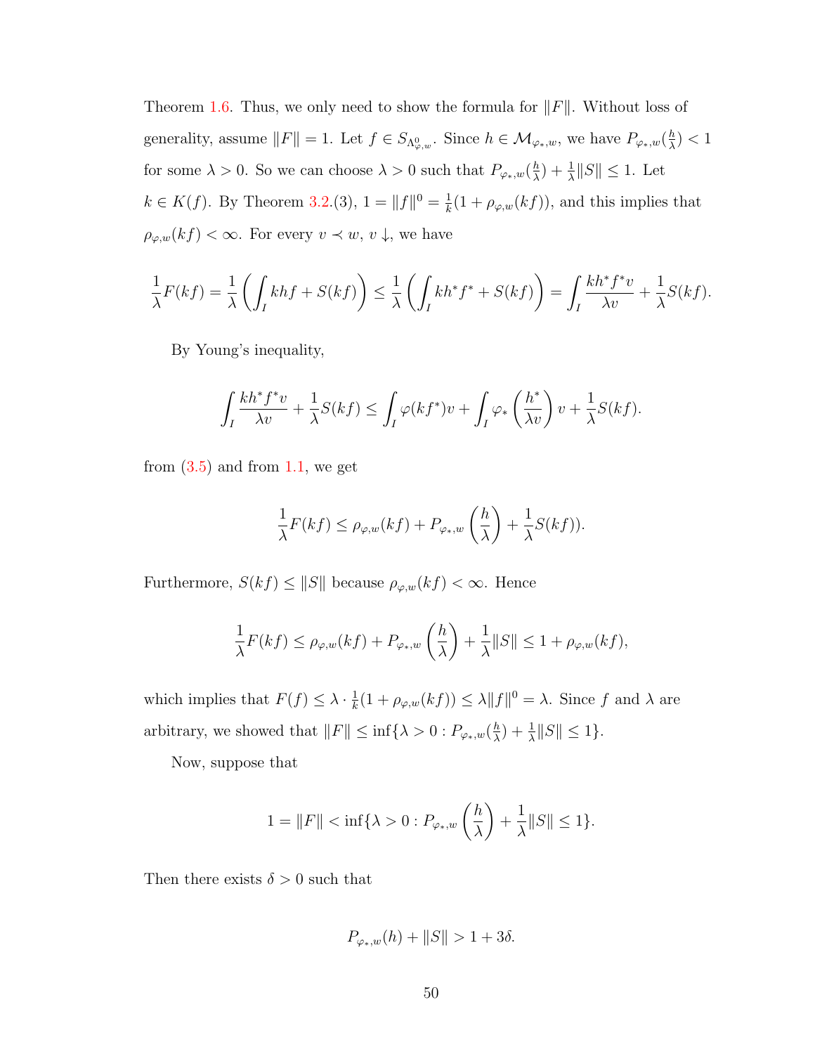Theorem 1.6. Thus, we only need to show the formula for $\|F\|$. Without loss of generality, assume $\|F\| = 1$. Let $f \in S_{\Lambda^0_{\varphi,w}}$. Since $h \in \mathcal{M}_{\varphi_*,w}$, we have $P_{\varphi_*,w}(\frac{h}{\lambda}) < 1$ for some $\lambda > 0$. So we can choose $\lambda > 0$ such that $P_{\varphi_*,w}(\frac{h}{\lambda}) + \frac{1}{\lambda}\|S\| \le 1$. Let $k \in K(f)$. By Theorem 3.2.(3), $1 = \|f\|^0 = \frac{1}{k}(1 + \rho_{\varphi,w}(kf))$, and this implies that $\rho_{\varphi,w}(kf) < \infty$. For every $v \prec w$, $v \downarrow$, we have

$$\frac{1}{\lambda}F(kf) = \frac{1}{\lambda}\left(\int_I khf + S(kf)\right) \le \frac{1}{\lambda}\left(\int_I kh^*f^* + S(kf)\right) = \int_I \frac{kh^*f^*v}{\lambda v} + \frac{1}{\lambda}S(kf).$$

By Young's inequality,

$$\int_I \frac{kh^*f^*v}{\lambda v} + \frac{1}{\lambda}S(kf) \le \int_I \varphi(kf^*)v + \int_I \varphi_*\left(\frac{h^*}{\lambda v}\right)v + \frac{1}{\lambda}S(kf).$$

from (3.5) and from 1.1, we get

$$\frac{1}{\lambda}F(kf) \le \rho_{\varphi,w}(kf) + P_{\varphi_*,w}\left(\frac{h}{\lambda}\right) + \frac{1}{\lambda}S(kf)).$$

Furthermore, $S(kf) \le \|S\|$ because $\rho_{\varphi,w}(kf) < \infty$. Hence

$$\frac{1}{\lambda}F(kf) \le \rho_{\varphi,w}(kf) + P_{\varphi_*,w}\left(\frac{h}{\lambda}\right) + \frac{1}{\lambda}\|S\| \le 1 + \rho_{\varphi,w}(kf),$$

which implies that $F(f) \le \lambda \cdot \frac{1}{k}(1 + \rho_{\varphi,w}(kf)) \le \lambda\|f\|^0 = \lambda$. Since $f$ and $\lambda$ are arbitrary, we showed that $\|F\| \le \inf\{\lambda > 0 : P_{\varphi_*,w}(\frac{h}{\lambda}) + \frac{1}{\lambda}\|S\| \le 1\}$.

Now, suppose that

$$1 = \|F\| < \inf\{\lambda > 0 : P_{\varphi_*,w}\left(\frac{h}{\lambda}\right) + \frac{1}{\lambda}\|S\| \le 1\}.$$

Then there exists $\delta > 0$ such that

$$P_{\varphi_*,w}(h) + \|S\| > 1 + 3\delta.$$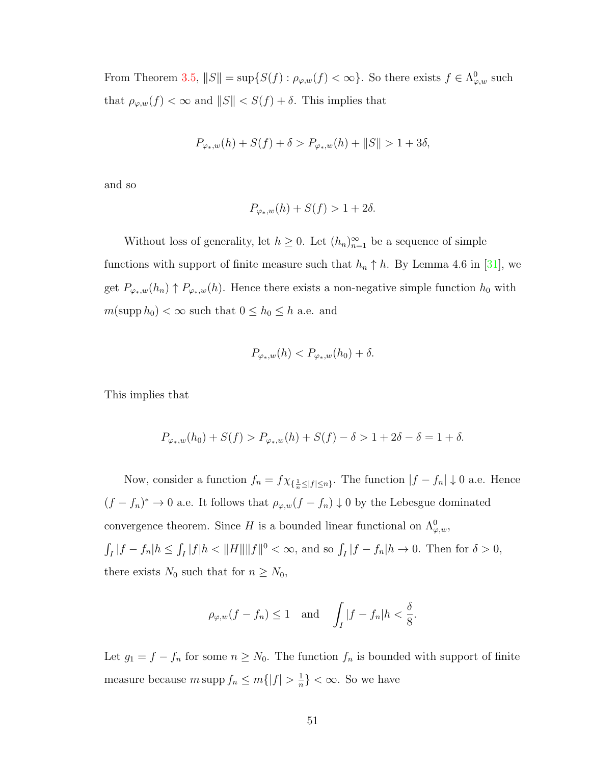From Theorem 3.5, $\|S\| = \sup\{S(f) : \rho_{\varphi,w}(f) < \infty\}$. So there exists $f \in \Lambda^0_{\varphi,w}$ such that $\rho_{\varphi,w}(f) < \infty$ and $\|S\| < S(f) + \delta$. This implies that

$$P_{\varphi_*,w}(h) + S(f) + \delta > P_{\varphi_*,w}(h) + \|S\| > 1 + 3\delta,$$

and so

$$P_{\varphi_*,w}(h) + S(f) > 1 + 2\delta.$$

Without loss of generality, let $h \geq 0$. Let $(h_n)_{n=1}^\infty$ be a sequence of simple functions with support of finite measure such that $h_n \uparrow h$. By Lemma 4.6 in [31], we get $P_{\varphi_*,w}(h_n) \uparrow P_{\varphi_*,w}(h)$. Hence there exists a non-negative simple function $h_0$ with $m(\operatorname{supp} h_0) < \infty$ such that $0 \leq h_0 \leq h$ a.e. and

$$P_{\varphi_*,w}(h) < P_{\varphi_*,w}(h_0) + \delta.$$

This implies that

$$P_{\varphi_*,w}(h_0) + S(f) > P_{\varphi_*,w}(h) + S(f) - \delta > 1 + 2\delta - \delta = 1 + \delta.$$

Now, consider a function $f_n = f\chi_{\{\frac{1}{n} \leq |f| \leq n\}}$. The function $|f - f_n| \downarrow 0$ a.e. Hence $(f - f_n)^* \to 0$ a.e. It follows that $\rho_{\varphi,w}(f - f_n) \downarrow 0$ by the Lebesgue dominated convergence theorem. Since $H$ is a bounded linear functional on $\Lambda^0_{\varphi,w}$, $\int_I |f - f_n|h \leq \int_I |f|h < \|H\|\|f\|^0 < \infty$, and so $\int_I |f - f_n|h \to 0$. Then for $\delta > 0$, there exists $N_0$ such that for $n \geq N_0$,

$$\rho_{\varphi,w}(f - f_n) \leq 1 \quad \text{and} \quad \int_I |f - f_n|h < \frac{\delta}{8}.$$

Let $g_1 = f - f_n$ for some $n \geq N_0$. The function $f_n$ is bounded with support of finite measure because $m \operatorname{supp} f_n \leq m\{|f| > \frac{1}{n}\} < \infty$. So we have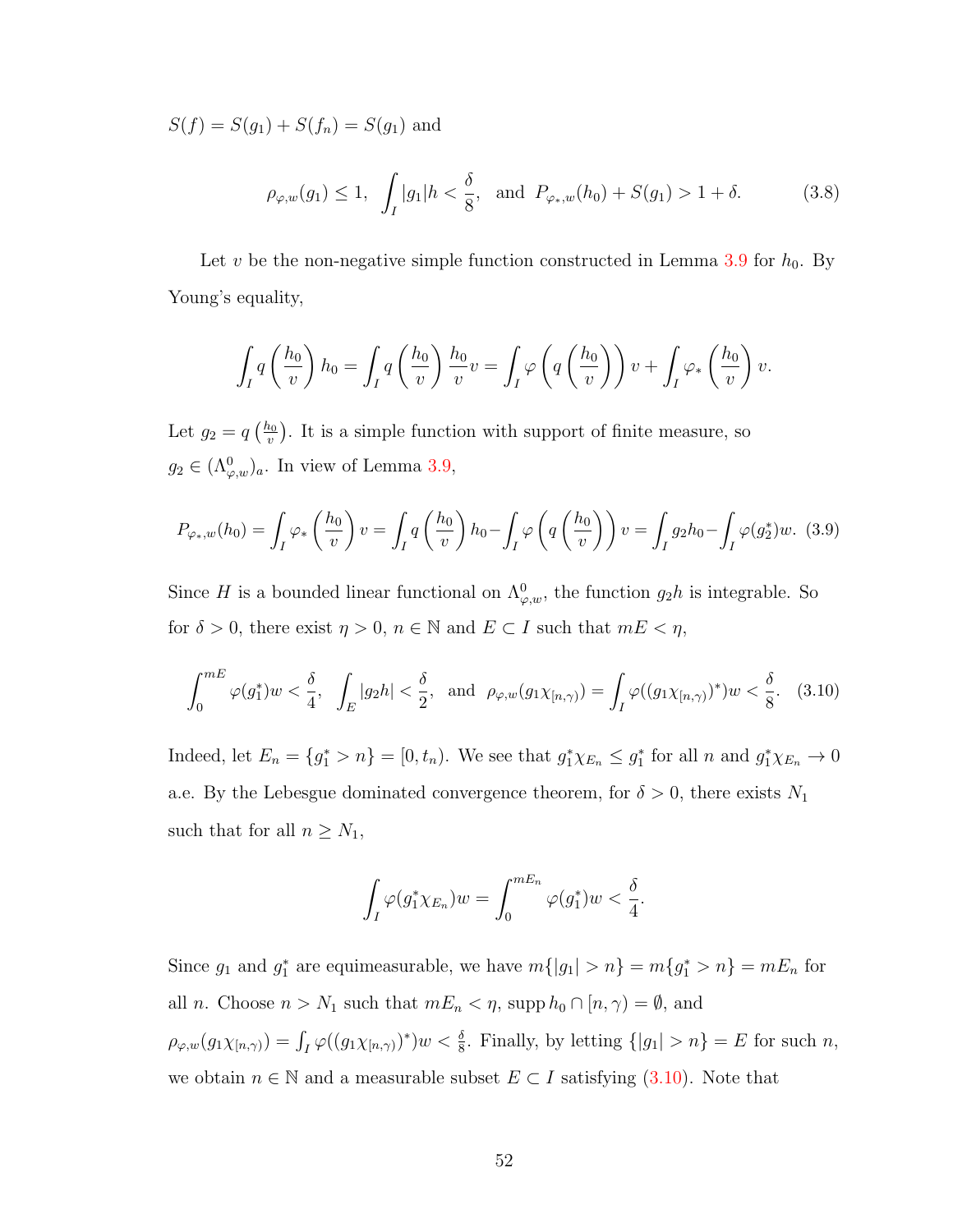$S(f) = S(g_1) + S(f_n) = S(g_1)$ and

$$\rho_{\varphi,w}(g_1) \leq 1, \quad \int_I |g_1| h < \frac{\delta}{8}, \quad \text{and } \; P_{\varphi_*,w}(h_0) + S(g_1) > 1 + \delta. \tag{3.8}$$

Let $v$ be the non-negative simple function constructed in Lemma 3.9 for $h_0$. By Young's equality,

$$\int_I q\left(\frac{h_0}{v}\right) h_0 = \int_I q\left(\frac{h_0}{v}\right) \frac{h_0}{v} v = \int_I \varphi\left(q\left(\frac{h_0}{v}\right)\right) v + \int_I \varphi_*\left(\frac{h_0}{v}\right) v.$$

Let $g_2 = q\left(\frac{h_0}{v}\right)$. It is a simple function with support of finite measure, so $g_2 \in (\Lambda^0_{\varphi,w})_a$. In view of Lemma 3.9,

$$P_{\varphi_*,w}(h_0) = \int_I \varphi_*\left(\frac{h_0}{v}\right) v = \int_I q\left(\frac{h_0}{v}\right) h_0 - \int_I \varphi\left(q\left(\frac{h_0}{v}\right)\right) v = \int_I g_2 h_0 - \int_I \varphi(g_2^*) w. \tag{3.9}$$

Since $H$ is a bounded linear functional on $\Lambda^0_{\varphi,w}$, the function $g_2 h$ is integrable. So for $\delta > 0$, there exist $\eta > 0$, $n \in \mathbb{N}$ and $E \subset I$ such that $mE < \eta$,

$$\int_0^{mE} \varphi(g_1^*) w < \frac{\delta}{4}, \quad \int_E |g_2 h| < \frac{\delta}{2}, \quad \text{and } \; \rho_{\varphi,w}(g_1 \chi_{[n,\gamma)}) = \int_I \varphi((g_1 \chi_{[n,\gamma)})^*) w < \frac{\delta}{8}. \tag{3.10}$$

Indeed, let $E_n = \{g_1^* > n\} = [0, t_n)$. We see that $g_1^* \chi_{E_n} \leq g_1^*$ for all $n$ and $g_1^* \chi_{E_n} \to 0$ a.e. By the Lebesgue dominated convergence theorem, for $\delta > 0$, there exists $N_1$ such that for all $n \geq N_1$,

$$\int_I \varphi(g_1^* \chi_{E_n}) w = \int_0^{mE_n} \varphi(g_1^*) w < \frac{\delta}{4}.$$

Since $g_1$ and $g_1^*$ are equimeasurable, we have $m\{|g_1| > n\} = m\{g_1^* > n\} = mE_n$ for all $n$. Choose $n > N_1$ such that $mE_n < \eta$, $\operatorname{supp} h_0 \cap [n, \gamma) = \emptyset$, and $\rho_{\varphi,w}(g_1 \chi_{[n,\gamma)}) = \int_I \varphi((g_1 \chi_{[n,\gamma)})^*) w < \frac{\delta}{8}$. Finally, by letting $\{|g_1| > n\} = E$ for such $n$, we obtain $n \in \mathbb{N}$ and a measurable subset $E \subset I$ satisfying (3.10). Note that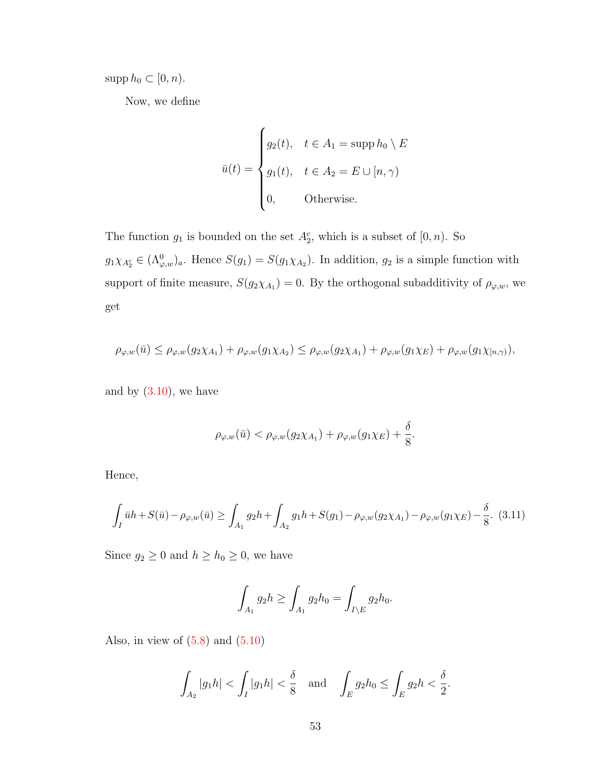$\operatorname{supp} h_0 \subset [0, n)$.

Now, we define

$$\bar{u}(t) = \begin{cases} g_2(t), & t \in A_1 = \operatorname{supp} h_0 \setminus E \\ g_1(t), & t \in A_2 = E \cup [n, \gamma) \\ 0, & \text{Otherwise.} \end{cases}$$

The function $g_1$ is bounded on the set $A_2^c$, which is a subset of $[0, n)$. So $g_1 \chi_{A_2^c} \in (\Lambda^0_{\varphi,w})_a$. Hence $S(g_1) = S(g_1 \chi_{A_2})$. In addition, $g_2$ is a simple function with support of finite measure, $S(g_2 \chi_{A_1}) = 0$. By the orthogonal subadditivity of $\rho_{\varphi,w}$, we get

$$\rho_{\varphi,w}(\bar{u}) \leq \rho_{\varphi,w}(g_2 \chi_{A_1}) + \rho_{\varphi,w}(g_1 \chi_{A_2}) \leq \rho_{\varphi,w}(g_2 \chi_{A_1}) + \rho_{\varphi,w}(g_1 \chi_E) + \rho_{\varphi,w}(g_1 \chi_{[n,\gamma)}),$$

and by (3.10), we have

$$\rho_{\varphi,w}(\bar{u}) < \rho_{\varphi,w}(g_2 \chi_{A_1}) + \rho_{\varphi,w}(g_1 \chi_E) + \frac{\delta}{8}.$$

Hence,

$$\int_I \bar{u}h + S(\bar{u}) - \rho_{\varphi,w}(\bar{u}) \geq \int_{A_1} g_2 h + \int_{A_2} g_1 h + S(g_1) - \rho_{\varphi,w}(g_2 \chi_{A_1}) - \rho_{\varphi,w}(g_1 \chi_E) - \frac{\delta}{8}. \quad (3.11)$$

Since $g_2 \geq 0$ and $h \geq h_0 \geq 0$, we have

$$\int_{A_1} g_2 h \geq \int_{A_1} g_2 h_0 = \int_{I \setminus E} g_2 h_0.$$

Also, in view of (5.8) and (5.10)

$$\int_{A_2} |g_1 h| < \int_I |g_1 h| < \frac{\delta}{8} \quad \text{and} \quad \int_E g_2 h_0 \leq \int_E g_2 h < \frac{\delta}{2}.$$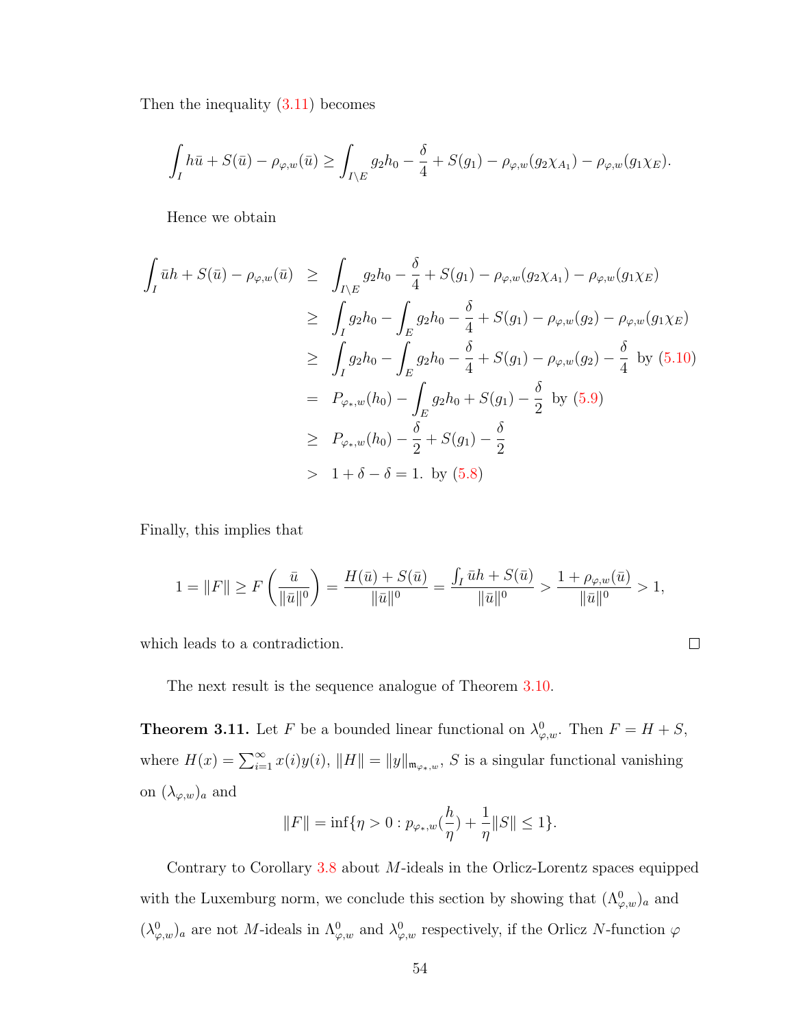Then the inequality (3.11) becomes

$$\int_I h\bar{u} + S(\bar{u}) - \rho_{\varphi,w}(\bar{u}) \geq \int_{I\setminus E} g_2 h_0 - \frac{\delta}{4} + S(g_1) - \rho_{\varphi,w}(g_2\chi_{A_1}) - \rho_{\varphi,w}(g_1\chi_E).$$

Hence we obtain

$$\begin{aligned}
\int_I \bar{u}h + S(\bar{u}) - \rho_{\varphi,w}(\bar{u}) &\geq \int_{I\setminus E} g_2 h_0 - \frac{\delta}{4} + S(g_1) - \rho_{\varphi,w}(g_2\chi_{A_1}) - \rho_{\varphi,w}(g_1\chi_E) \\
&\geq \int_I g_2 h_0 - \int_E g_2 h_0 - \frac{\delta}{4} + S(g_1) - \rho_{\varphi,w}(g_2) - \rho_{\varphi,w}(g_1\chi_E) \\
&\geq \int_I g_2 h_0 - \int_E g_2 h_0 - \frac{\delta}{4} + S(g_1) - \rho_{\varphi,w}(g_2) - \frac{\delta}{4} \ \text{ by (5.10)} \\
&= P_{\varphi_*,w}(h_0) - \int_E g_2 h_0 + S(g_1) - \frac{\delta}{2} \ \text{ by (5.9)} \\
&\geq P_{\varphi_*,w}(h_0) - \frac{\delta}{2} + S(g_1) - \frac{\delta}{2} \\
&> 1 + \delta - \delta = 1. \ \text{ by (5.8)}
\end{aligned}$$

Finally, this implies that

$$1 = \|F\| \geq F\left(\frac{\bar{u}}{\|\bar{u}\|^0}\right) = \frac{H(\bar{u}) + S(\bar{u})}{\|\bar{u}\|^0} = \frac{\int_I \bar{u}h + S(\bar{u})}{\|\bar{u}\|^0} > \frac{1 + \rho_{\varphi,w}(\bar{u})}{\|\bar{u}\|^0} > 1,$$

which leads to a contradiction. □

The next result is the sequence analogue of Theorem 3.10.

**Theorem 3.11.** Let $F$ be a bounded linear functional on $\lambda^0_{\varphi,w}$. Then $F = H + S$, where $H(x) = \sum_{i=1}^{\infty} x(i)y(i)$, $\|H\| = \|y\|_{\mathfrak{m}_{\varphi_*,w}}$, $S$ is a singular functional vanishing on $(\lambda_{\varphi,w})_a$ and

$$\|F\| = \inf\{\eta > 0 : p_{\varphi_*,w}(\frac{h}{\eta}) + \frac{1}{\eta}\|S\| \leq 1\}.$$

Contrary to Corollary 3.8 about $M$-ideals in the Orlicz-Lorentz spaces equipped with the Luxemburg norm, we conclude this section by showing that $(\Lambda^0_{\varphi,w})_a$ and $(\lambda^0_{\varphi,w})_a$ are not $M$-ideals in $\Lambda^0_{\varphi,w}$ and $\lambda^0_{\varphi,w}$ respectively, if the Orlicz $N$-function $\varphi$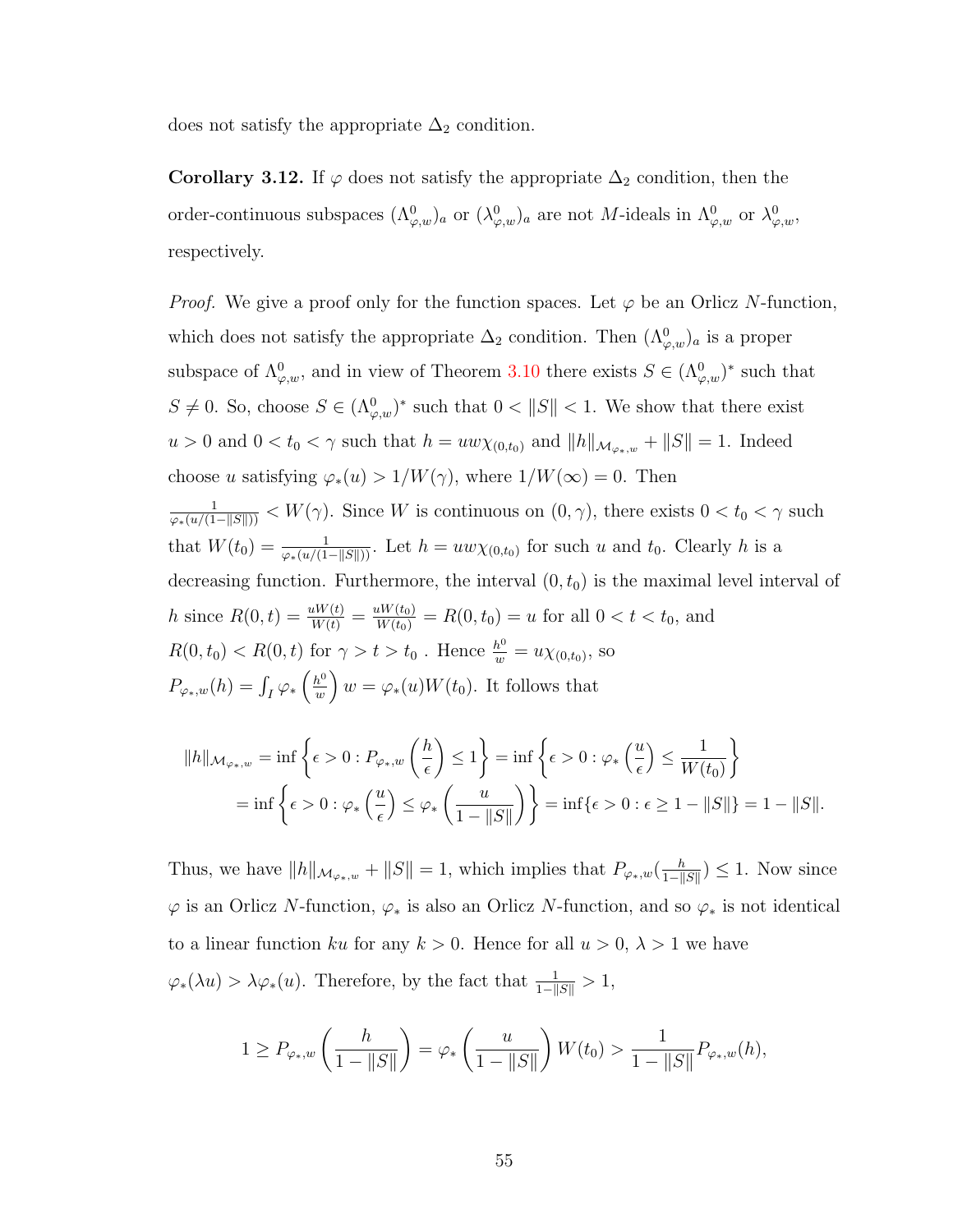does not satisfy the appropriate $\Delta_2$ condition.

**Corollary 3.12.** If $\varphi$ does not satisfy the appropriate $\Delta_2$ condition, then the order-continuous subspaces $(\Lambda^0_{\varphi,w})_a$ or $(\lambda^0_{\varphi,w})_a$ are not $M$-ideals in $\Lambda^0_{\varphi,w}$ or $\lambda^0_{\varphi,w}$, respectively.

*Proof.* We give a proof only for the function spaces. Let $\varphi$ be an Orlicz $N$-function, which does not satisfy the appropriate $\Delta_2$ condition. Then $(\Lambda^0_{\varphi,w})_a$ is a proper subspace of $\Lambda^0_{\varphi,w}$, and in view of Theorem 3.10 there exists $S \in (\Lambda^0_{\varphi,w})^*$ such that $S \neq 0$. So, choose $S \in (\Lambda^0_{\varphi,w})^*$ such that $0 < \|S\| < 1$. We show that there exist $u > 0$ and $0 < t_0 < \gamma$ such that $h = uw\chi_{(0,t_0)}$ and $\|h\|_{\mathcal{M}_{\varphi_*,w}} + \|S\| = 1$. Indeed choose $u$ satisfying $\varphi_*(u) > 1/W(\gamma)$, where $1/W(\infty) = 0$. Then $\frac{1}{\varphi_*(u/(1-\|S\|))} < W(\gamma)$. Since $W$ is continuous on $(0,\gamma)$, there exists $0 < t_0 < \gamma$ such that $W(t_0) = \frac{1}{\varphi_*(u/(1-\|S\|))}$. Let $h = uw\chi_{(0,t_0)}$ for such $u$ and $t_0$. Clearly $h$ is a decreasing function. Furthermore, the interval $(0,t_0)$ is the maximal level interval of $h$ since $R(0,t) = \frac{uW(t)}{W(t)} = \frac{uW(t_0)}{W(t_0)} = R(0,t_0) = u$ for all $0 < t < t_0$, and $R(0,t_0) < R(0,t)$ for $\gamma > t > t_0$ . Hence $\frac{h^0}{w} = u\chi_{(0,t_0)}$, so $P_{\varphi_*,w}(h) = \int_I \varphi_*\left(\frac{h^0}{w}\right) w = \varphi_*(u)W(t_0)$. It follows that

$$\|h\|_{\mathcal{M}_{\varphi_*,w}} = \inf\left\{\epsilon > 0 : P_{\varphi_*,w}\left(\frac{h}{\epsilon}\right) \leq 1\right\} = \inf\left\{\epsilon > 0 : \varphi_*\left(\frac{u}{\epsilon}\right) \leq \frac{1}{W(t_0)}\right\}$$
$$= \inf\left\{\epsilon > 0 : \varphi_*\left(\frac{u}{\epsilon}\right) \leq \varphi_*\left(\frac{u}{1-\|S\|}\right)\right\} = \inf\{\epsilon > 0 : \epsilon \geq 1 - \|S\|\} = 1 - \|S\|.$$

Thus, we have $\|h\|_{\mathcal{M}_{\varphi_*,w}} + \|S\| = 1$, which implies that $P_{\varphi_*,w}(\frac{h}{1-\|S\|}) \leq 1$. Now since $\varphi$ is an Orlicz $N$-function, $\varphi_*$ is also an Orlicz $N$-function, and so $\varphi_*$ is not identical to a linear function $ku$ for any $k > 0$. Hence for all $u > 0$, $\lambda > 1$ we have $\varphi_*(\lambda u) > \lambda\varphi_*(u)$. Therefore, by the fact that $\frac{1}{1-\|S\|} > 1$,

$$1 \geq P_{\varphi_*,w}\left(\frac{h}{1-\|S\|}\right) = \varphi_*\left(\frac{u}{1-\|S\|}\right) W(t_0) > \frac{1}{1-\|S\|} P_{\varphi_*,w}(h),$$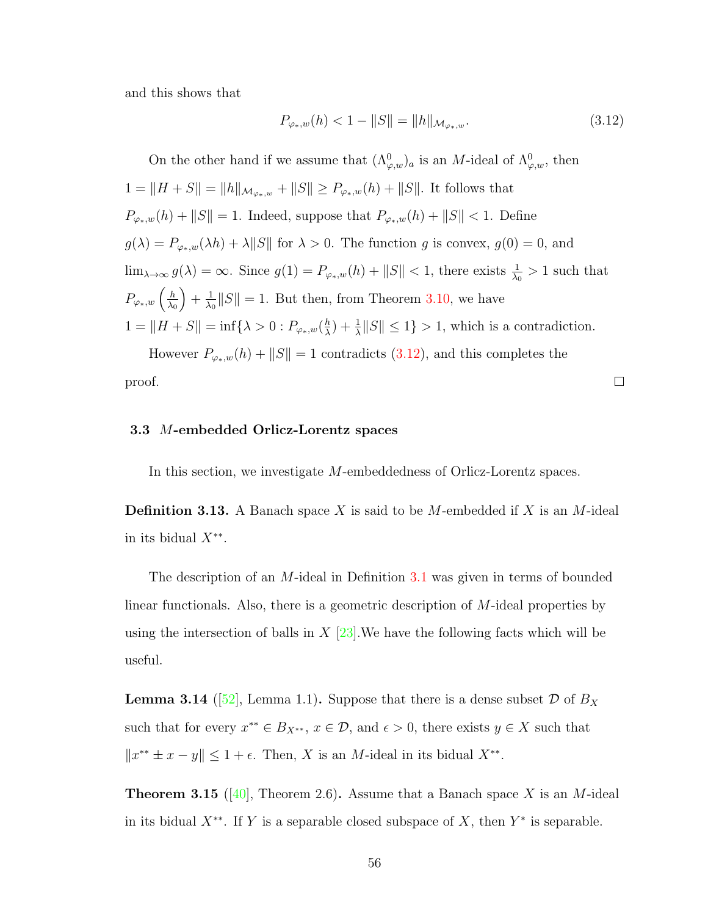and this shows that

$$P_{\varphi_*,w}(h) < 1 - \|S\| = \|h\|_{\mathcal{M}_{\varphi_*,w}}. \tag{3.12}$$

On the other hand if we assume that $(\Lambda^0_{\varphi,w})_a$ is an $M$-ideal of $\Lambda^0_{\varphi,w}$, then $1 = \|H + S\| = \|h\|_{\mathcal{M}_{\varphi_*,w}} + \|S\| \geq P_{\varphi_*,w}(h) + \|S\|$. It follows that $P_{\varphi_*,w}(h) + \|S\| = 1$. Indeed, suppose that $P_{\varphi_*,w}(h) + \|S\| < 1$. Define $g(\lambda) = P_{\varphi_*,w}(\lambda h) + \lambda\|S\|$ for $\lambda > 0$. The function $g$ is convex, $g(0) = 0$, and $\lim_{\lambda\to\infty} g(\lambda) = \infty$. Since $g(1) = P_{\varphi_*,w}(h) + \|S\| < 1$, there exists $\frac{1}{\lambda_0} > 1$ such that $P_{\varphi_*,w}\left(\frac{h}{\lambda_0}\right) + \frac{1}{\lambda_0}\|S\| = 1$. But then, from Theorem 3.10, we have $1 = \|H + S\| = \inf\{\lambda > 0 : P_{\varphi_*,w}(\frac{h}{\lambda}) + \frac{1}{\lambda}\|S\| \leq 1\} > 1$, which is a contradiction.

However $P_{\varphi_*,w}(h) + \|S\| = 1$ contradicts (3.12), and this completes the proof. ∎

### 3.3 $M$-embedded Orlicz-Lorentz spaces

In this section, we investigate $M$-embeddedness of Orlicz-Lorentz spaces.

**Definition 3.13.** A Banach space $X$ is said to be $M$-embedded if $X$ is an $M$-ideal in its bidual $X^{**}$.

The description of an $M$-ideal in Definition 3.1 was given in terms of bounded linear functionals. Also, there is a geometric description of $M$-ideal properties by using the intersection of balls in $X$ [23].We have the following facts which will be useful.

**Lemma 3.14** ([52], Lemma 1.1)**.** Suppose that there is a dense subset $\mathcal{D}$ of $B_X$ such that for every $x^{**} \in B_{X^{**}}$, $x \in \mathcal{D}$, and $\epsilon > 0$, there exists $y \in X$ such that $\|x^{**} \pm x - y\| \leq 1 + \epsilon$. Then, $X$ is an $M$-ideal in its bidual $X^{**}$.

**Theorem 3.15** ([40], Theorem 2.6)**.** Assume that a Banach space $X$ is an $M$-ideal in its bidual $X^{**}$. If $Y$ is a separable closed subspace of $X$, then $Y^*$ is separable.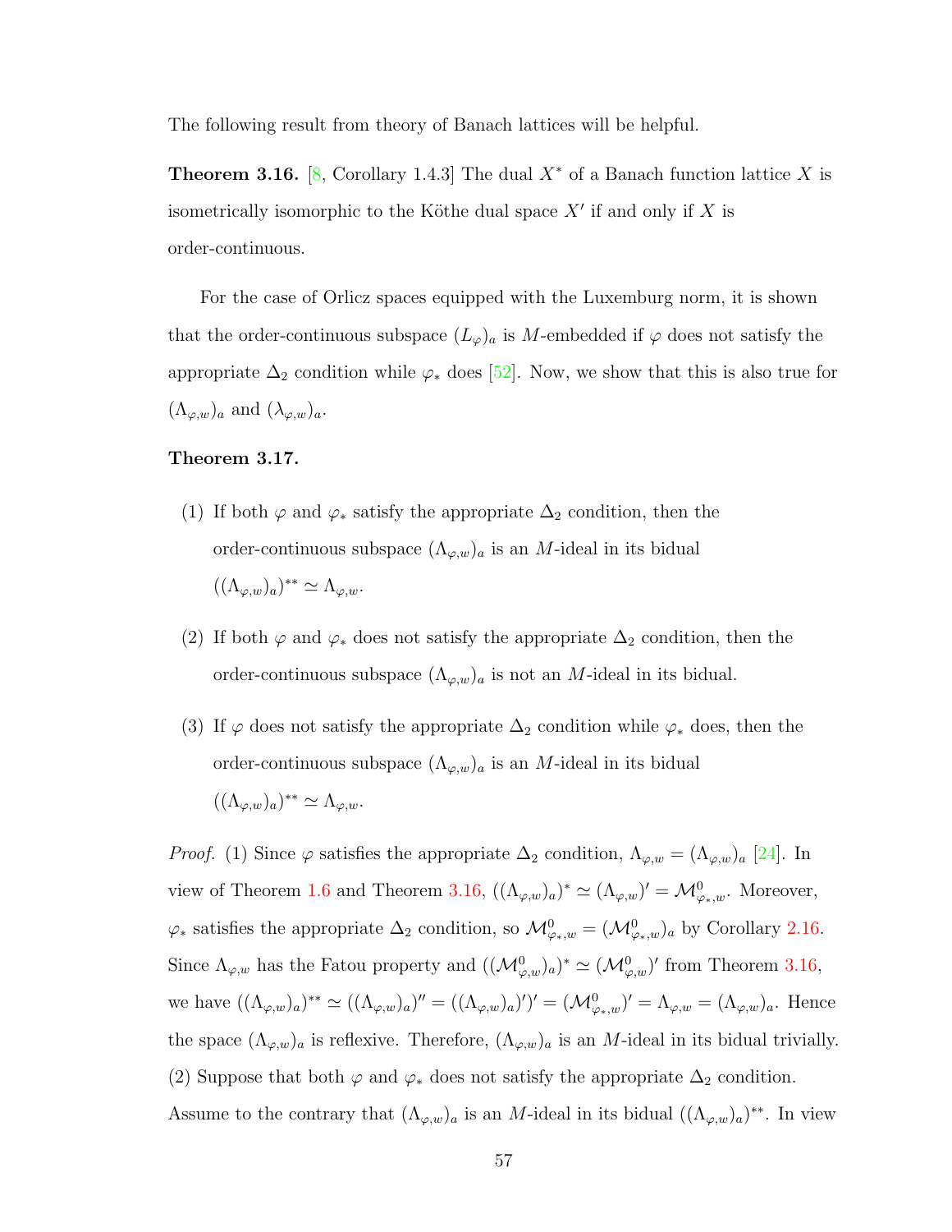The following result from theory of Banach lattices will be helpful.

**Theorem 3.16.** [8, Corollary 1.4.3] The dual $X^*$ of a Banach function lattice $X$ is isometrically isomorphic to the Köthe dual space $X'$ if and only if $X$ is order-continuous.

For the case of Orlicz spaces equipped with the Luxemburg norm, it is shown that the order-continuous subspace $(L_\varphi)_a$ is $M$-embedded if $\varphi$ does not satisfy the appropriate $\Delta_2$ condition while $\varphi_*$ does [52]. Now, we show that this is also true for $(\Lambda_{\varphi,w})_a$ and $(\lambda_{\varphi,w})_a$.

**Theorem 3.17.**

(1) If both $\varphi$ and $\varphi_*$ satisfy the appropriate $\Delta_2$ condition, then the order-continuous subspace $(\Lambda_{\varphi,w})_a$ is an $M$-ideal in its bidual $((\Lambda_{\varphi,w})_a)^{**} \simeq \Lambda_{\varphi,w}$.

(2) If both $\varphi$ and $\varphi_*$ does not satisfy the appropriate $\Delta_2$ condition, then the order-continuous subspace $(\Lambda_{\varphi,w})_a$ is not an $M$-ideal in its bidual.

(3) If $\varphi$ does not satisfy the appropriate $\Delta_2$ condition while $\varphi_*$ does, then the order-continuous subspace $(\Lambda_{\varphi,w})_a$ is an $M$-ideal in its bidual $((\Lambda_{\varphi,w})_a)^{**} \simeq \Lambda_{\varphi,w}$.

*Proof.* (1) Since $\varphi$ satisfies the appropriate $\Delta_2$ condition, $\Lambda_{\varphi,w} = (\Lambda_{\varphi,w})_a$ [24]. In view of Theorem 1.6 and Theorem 3.16, $((\Lambda_{\varphi,w})_a)^* \simeq (\Lambda_{\varphi,w})' = \mathcal{M}^0_{\varphi_*,w}$. Moreover, $\varphi_*$ satisfies the appropriate $\Delta_2$ condition, so $\mathcal{M}^0_{\varphi_*,w} = (\mathcal{M}^0_{\varphi_*,w})_a$ by Corollary 2.16. Since $\Lambda_{\varphi,w}$ has the Fatou property and $((\mathcal{M}^0_{\varphi,w})_a)^* \simeq (\mathcal{M}^0_{\varphi,w})'$ from Theorem 3.16, we have $((\Lambda_{\varphi,w})_a)^{**} \simeq ((\Lambda_{\varphi,w})_a)'' = ((\Lambda_{\varphi,w})_a)')' = (\mathcal{M}^0_{\varphi_*,w})' = \Lambda_{\varphi,w} = (\Lambda_{\varphi,w})_a$. Hence the space $(\Lambda_{\varphi,w})_a$ is reflexive. Therefore, $(\Lambda_{\varphi,w})_a$ is an $M$-ideal in its bidual trivially.
(2) Suppose that both $\varphi$ and $\varphi_*$ does not satisfy the appropriate $\Delta_2$ condition. Assume to the contrary that $(\Lambda_{\varphi,w})_a$ is an $M$-ideal in its bidual $((\Lambda_{\varphi,w})_a)^{**}$. In view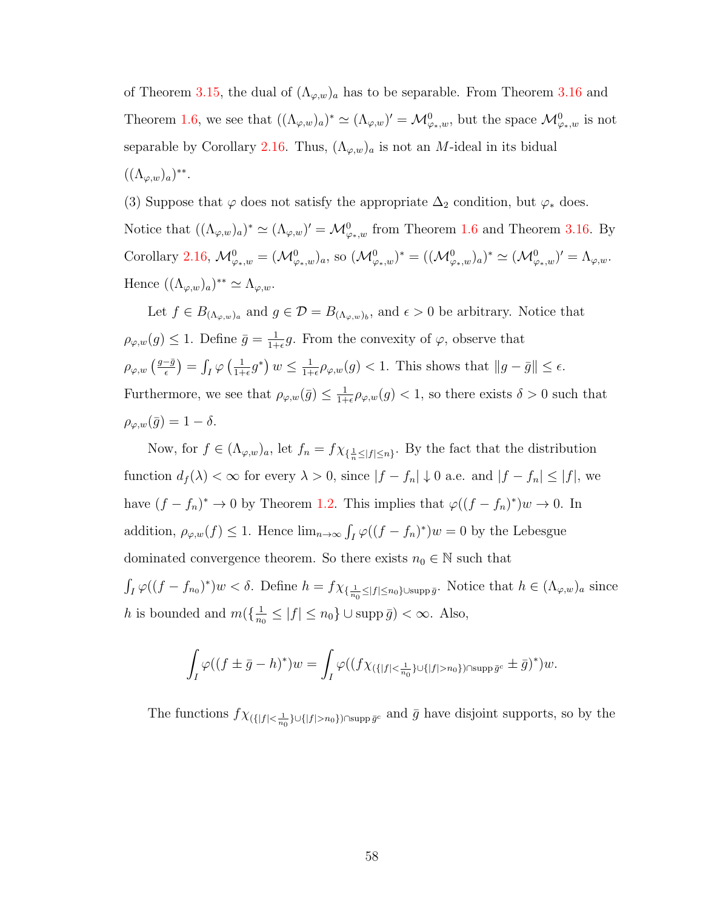of Theorem 3.15, the dual of $(\Lambda_{\varphi,w})_a$ has to be separable. From Theorem 3.16 and Theorem 1.6, we see that $((\Lambda_{\varphi,w})_a)^* \simeq (\Lambda_{\varphi,w})' = \mathcal{M}^0_{\varphi_*,w}$, but the space $\mathcal{M}^0_{\varphi_*,w}$ is not separable by Corollary 2.16. Thus, $(\Lambda_{\varphi,w})_a$ is not an $M$-ideal in its bidual $((\Lambda_{\varphi,w})_a)^{**}$.

(3) Suppose that $\varphi$ does not satisfy the appropriate $\Delta_2$ condition, but $\varphi_*$ does. Notice that $((\Lambda_{\varphi,w})_a)^* \simeq (\Lambda_{\varphi,w})' = \mathcal{M}^0_{\varphi_*,w}$ from Theorem 1.6 and Theorem 3.16. By Corollary 2.16, $\mathcal{M}^0_{\varphi_*,w} = (\mathcal{M}^0_{\varphi_*,w})_a$, so $(\mathcal{M}^0_{\varphi_*,w})^* = ((\mathcal{M}^0_{\varphi_*,w})_a)^* \simeq (\mathcal{M}^0_{\varphi_*,w})' = \Lambda_{\varphi,w}$. Hence $((\Lambda_{\varphi,w})_a)^{**} \simeq \Lambda_{\varphi,w}$.

Let $f \in B_{(\Lambda_{\varphi,w})_a}$ and $g \in \mathcal{D} = B_{(\Lambda_{\varphi,w})_b}$, and $\epsilon > 0$ be arbitrary. Notice that $\rho_{\varphi,w}(g) \le 1$. Define $\bar{g} = \frac{1}{1+\epsilon} g$. From the convexity of $\varphi$, observe that $\rho_{\varphi,w}\left(\frac{g-\bar{g}}{\epsilon}\right) = \int_I \varphi\left(\frac{1}{1+\epsilon} g^*\right) w \le \frac{1}{1+\epsilon}\rho_{\varphi,w}(g) < 1$. This shows that $\|g - \bar{g}\| \le \epsilon$. Furthermore, we see that $\rho_{\varphi,w}(\bar{g}) \le \frac{1}{1+\epsilon}\rho_{\varphi,w}(g) < 1$, so there exists $\delta > 0$ such that $\rho_{\varphi,w}(\bar{g}) = 1 - \delta$.

Now, for $f \in (\Lambda_{\varphi,w})_a$, let $f_n = f\chi_{\{\frac{1}{n} \le |f| \le n\}}$. By the fact that the distribution function $d_f(\lambda) < \infty$ for every $\lambda > 0$, since $|f - f_n| \downarrow 0$ a.e. and $|f - f_n| \le |f|$, we have $(f - f_n)^* \to 0$ by Theorem 1.2. This implies that $\varphi((f - f_n)^*)w \to 0$. In addition, $\rho_{\varphi,w}(f) \le 1$. Hence $\lim_{n\to\infty} \int_I \varphi((f - f_n)^*)w = 0$ by the Lebesgue dominated convergence theorem. So there exists $n_0 \in \mathbb{N}$ such that $\int_I \varphi((f - f_{n_0})^*)w < \delta$. Define $h = f\chi_{\{\frac{1}{n_0} \le |f| \le n_0\} \cup \operatorname{supp} \bar{g}}$. Notice that $h \in (\Lambda_{\varphi,w})_a$ since $h$ is bounded and $m(\{\frac{1}{n_0} \le |f| \le n_0\} \cup \operatorname{supp} \bar{g}) < \infty$. Also,

$$\int_I \varphi((f \pm \bar{g} - h)^*)w = \int_I \varphi((f\chi_{(\{|f| < \frac{1}{n_0}\} \cup \{|f| > n_0\}) \cap \operatorname{supp} \bar{g}^c} \pm \bar{g})^*)w.$$

The functions $f\chi_{(\{|f| < \frac{1}{n_0}\} \cup \{|f| > n_0\}) \cap \operatorname{supp} \bar{g}^c}$ and $\bar{g}$ have disjoint supports, so by the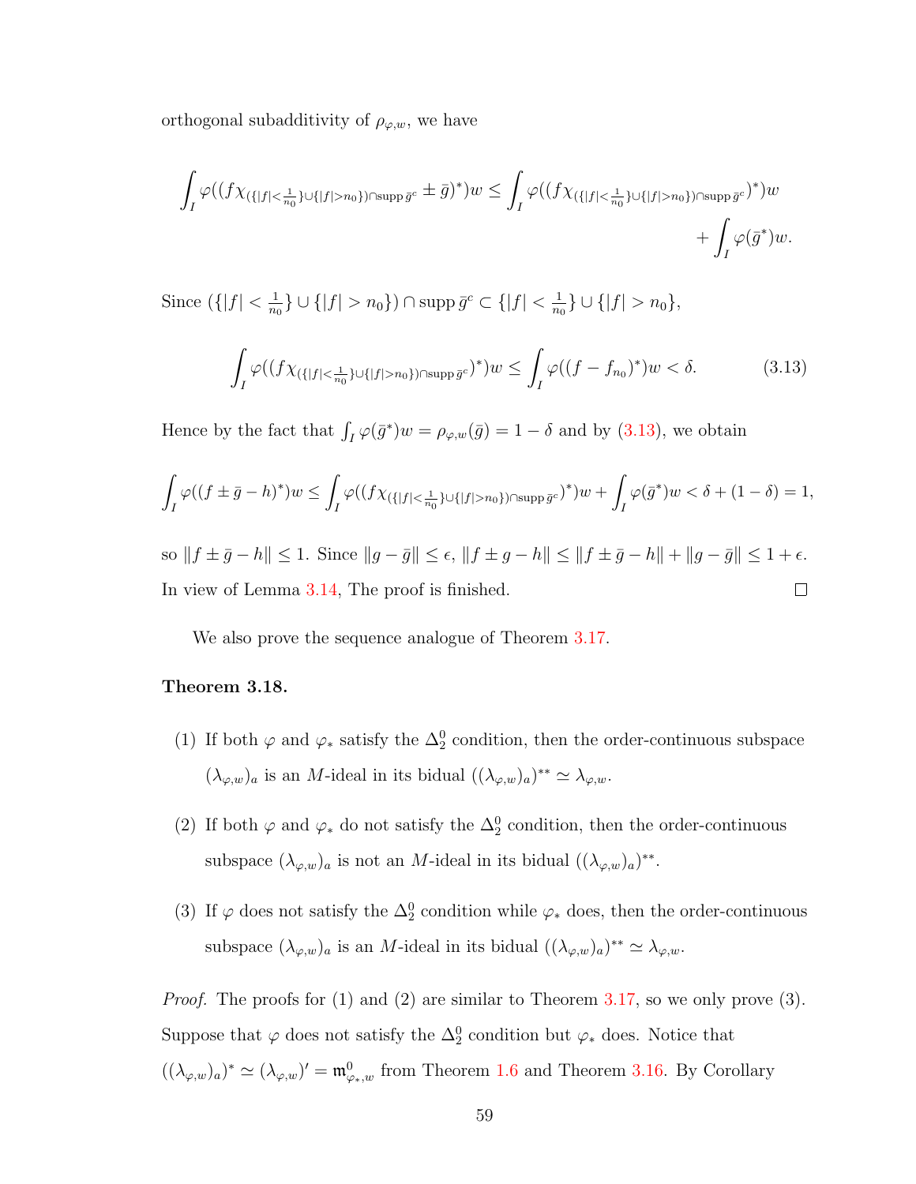orthogonal subadditivity of $\rho_{\varphi,w}$, we have

$$\int_I \varphi((f\chi_{(\{|f|<\frac{1}{n_0}\}\cup\{|f|>n_0\})\cap \operatorname{supp}\bar{g}^c} \pm \bar{g})^*)w \le \int_I \varphi((f\chi_{(\{|f|<\frac{1}{n_0}\}\cup\{|f|>n_0\})\cap \operatorname{supp}\bar{g}^c})^*)w + \int_I \varphi(\bar{g}^*)w.$$

Since $(\{|f| < \frac{1}{n_0}\} \cup \{|f| > n_0\}) \cap \operatorname{supp}\bar{g}^c \subset \{|f| < \frac{1}{n_0}\} \cup \{|f| > n_0\}$,

$$\int_I \varphi((f\chi_{(\{|f|<\frac{1}{n_0}\}\cup\{|f|>n_0\})\cap \operatorname{supp}\bar{g}^c})^*)w \le \int_I \varphi((f - f_{n_0})^*)w < \delta. \tag{3.13}$$

Hence by the fact that $\int_I \varphi(\bar{g}^*)w = \rho_{\varphi,w}(\bar{g}) = 1 - \delta$ and by (3.13), we obtain

$$\int_I \varphi((f \pm \bar{g} - h)^*)w \le \int_I \varphi((f\chi_{(\{|f|<\frac{1}{n_0}\}\cup\{|f|>n_0\})\cap \operatorname{supp}\bar{g}^c})^*)w + \int_I \varphi(\bar{g}^*)w < \delta + (1-\delta) = 1,$$

so $\|f \pm \bar{g} - h\| \le 1$. Since $\|g - \bar{g}\| \le \epsilon$, $\|f \pm g - h\| \le \|f \pm \bar{g} - h\| + \|g - \bar{g}\| \le 1 + \epsilon$. In view of Lemma 3.14, The proof is finished. $\square$

We also prove the sequence analogue of Theorem 3.17.

**Theorem 3.18.**

(1) If both $\varphi$ and $\varphi_*$ satisfy the $\Delta_2^0$ condition, then the order-continuous subspace $(\lambda_{\varphi,w})_a$ is an $M$-ideal in its bidual $((\lambda_{\varphi,w})_a)^{**} \simeq \lambda_{\varphi,w}$.

(2) If both $\varphi$ and $\varphi_*$ do not satisfy the $\Delta_2^0$ condition, then the order-continuous subspace $(\lambda_{\varphi,w})_a$ is not an $M$-ideal in its bidual $((\lambda_{\varphi,w})_a)^{**}$.

(3) If $\varphi$ does not satisfy the $\Delta_2^0$ condition while $\varphi_*$ does, then the order-continuous subspace $(\lambda_{\varphi,w})_a$ is an $M$-ideal in its bidual $((\lambda_{\varphi,w})_a)^{**} \simeq \lambda_{\varphi,w}$.

*Proof.* The proofs for (1) and (2) are similar to Theorem 3.17, so we only prove (3). Suppose that $\varphi$ does not satisfy the $\Delta_2^0$ condition but $\varphi_*$ does. Notice that $((\lambda_{\varphi,w})_a)^* \simeq (\lambda_{\varphi,w})' = \mathfrak{m}^0_{\varphi_*,w}$ from Theorem 1.6 and Theorem 3.16. By Corollary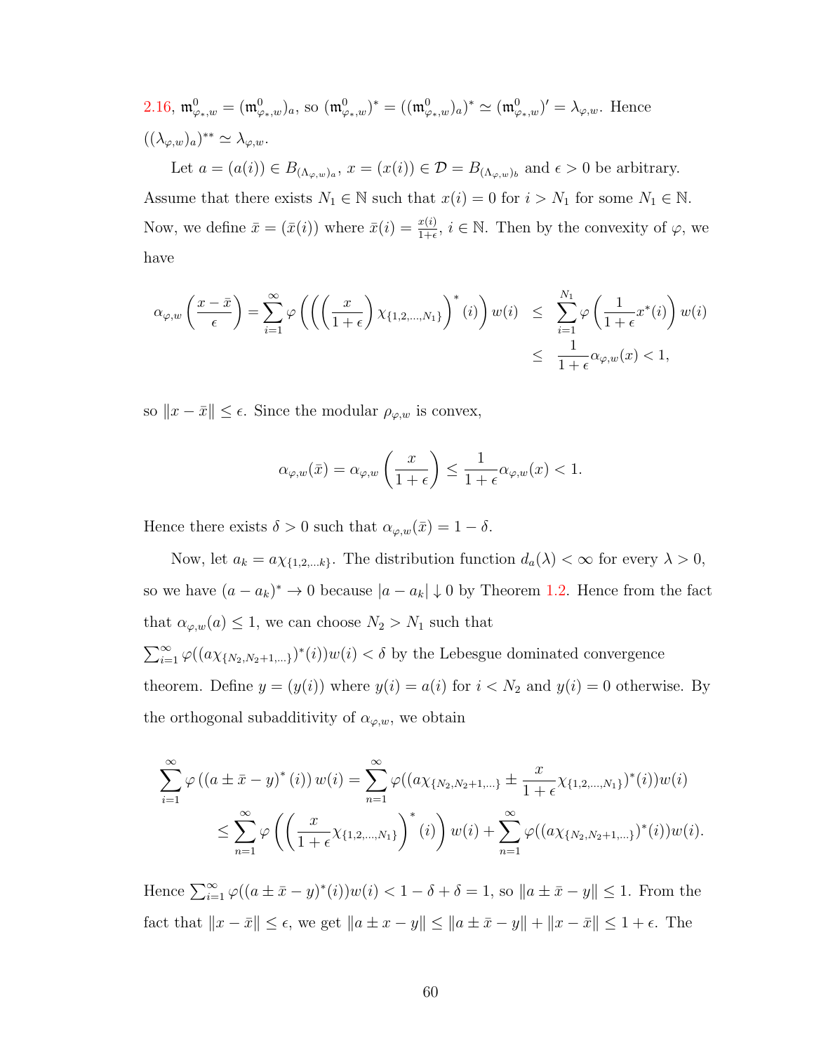2.16, $\mathfrak{m}^0_{\varphi_*,w} = (\mathfrak{m}^0_{\varphi_*,w})_a$, so $(\mathfrak{m}^0_{\varphi_*,w})^* = ((\mathfrak{m}^0_{\varphi_*,w})_a)^* \simeq (\mathfrak{m}^0_{\varphi_*,w})' = \lambda_{\varphi,w}$. Hence $((\lambda_{\varphi,w})_a)^{**} \simeq \lambda_{\varphi,w}$.

Let $a = (a(i)) \in B_{(\Lambda_{\varphi,w})_a}$, $x = (x(i)) \in \mathcal{D} = B_{(\Lambda_{\varphi,w})_b}$ and $\epsilon > 0$ be arbitrary. Assume that there exists $N_1 \in \mathbb{N}$ such that $x(i) = 0$ for $i > N_1$ for some $N_1 \in \mathbb{N}$. Now, we define $\bar{x} = (\bar{x}(i))$ where $\bar{x}(i) = \frac{x(i)}{1+\epsilon}$, $i \in \mathbb{N}$. Then by the convexity of $\varphi$, we have

$$
\begin{aligned}
\alpha_{\varphi,w}\left(\frac{x-\bar{x}}{\epsilon}\right) = \sum_{i=1}^{\infty} \varphi\left(\left(\left(\frac{x}{1+\epsilon}\right)\chi_{\{1,2,\ldots,N_1\}}\right)^*(i)\right)w(i) &\leq \sum_{i=1}^{N_1} \varphi\left(\frac{1}{1+\epsilon}x^*(i)\right)w(i) \\
&\leq \frac{1}{1+\epsilon}\alpha_{\varphi,w}(x) < 1,
\end{aligned}
$$

so $\|x - \bar{x}\| \leq \epsilon$. Since the modular $\rho_{\varphi,w}$ is convex,

$$
\alpha_{\varphi,w}(\bar{x}) = \alpha_{\varphi,w}\left(\frac{x}{1+\epsilon}\right) \leq \frac{1}{1+\epsilon}\alpha_{\varphi,w}(x) < 1.
$$

Hence there exists $\delta > 0$ such that $\alpha_{\varphi,w}(\bar{x}) = 1 - \delta$.

Now, let $a_k = a\chi_{\{1,2,\ldots k\}}$. The distribution function $d_a(\lambda) < \infty$ for every $\lambda > 0$, so we have $(a - a_k)^* \to 0$ because $|a - a_k| \downarrow 0$ by Theorem 1.2. Hence from the fact that $\alpha_{\varphi,w}(a) \leq 1$, we can choose $N_2 > N_1$ such that $\sum_{i=1}^{\infty} \varphi((a\chi_{\{N_2,N_2+1,\ldots\}})^*(i))w(i) < \delta$ by the Lebesgue dominated convergence theorem. Define $y = (y(i))$ where $y(i) = a(i)$ for $i < N_2$ and $y(i) = 0$ otherwise. By the orthogonal subadditivity of $\alpha_{\varphi,w}$, we obtain

$$
\begin{aligned}
\sum_{i=1}^{\infty} \varphi\left((a \pm \bar{x} - y)^*(i)\right)w(i) &= \sum_{n=1}^{\infty} \varphi((a\chi_{\{N_2,N_2+1,\ldots\}} \pm \frac{x}{1+\epsilon}\chi_{\{1,2,\ldots,N_1\}})^*(i))w(i) \\
&\leq \sum_{n=1}^{\infty} \varphi\left(\left(\frac{x}{1+\epsilon}\chi_{\{1,2,\ldots,N_1\}}\right)^*(i)\right)w(i) + \sum_{n=1}^{\infty} \varphi((a\chi_{\{N_2,N_2+1,\ldots\}})^*(i))w(i).
\end{aligned}
$$

Hence $\sum_{i=1}^{\infty} \varphi((a \pm \bar{x} - y)^*(i))w(i) < 1 - \delta + \delta = 1$, so $\|a \pm \bar{x} - y\| \leq 1$. From the fact that $\|x - \bar{x}\| \leq \epsilon$, we get $\|a \pm x - y\| \leq \|a \pm \bar{x} - y\| + \|x - \bar{x}\| \leq 1 + \epsilon$. The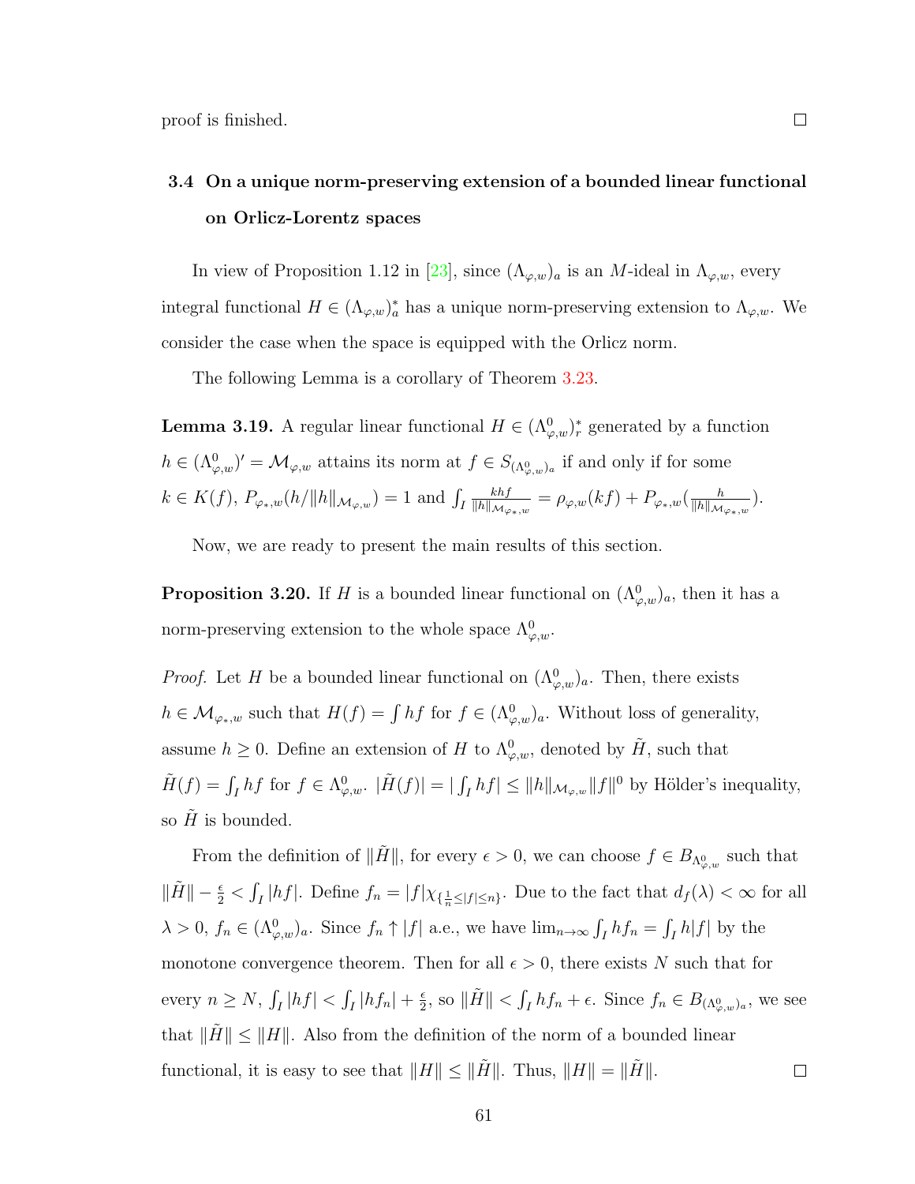proof is finished. □

### 3.4 On a unique norm-preserving extension of a bounded linear functional on Orlicz-Lorentz spaces

In view of Proposition 1.12 in [23], since $(\Lambda_{\varphi,w})_a$ is an $M$-ideal in $\Lambda_{\varphi,w}$, every integral functional $H \in (\Lambda_{\varphi,w})_a^*$ has a unique norm-preserving extension to $\Lambda_{\varphi,w}$. We consider the case when the space is equipped with the Orlicz norm.

The following Lemma is a corollary of Theorem 3.23.

**Lemma 3.19.** A regular linear functional $H \in (\Lambda_{\varphi,w}^0)_r^*$ generated by a function $h \in (\Lambda_{\varphi,w}^0)' = \mathcal{M}_{\varphi,w}$ attains its norm at $f \in S_{(\Lambda_{\varphi,w}^0)_a}$ if and only if for some $k \in K(f)$, $P_{\varphi_*,w}(h/\|h\|_{\mathcal{M}_{\varphi,w}}) = 1$ and $\int_I \frac{khf}{\|h\|_{\mathcal{M}_{\varphi_*,w}}} = \rho_{\varphi,w}(kf) + P_{\varphi_*,w}(\frac{h}{\|h\|_{\mathcal{M}_{\varphi_*,w}}})$.

Now, we are ready to present the main results of this section.

**Proposition 3.20.** If $H$ is a bounded linear functional on $(\Lambda_{\varphi,w}^0)_a$, then it has a norm-preserving extension to the whole space $\Lambda_{\varphi,w}^0$.

*Proof.* Let $H$ be a bounded linear functional on $(\Lambda_{\varphi,w}^0)_a$. Then, there exists $h \in \mathcal{M}_{\varphi_*,w}$ such that $H(f) = \int hf$ for $f \in (\Lambda_{\varphi,w}^0)_a$. Without loss of generality, assume $h \geq 0$. Define an extension of $H$ to $\Lambda_{\varphi,w}^0$, denoted by $\tilde{H}$, such that $\tilde{H}(f) = \int_I hf$ for $f \in \Lambda_{\varphi,w}^0$. $|\tilde{H}(f)| = |\int_I hf| \leq \|h\|_{\mathcal{M}_{\varphi,w}} \|f\|^0$ by Hölder's inequality, so $\tilde{H}$ is bounded.

From the definition of $\|\tilde{H}\|$, for every $\epsilon > 0$, we can choose $f \in B_{\Lambda_{\varphi,w}^0}$ such that $\|\tilde{H}\| - \frac{\epsilon}{2} < \int_I |hf|$. Define $f_n = |f|\chi_{\{\frac{1}{n} \leq |f| \leq n\}}$. Due to the fact that $d_f(\lambda) < \infty$ for all $\lambda > 0$, $f_n \in (\Lambda_{\varphi,w}^0)_a$. Since $f_n \uparrow |f|$ a.e., we have $\lim_{n\to\infty} \int_I hf_n = \int_I h|f|$ by the monotone convergence theorem. Then for all $\epsilon > 0$, there exists $N$ such that for every $n \geq N$, $\int_I |hf| < \int_I |hf_n| + \frac{\epsilon}{2}$, so $\|\tilde{H}\| < \int_I hf_n + \epsilon$. Since $f_n \in B_{(\Lambda_{\varphi,w}^0)_a}$, we see that $\|\tilde{H}\| \leq \|H\|$. Also from the definition of the norm of a bounded linear functional, it is easy to see that $\|H\| \leq \|\tilde{H}\|$. Thus, $\|H\| = \|\tilde{H}\|$. □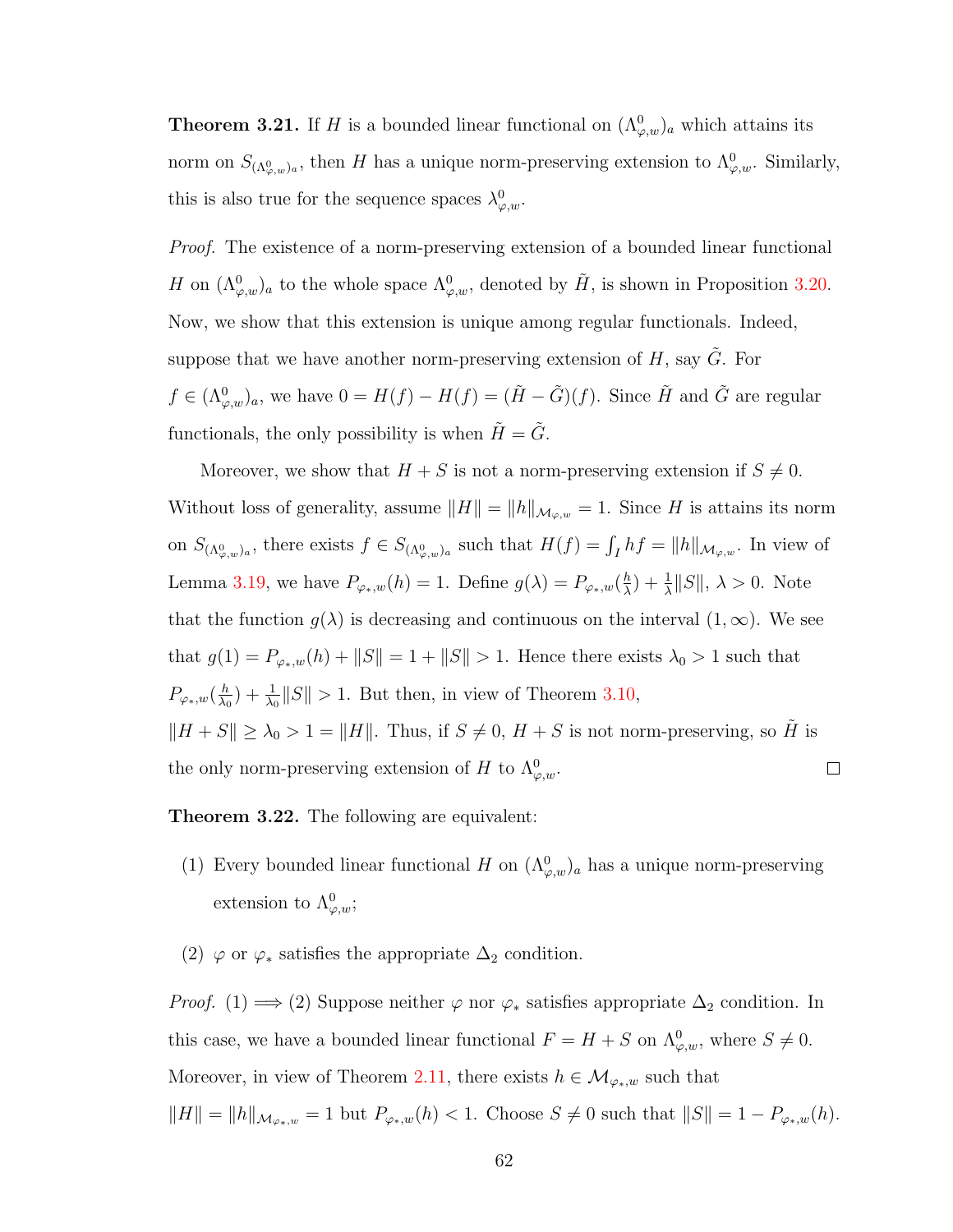**Theorem 3.21.** If $H$ is a bounded linear functional on $(\Lambda^0_{\varphi,w})_a$ which attains its norm on $S_{(\Lambda^0_{\varphi,w})_a}$, then $H$ has a unique norm-preserving extension to $\Lambda^0_{\varphi,w}$. Similarly, this is also true for the sequence spaces $\lambda^0_{\varphi,w}$.

*Proof.* The existence of a norm-preserving extension of a bounded linear functional $H$ on $(\Lambda^0_{\varphi,w})_a$ to the whole space $\Lambda^0_{\varphi,w}$, denoted by $\tilde{H}$, is shown in Proposition 3.20. Now, we show that this extension is unique among regular functionals. Indeed, suppose that we have another norm-preserving extension of $H$, say $\tilde{G}$. For $f \in (\Lambda^0_{\varphi,w})_a$, we have $0 = H(f) - H(f) = (\tilde{H} - \tilde{G})(f)$. Since $\tilde{H}$ and $\tilde{G}$ are regular functionals, the only possibility is when $\tilde{H} = \tilde{G}$.

Moreover, we show that $H + S$ is not a norm-preserving extension if $S \neq 0$. Without loss of generality, assume $\|H\| = \|h\|_{\mathcal{M}_{\varphi,w}} = 1$. Since $H$ is attains its norm on $S_{(\Lambda^0_{\varphi,w})_a}$, there exists $f \in S_{(\Lambda^0_{\varphi,w})_a}$ such that $H(f) = \int_I hf = \|h\|_{\mathcal{M}_{\varphi,w}}$. In view of Lemma 3.19, we have $P_{\varphi_*,w}(h) = 1$. Define $g(\lambda) = P_{\varphi_*,w}(\frac{h}{\lambda}) + \frac{1}{\lambda}\|S\|$, $\lambda > 0$. Note that the function $g(\lambda)$ is decreasing and continuous on the interval $(1, \infty)$. We see that $g(1) = P_{\varphi_*,w}(h) + \|S\| = 1 + \|S\| > 1$. Hence there exists $\lambda_0 > 1$ such that $P_{\varphi_*,w}(\frac{h}{\lambda_0}) + \frac{1}{\lambda_0}\|S\| > 1$. But then, in view of Theorem 3.10, $\|H + S\| \geq \lambda_0 > 1 = \|H\|$. Thus, if $S \neq 0$, $H + S$ is not norm-preserving, so $\tilde{H}$ is the only norm-preserving extension of $H$ to $\Lambda^0_{\varphi,w}$. $\square$

**Theorem 3.22.** The following are equivalent:

(1) Every bounded linear functional $H$ on $(\Lambda^0_{\varphi,w})_a$ has a unique norm-preserving extension to $\Lambda^0_{\varphi,w}$;

(2) $\varphi$ or $\varphi_*$ satisfies the appropriate $\Delta_2$ condition.

*Proof.* (1) $\implies$ (2) Suppose neither $\varphi$ nor $\varphi_*$ satisfies appropriate $\Delta_2$ condition. In this case, we have a bounded linear functional $F = H + S$ on $\Lambda^0_{\varphi,w}$, where $S \neq 0$. Moreover, in view of Theorem 2.11, there exists $h \in \mathcal{M}_{\varphi_*,w}$ such that $\|H\| = \|h\|_{\mathcal{M}_{\varphi_*,w}} = 1$ but $P_{\varphi_*,w}(h) < 1$. Choose $S \neq 0$ such that $\|S\| = 1 - P_{\varphi_*,w}(h)$.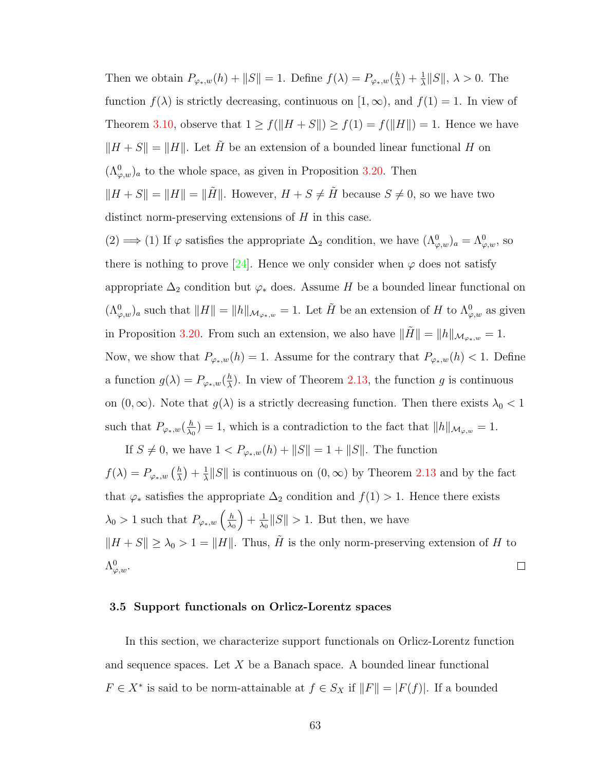Then we obtain $P_{\varphi_*,w}(h) + \|S\| = 1$. Define $f(\lambda) = P_{\varphi_*,w}(\frac{h}{\lambda}) + \frac{1}{\lambda}\|S\|$, $\lambda > 0$. The function $f(\lambda)$ is strictly decreasing, continuous on $[1, \infty)$, and $f(1) = 1$. In view of Theorem 3.10, observe that $1 \geq f(\|H + S\|) \geq f(1) = f(\|H\|) = 1$. Hence we have $\|H + S\| = \|H\|$. Let $\tilde{H}$ be an extension of a bounded linear functional $H$ on $(\Lambda^0_{\varphi,w})_a$ to the whole space, as given in Proposition 3.20. Then $\|H + S\| = \|H\| = \|\tilde{H}\|$. However, $H + S \neq \tilde{H}$ because $S \neq 0$, so we have two distinct norm-preserving extensions of $H$ in this case.

(2) $\implies$ (1) If $\varphi$ satisfies the appropriate $\Delta_2$ condition, we have $(\Lambda^0_{\varphi,w})_a = \Lambda^0_{\varphi,w}$, so there is nothing to prove [24]. Hence we only consider when $\varphi$ does not satisfy appropriate $\Delta_2$ condition but $\varphi_*$ does. Assume $H$ be a bounded linear functional on $(\Lambda^0_{\varphi,w})_a$ such that $\|H\| = \|h\|_{\mathcal{M}_{\varphi_*,w}} = 1$. Let $\tilde{H}$ be an extension of $H$ to $\Lambda^0_{\varphi,w}$ as given in Proposition 3.20. From such an extension, we also have $\|\tilde{H}\| = \|h\|_{\mathcal{M}_{\varphi_*,w}} = 1$. Now, we show that $P_{\varphi_*,w}(h) = 1$. Assume for the contrary that $P_{\varphi_*,w}(h) < 1$. Define a function $g(\lambda) = P_{\varphi_*,w}(\frac{h}{\lambda})$. In view of Theorem 2.13, the function $g$ is continuous on $(0, \infty)$. Note that $g(\lambda)$ is a strictly decreasing function. Then there exists $\lambda_0 < 1$ such that $P_{\varphi_*,w}(\frac{h}{\lambda_0}) = 1$, which is a contradiction to the fact that $\|h\|_{\mathcal{M}_{\varphi,w}} = 1$.

If $S \neq 0$, we have $1 < P_{\varphi_*,w}(h) + \|S\| = 1 + \|S\|$. The function $f(\lambda) = P_{\varphi_*,w}\left(\frac{h}{\lambda}\right) + \frac{1}{\lambda}\|S\|$ is continuous on $(0, \infty)$ by Theorem 2.13 and by the fact that $\varphi_*$ satisfies the appropriate $\Delta_2$ condition and $f(1) > 1$. Hence there exists $\lambda_0 > 1$ such that $P_{\varphi_*,w}\left(\frac{h}{\lambda_0}\right) + \frac{1}{\lambda_0}\|S\| > 1$. But then, we have $\|H + S\| \geq \lambda_0 > 1 = \|H\|$. Thus, $\tilde{H}$ is the only norm-preserving extension of $H$ to $\Lambda^0_{\varphi,w}$. $\square$

### 3.5 Support functionals on Orlicz-Lorentz spaces

In this section, we characterize support functionals on Orlicz-Lorentz function and sequence spaces. Let $X$ be a Banach space. A bounded linear functional $F \in X^*$ is said to be norm-attainable at $f \in S_X$ if $\|F\| = |F(f)|$. If a bounded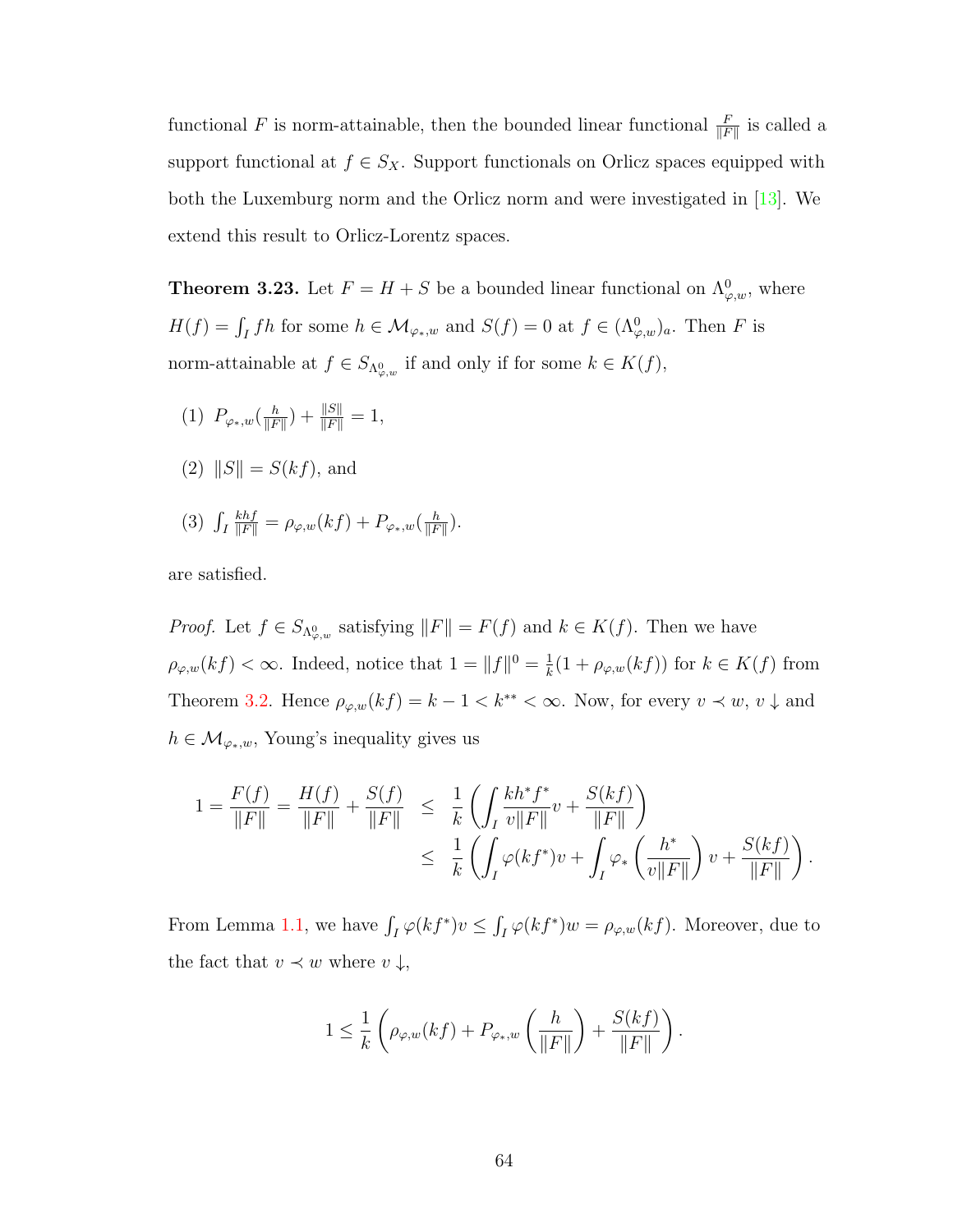functional $F$ is norm-attainable, then the bounded linear functional $\frac{F}{\|F\|}$ is called a support functional at $f \in S_X$. Support functionals on Orlicz spaces equipped with both the Luxemburg norm and the Orlicz norm and were investigated in [13]. We extend this result to Orlicz-Lorentz spaces.

**Theorem 3.23.** Let $F = H + S$ be a bounded linear functional on $\Lambda^0_{\varphi,w}$, where $H(f) = \int_I fh$ for some $h \in \mathcal{M}_{\varphi_*,w}$ and $S(f) = 0$ at $f \in (\Lambda^0_{\varphi,w})_a$. Then $F$ is norm-attainable at $f \in S_{\Lambda^0_{\varphi,w}}$ if and only if for some $k \in K(f)$,

(1) $P_{\varphi_*,w}(\frac{h}{\|F\|}) + \frac{\|S\|}{\|F\|} = 1$,

(2) $\|S\| = S(kf)$, and

(3) $\int_I \frac{khf}{\|F\|} = \rho_{\varphi,w}(kf) + P_{\varphi_*,w}(\frac{h}{\|F\|})$.

are satisfied.

*Proof.* Let $f \in S_{\Lambda^0_{\varphi,w}}$ satisfying $\|F\| = F(f)$ and $k \in K(f)$. Then we have $\rho_{\varphi,w}(kf) < \infty$. Indeed, notice that $1 = \|f\|^0 = \frac{1}{k}(1 + \rho_{\varphi,w}(kf))$ for $k \in K(f)$ from Theorem 3.2. Hence $\rho_{\varphi,w}(kf) = k - 1 < k^{**} < \infty$. Now, for every $v \prec w$, $v \downarrow$ and $h \in \mathcal{M}_{\varphi_*,w}$, Young's inequality gives us

$$
\begin{aligned}
1 = \frac{F(f)}{\|F\|} = \frac{H(f)}{\|F\|} + \frac{S(f)}{\|F\|} &\leq \frac{1}{k}\left(\int_I \frac{kh^* f^*}{v\|F\|} v + \frac{S(kf)}{\|F\|}\right) \\
&\leq \frac{1}{k}\left(\int_I \varphi(kf^*)v + \int_I \varphi_*\left(\frac{h^*}{v\|F\|}\right)v + \frac{S(kf)}{\|F\|}\right).
\end{aligned}
$$

From Lemma 1.1, we have $\int_I \varphi(kf^*)v \leq \int_I \varphi(kf^*)w = \rho_{\varphi,w}(kf)$. Moreover, due to the fact that $v \prec w$ where $v \downarrow$,

$$
1 \leq \frac{1}{k}\left(\rho_{\varphi,w}(kf) + P_{\varphi_*,w}\left(\frac{h}{\|F\|}\right) + \frac{S(kf)}{\|F\|}\right).
$$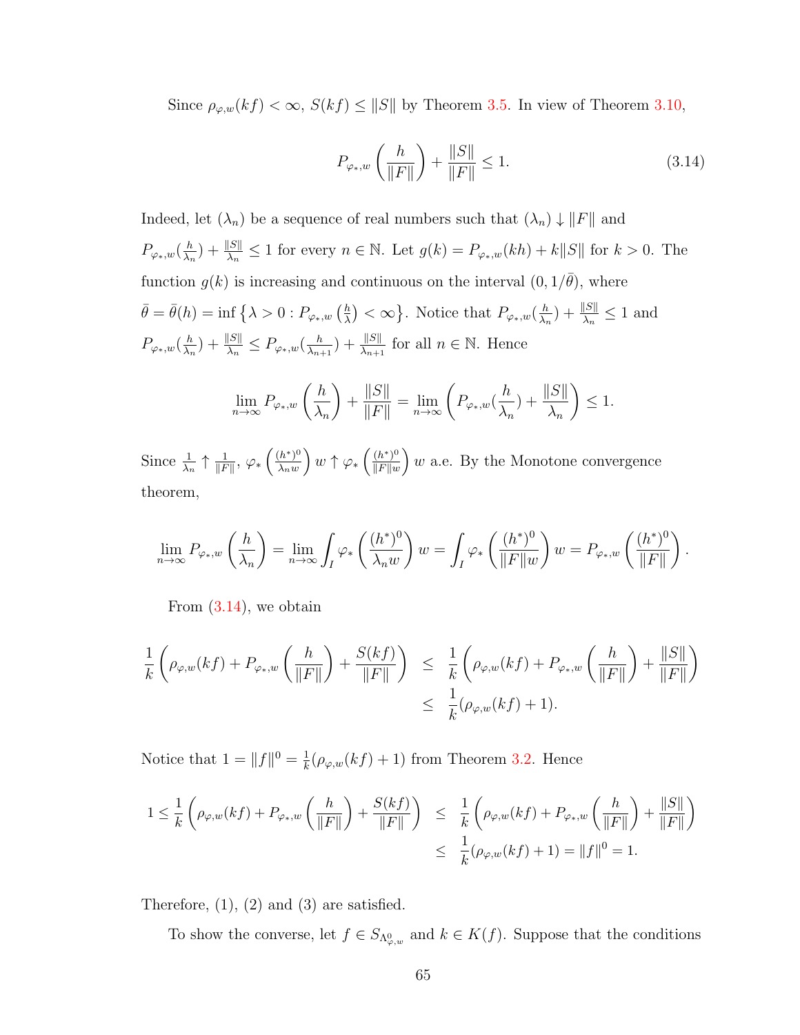Since $\rho_{\varphi,w}(kf) < \infty$, $S(kf) \le \|S\|$ by Theorem 3.5. In view of Theorem 3.10,

$$P_{\varphi_*,w}\left(\frac{h}{\|F\|}\right) + \frac{\|S\|}{\|F\|} \le 1. \tag{3.14}$$

Indeed, let $(\lambda_n)$ be a sequence of real numbers such that $(\lambda_n) \downarrow \|F\|$ and $P_{\varphi_*,w}(\frac{h}{\lambda_n}) + \frac{\|S\|}{\lambda_n} \le 1$ for every $n \in \mathbb{N}$. Let $g(k) = P_{\varphi_*,w}(kh) + k\|S\|$ for $k > 0$. The function $g(k)$ is increasing and continuous on the interval $(0, 1/\bar{\theta})$, where $\bar{\theta} = \bar{\theta}(h) = \inf\left\{\lambda > 0 : P_{\varphi_*,w}\left(\frac{h}{\lambda}\right) < \infty\right\}$. Notice that $P_{\varphi_*,w}(\frac{h}{\lambda_n}) + \frac{\|S\|}{\lambda_n} \le 1$ and $P_{\varphi_*,w}(\frac{h}{\lambda_n}) + \frac{\|S\|}{\lambda_n} \le P_{\varphi_*,w}(\frac{h}{\lambda_{n+1}}) + \frac{\|S\|}{\lambda_{n+1}}$ for all $n \in \mathbb{N}$. Hence

$$\lim_{n\to\infty} P_{\varphi_*,w}\left(\frac{h}{\lambda_n}\right) + \frac{\|S\|}{\|F\|} = \lim_{n\to\infty}\left(P_{\varphi_*,w}(\frac{h}{\lambda_n}) + \frac{\|S\|}{\lambda_n}\right) \le 1.$$

Since $\frac{1}{\lambda_n} \uparrow \frac{1}{\|F\|}$, $\varphi_*\left(\frac{(h^*)^0}{\lambda_n w}\right) w \uparrow \varphi_*\left(\frac{(h^*)^0}{\|F\| w}\right) w$ a.e. By the Monotone convergence theorem,

$$\lim_{n\to\infty} P_{\varphi_*,w}\left(\frac{h}{\lambda_n}\right) = \lim_{n\to\infty}\int_I \varphi_*\left(\frac{(h^*)^0}{\lambda_n w}\right) w = \int_I \varphi_*\left(\frac{(h^*)^0}{\|F\| w}\right) w = P_{\varphi_*,w}\left(\frac{(h^*)^0}{\|F\|}\right).$$

From (3.14), we obtain

$$\begin{aligned}
\frac{1}{k}\left(\rho_{\varphi,w}(kf) + P_{\varphi_*,w}\left(\frac{h}{\|F\|}\right) + \frac{S(kf)}{\|F\|}\right) &\le \frac{1}{k}\left(\rho_{\varphi,w}(kf) + P_{\varphi_*,w}\left(\frac{h}{\|F\|}\right) + \frac{\|S\|}{\|F\|}\right)\\
&\le \frac{1}{k}(\rho_{\varphi,w}(kf) + 1).
\end{aligned}$$

Notice that $1 = \|f\|^0 = \frac{1}{k}(\rho_{\varphi,w}(kf) + 1)$ from Theorem 3.2. Hence

$$\begin{aligned}
1 \le \frac{1}{k}\left(\rho_{\varphi,w}(kf) + P_{\varphi_*,w}\left(\frac{h}{\|F\|}\right) + \frac{S(kf)}{\|F\|}\right) &\le \frac{1}{k}\left(\rho_{\varphi,w}(kf) + P_{\varphi_*,w}\left(\frac{h}{\|F\|}\right) + \frac{\|S\|}{\|F\|}\right)\\
&\le \frac{1}{k}(\rho_{\varphi,w}(kf) + 1) = \|f\|^0 = 1.
\end{aligned}$$

Therefore, (1), (2) and (3) are satisfied.

To show the converse, let $f \in S_{\Lambda^0_{\varphi,w}}$ and $k \in K(f)$. Suppose that the conditions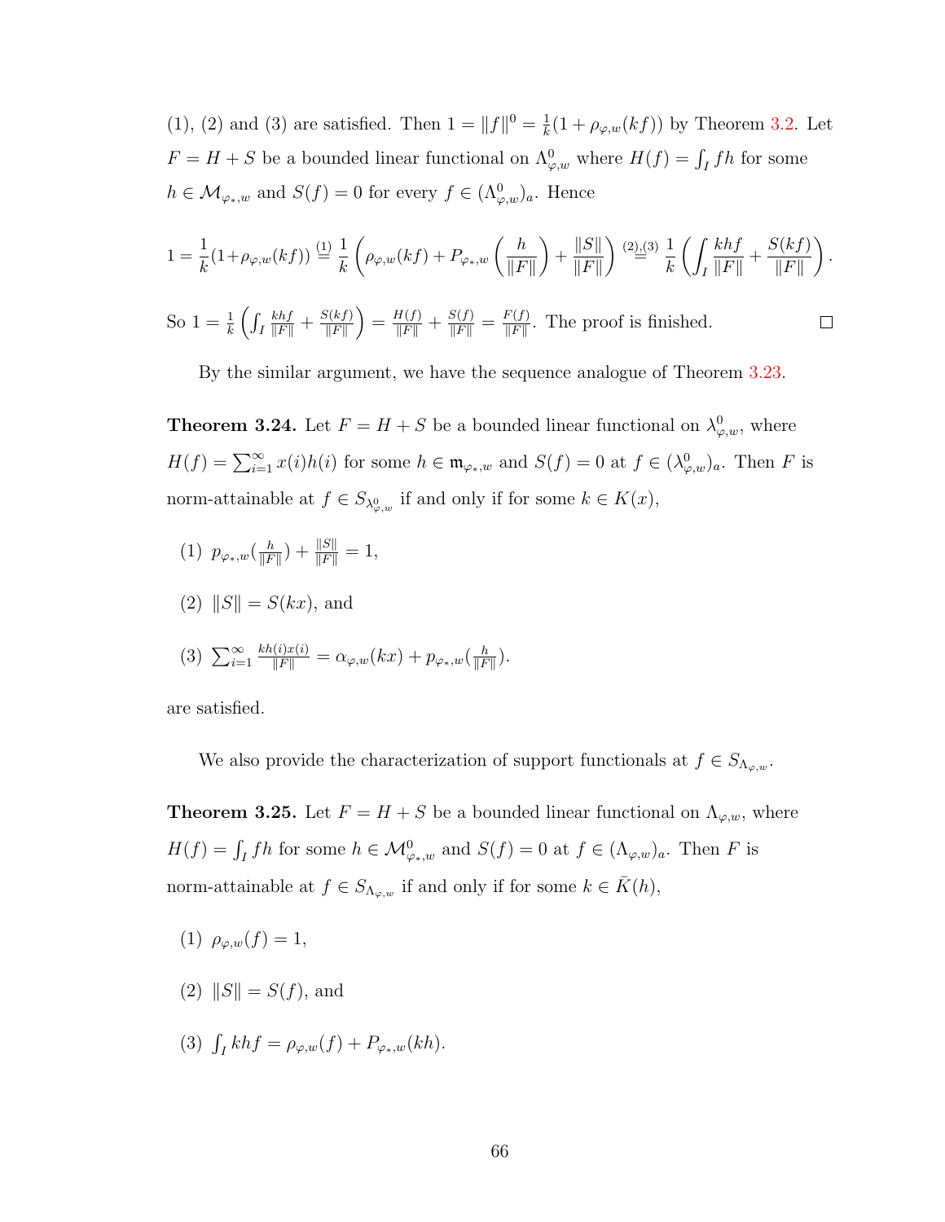(1), (2) and (3) are satisfied. Then $1 = \|f\|^0 = \frac{1}{k}(1 + \rho_{\varphi,w}(kf))$ by Theorem 3.2. Let $F = H + S$ be a bounded linear functional on $\Lambda^0_{\varphi,w}$ where $H(f) = \int_I fh$ for some $h \in \mathcal{M}_{\varphi_*,w}$ and $S(f) = 0$ for every $f \in (\Lambda^0_{\varphi,w})_a$. Hence

$$1 = \frac{1}{k}(1+\rho_{\varphi,w}(kf)) \overset{(1)}{=} \frac{1}{k}\left(\rho_{\varphi,w}(kf) + P_{\varphi_*,w}\left(\frac{h}{\|F\|}\right) + \frac{\|S\|}{\|F\|}\right) \overset{(2),(3)}{=} \frac{1}{k}\left(\int_I \frac{khf}{\|F\|} + \frac{S(kf)}{\|F\|}\right).$$

So $1 = \frac{1}{k}\left(\int_I \frac{khf}{\|F\|} + \frac{S(kf)}{\|F\|}\right) = \frac{H(f)}{\|F\|} + \frac{S(f)}{\|F\|} = \frac{F(f)}{\|F\|}$. The proof is finished. $\square$

By the similar argument, we have the sequence analogue of Theorem 3.23.

**Theorem 3.24.** Let $F = H + S$ be a bounded linear functional on $\lambda^0_{\varphi,w}$, where $H(f) = \sum_{i=1}^\infty x(i)h(i)$ for some $h \in \mathfrak{m}_{\varphi_*,w}$ and $S(f) = 0$ at $f \in (\lambda^0_{\varphi,w})_a$. Then $F$ is norm-attainable at $f \in S_{\lambda^0_{\varphi,w}}$ if and only if for some $k \in K(x)$,

(1) $p_{\varphi_*,w}(\frac{h}{\|F\|}) + \frac{\|S\|}{\|F\|} = 1$,

(2) $\|S\| = S(kx)$, and

(3) $\sum_{i=1}^\infty \frac{kh(i)x(i)}{\|F\|} = \alpha_{\varphi,w}(kx) + p_{\varphi_*,w}(\frac{h}{\|F\|})$.

are satisfied.

We also provide the characterization of support functionals at $f \in S_{\Lambda_{\varphi,w}}$.

**Theorem 3.25.** Let $F = H + S$ be a bounded linear functional on $\Lambda_{\varphi,w}$, where $H(f) = \int_I fh$ for some $h \in \mathcal{M}^0_{\varphi_*,w}$ and $S(f) = 0$ at $f \in (\Lambda_{\varphi,w})_a$. Then $F$ is norm-attainable at $f \in S_{\Lambda_{\varphi,w}}$ if and only if for some $k \in \bar{K}(h)$,

(1) $\rho_{\varphi,w}(f) = 1$,

(2) $\|S\| = S(f)$, and

(3) $\int_I khf = \rho_{\varphi,w}(f) + P_{\varphi_*,w}(kh)$.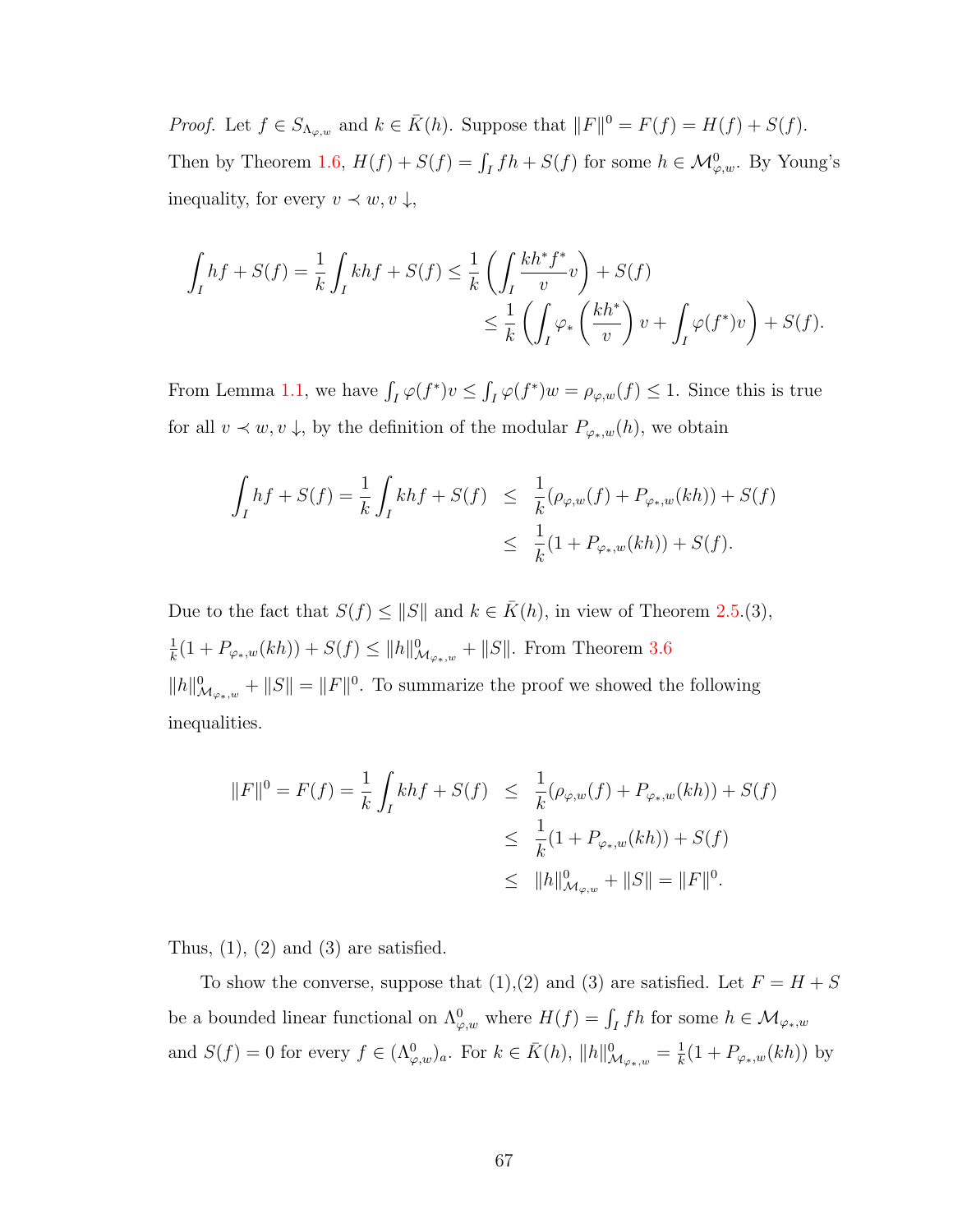*Proof.* Let $f \in S_{\Lambda_{\varphi,w}}$ and $k \in \bar{K}(h)$. Suppose that $\|F\|^0 = F(f) = H(f) + S(f)$. Then by Theorem 1.6, $H(f) + S(f) = \int_I fh + S(f)$ for some $h \in \mathcal{M}^0_{\varphi,w}$. By Young's inequality, for every $v \prec w, v \downarrow$,

$$\int_I hf + S(f) = \frac{1}{k}\int_I khf + S(f) \leq \frac{1}{k}\left(\int_I \frac{kh^* f^*}{v} v\right) + S(f)$$
$$\leq \frac{1}{k}\left(\int_I \varphi_*\left(\frac{kh^*}{v}\right)v + \int_I \varphi(f^*)v\right) + S(f).$$

From Lemma 1.1, we have $\int_I \varphi(f^*)v \leq \int_I \varphi(f^*)w = \rho_{\varphi,w}(f) \leq 1$. Since this is true for all $v \prec w, v \downarrow$, by the definition of the modular $P_{\varphi_*,w}(h)$, we obtain

$$\begin{aligned}\int_I hf + S(f) = \frac{1}{k}\int_I khf + S(f) &\leq \frac{1}{k}(\rho_{\varphi,w}(f) + P_{\varphi_*,w}(kh)) + S(f)\\ &\leq \frac{1}{k}(1 + P_{\varphi_*,w}(kh)) + S(f).\end{aligned}$$

Due to the fact that $S(f) \leq \|S\|$ and $k \in \bar{K}(h)$, in view of Theorem 2.5.(3), $\frac{1}{k}(1 + P_{\varphi_*,w}(kh)) + S(f) \leq \|h\|^0_{\mathcal{M}_{\varphi_*,w}} + \|S\|$. From Theorem 3.6 $\|h\|^0_{\mathcal{M}_{\varphi_*,w}} + \|S\| = \|F\|^0$. To summarize the proof we showed the following inequalities.

$$\begin{aligned}\|F\|^0 = F(f) = \frac{1}{k}\int_I khf + S(f) &\leq \frac{1}{k}(\rho_{\varphi,w}(f) + P_{\varphi_*,w}(kh)) + S(f)\\ &\leq \frac{1}{k}(1 + P_{\varphi_*,w}(kh)) + S(f)\\ &\leq \|h\|^0_{\mathcal{M}_{\varphi,w}} + \|S\| = \|F\|^0.\end{aligned}$$

Thus, (1), (2) and (3) are satisfied.

To show the converse, suppose that (1),(2) and (3) are satisfied. Let $F = H + S$ be a bounded linear functional on $\Lambda^0_{\varphi,w}$ where $H(f) = \int_I fh$ for some $h \in \mathcal{M}_{\varphi_*,w}$ and $S(f) = 0$ for every $f \in (\Lambda^0_{\varphi,w})_a$. For $k \in \bar{K}(h)$, $\|h\|^0_{\mathcal{M}_{\varphi_*,w}} = \frac{1}{k}(1 + P_{\varphi_*,w}(kh))$ by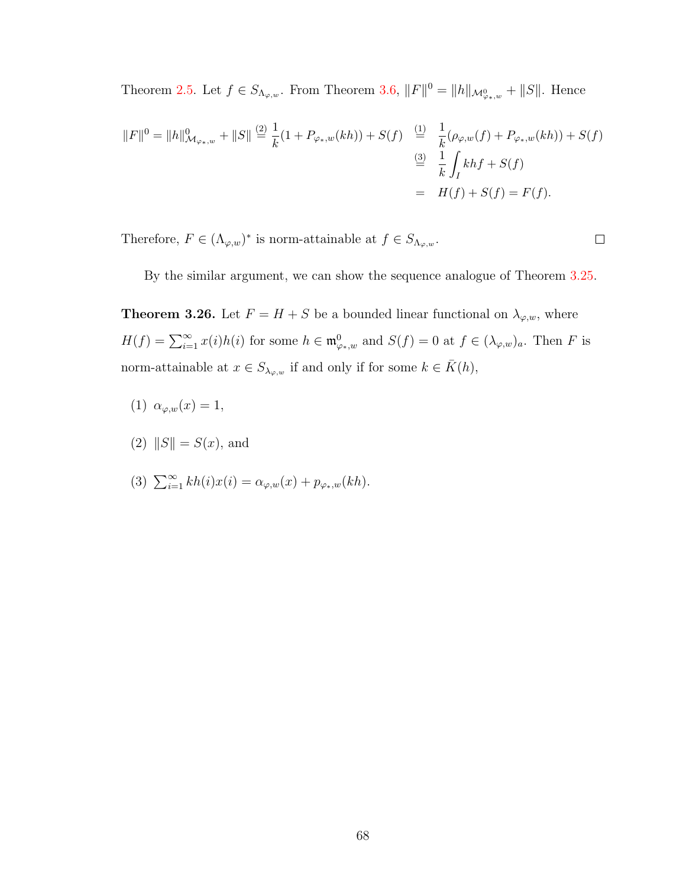Theorem 2.5. Let $f \in S_{\Lambda_{\varphi,w}}$. From Theorem 3.6, $\|F\|^0 = \|h\|_{\mathcal{M}^0_{\varphi_*,w}} + \|S\|$. Hence

$$
\begin{aligned}
\|F\|^0 = \|h\|^0_{\mathcal{M}_{\varphi_*,w}} + \|S\| \overset{(2)}{=} \frac{1}{k}(1 + P_{\varphi_*,w}(kh)) + S(f) &\overset{(1)}{=} \frac{1}{k}(\rho_{\varphi,w}(f) + P_{\varphi_*,w}(kh)) + S(f) \\
&\overset{(3)}{=} \frac{1}{k}\int_I khf + S(f) \\
&= H(f) + S(f) = F(f).
\end{aligned}
$$

Therefore, $F \in (\Lambda_{\varphi,w})^*$ is norm-attainable at $f \in S_{\Lambda_{\varphi,w}}$. $\square$

By the similar argument, we can show the sequence analogue of Theorem 3.25.

**Theorem 3.26.** Let $F = H + S$ be a bounded linear functional on $\lambda_{\varphi,w}$, where $H(f) = \sum_{i=1}^{\infty} x(i)h(i)$ for some $h \in \mathfrak{m}^0_{\varphi_*,w}$ and $S(f) = 0$ at $f \in (\lambda_{\varphi,w})_a$. Then $F$ is norm-attainable at $x \in S_{\lambda_{\varphi,w}}$ if and only if for some $k \in \bar{K}(h)$,

(1) $\alpha_{\varphi,w}(x) = 1$,

(2) $\|S\| = S(x)$, and

(3) $\sum_{i=1}^{\infty} kh(i)x(i) = \alpha_{\varphi,w}(x) + p_{\varphi_*,w}(kh)$.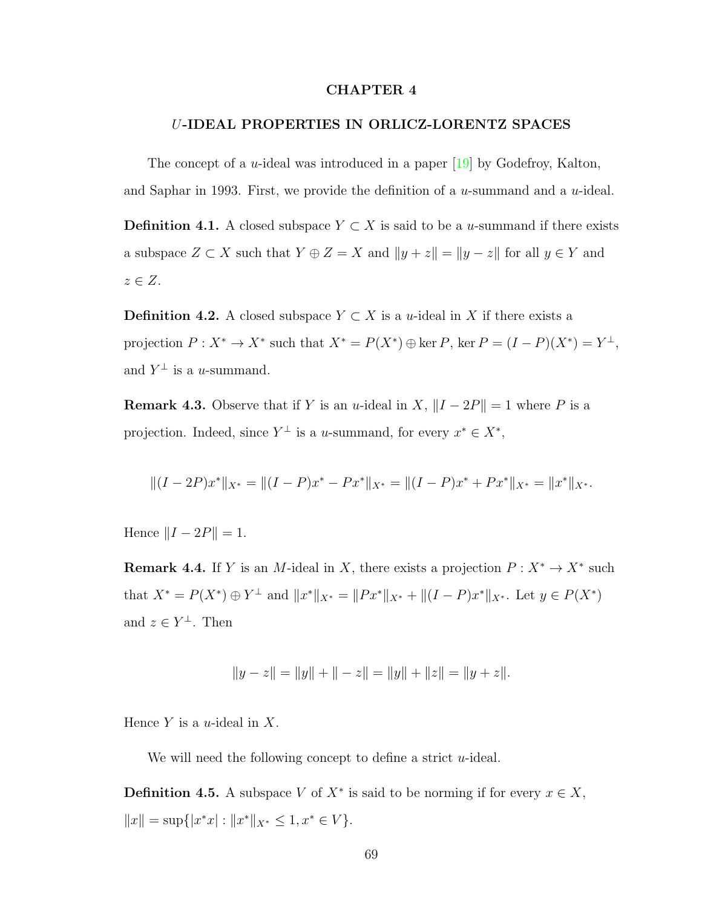# CHAPTER 4

## $U$-IDEAL PROPERTIES IN ORLICZ-LORENTZ SPACES

The concept of a $u$-ideal was introduced in a paper [19] by Godefroy, Kalton, and Saphar in 1993. First, we provide the definition of a $u$-summand and a $u$-ideal.

**Definition 4.1.** A closed subspace $Y \subset X$ is said to be a $u$-summand if there exists a subspace $Z \subset X$ such that $Y \oplus Z = X$ and $\|y + z\| = \|y - z\|$ for all $y \in Y$ and $z \in Z$.

**Definition 4.2.** A closed subspace $Y \subset X$ is a $u$-ideal in $X$ if there exists a projection $P : X^* \to X^*$ such that $X^* = P(X^*) \oplus \ker P$, $\ker P = (I - P)(X^*) = Y^\perp$, and $Y^\perp$ is a $u$-summand.

**Remark 4.3.** Observe that if $Y$ is an $u$-ideal in $X$, $\|I - 2P\| = 1$ where $P$ is a projection. Indeed, since $Y^\perp$ is a $u$-summand, for every $x^* \in X^*$,

$$\|(I - 2P)x^*\|_{X^*} = \|(I - P)x^* - Px^*\|_{X^*} = \|(I - P)x^* + Px^*\|_{X^*} = \|x^*\|_{X^*}.$$

Hence $\|I - 2P\| = 1$.

**Remark 4.4.** If $Y$ is an $M$-ideal in $X$, there exists a projection $P : X^* \to X^*$ such that $X^* = P(X^*) \oplus Y^\perp$ and $\|x^*\|_{X^*} = \|Px^*\|_{X^*} + \|(I - P)x^*\|_{X^*}$. Let $y \in P(X^*)$ and $z \in Y^\perp$. Then

$$\|y - z\| = \|y\| + \|-z\| = \|y\| + \|z\| = \|y + z\|.$$

Hence $Y$ is a $u$-ideal in $X$.

We will need the following concept to define a strict $u$-ideal.

**Definition 4.5.** A subspace $V$ of $X^*$ is said to be norming if for every $x \in X$, $\|x\| = \sup\{|x^*x| : \|x^*\|_{X^*} \leq 1, x^* \in V\}$.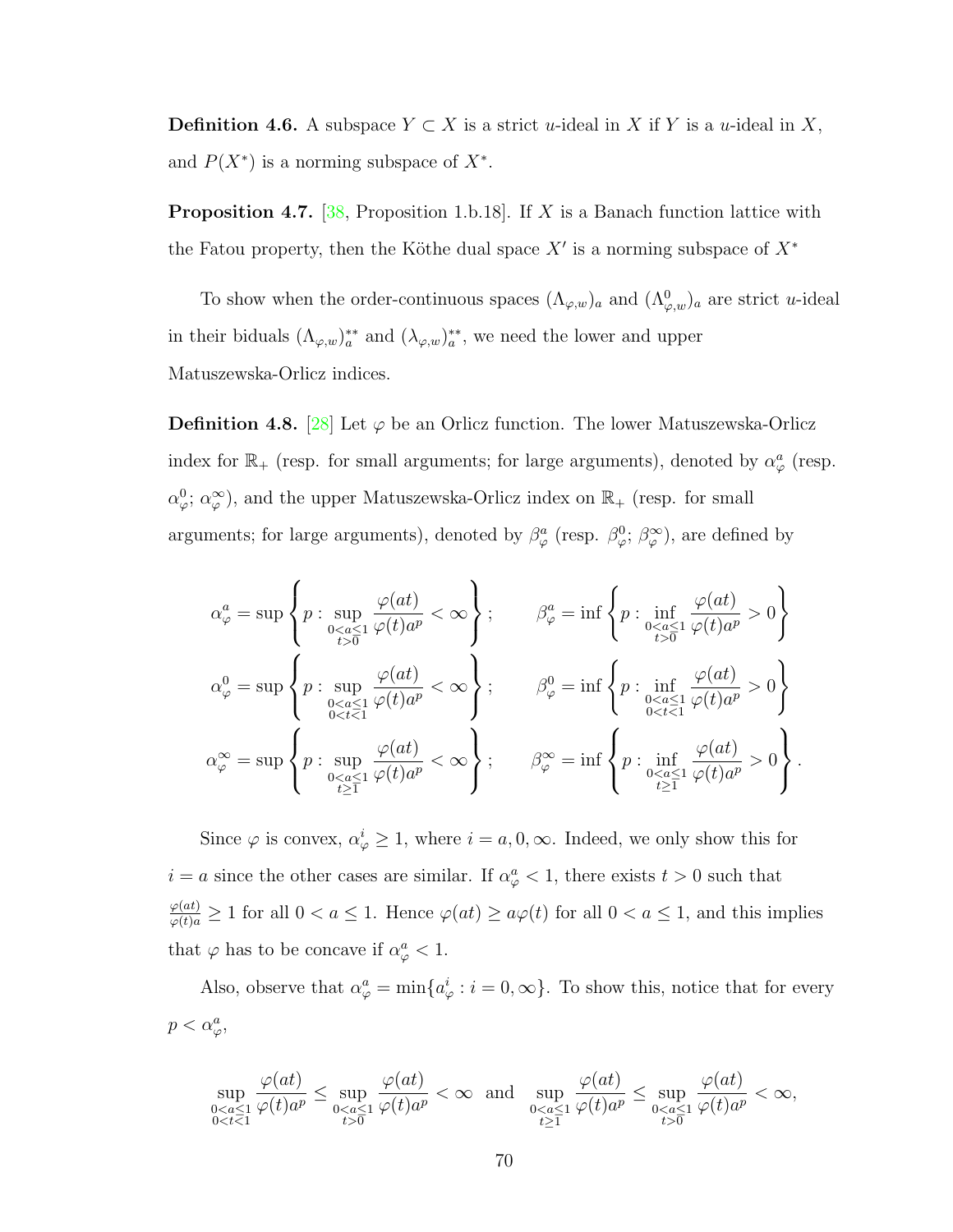**Definition 4.6.** A subspace $Y \subset X$ is a strict $u$-ideal in $X$ if $Y$ is a $u$-ideal in $X$, and $P(X^*)$ is a norming subspace of $X^*$.

**Proposition 4.7.** [38, Proposition 1.b.18]. If $X$ is a Banach function lattice with the Fatou property, then the Köthe dual space $X'$ is a norming subspace of $X^*$

To show when the order-continuous spaces $(\Lambda_{\varphi,w})_a$ and $(\Lambda^0_{\varphi,w})_a$ are strict $u$-ideal in their biduals $(\Lambda_{\varphi,w})_a^{**}$ and $(\lambda_{\varphi,w})_a^{**}$, we need the lower and upper Matuszewska-Orlicz indices.

**Definition 4.8.** [28] Let $\varphi$ be an Orlicz function. The lower Matuszewska-Orlicz index for $\mathbb{R}_+$ (resp. for small arguments; for large arguments), denoted by $\alpha^a_\varphi$ (resp. $\alpha^0_\varphi$; $\alpha^\infty_\varphi$), and the upper Matuszewska-Orlicz index on $\mathbb{R}_+$ (resp. for small arguments; for large arguments), denoted by $\beta^a_\varphi$ (resp. $\beta^0_\varphi$; $\beta^\infty_\varphi$), are defined by

$$\alpha^a_\varphi = \sup\left\{p : \sup_{\substack{0<a\le 1\\ t>0}} \frac{\varphi(at)}{\varphi(t)a^p} < \infty\right\}; \qquad \beta^a_\varphi = \inf\left\{p : \inf_{\substack{0<a\le 1\\ t>0}} \frac{\varphi(at)}{\varphi(t)a^p} > 0\right\}$$

$$\alpha^0_\varphi = \sup\left\{p : \sup_{\substack{0<a\le 1\\ 0<t<1}} \frac{\varphi(at)}{\varphi(t)a^p} < \infty\right\}; \qquad \beta^0_\varphi = \inf\left\{p : \inf_{\substack{0<a\le 1\\ 0<t<1}} \frac{\varphi(at)}{\varphi(t)a^p} > 0\right\}$$

$$\alpha^\infty_\varphi = \sup\left\{p : \sup_{\substack{0<a\le 1\\ t\ge 1}} \frac{\varphi(at)}{\varphi(t)a^p} < \infty\right\}; \qquad \beta^\infty_\varphi = \inf\left\{p : \inf_{\substack{0<a\le 1\\ t\ge 1}} \frac{\varphi(at)}{\varphi(t)a^p} > 0\right\}.$$

Since $\varphi$ is convex, $\alpha^i_\varphi \ge 1$, where $i = a, 0, \infty$. Indeed, we only show this for $i = a$ since the other cases are similar. If $\alpha^a_\varphi < 1$, there exists $t > 0$ such that $\frac{\varphi(at)}{\varphi(t)a} \ge 1$ for all $0 < a \le 1$. Hence $\varphi(at) \ge a\varphi(t)$ for all $0 < a \le 1$, and this implies that $\varphi$ has to be concave if $\alpha^a_\varphi < 1$.

Also, observe that $\alpha^a_\varphi = \min\{a^i_\varphi : i = 0, \infty\}$. To show this, notice that for every $p < \alpha^a_\varphi$,

$$\sup_{\substack{0<a\le 1\\ 0<t<1}} \frac{\varphi(at)}{\varphi(t)a^p} \le \sup_{\substack{0<a\le 1\\ t>0}} \frac{\varphi(at)}{\varphi(t)a^p} < \infty \;\text{ and }\; \sup_{\substack{0<a\le 1\\ t\ge 1}} \frac{\varphi(at)}{\varphi(t)a^p} \le \sup_{\substack{0<a\le 1\\ t>0}} \frac{\varphi(at)}{\varphi(t)a^p} < \infty,$$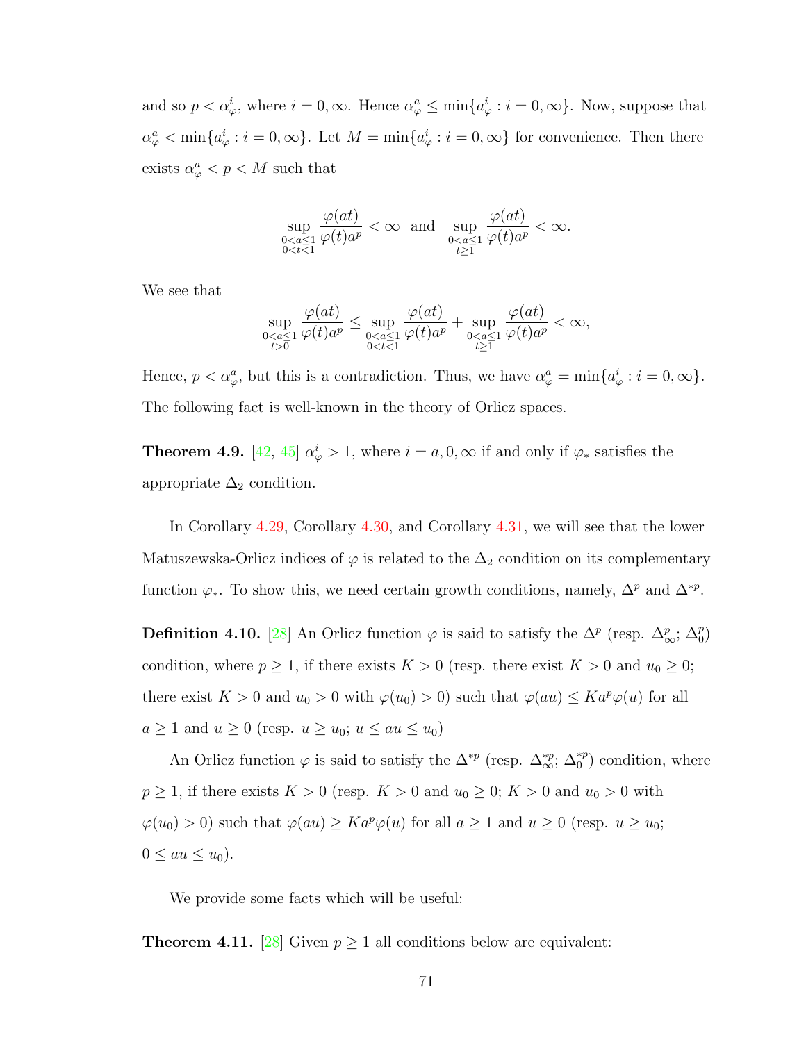and so $p < \alpha_\varphi^i$, where $i = 0, \infty$. Hence $\alpha_\varphi^a \le \min\{a_\varphi^i : i = 0, \infty\}$. Now, suppose that $\alpha_\varphi^a < \min\{a_\varphi^i : i = 0, \infty\}$. Let $M = \min\{a_\varphi^i : i = 0, \infty\}$ for convenience. Then there exists $\alpha_\varphi^a < p < M$ such that

$$\sup_{\substack{0<a\le 1\\ 0<t<1}} \frac{\varphi(at)}{\varphi(t)a^p} < \infty \quad \text{and} \quad \sup_{\substack{0<a\le 1\\ t\ge 1}} \frac{\varphi(at)}{\varphi(t)a^p} < \infty.$$

We see that

$$\sup_{\substack{0<a\le 1\\ t>0}} \frac{\varphi(at)}{\varphi(t)a^p} \le \sup_{\substack{0<a\le 1\\ 0<t<1}} \frac{\varphi(at)}{\varphi(t)a^p} + \sup_{\substack{0<a\le 1\\ t\ge 1}} \frac{\varphi(at)}{\varphi(t)a^p} < \infty,$$

Hence, $p < \alpha_\varphi^a$, but this is a contradiction. Thus, we have $\alpha_\varphi^a = \min\{a_\varphi^i : i = 0, \infty\}$.

The following fact is well-known in the theory of Orlicz spaces.

**Theorem 4.9.** [42, 45] $\alpha_\varphi^i > 1$, where $i = a, 0, \infty$ if and only if $\varphi_*$ satisfies the appropriate $\Delta_2$ condition.

In Corollary 4.29, Corollary 4.30, and Corollary 4.31, we will see that the lower Matuszewska-Orlicz indices of $\varphi$ is related to the $\Delta_2$ condition on its complementary function $\varphi_*$. To show this, we need certain growth conditions, namely, $\Delta^p$ and $\Delta^{*p}$.

**Definition 4.10.** [28] An Orlicz function $\varphi$ is said to satisfy the $\Delta^p$ (resp. $\Delta_\infty^p$; $\Delta_0^p$) condition, where $p \ge 1$, if there exists $K > 0$ (resp. there exist $K > 0$ and $u_0 \ge 0$; there exist $K > 0$ and $u_0 > 0$ with $\varphi(u_0) > 0$) such that $\varphi(au) \le Ka^p\varphi(u)$ for all $a \ge 1$ and $u \ge 0$ (resp. $u \ge u_0$; $u \le au \le u_0$)

An Orlicz function $\varphi$ is said to satisfy the $\Delta^{*p}$ (resp. $\Delta_\infty^{*p}$; $\Delta_0^{*p}$) condition, where $p \ge 1$, if there exists $K > 0$ (resp. $K > 0$ and $u_0 \ge 0$; $K > 0$ and $u_0 > 0$ with $\varphi(u_0) > 0$) such that $\varphi(au) \ge Ka^p\varphi(u)$ for all $a \ge 1$ and $u \ge 0$ (resp. $u \ge u_0$; $0 \le au \le u_0$).

We provide some facts which will be useful:

**Theorem 4.11.** [28] Given $p \ge 1$ all conditions below are equivalent: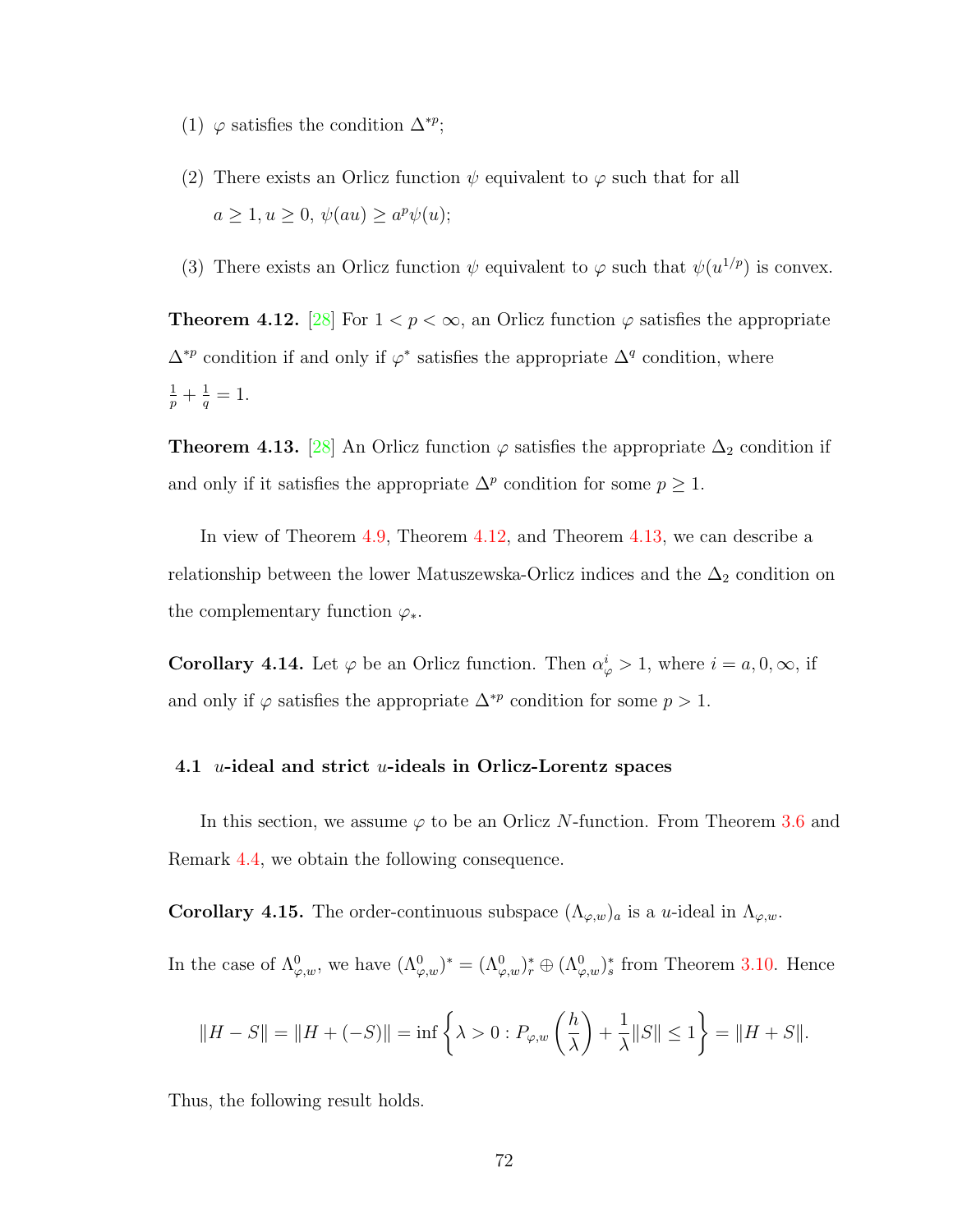(1) $\varphi$ satisfies the condition $\Delta^{*p}$;

(2) There exists an Orlicz function $\psi$ equivalent to $\varphi$ such that for all $a \geq 1, u \geq 0$, $\psi(au) \geq a^p \psi(u)$;

(3) There exists an Orlicz function $\psi$ equivalent to $\varphi$ such that $\psi(u^{1/p})$ is convex.

**Theorem 4.12.** [28] For $1 < p < \infty$, an Orlicz function $\varphi$ satisfies the appropriate $\Delta^{*p}$ condition if and only if $\varphi^*$ satisfies the appropriate $\Delta^q$ condition, where $\frac{1}{p} + \frac{1}{q} = 1$.

**Theorem 4.13.** [28] An Orlicz function $\varphi$ satisfies the appropriate $\Delta_2$ condition if and only if it satisfies the appropriate $\Delta^p$ condition for some $p \geq 1$.

In view of Theorem 4.9, Theorem 4.12, and Theorem 4.13, we can describe a relationship between the lower Matuszewska-Orlicz indices and the $\Delta_2$ condition on the complementary function $\varphi_*$.

**Corollary 4.14.** Let $\varphi$ be an Orlicz function. Then $\alpha_\varphi^i > 1$, where $i = a, 0, \infty$, if and only if $\varphi$ satisfies the appropriate $\Delta^{*p}$ condition for some $p > 1$.

### 4.1 $u$-ideal and strict $u$-ideals in Orlicz-Lorentz spaces

In this section, we assume $\varphi$ to be an Orlicz $N$-function. From Theorem 3.6 and Remark 4.4, we obtain the following consequence.

**Corollary 4.15.** The order-continuous subspace $(\Lambda_{\varphi,w})_a$ is a $u$-ideal in $\Lambda_{\varphi,w}$.

In the case of $\Lambda^0_{\varphi,w}$, we have $(\Lambda^0_{\varphi,w})^* = (\Lambda^0_{\varphi,w})^*_r \oplus (\Lambda^0_{\varphi,w})^*_s$ from Theorem 3.10. Hence

$$\|H - S\| = \|H + (-S)\| = \inf\left\{\lambda > 0 : P_{\varphi,w}\left(\frac{h}{\lambda}\right) + \frac{1}{\lambda}\|S\| \leq 1\right\} = \|H + S\|.$$

Thus, the following result holds.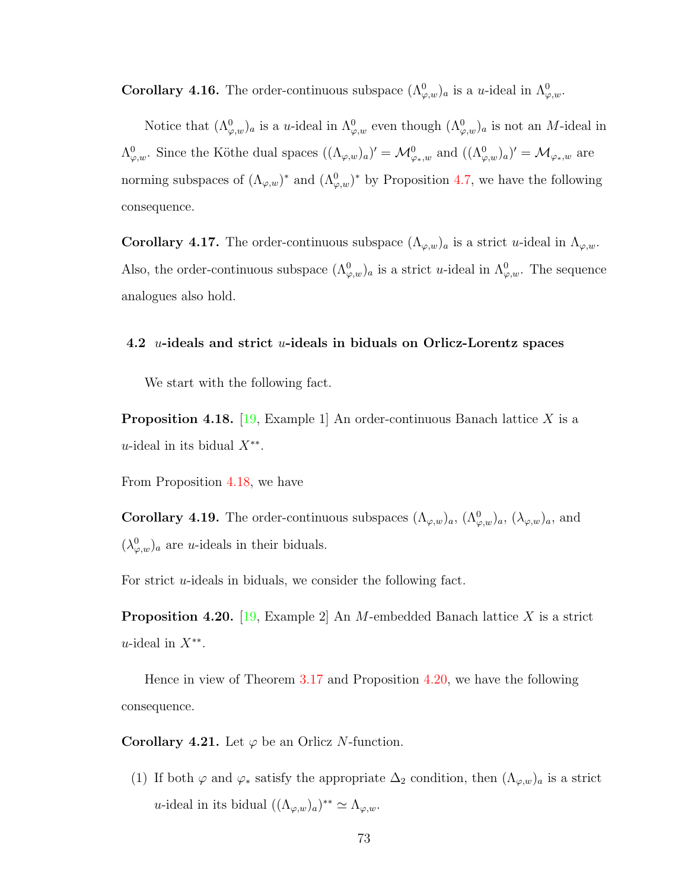**Corollary 4.16.** The order-continuous subspace $(\Lambda^0_{\varphi,w})_a$ is a $u$-ideal in $\Lambda^0_{\varphi,w}$.

Notice that $(\Lambda^0_{\varphi,w})_a$ is a $u$-ideal in $\Lambda^0_{\varphi,w}$ even though $(\Lambda^0_{\varphi,w})_a$ is not an $M$-ideal in $\Lambda^0_{\varphi,w}$. Since the Köthe dual spaces $((\Lambda_{\varphi,w})_a)' = \mathcal{M}^0_{\varphi_*,w}$ and $((\Lambda^0_{\varphi,w})_a)' = \mathcal{M}_{\varphi_*,w}$ are norming subspaces of $(\Lambda_{\varphi,w})^*$ and $(\Lambda^0_{\varphi,w})^*$ by Proposition 4.7, we have the following consequence.

**Corollary 4.17.** The order-continuous subspace $(\Lambda_{\varphi,w})_a$ is a strict $u$-ideal in $\Lambda_{\varphi,w}$. Also, the order-continuous subspace $(\Lambda^0_{\varphi,w})_a$ is a strict $u$-ideal in $\Lambda^0_{\varphi,w}$. The sequence analogues also hold.

### 4.2 $u$-ideals and strict $u$-ideals in biduals on Orlicz-Lorentz spaces

We start with the following fact.

**Proposition 4.18.** [19, Example 1] An order-continuous Banach lattice $X$ is a $u$-ideal in its bidual $X^{**}$.

From Proposition 4.18, we have

**Corollary 4.19.** The order-continuous subspaces $(\Lambda_{\varphi,w})_a$, $(\Lambda^0_{\varphi,w})_a$, $(\lambda_{\varphi,w})_a$, and $(\lambda^0_{\varphi,w})_a$ are $u$-ideals in their biduals.

For strict $u$-ideals in biduals, we consider the following fact.

**Proposition 4.20.** [19, Example 2] An $M$-embedded Banach lattice $X$ is a strict $u$-ideal in $X^{**}$.

Hence in view of Theorem 3.17 and Proposition 4.20, we have the following consequence.

**Corollary 4.21.** Let $\varphi$ be an Orlicz $N$-function.

(1) If both $\varphi$ and $\varphi_*$ satisfy the appropriate $\Delta_2$ condition, then $(\Lambda_{\varphi,w})_a$ is a strict $u$-ideal in its bidual $((\Lambda_{\varphi,w})_a)^{**} \simeq \Lambda_{\varphi,w}$.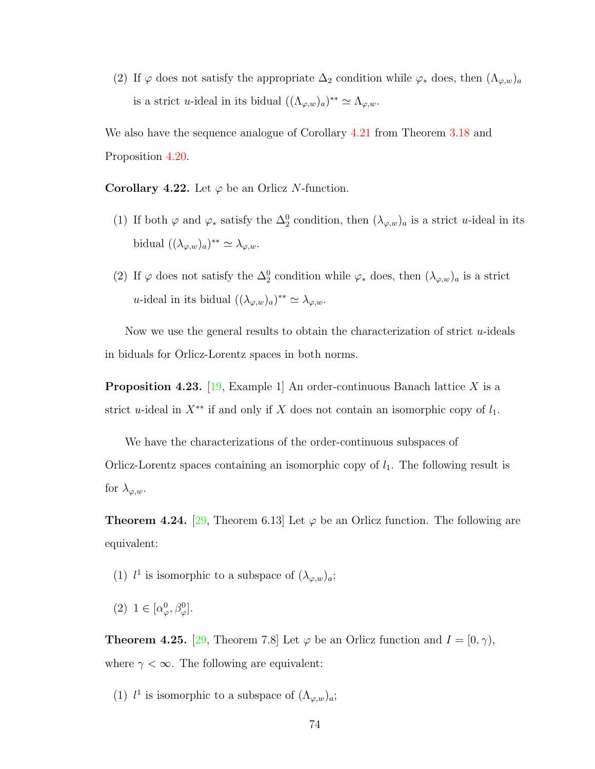(2) If $\varphi$ does not satisfy the appropriate $\Delta_2$ condition while $\varphi_*$ does, then $(\Lambda_{\varphi,w})_a$ is a strict $u$-ideal in its bidual $((\Lambda_{\varphi,w})_a)^{**} \simeq \Lambda_{\varphi,w}$.

We also have the sequence analogue of Corollary 4.21 from Theorem 3.18 and Proposition 4.20.

**Corollary 4.22.** Let $\varphi$ be an Orlicz $N$-function.

(1) If both $\varphi$ and $\varphi_*$ satisfy the $\Delta_2^0$ condition, then $(\lambda_{\varphi,w})_a$ is a strict $u$-ideal in its bidual $((\lambda_{\varphi,w})_a)^{**} \simeq \lambda_{\varphi,w}$.

(2) If $\varphi$ does not satisfy the $\Delta_2^0$ condition while $\varphi_*$ does, then $(\lambda_{\varphi,w})_a$ is a strict $u$-ideal in its bidual $((\lambda_{\varphi,w})_a)^{**} \simeq \lambda_{\varphi,w}$.

Now we use the general results to obtain the characterization of strict $u$-ideals in biduals for Orlicz-Lorentz spaces in both norms.

**Proposition 4.23.** [19, Example 1] An order-continuous Banach lattice $X$ is a strict $u$-ideal in $X^{**}$ if and only if $X$ does not contain an isomorphic copy of $l_1$.

We have the characterizations of the order-continuous subspaces of Orlicz-Lorentz spaces containing an isomorphic copy of $l_1$. The following result is for $\lambda_{\varphi,w}$.

**Theorem 4.24.** [29, Theorem 6.13] Let $\varphi$ be an Orlicz function. The following are equivalent:

(1) $l^1$ is isomorphic to a subspace of $(\lambda_{\varphi,w})_a$;

(2) $1 \in [\alpha_\varphi^0, \beta_\varphi^0]$.

**Theorem 4.25.** [29, Theorem 7.8] Let $\varphi$ be an Orlicz function and $I = [0, \gamma)$, where $\gamma < \infty$. The following are equivalent:

(1) $l^1$ is isomorphic to a subspace of $(\Lambda_{\varphi,w})_a$;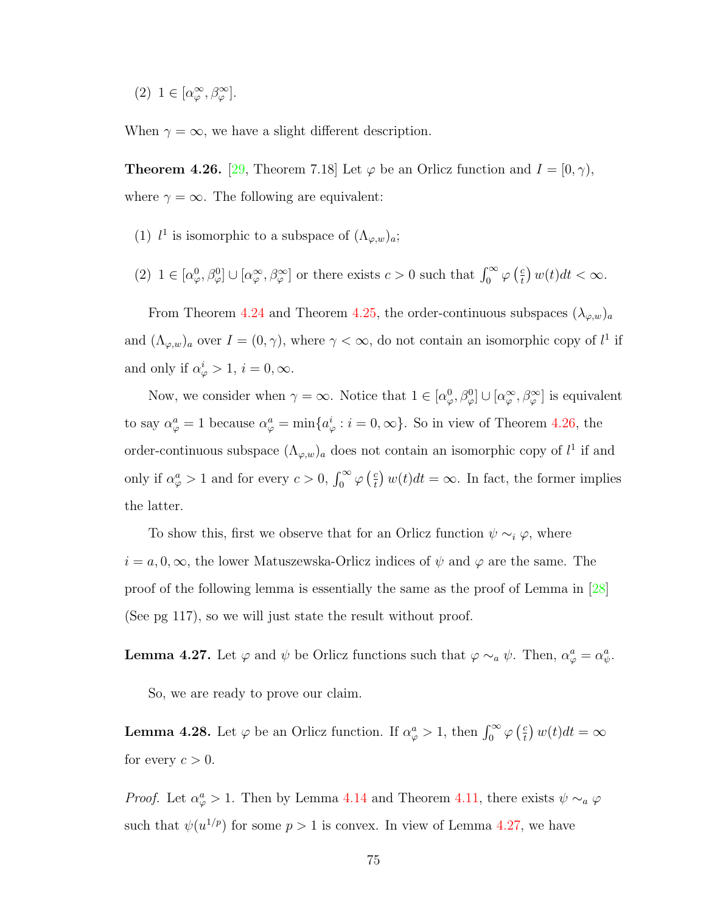(2) $1 \in [\alpha_\varphi^\infty, \beta_\varphi^\infty]$.

When $\gamma = \infty$, we have a slight different description.

**Theorem 4.26.** [29, Theorem 7.18] Let $\varphi$ be an Orlicz function and $I = [0, \gamma)$, where $\gamma = \infty$. The following are equivalent:

(1) $l^1$ is isomorphic to a subspace of $(\Lambda_{\varphi,w})_a$;

(2) $1 \in [\alpha_\varphi^0, \beta_\varphi^0] \cup [\alpha_\varphi^\infty, \beta_\varphi^\infty]$ or there exists $c > 0$ such that $\int_0^\infty \varphi\left(\frac{c}{t}\right) w(t)dt < \infty$.

From Theorem 4.24 and Theorem 4.25, the order-continuous subspaces $(\lambda_{\varphi,w})_a$ and $(\Lambda_{\varphi,w})_a$ over $I = (0, \gamma)$, where $\gamma < \infty$, do not contain an isomorphic copy of $l^1$ if and only if $\alpha_\varphi^i > 1$, $i = 0, \infty$.

Now, we consider when $\gamma = \infty$. Notice that $1 \in [\alpha_\varphi^0, \beta_\varphi^0] \cup [\alpha_\varphi^\infty, \beta_\varphi^\infty]$ is equivalent to say $\alpha_\varphi^a = 1$ because $\alpha_\varphi^a = \min\{a_\varphi^i : i = 0, \infty\}$. So in view of Theorem 4.26, the order-continuous subspace $(\Lambda_{\varphi,w})_a$ does not contain an isomorphic copy of $l^1$ if and only if $\alpha_\varphi^a > 1$ and for every $c > 0$, $\int_0^\infty \varphi\left(\frac{c}{t}\right) w(t)dt = \infty$. In fact, the former implies the latter.

To show this, first we observe that for an Orlicz function $\psi \sim_i \varphi$, where $i = a, 0, \infty$, the lower Matuszewska-Orlicz indices of $\psi$ and $\varphi$ are the same. The proof of the following lemma is essentially the same as the proof of Lemma in [28] (See pg 117), so we will just state the result without proof.

**Lemma 4.27.** Let $\varphi$ and $\psi$ be Orlicz functions such that $\varphi \sim_a \psi$. Then, $\alpha_\varphi^a = \alpha_\psi^a$.

So, we are ready to prove our claim.

**Lemma 4.28.** Let $\varphi$ be an Orlicz function. If $\alpha_\varphi^a > 1$, then $\int_0^\infty \varphi\left(\frac{c}{t}\right) w(t)dt = \infty$ for every $c > 0$.

*Proof.* Let $\alpha_\varphi^a > 1$. Then by Lemma 4.14 and Theorem 4.11, there exists $\psi \sim_a \varphi$ such that $\psi(u^{1/p})$ for some $p > 1$ is convex. In view of Lemma 4.27, we have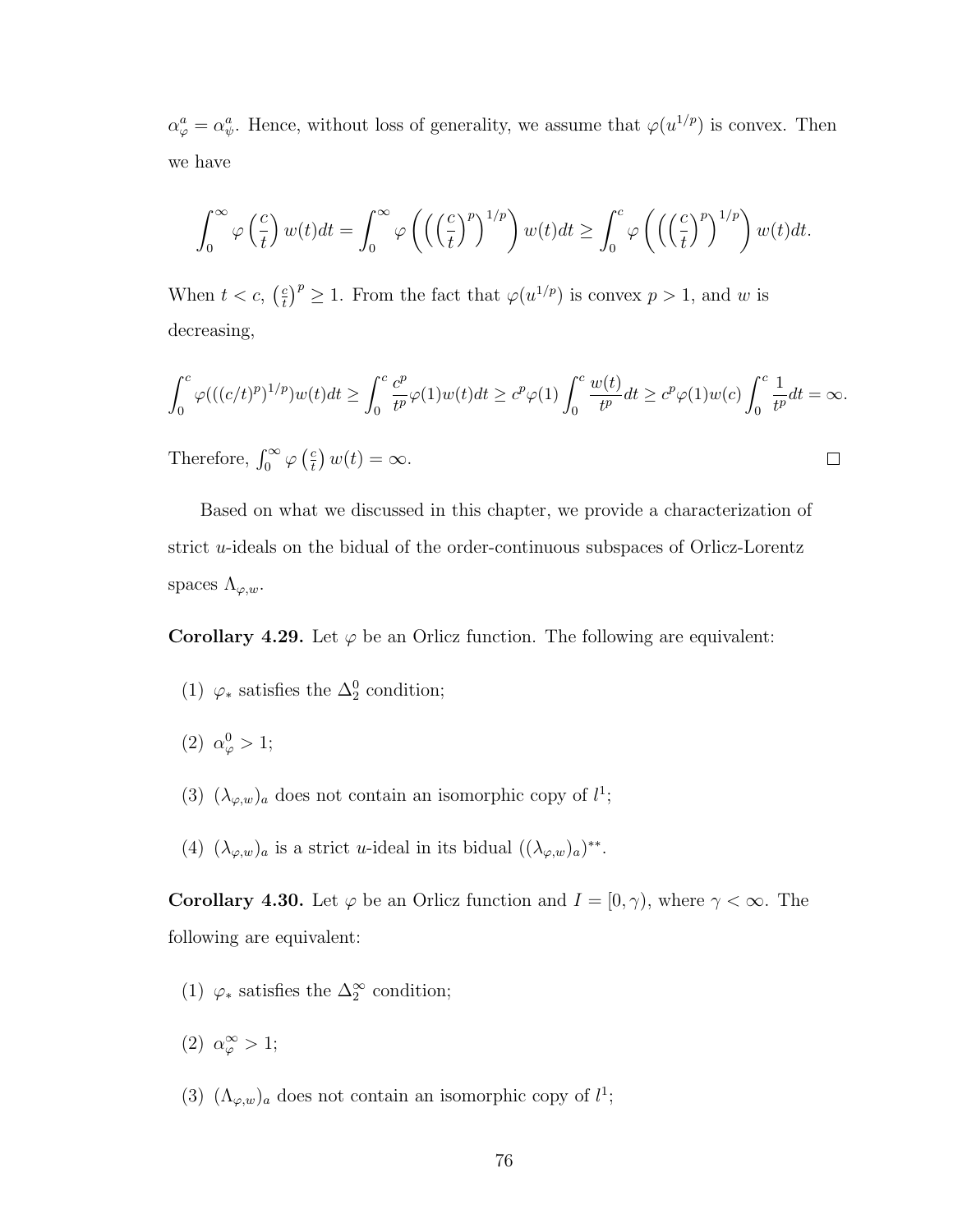$\alpha_\varphi^a = \alpha_\psi^a$. Hence, without loss of generality, we assume that $\varphi(u^{1/p})$ is convex. Then we have

$$\int_0^\infty \varphi\left(\frac{c}{t}\right) w(t)dt = \int_0^\infty \varphi\left(\left(\left(\frac{c}{t}\right)^p\right)^{1/p}\right) w(t)dt \geq \int_0^c \varphi\left(\left(\left(\frac{c}{t}\right)^p\right)^{1/p}\right) w(t)dt.$$

When $t < c$, $\left(\frac{c}{t}\right)^p \geq 1$. From the fact that $\varphi(u^{1/p})$ is convex $p > 1$, and $w$ is decreasing,

$$\int_0^c \varphi(((c/t)^p)^{1/p})w(t)dt \geq \int_0^c \frac{c^p}{t^p}\varphi(1)w(t)dt \geq c^p\varphi(1)\int_0^c \frac{w(t)}{t^p}dt \geq c^p\varphi(1)w(c)\int_0^c \frac{1}{t^p}dt = \infty.$$

Therefore, $\int_0^\infty \varphi\left(\frac{c}{t}\right) w(t) = \infty$. □

Based on what we discussed in this chapter, we provide a characterization of strict $u$-ideals on the bidual of the order-continuous subspaces of Orlicz-Lorentz spaces $\Lambda_{\varphi,w}$.

**Corollary 4.29.** Let $\varphi$ be an Orlicz function. The following are equivalent:

(1) $\varphi_*$ satisfies the $\Delta_2^0$ condition;

(2) $\alpha_\varphi^0 > 1$;

(3) $(\lambda_{\varphi,w})_a$ does not contain an isomorphic copy of $l^1$;

(4) $(\lambda_{\varphi,w})_a$ is a strict $u$-ideal in its bidual $((\lambda_{\varphi,w})_a)^{**}$.

**Corollary 4.30.** Let $\varphi$ be an Orlicz function and $I = [0, \gamma)$, where $\gamma < \infty$. The following are equivalent:

(1) $\varphi_*$ satisfies the $\Delta_2^\infty$ condition;

(2) $\alpha_\varphi^\infty > 1$;

(3) $(\Lambda_{\varphi,w})_a$ does not contain an isomorphic copy of $l^1$;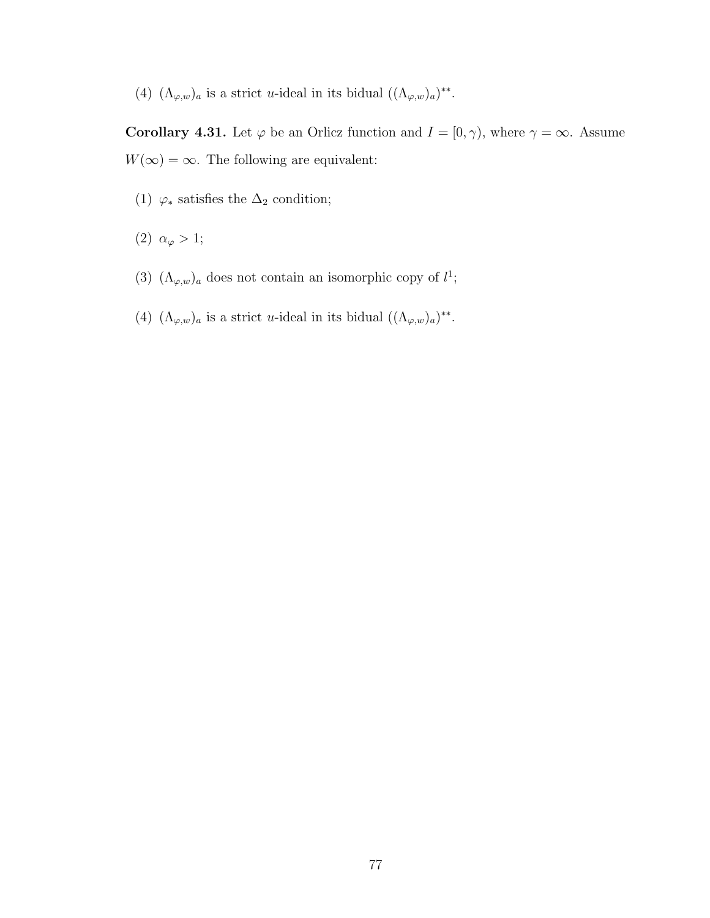(4) $(\Lambda_{\varphi,w})_a$ is a strict $u$-ideal in its bidual $((\Lambda_{\varphi,w})_a)^{**}$.

**Corollary 4.31.** Let $\varphi$ be an Orlicz function and $I = [0, \gamma)$, where $\gamma = \infty$. Assume $W(\infty) = \infty$. The following are equivalent:

(1) $\varphi_*$ satisfies the $\Delta_2$ condition;

(2) $\alpha_\varphi > 1$;

(3) $(\Lambda_{\varphi,w})_a$ does not contain an isomorphic copy of $l^1$;

(4) $(\Lambda_{\varphi,w})_a$ is a strict $u$-ideal in its bidual $((\Lambda_{\varphi,w})_a)^{**}$.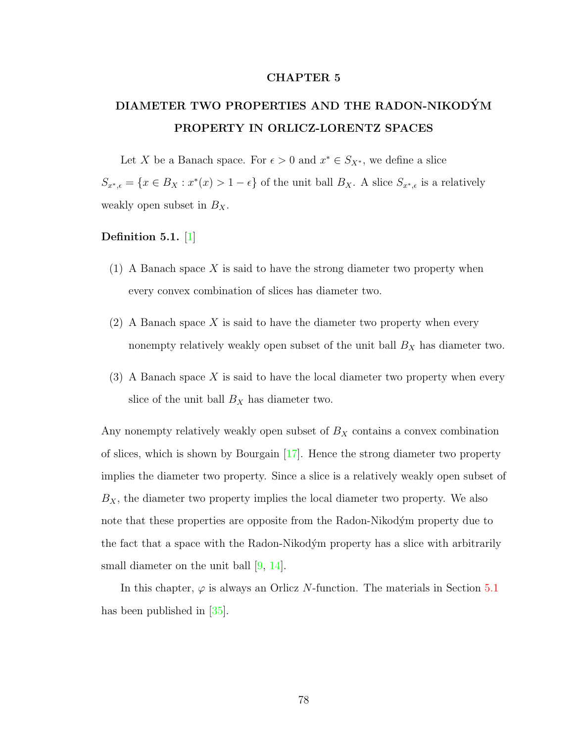# CHAPTER 5

## DIAMETER TWO PROPERTIES AND THE RADON-NIKODÝM PROPERTY IN ORLICZ-LORENTZ SPACES

Let $X$ be a Banach space. For $\epsilon > 0$ and $x^* \in S_{X^*}$, we define a slice $S_{x^*,\epsilon} = \{x \in B_X : x^*(x) > 1 - \epsilon\}$ of the unit ball $B_X$. A slice $S_{x^*,\epsilon}$ is a relatively weakly open subset in $B_X$.

**Definition 5.1.** [1]

(1) A Banach space $X$ is said to have the strong diameter two property when every convex combination of slices has diameter two.

(2) A Banach space $X$ is said to have the diameter two property when every nonempty relatively weakly open subset of the unit ball $B_X$ has diameter two.

(3) A Banach space $X$ is said to have the local diameter two property when every slice of the unit ball $B_X$ has diameter two.

Any nonempty relatively weakly open subset of $B_X$ contains a convex combination of slices, which is shown by Bourgain [17]. Hence the strong diameter two property implies the diameter two property. Since a slice is a relatively weakly open subset of $B_X$, the diameter two property implies the local diameter two property. We also note that these properties are opposite from the Radon-Nikodým property due to the fact that a space with the Radon-Nikodým property has a slice with arbitrarily small diameter on the unit ball [9, 14].

In this chapter, $\varphi$ is always an Orlicz $N$-function. The materials in Section 5.1 has been published in [35].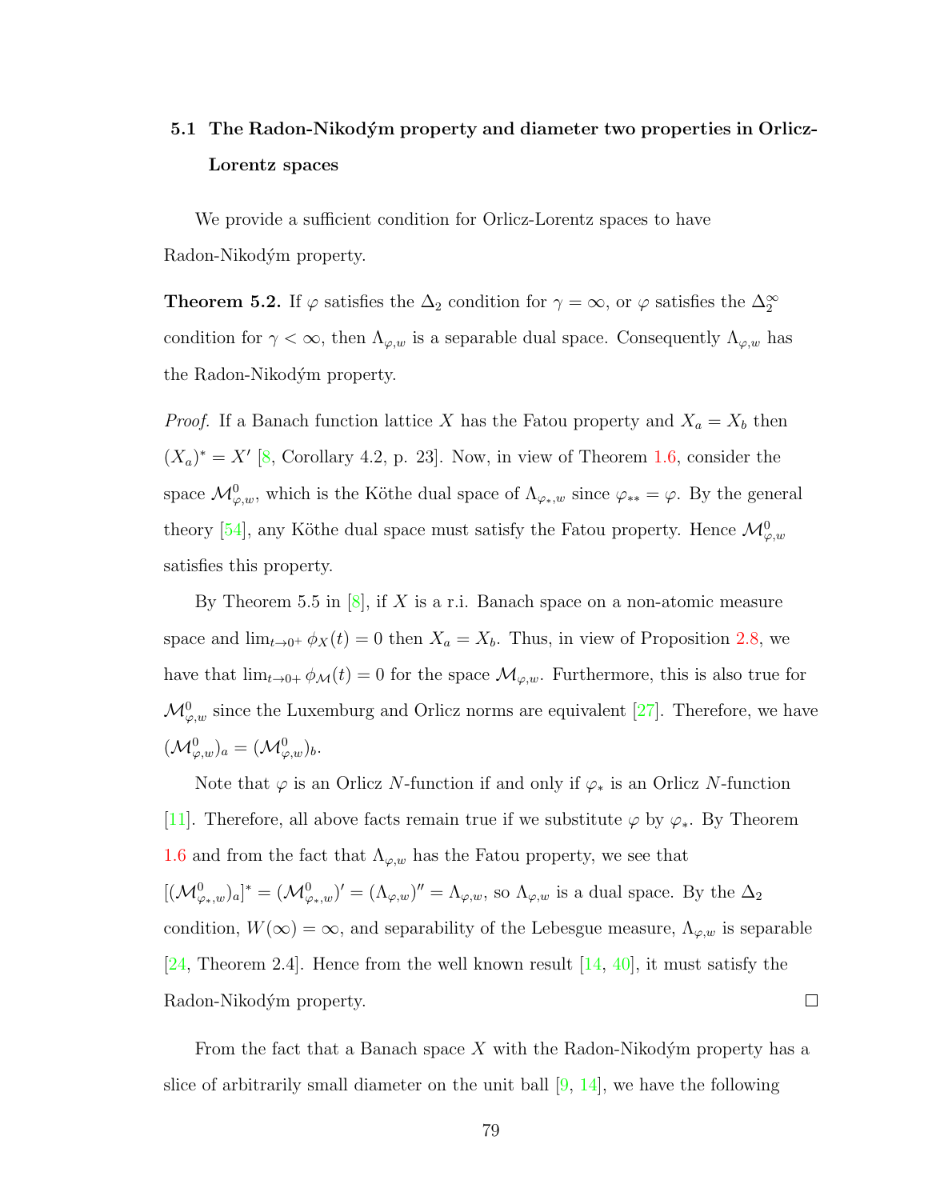### 5.1 The Radon-Nikodým property and diameter two properties in Orlicz-Lorentz spaces

We provide a sufficient condition for Orlicz-Lorentz spaces to have Radon-Nikodým property.

**Theorem 5.2.** If $\varphi$ satisfies the $\Delta_2$ condition for $\gamma = \infty$, or $\varphi$ satisfies the $\Delta_2^\infty$ condition for $\gamma < \infty$, then $\Lambda_{\varphi,w}$ is a separable dual space. Consequently $\Lambda_{\varphi,w}$ has the Radon-Nikodým property.

*Proof.* If a Banach function lattice $X$ has the Fatou property and $X_a = X_b$ then $(X_a)^* = X'$ [8, Corollary 4.2, p. 23]. Now, in view of Theorem 1.6, consider the space $\mathcal{M}^0_{\varphi,w}$, which is the Köthe dual space of $\Lambda_{\varphi_*,w}$ since $\varphi_{**} = \varphi$. By the general theory [54], any Köthe dual space must satisfy the Fatou property. Hence $\mathcal{M}^0_{\varphi,w}$ satisfies this property.

By Theorem 5.5 in [8], if $X$ is a r.i. Banach space on a non-atomic measure space and $\lim_{t\to 0^+} \phi_X(t) = 0$ then $X_a = X_b$. Thus, in view of Proposition 2.8, we have that $\lim_{t\to 0+} \phi_{\mathcal{M}}(t) = 0$ for the space $\mathcal{M}_{\varphi,w}$. Furthermore, this is also true for $\mathcal{M}^0_{\varphi,w}$ since the Luxemburg and Orlicz norms are equivalent [27]. Therefore, we have $(\mathcal{M}^0_{\varphi,w})_a = (\mathcal{M}^0_{\varphi,w})_b$.

Note that $\varphi$ is an Orlicz $N$-function if and only if $\varphi_*$ is an Orlicz $N$-function [11]. Therefore, all above facts remain true if we substitute $\varphi$ by $\varphi_*$. By Theorem 1.6 and from the fact that $\Lambda_{\varphi,w}$ has the Fatou property, we see that $[(\mathcal{M}^0_{\varphi_*,w})_a]^* = (\mathcal{M}^0_{\varphi_*,w})' = (\Lambda_{\varphi,w})'' = \Lambda_{\varphi,w}$, so $\Lambda_{\varphi,w}$ is a dual space. By the $\Delta_2$ condition, $W(\infty) = \infty$, and separability of the Lebesgue measure, $\Lambda_{\varphi,w}$ is separable [24, Theorem 2.4]. Hence from the well known result [14, 40], it must satisfy the Radon-Nikodým property. $\square$

From the fact that a Banach space $X$ with the Radon-Nikodým property has a slice of arbitrarily small diameter on the unit ball [9, 14], we have the following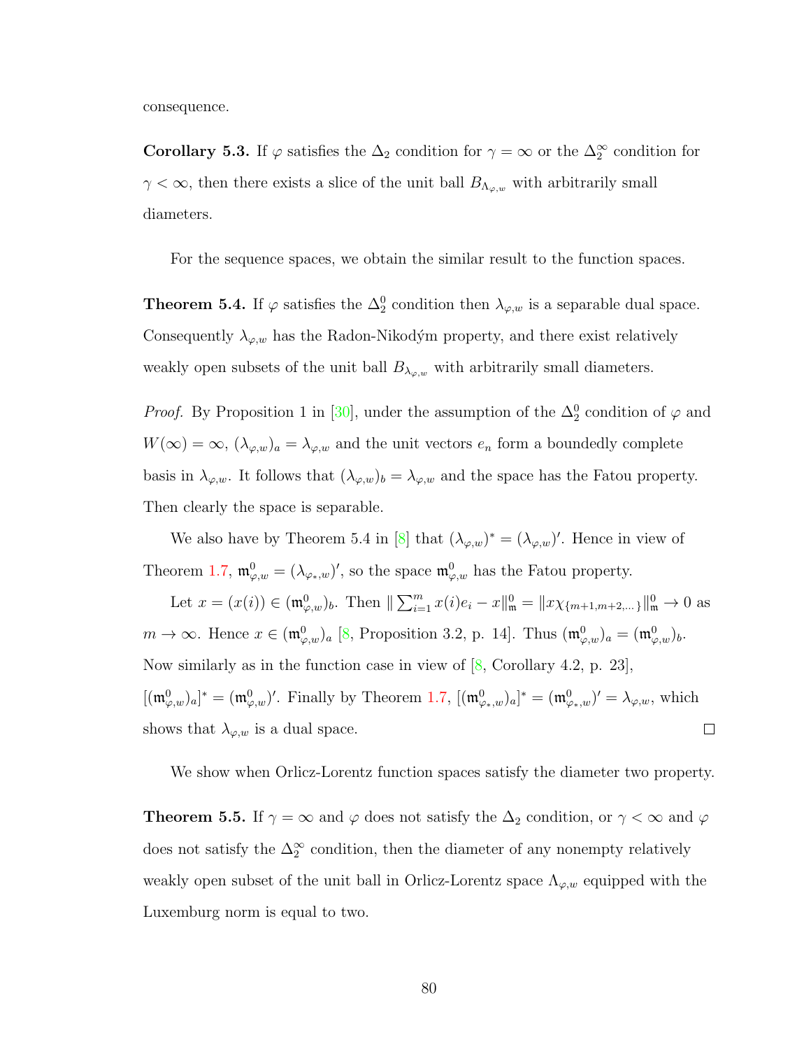consequence.

**Corollary 5.3.** If $\varphi$ satisfies the $\Delta_2$ condition for $\gamma = \infty$ or the $\Delta_2^\infty$ condition for $\gamma < \infty$, then there exists a slice of the unit ball $B_{\Lambda_{\varphi,w}}$ with arbitrarily small diameters.

For the sequence spaces, we obtain the similar result to the function spaces.

**Theorem 5.4.** If $\varphi$ satisfies the $\Delta_2^0$ condition then $\lambda_{\varphi,w}$ is a separable dual space. Consequently $\lambda_{\varphi,w}$ has the Radon-Nikodým property, and there exist relatively weakly open subsets of the unit ball $B_{\lambda_{\varphi,w}}$ with arbitrarily small diameters.

*Proof.* By Proposition 1 in [30], under the assumption of the $\Delta_2^0$ condition of $\varphi$ and $W(\infty) = \infty$, $(\lambda_{\varphi,w})_a = \lambda_{\varphi,w}$ and the unit vectors $e_n$ form a boundedly complete basis in $\lambda_{\varphi,w}$. It follows that $(\lambda_{\varphi,w})_b = \lambda_{\varphi,w}$ and the space has the Fatou property. Then clearly the space is separable.

We also have by Theorem 5.4 in [8] that $(\lambda_{\varphi,w})^* = (\lambda_{\varphi,w})'$. Hence in view of Theorem 1.7, $\mathfrak{m}^0_{\varphi,w} = (\lambda_{\varphi_*,w})'$, so the space $\mathfrak{m}^0_{\varphi,w}$ has the Fatou property.

Let $x = (x(i)) \in (\mathfrak{m}^0_{\varphi,w})_b$. Then $\| \sum_{i=1}^m x(i)e_i - x\|^0_{\mathfrak{m}} = \|x\chi_{\{m+1,m+2,\dots\}}\|^0_{\mathfrak{m}} \to 0$ as $m \to \infty$. Hence $x \in (\mathfrak{m}^0_{\varphi,w})_a$ [8, Proposition 3.2, p. 14]. Thus $(\mathfrak{m}^0_{\varphi,w})_a = (\mathfrak{m}^0_{\varphi,w})_b$. Now similarly as in the function case in view of [8, Corollary 4.2, p. 23], $[(\mathfrak{m}^0_{\varphi,w})_a]^* = (\mathfrak{m}^0_{\varphi,w})'$. Finally by Theorem 1.7, $[(\mathfrak{m}^0_{\varphi_*,w})_a]^* = (\mathfrak{m}^0_{\varphi_*,w})' = \lambda_{\varphi,w}$, which shows that $\lambda_{\varphi,w}$ is a dual space. $\square$

We show when Orlicz-Lorentz function spaces satisfy the diameter two property.

**Theorem 5.5.** If $\gamma = \infty$ and $\varphi$ does not satisfy the $\Delta_2$ condition, or $\gamma < \infty$ and $\varphi$ does not satisfy the $\Delta_2^\infty$ condition, then the diameter of any nonempty relatively weakly open subset of the unit ball in Orlicz-Lorentz space $\Lambda_{\varphi,w}$ equipped with the Luxemburg norm is equal to two.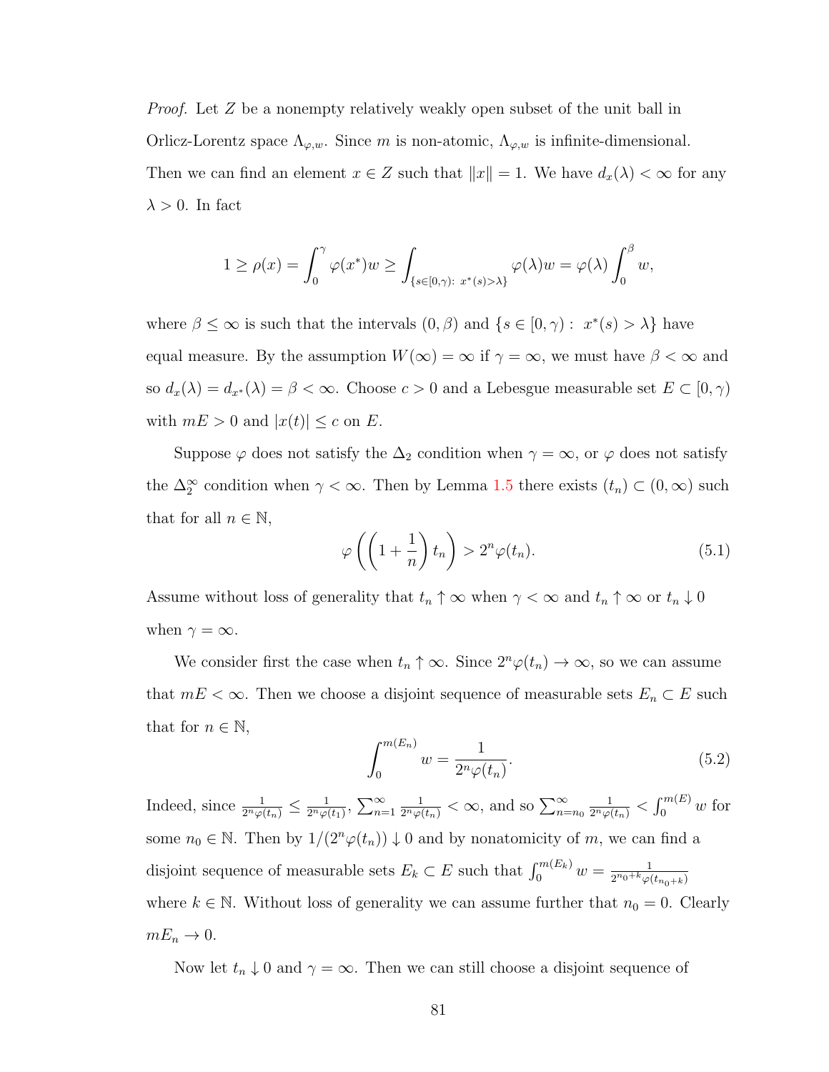*Proof.* Let $Z$ be a nonempty relatively weakly open subset of the unit ball in Orlicz-Lorentz space $\Lambda_{\varphi,w}$. Since $m$ is non-atomic, $\Lambda_{\varphi,w}$ is infinite-dimensional. Then we can find an element $x \in Z$ such that $\|x\| = 1$. We have $d_x(\lambda) < \infty$ for any $\lambda > 0$. In fact

$$1 \geq \rho(x) = \int_0^\gamma \varphi(x^*)w \geq \int_{\{s\in[0,\gamma):\ x^*(s)>\lambda\}} \varphi(\lambda)w = \varphi(\lambda)\int_0^\beta w,$$

where $\beta \leq \infty$ is such that the intervals $(0, \beta)$ and $\{s \in [0, \gamma) :\ x^*(s) > \lambda\}$ have equal measure. By the assumption $W(\infty) = \infty$ if $\gamma = \infty$, we must have $\beta < \infty$ and so $d_x(\lambda) = d_{x^*}(\lambda) = \beta < \infty$. Choose $c > 0$ and a Lebesgue measurable set $E \subset [0, \gamma)$ with $mE > 0$ and $|x(t)| \leq c$ on $E$.

Suppose $\varphi$ does not satisfy the $\Delta_2$ condition when $\gamma = \infty$, or $\varphi$ does not satisfy the $\Delta_2^\infty$ condition when $\gamma < \infty$. Then by Lemma 1.5 there exists $(t_n) \subset (0, \infty)$ such that for all $n \in \mathbb{N}$,

$$\varphi\left(\left(1 + \frac{1}{n}\right)t_n\right) > 2^n\varphi(t_n). \tag{5.1}$$

Assume without loss of generality that $t_n \uparrow \infty$ when $\gamma < \infty$ and $t_n \uparrow \infty$ or $t_n \downarrow 0$ when $\gamma = \infty$.

We consider first the case when $t_n \uparrow \infty$. Since $2^n\varphi(t_n) \to \infty$, so we can assume that $mE < \infty$. Then we choose a disjoint sequence of measurable sets $E_n \subset E$ such that for $n \in \mathbb{N}$,

$$\int_0^{m(E_n)} w = \frac{1}{2^n\varphi(t_n)}. \tag{5.2}$$

Indeed, since $\frac{1}{2^n\varphi(t_n)} \leq \frac{1}{2^n\varphi(t_1)}$, $\sum_{n=1}^\infty \frac{1}{2^n\varphi(t_n)} < \infty$, and so $\sum_{n=n_0}^\infty \frac{1}{2^n\varphi(t_n)} < \int_0^{m(E)} w$ for some $n_0 \in \mathbb{N}$. Then by $1/(2^n\varphi(t_n)) \downarrow 0$ and by nonatomicity of $m$, we can find a disjoint sequence of measurable sets $E_k \subset E$ such that $\int_0^{m(E_k)} w = \frac{1}{2^{n_0+k}\varphi(t_{n_0+k})}$ where $k \in \mathbb{N}$. Without loss of generality we can assume further that $n_0 = 0$. Clearly $mE_n \to 0$.

Now let $t_n \downarrow 0$ and $\gamma = \infty$. Then we can still choose a disjoint sequence of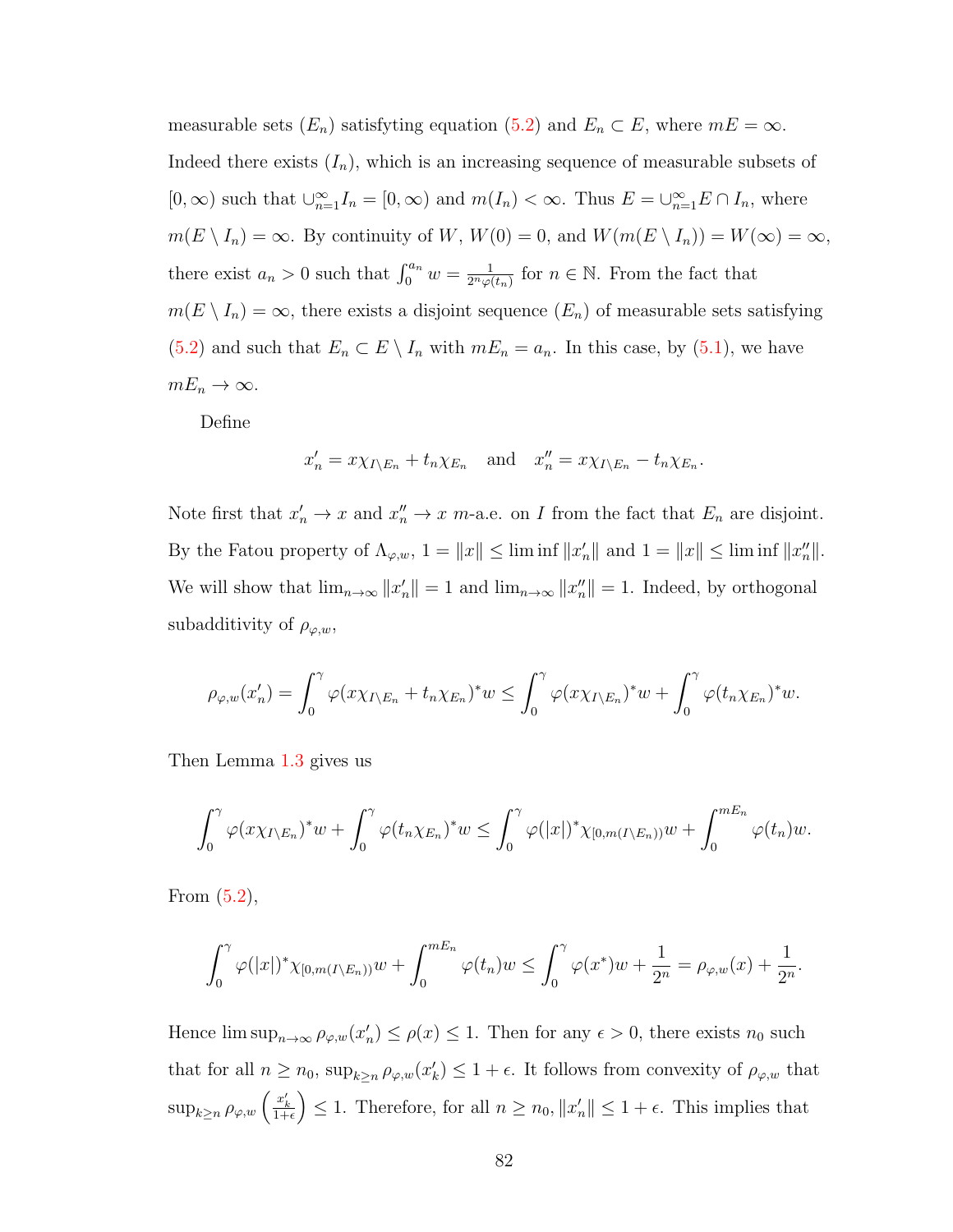measurable sets $(E_n)$ satisfyting equation (5.2) and $E_n \subset E$, where $mE = \infty$. Indeed there exists $(I_n)$, which is an increasing sequence of measurable subsets of $[0, \infty)$ such that $\cup_{n=1}^{\infty} I_n = [0, \infty)$ and $m(I_n) < \infty$. Thus $E = \cup_{n=1}^{\infty} E \cap I_n$, where $m(E \setminus I_n) = \infty$. By continuity of $W$, $W(0) = 0$, and $W(m(E \setminus I_n)) = W(\infty) = \infty$, there exist $a_n > 0$ such that $\int_0^{a_n} w = \frac{1}{2^n \varphi(t_n)}$ for $n \in \mathbb{N}$. From the fact that $m(E \setminus I_n) = \infty$, there exists a disjoint sequence $(E_n)$ of measurable sets satisfying (5.2) and such that $E_n \subset E \setminus I_n$ with $mE_n = a_n$. In this case, by (5.1), we have $mE_n \to \infty$.

Define

$$x'_n = x\chi_{I \setminus E_n} + t_n \chi_{E_n} \quad \text{and} \quad x''_n = x\chi_{I \setminus E_n} - t_n \chi_{E_n}.$$

Note first that $x'_n \to x$ and $x''_n \to x$ $m$-a.e. on $I$ from the fact that $E_n$ are disjoint. By the Fatou property of $\Lambda_{\varphi,w}$, $1 = \|x\| \le \liminf \|x'_n\|$ and $1 = \|x\| \le \liminf \|x''_n\|$. We will show that $\lim_{n\to\infty} \|x'_n\| = 1$ and $\lim_{n\to\infty} \|x''_n\| = 1$. Indeed, by orthogonal subadditivity of $\rho_{\varphi,w}$,

$$\rho_{\varphi,w}(x'_n) = \int_0^{\gamma} \varphi(x\chi_{I\setminus E_n} + t_n\chi_{E_n})^* w \le \int_0^{\gamma} \varphi(x\chi_{I\setminus E_n})^* w + \int_0^{\gamma} \varphi(t_n\chi_{E_n})^* w.$$

Then Lemma 1.3 gives us

$$\int_0^{\gamma} \varphi(x\chi_{I\setminus E_n})^* w + \int_0^{\gamma} \varphi(t_n\chi_{E_n})^* w \le \int_0^{\gamma} \varphi(|x|)^* \chi_{[0, m(I\setminus E_n))} w + \int_0^{mE_n} \varphi(t_n) w.$$

From (5.2),

$$\int_0^{\gamma} \varphi(|x|)^* \chi_{[0, m(I\setminus E_n))} w + \int_0^{mE_n} \varphi(t_n) w \le \int_0^{\gamma} \varphi(x^*) w + \frac{1}{2^n} = \rho_{\varphi,w}(x) + \frac{1}{2^n}.$$

Hence $\limsup_{n\to\infty} \rho_{\varphi,w}(x'_n) \le \rho(x) \le 1$. Then for any $\epsilon > 0$, there exists $n_0$ such that for all $n \ge n_0$, $\sup_{k\ge n} \rho_{\varphi,w}(x'_k) \le 1 + \epsilon$. It follows from convexity of $\rho_{\varphi,w}$ that $\sup_{k\ge n} \rho_{\varphi,w}\left(\frac{x'_k}{1+\epsilon}\right) \le 1$. Therefore, for all $n \ge n_0$, $\|x'_n\| \le 1 + \epsilon$. This implies that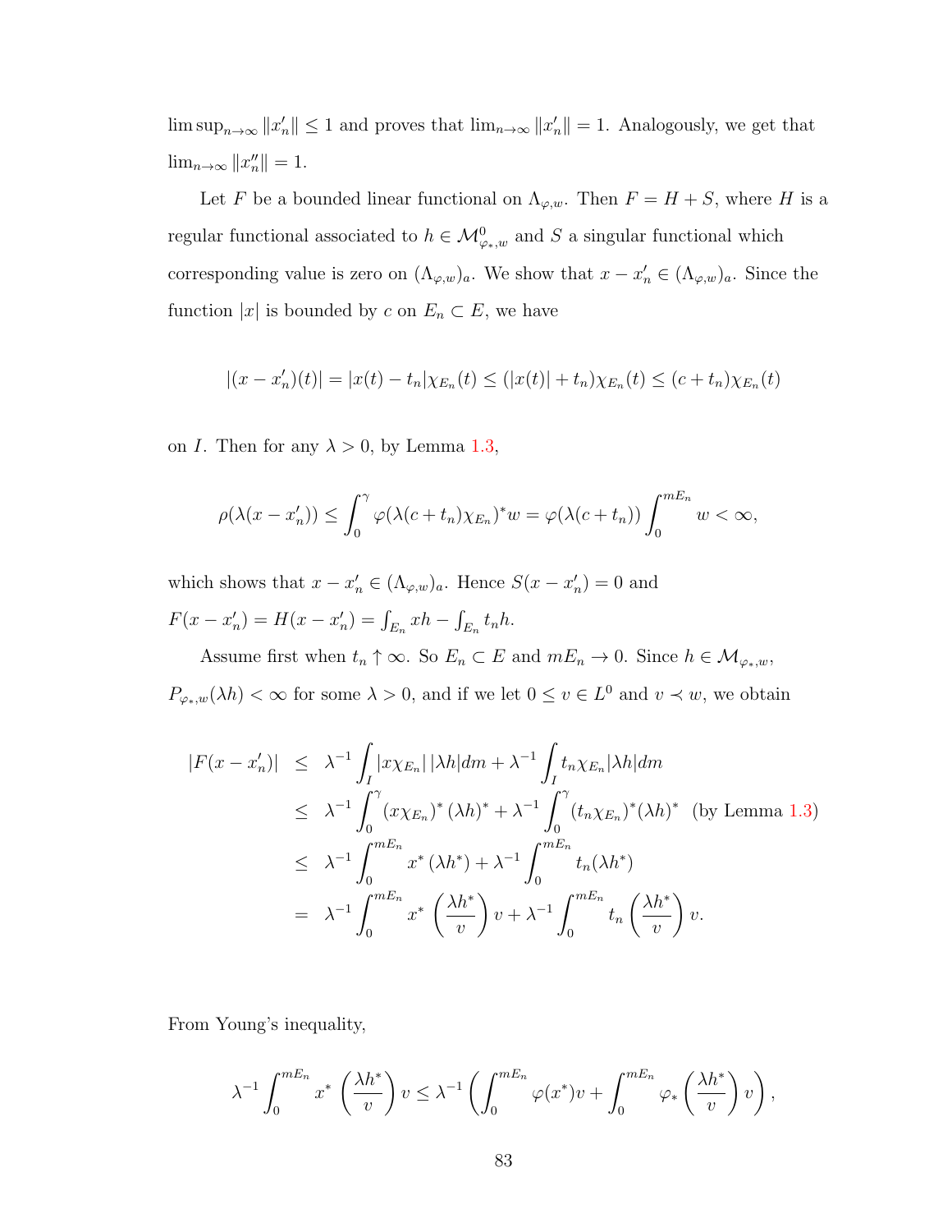$\limsup_{n\to\infty} \|x_n'\| \le 1$ and proves that $\lim_{n\to\infty} \|x_n'\| = 1$. Analogously, we get that $\lim_{n\to\infty} \|x_n''\| = 1$.

Let $F$ be a bounded linear functional on $\Lambda_{\varphi,w}$. Then $F = H + S$, where $H$ is a regular functional associated to $h \in \mathcal{M}^0_{\varphi_*,w}$ and $S$ a singular functional which corresponding value is zero on $(\Lambda_{\varphi,w})_a$. We show that $x - x_n' \in (\Lambda_{\varphi,w})_a$. Since the function $|x|$ is bounded by $c$ on $E_n \subset E$, we have

$$|(x - x_n')(t)| = |x(t) - t_n|\chi_{E_n}(t) \le (|x(t)| + t_n)\chi_{E_n}(t) \le (c + t_n)\chi_{E_n}(t)$$

on $I$. Then for any $\lambda > 0$, by Lemma 1.3,

$$\rho(\lambda(x - x_n')) \le \int_0^\gamma \varphi(\lambda(c + t_n)\chi_{E_n})^* w = \varphi(\lambda(c + t_n)) \int_0^{mE_n} w < \infty,$$

which shows that $x - x_n' \in (\Lambda_{\varphi,w})_a$. Hence $S(x - x_n') = 0$ and $F(x - x_n') = H(x - x_n') = \int_{E_n} xh - \int_{E_n} t_n h$.

Assume first when $t_n \uparrow \infty$. So $E_n \subset E$ and $mE_n \to 0$. Since $h \in \mathcal{M}_{\varphi_*,w}$, $P_{\varphi_*,w}(\lambda h) < \infty$ for some $\lambda > 0$, and if we let $0 \le v \in L^0$ and $v \prec w$, we obtain

$$\begin{aligned}
|F(x - x_n')| &\le \lambda^{-1} \int_I |x\chi_{E_n}|\,|\lambda h| dm + \lambda^{-1} \int_I t_n \chi_{E_n} |\lambda h| dm \\
&\le \lambda^{-1} \int_0^\gamma (x\chi_{E_n})^* (\lambda h)^* + \lambda^{-1} \int_0^\gamma (t_n\chi_{E_n})^* (\lambda h)^* \quad \text{(by Lemma 1.3)} \\
&\le \lambda^{-1} \int_0^{mE_n} x^* (\lambda h^*) + \lambda^{-1} \int_0^{mE_n} t_n (\lambda h^*) \\
&= \lambda^{-1} \int_0^{mE_n} x^* \left(\frac{\lambda h^*}{v}\right) v + \lambda^{-1} \int_0^{mE_n} t_n \left(\frac{\lambda h^*}{v}\right) v.
\end{aligned}$$

From Young's inequality,

$$\lambda^{-1} \int_0^{mE_n} x^* \left(\frac{\lambda h^*}{v}\right) v \le \lambda^{-1} \left( \int_0^{mE_n} \varphi(x^*) v + \int_0^{mE_n} \varphi_* \left(\frac{\lambda h^*}{v}\right) v \right),$$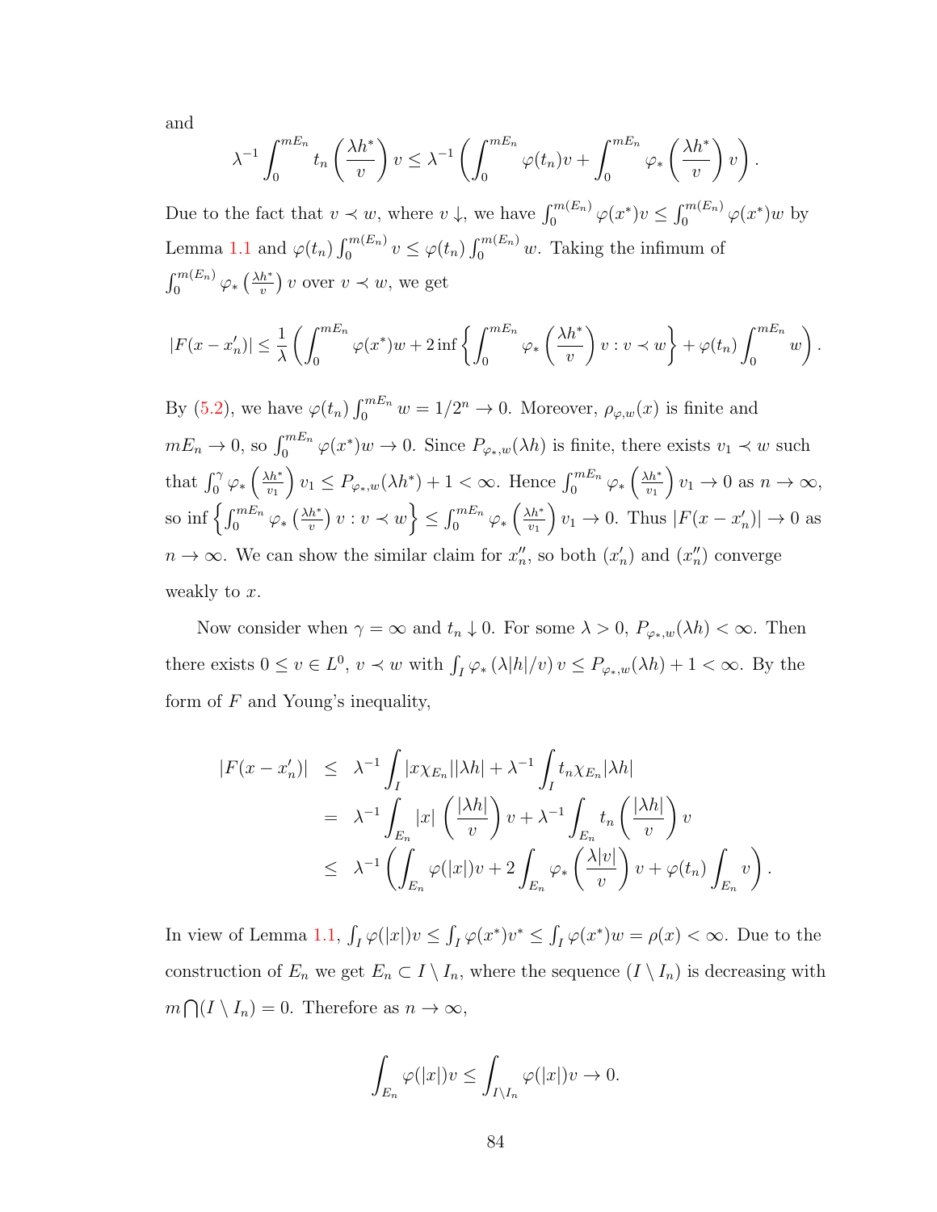and

$$\lambda^{-1} \int_0^{mE_n} t_n \left(\frac{\lambda h^*}{v}\right) v \leq \lambda^{-1} \left( \int_0^{mE_n} \varphi(t_n) v + \int_0^{mE_n} \varphi_* \left(\frac{\lambda h^*}{v}\right) v \right).$$

Due to the fact that $v \prec w$, where $v \downarrow$, we have $\int_0^{m(E_n)} \varphi(x^*) v \leq \int_0^{m(E_n)} \varphi(x^*) w$ by Lemma 1.1 and $\varphi(t_n) \int_0^{m(E_n)} v \leq \varphi(t_n) \int_0^{m(E_n)} w$. Taking the infimum of $\int_0^{m(E_n)} \varphi_* \left(\frac{\lambda h^*}{v}\right) v$ over $v \prec w$, we get

$$|F(x - x_n')| \leq \frac{1}{\lambda} \left( \int_0^{mE_n} \varphi(x^*) w + 2 \inf \left\{ \int_0^{mE_n} \varphi_* \left(\frac{\lambda h^*}{v}\right) v : v \prec w \right\} + \varphi(t_n) \int_0^{mE_n} w \right).$$

By (5.2), we have $\varphi(t_n) \int_0^{mE_n} w = 1/2^n \to 0$. Moreover, $\rho_{\varphi,w}(x)$ is finite and $mE_n \to 0$, so $\int_0^{mE_n} \varphi(x^*) w \to 0$. Since $P_{\varphi_*,w}(\lambda h)$ is finite, there exists $v_1 \prec w$ such that $\int_0^{\gamma} \varphi_* \left(\frac{\lambda h^*}{v_1}\right) v_1 \leq P_{\varphi_*,w}(\lambda h^*) + 1 < \infty$. Hence $\int_0^{mE_n} \varphi_* \left(\frac{\lambda h^*}{v_1}\right) v_1 \to 0$ as $n \to \infty$, so $\inf \left\{ \int_0^{mE_n} \varphi_* \left(\frac{\lambda h^*}{v}\right) v : v \prec w \right\} \leq \int_0^{mE_n} \varphi_* \left(\frac{\lambda h^*}{v_1}\right) v_1 \to 0$. Thus $|F(x - x_n')| \to 0$ as $n \to \infty$. We can show the similar claim for $x_n''$, so both $(x_n')$ and $(x_n'')$ converge weakly to $x$.

Now consider when $\gamma = \infty$ and $t_n \downarrow 0$. For some $\lambda > 0$, $P_{\varphi_*,w}(\lambda h) < \infty$. Then there exists $0 \leq v \in L^0$, $v \prec w$ with $\int_I \varphi_* (\lambda |h|/v) v \leq P_{\varphi_*,w}(\lambda h) + 1 < \infty$. By the form of $F$ and Young's inequality,

$$\begin{aligned}
|F(x - x_n')| &\leq \lambda^{-1} \int_I |x \chi_{E_n}| |\lambda h| + \lambda^{-1} \int_I t_n \chi_{E_n} |\lambda h| \\
&= \lambda^{-1} \int_{E_n} |x| \left(\frac{|\lambda h|}{v}\right) v + \lambda^{-1} \int_{E_n} t_n \left(\frac{|\lambda h|}{v}\right) v \\
&\leq \lambda^{-1} \left( \int_{E_n} \varphi(|x|) v + 2 \int_{E_n} \varphi_* \left(\frac{\lambda |v|}{v}\right) v + \varphi(t_n) \int_{E_n} v \right).
\end{aligned}$$

In view of Lemma 1.1, $\int_I \varphi(|x|) v \leq \int_I \varphi(x^*) v^* \leq \int_I \varphi(x^*) w = \rho(x) < \infty$. Due to the construction of $E_n$ we get $E_n \subset I \setminus I_n$, where the sequence $(I \setminus I_n)$ is decreasing with $m \bigcap (I \setminus I_n) = 0$. Therefore as $n \to \infty$,

$$\int_{E_n} \varphi(|x|) v \leq \int_{I \setminus I_n} \varphi(|x|) v \to 0.$$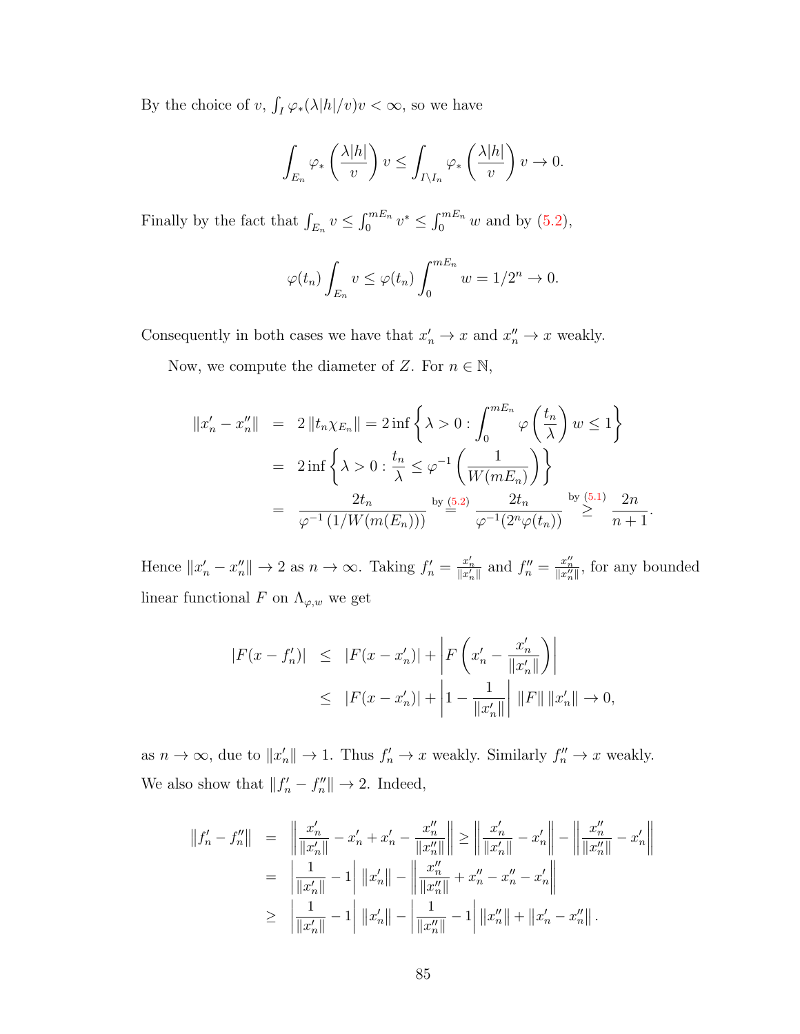By the choice of $v$, $\int_I \varphi_*(\lambda|h|/v)v < \infty$, so we have

$$\int_{E_n} \varphi_* \left(\frac{\lambda|h|}{v}\right) v \le \int_{I\setminus I_n} \varphi_* \left(\frac{\lambda|h|}{v}\right) v \to 0.$$

Finally by the fact that $\int_{E_n} v \le \int_0^{mE_n} v^* \le \int_0^{mE_n} w$ and by (5.2),

$$\varphi(t_n) \int_{E_n} v \le \varphi(t_n) \int_0^{mE_n} w = 1/2^n \to 0.$$

Consequently in both cases we have that $x_n' \to x$ and $x_n'' \to x$ weakly.

Now, we compute the diameter of $Z$. For $n \in \mathbb{N}$,

$$\begin{aligned}
\|x_n' - x_n''\| &= 2\|t_n \chi_{E_n}\| = 2 \inf\left\{\lambda > 0 : \int_0^{mE_n} \varphi\left(\frac{t_n}{\lambda}\right) w \le 1\right\} \\
&= 2 \inf\left\{\lambda > 0 : \frac{t_n}{\lambda} \le \varphi^{-1}\left(\frac{1}{W(mE_n)}\right)\right\} \\
&= \frac{2t_n}{\varphi^{-1}\left(1/W(m(E_n))\right)} \overset{\text{by (5.2)}}{=} \frac{2t_n}{\varphi^{-1}(2^n \varphi(t_n))} \overset{\text{by (5.1)}}{\ge} \frac{2n}{n+1}.
\end{aligned}$$

Hence $\|x_n' - x_n''\| \to 2$ as $n \to \infty$. Taking $f_n' = \frac{x_n'}{\|x_n'\|}$ and $f_n'' = \frac{x_n''}{\|x_n''\|}$, for any bounded linear functional $F$ on $\Lambda_{\varphi,w}$ we get

$$\begin{aligned}
|F(x - f_n')| &\le |F(x - x_n')| + \left|F\left(x_n' - \frac{x_n'}{\|x_n'\|}\right)\right| \\
&\le |F(x - x_n')| + \left|1 - \frac{1}{\|x_n'\|}\right| \|F\| \, \|x_n'\| \to 0,
\end{aligned}$$

as $n \to \infty$, due to $\|x_n'\| \to 1$. Thus $f_n' \to x$ weakly. Similarly $f_n'' \to x$ weakly. We also show that $\|f_n' - f_n''\| \to 2$. Indeed,

$$\begin{aligned}
\|f_n' - f_n''\| &= \left\|\frac{x_n'}{\|x_n'\|} - x_n' + x_n' - \frac{x_n''}{\|x_n''\|}\right\| \ge \left\|\frac{x_n'}{\|x_n'\|} - x_n'\right\| - \left\|\frac{x_n''}{\|x_n''\|} - x_n'\right\| \\
&= \left|\frac{1}{\|x_n'\|} - 1\right| \|x_n'\| - \left\|\frac{x_n''}{\|x_n''\|} + x_n'' - x_n'' - x_n'\right\| \\
&\ge \left|\frac{1}{\|x_n'\|} - 1\right| \|x_n'\| - \left|\frac{1}{\|x_n''\|} - 1\right| \|x_n''\| + \|x_n' - x_n''\|.
\end{aligned}$$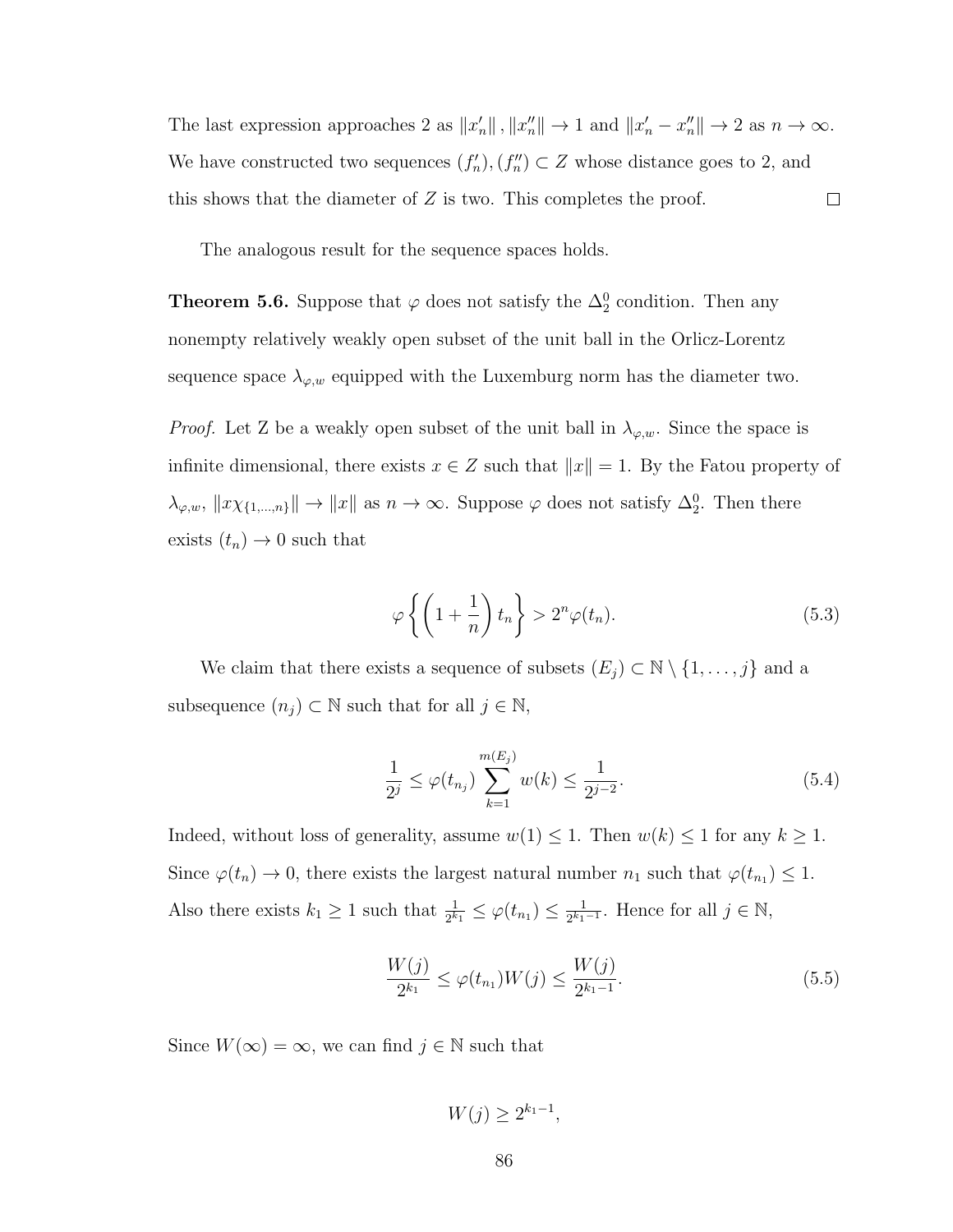The last expression approaches 2 as $\|x_n'\|, \|x_n''\| \to 1$ and $\|x_n' - x_n''\| \to 2$ as $n \to \infty$. We have constructed two sequences $(f_n'), (f_n'') \subset Z$ whose distance goes to 2, and this shows that the diameter of $Z$ is two. This completes the proof. $\square$

The analogous result for the sequence spaces holds.

**Theorem 5.6.** Suppose that $\varphi$ does not satisfy the $\Delta_2^0$ condition. Then any nonempty relatively weakly open subset of the unit ball in the Orlicz-Lorentz sequence space $\lambda_{\varphi,w}$ equipped with the Luxemburg norm has the diameter two.

*Proof.* Let Z be a weakly open subset of the unit ball in $\lambda_{\varphi,w}$. Since the space is infinite dimensional, there exists $x \in Z$ such that $\|x\| = 1$. By the Fatou property of $\lambda_{\varphi,w}$, $\|x\chi_{\{1,\ldots,n\}}\| \to \|x\|$ as $n \to \infty$. Suppose $\varphi$ does not satisfy $\Delta_2^0$. Then there exists $(t_n) \to 0$ such that

$$\varphi\left\{\left(1 + \frac{1}{n}\right) t_n\right\} > 2^n \varphi(t_n). \tag{5.3}$$

We claim that there exists a sequence of subsets $(E_j) \subset \mathbb{N} \setminus \{1, \ldots, j\}$ and a subsequence $(n_j) \subset \mathbb{N}$ such that for all $j \in \mathbb{N}$,

$$\frac{1}{2^j} \le \varphi(t_{n_j}) \sum_{k=1}^{m(E_j)} w(k) \le \frac{1}{2^{j-2}}. \tag{5.4}$$

Indeed, without loss of generality, assume $w(1) \le 1$. Then $w(k) \le 1$ for any $k \ge 1$. Since $\varphi(t_n) \to 0$, there exists the largest natural number $n_1$ such that $\varphi(t_{n_1}) \le 1$. Also there exists $k_1 \ge 1$ such that $\frac{1}{2^{k_1}} \le \varphi(t_{n_1}) \le \frac{1}{2^{k_1-1}}$. Hence for all $j \in \mathbb{N}$,

$$\frac{W(j)}{2^{k_1}} \le \varphi(t_{n_1}) W(j) \le \frac{W(j)}{2^{k_1-1}}. \tag{5.5}$$

Since $W(\infty) = \infty$, we can find $j \in \mathbb{N}$ such that

$$W(j) \ge 2^{k_1-1},$$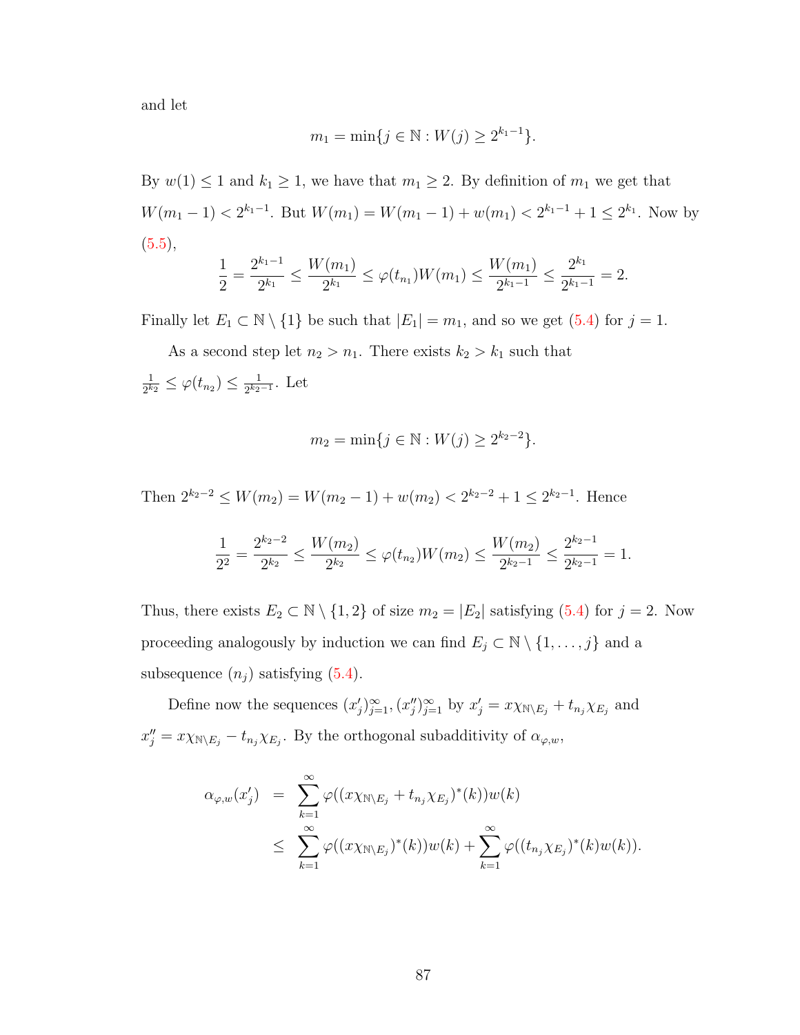and let

$$m_1 = \min\{j \in \mathbb{N} : W(j) \geq 2^{k_1 - 1}\}.$$

By $w(1) \leq 1$ and $k_1 \geq 1$, we have that $m_1 \geq 2$. By definition of $m_1$ we get that $W(m_1 - 1) < 2^{k_1 - 1}$. But $W(m_1) = W(m_1 - 1) + w(m_1) < 2^{k_1 - 1} + 1 \leq 2^{k_1}$. Now by (5.5),

$$\frac{1}{2} = \frac{2^{k_1 - 1}}{2^{k_1}} \leq \frac{W(m_1)}{2^{k_1}} \leq \varphi(t_{n_1}) W(m_1) \leq \frac{W(m_1)}{2^{k_1 - 1}} \leq \frac{2^{k_1}}{2^{k_1 - 1}} = 2.$$

Finally let $E_1 \subset \mathbb{N} \setminus \{1\}$ be such that $|E_1| = m_1$, and so we get (5.4) for $j = 1$.

As a second step let $n_2 > n_1$. There exists $k_2 > k_1$ such that $\frac{1}{2^{k_2}} \leq \varphi(t_{n_2}) \leq \frac{1}{2^{k_2 - 1}}$. Let

$$m_2 = \min\{j \in \mathbb{N} : W(j) \geq 2^{k_2 - 2}\}.$$

Then $2^{k_2 - 2} \leq W(m_2) = W(m_2 - 1) + w(m_2) < 2^{k_2 - 2} + 1 \leq 2^{k_2 - 1}$. Hence

$$\frac{1}{2^2} = \frac{2^{k_2 - 2}}{2^{k_2}} \leq \frac{W(m_2)}{2^{k_2}} \leq \varphi(t_{n_2}) W(m_2) \leq \frac{W(m_2)}{2^{k_2 - 1}} \leq \frac{2^{k_2 - 1}}{2^{k_2 - 1}} = 1.$$

Thus, there exists $E_2 \subset \mathbb{N} \setminus \{1, 2\}$ of size $m_2 = |E_2|$ satisfying (5.4) for $j = 2$. Now proceeding analogously by induction we can find $E_j \subset \mathbb{N} \setminus \{1, \ldots, j\}$ and a subsequence $(n_j)$ satisfying (5.4).

Define now the sequences $(x'_j)_{j=1}^{\infty}, (x''_j)_{j=1}^{\infty}$ by $x'_j = x\chi_{\mathbb{N} \setminus E_j} + t_{n_j}\chi_{E_j}$ and $x''_j = x\chi_{\mathbb{N} \setminus E_j} - t_{n_j}\chi_{E_j}$. By the orthogonal subadditivity of $\alpha_{\varphi,w}$,

$$\begin{aligned}
\alpha_{\varphi,w}(x'_j) &= \sum_{k=1}^{\infty} \varphi((x\chi_{\mathbb{N} \setminus E_j} + t_{n_j}\chi_{E_j})^*(k)) w(k) \\
&\leq \sum_{k=1}^{\infty} \varphi((x\chi_{\mathbb{N} \setminus E_j})^*(k)) w(k) + \sum_{k=1}^{\infty} \varphi((t_{n_j}\chi_{E_j})^*(k) w(k)).
\end{aligned}$$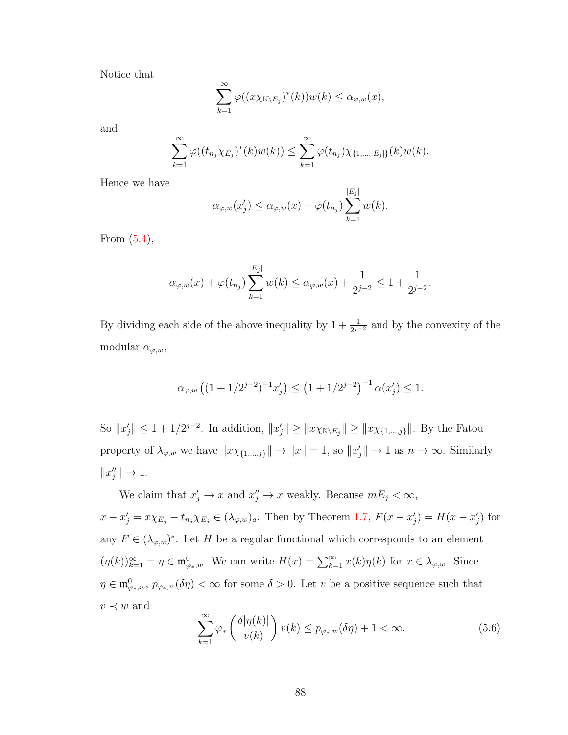Notice that

$$\sum_{k=1}^{\infty} \varphi((x\chi_{\mathbb{N}\setminus E_j})^*(k))w(k) \leq \alpha_{\varphi,w}(x),$$

and

$$\sum_{k=1}^{\infty} \varphi((t_{n_j}\chi_{E_j})^*(k)w(k)) \leq \sum_{k=1}^{\infty} \varphi(t_{n_j})\chi_{\{1,\ldots,|E_j|\}}(k)w(k).$$

Hence we have

$$\alpha_{\varphi,w}(x_j') \leq \alpha_{\varphi,w}(x) + \varphi(t_{n_j})\sum_{k=1}^{|E_j|} w(k).$$

From (5.4),

$$\alpha_{\varphi,w}(x) + \varphi(t_{n_j})\sum_{k=1}^{|E_j|} w(k) \leq \alpha_{\varphi,w}(x) + \frac{1}{2^{j-2}} \leq 1 + \frac{1}{2^{j-2}}.$$

By dividing each side of the above inequality by $1 + \frac{1}{2^{j-2}}$ and by the convexity of the modular $\alpha_{\varphi,w}$,

$$\alpha_{\varphi,w}\left((1 + 1/2^{j-2})^{-1}x_j'\right) \leq \left(1 + 1/2^{j-2}\right)^{-1}\alpha(x_j') \leq 1.$$

So $\|x_j'\| \leq 1 + 1/2^{j-2}$. In addition, $\|x_j'\| \geq \|x\chi_{\mathbb{N}\setminus E_j}\| \geq \|x\chi_{\{1,\ldots,j\}}\|$. By the Fatou property of $\lambda_{\varphi,w}$ we have $\|x\chi_{\{1,\ldots,j\}}\| \to \|x\| = 1$, so $\|x_j'\| \to 1$ as $n \to \infty$. Similarly $\|x_j''\| \to 1$.

We claim that $x_j' \to x$ and $x_j'' \to x$ weakly. Because $mE_j < \infty$, $x - x_j' = x\chi_{E_j} - t_{n_j}\chi_{E_j} \in (\lambda_{\varphi,w})_a$. Then by Theorem 1.7, $F(x - x_j') = H(x - x_j')$ for any $F \in (\lambda_{\varphi,w})^*$. Let $H$ be a regular functional which corresponds to an element $(\eta(k))_{k=1}^{\infty} = \eta \in \mathfrak{m}^0_{\varphi_*,w}$. We can write $H(x) = \sum_{k=1}^{\infty} x(k)\eta(k)$ for $x \in \lambda_{\varphi,w}$. Since $\eta \in \mathfrak{m}^0_{\varphi_*,w}$, $p_{\varphi_*,w}(\delta\eta) < \infty$ for some $\delta > 0$. Let $v$ be a positive sequence such that $v \prec w$ and

$$\sum_{k=1}^{\infty} \varphi_*\left(\frac{\delta|\eta(k)|}{v(k)}\right)v(k) \leq p_{\varphi_*,w}(\delta\eta) + 1 < \infty. \tag{5.6}$$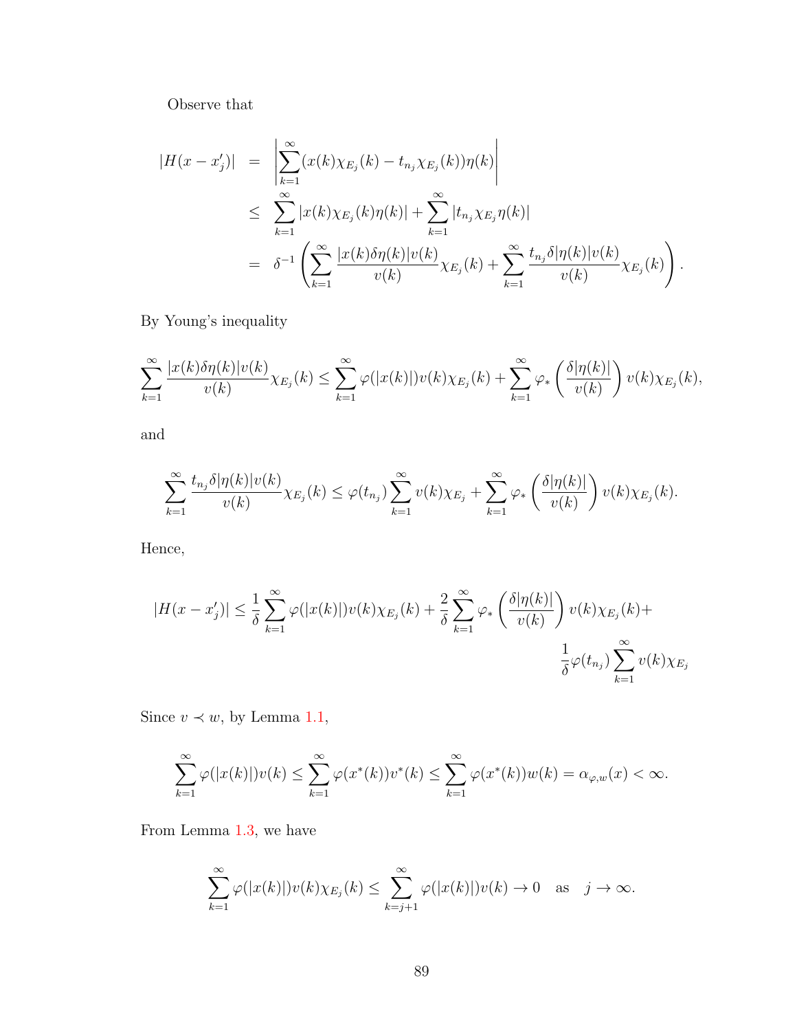Observe that

$$
\begin{aligned}
|H(x - x_j')| &= \left| \sum_{k=1}^{\infty} (x(k)\chi_{E_j}(k) - t_{n_j}\chi_{E_j}(k))\eta(k) \right| \\
&\leq \sum_{k=1}^{\infty} |x(k)\chi_{E_j}(k)\eta(k)| + \sum_{k=1}^{\infty} |t_{n_j}\chi_{E_j}\eta(k)| \\
&= \delta^{-1} \left( \sum_{k=1}^{\infty} \frac{|x(k)\delta\eta(k)|v(k)}{v(k)} \chi_{E_j}(k) + \sum_{k=1}^{\infty} \frac{t_{n_j}\delta|\eta(k)|v(k)}{v(k)} \chi_{E_j}(k) \right).
\end{aligned}
$$

By Young's inequality

$$
\sum_{k=1}^{\infty} \frac{|x(k)\delta\eta(k)|v(k)}{v(k)} \chi_{E_j}(k) \leq \sum_{k=1}^{\infty} \varphi(|x(k)|)v(k)\chi_{E_j}(k) + \sum_{k=1}^{\infty} \varphi_* \left( \frac{\delta|\eta(k)|}{v(k)} \right) v(k)\chi_{E_j}(k),
$$

and

$$
\sum_{k=1}^{\infty} \frac{t_{n_j}\delta|\eta(k)|v(k)}{v(k)} \chi_{E_j}(k) \leq \varphi(t_{n_j}) \sum_{k=1}^{\infty} v(k)\chi_{E_j} + \sum_{k=1}^{\infty} \varphi_* \left( \frac{\delta|\eta(k)|}{v(k)} \right) v(k)\chi_{E_j}(k).
$$

Hence,

$$
|H(x - x_j')| \leq \frac{1}{\delta} \sum_{k=1}^{\infty} \varphi(|x(k)|)v(k)\chi_{E_j}(k) + \frac{2}{\delta} \sum_{k=1}^{\infty} \varphi_* \left( \frac{\delta|\eta(k)|}{v(k)} \right) v(k)\chi_{E_j}(k) + \frac{1}{\delta}\varphi(t_{n_j}) \sum_{k=1}^{\infty} v(k)\chi_{E_j}
$$

Since $v \prec w$, by Lemma 1.1,

$$
\sum_{k=1}^{\infty} \varphi(|x(k)|)v(k) \leq \sum_{k=1}^{\infty} \varphi(x^*(k))v^*(k) \leq \sum_{k=1}^{\infty} \varphi(x^*(k))w(k) = \alpha_{\varphi,w}(x) < \infty.
$$

From Lemma 1.3, we have

$$
\sum_{k=1}^{\infty} \varphi(|x(k)|)v(k)\chi_{E_j}(k) \leq \sum_{k=j+1}^{\infty} \varphi(|x(k)|)v(k) \to 0 \quad \text{as} \quad j \to \infty.
$$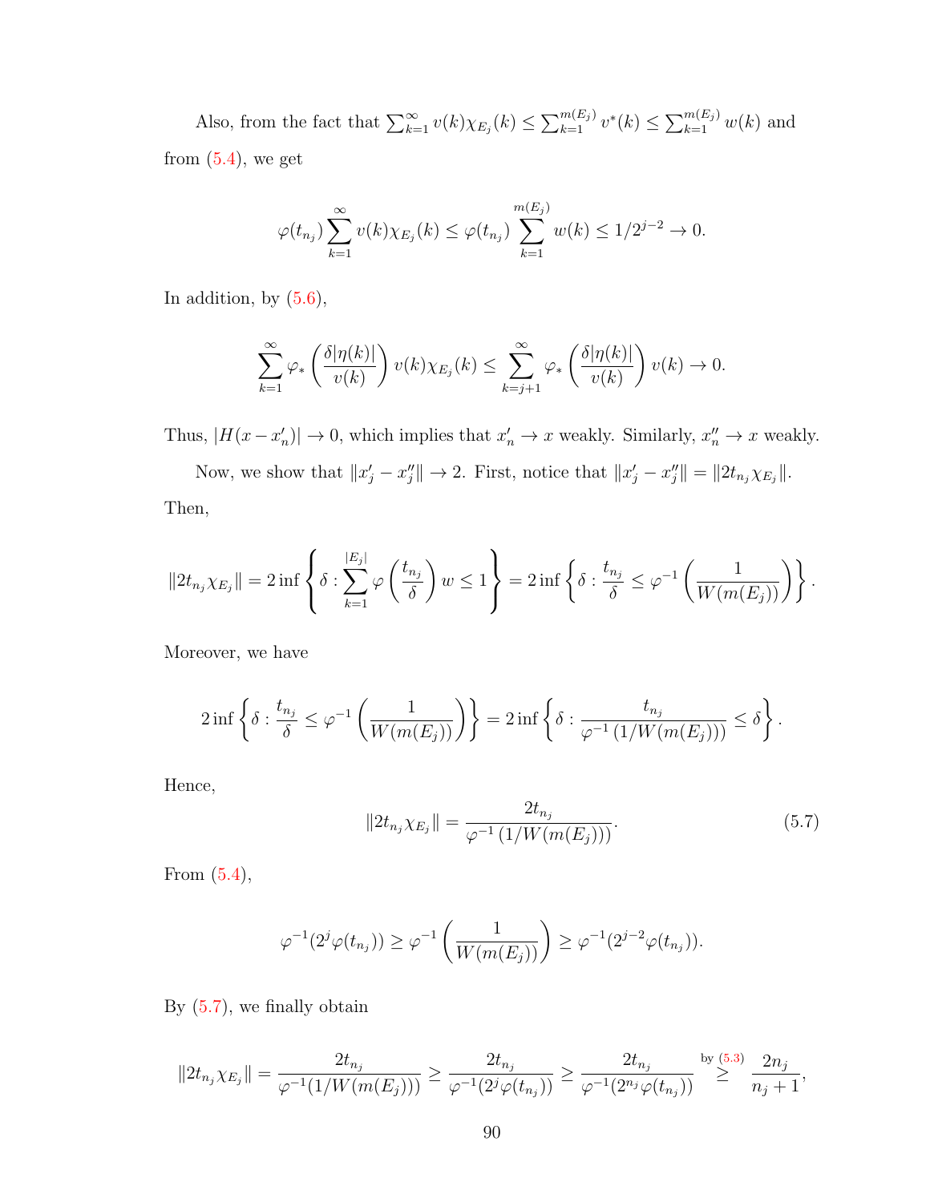Also, from the fact that $\sum_{k=1}^{\infty} v(k)\chi_{E_j}(k) \leq \sum_{k=1}^{m(E_j)} v^*(k) \leq \sum_{k=1}^{m(E_j)} w(k)$ and from (5.4), we get

$$\varphi(t_{n_j}) \sum_{k=1}^{\infty} v(k)\chi_{E_j}(k) \leq \varphi(t_{n_j}) \sum_{k=1}^{m(E_j)} w(k) \leq 1/2^{j-2} \to 0.$$

In addition, by (5.6),

$$\sum_{k=1}^{\infty} \varphi_* \left( \frac{\delta|\eta(k)|}{v(k)} \right) v(k)\chi_{E_j}(k) \leq \sum_{k=j+1}^{\infty} \varphi_* \left( \frac{\delta|\eta(k)|}{v(k)} \right) v(k) \to 0.$$

Thus, $|H(x - x'_n)| \to 0$, which implies that $x'_n \to x$ weakly. Similarly, $x''_n \to x$ weakly.

Now, we show that $\|x'_j - x''_j\| \to 2$. First, notice that $\|x'_j - x''_j\| = \|2t_{n_j}\chi_{E_j}\|$. Then,

$$\|2t_{n_j}\chi_{E_j}\| = 2\inf\left\{ \delta : \sum_{k=1}^{|E_j|} \varphi\left(\frac{t_{n_j}}{\delta}\right) w \leq 1 \right\} = 2\inf\left\{ \delta : \frac{t_{n_j}}{\delta} \leq \varphi^{-1}\left(\frac{1}{W(m(E_j))}\right) \right\}.$$

Moreover, we have

$$2\inf\left\{ \delta : \frac{t_{n_j}}{\delta} \leq \varphi^{-1}\left(\frac{1}{W(m(E_j))}\right) \right\} = 2\inf\left\{ \delta : \frac{t_{n_j}}{\varphi^{-1}\left(1/W(m(E_j))\right)} \leq \delta \right\}.$$

Hence,

$$\|2t_{n_j}\chi_{E_j}\| = \frac{2t_{n_j}}{\varphi^{-1}\left(1/W(m(E_j))\right)}. \tag{5.7}$$

From (5.4),

$$\varphi^{-1}(2^j\varphi(t_{n_j})) \geq \varphi^{-1}\left(\frac{1}{W(m(E_j))}\right) \geq \varphi^{-1}(2^{j-2}\varphi(t_{n_j})).$$

By (5.7), we finally obtain

$$\|2t_{n_j}\chi_{E_j}\| = \frac{2t_{n_j}}{\varphi^{-1}(1/W(m(E_j)))} \geq \frac{2t_{n_j}}{\varphi^{-1}(2^j\varphi(t_{n_j}))} \geq \frac{2t_{n_j}}{\varphi^{-1}(2^{n_j}\varphi(t_{n_j}))} \overset{\text{by (5.3)}}{\geq} \frac{2n_j}{n_j+1},$$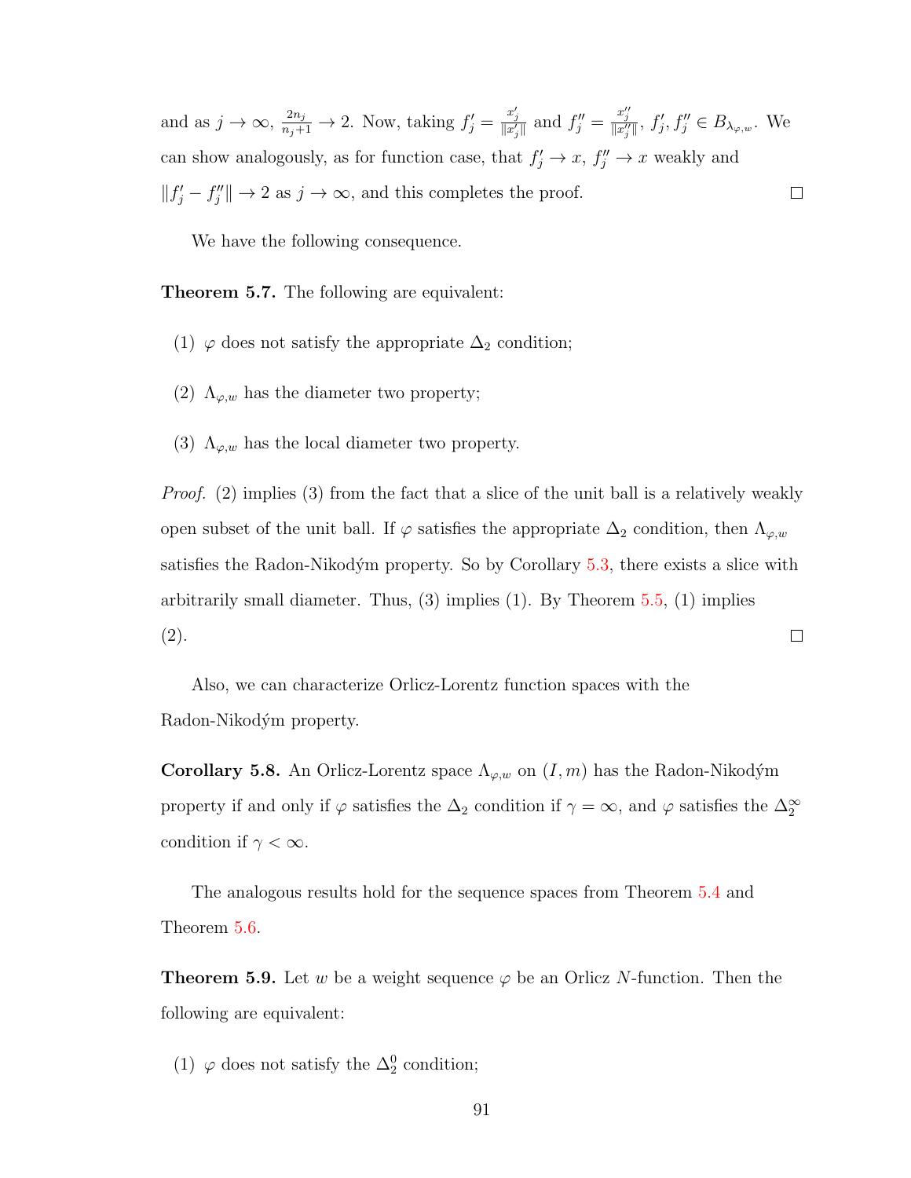and as $j \to \infty$, $\frac{2n_j}{n_j+1} \to 2$. Now, taking $f'_j = \frac{x'_j}{\|x'_j\|}$ and $f''_j = \frac{x''_j}{\|x''_j\|}$, $f'_j, f''_j \in B_{\lambda_{\varphi,w}}$. We can show analogously, as for function case, that $f'_j \to x$, $f''_j \to x$ weakly and $\|f'_j - f''_j\| \to 2$ as $j \to \infty$, and this completes the proof. $\square$

We have the following consequence.

**Theorem 5.7.** The following are equivalent:

(1) $\varphi$ does not satisfy the appropriate $\Delta_2$ condition;

(2) $\Lambda_{\varphi,w}$ has the diameter two property;

(3) $\Lambda_{\varphi,w}$ has the local diameter two property.

*Proof.* (2) implies (3) from the fact that a slice of the unit ball is a relatively weakly open subset of the unit ball. If $\varphi$ satisfies the appropriate $\Delta_2$ condition, then $\Lambda_{\varphi,w}$ satisfies the Radon-Nikodým property. So by Corollary 5.3, there exists a slice with arbitrarily small diameter. Thus, (3) implies (1). By Theorem 5.5, (1) implies (2). $\square$

Also, we can characterize Orlicz-Lorentz function spaces with the Radon-Nikodým property.

**Corollary 5.8.** An Orlicz-Lorentz space $\Lambda_{\varphi,w}$ on $(I, m)$ has the Radon-Nikodým property if and only if $\varphi$ satisfies the $\Delta_2$ condition if $\gamma = \infty$, and $\varphi$ satisfies the $\Delta_2^\infty$ condition if $\gamma < \infty$.

The analogous results hold for the sequence spaces from Theorem 5.4 and Theorem 5.6.

**Theorem 5.9.** Let $w$ be a weight sequence $\varphi$ be an Orlicz $N$-function. Then the following are equivalent:

(1) $\varphi$ does not satisfy the $\Delta_2^0$ condition;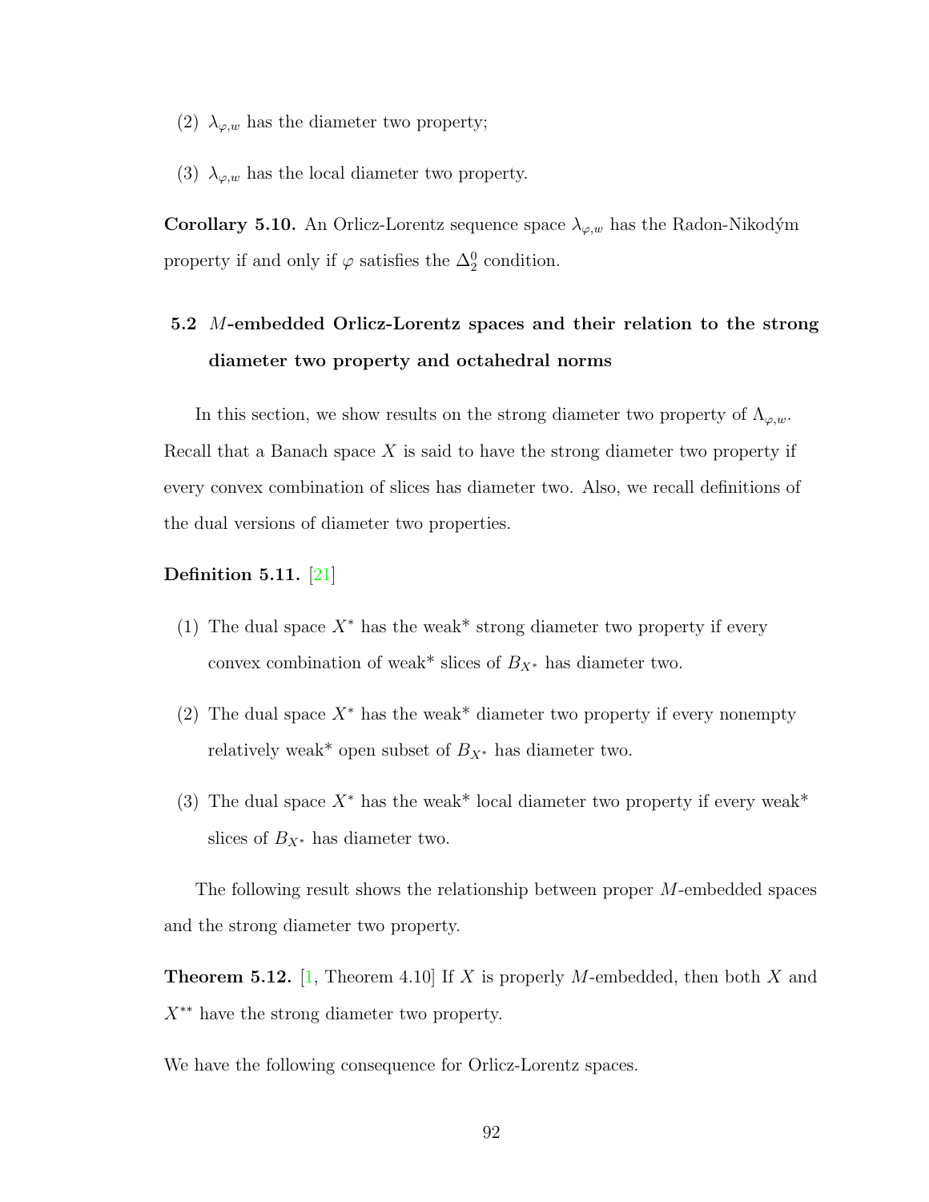(2) $\lambda_{\varphi,w}$ has the diameter two property;

(3) $\lambda_{\varphi,w}$ has the local diameter two property.

**Corollary 5.10.** An Orlicz-Lorentz sequence space $\lambda_{\varphi,w}$ has the Radon-Nikodým property if and only if $\varphi$ satisfies the $\Delta_2^0$ condition.

## 5.2 *M*-embedded Orlicz-Lorentz spaces and their relation to the strong diameter two property and octahedral norms

In this section, we show results on the strong diameter two property of $\Lambda_{\varphi,w}$. Recall that a Banach space $X$ is said to have the strong diameter two property if every convex combination of slices has diameter two. Also, we recall definitions of the dual versions of diameter two properties.

**Definition 5.11.** [21]

(1) The dual space $X^*$ has the weak* strong diameter two property if every convex combination of weak* slices of $B_{X^*}$ has diameter two.

(2) The dual space $X^*$ has the weak* diameter two property if every nonempty relatively weak* open subset of $B_{X^*}$ has diameter two.

(3) The dual space $X^*$ has the weak* local diameter two property if every weak* slices of $B_{X^*}$ has diameter two.

The following result shows the relationship between proper $M$-embedded spaces and the strong diameter two property.

**Theorem 5.12.** [1, Theorem 4.10] If $X$ is properly $M$-embedded, then both $X$ and $X^{**}$ have the strong diameter two property.

We have the following consequence for Orlicz-Lorentz spaces.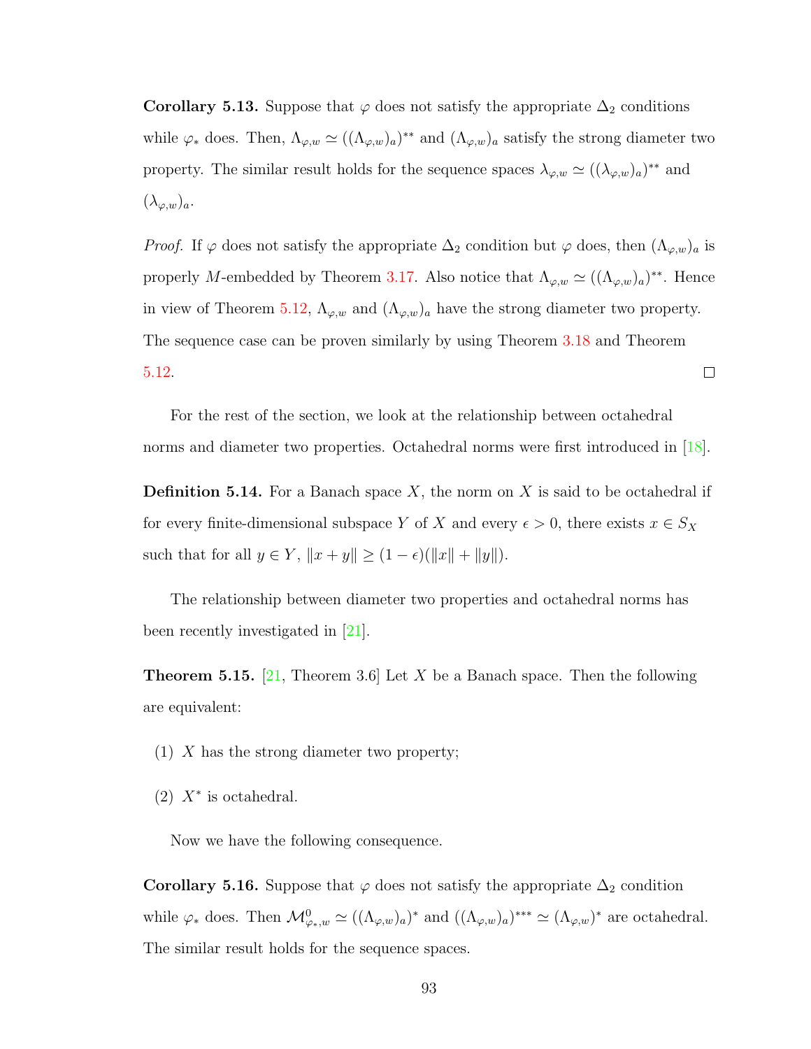**Corollary 5.13.** Suppose that $\varphi$ does not satisfy the appropriate $\Delta_2$ conditions while $\varphi_*$ does. Then, $\Lambda_{\varphi,w} \simeq ((\Lambda_{\varphi,w})_a)^{**}$ and $(\Lambda_{\varphi,w})_a$ satisfy the strong diameter two property. The similar result holds for the sequence spaces $\lambda_{\varphi,w} \simeq ((\lambda_{\varphi,w})_a)^{**}$ and $(\lambda_{\varphi,w})_a$.

*Proof.* If $\varphi$ does not satisfy the appropriate $\Delta_2$ condition but $\varphi$ does, then $(\Lambda_{\varphi,w})_a$ is properly $M$-embedded by Theorem 3.17. Also notice that $\Lambda_{\varphi,w} \simeq ((\Lambda_{\varphi,w})_a)^{**}$. Hence in view of Theorem 5.12, $\Lambda_{\varphi,w}$ and $(\Lambda_{\varphi,w})_a$ have the strong diameter two property. The sequence case can be proven similarly by using Theorem 3.18 and Theorem 5.12. $\square$

For the rest of the section, we look at the relationship between octahedral norms and diameter two properties. Octahedral norms were first introduced in [18].

**Definition 5.14.** For a Banach space $X$, the norm on $X$ is said to be octahedral if for every finite-dimensional subspace $Y$ of $X$ and every $\epsilon > 0$, there exists $x \in S_X$ such that for all $y \in Y$, $\|x + y\| \geq (1 - \epsilon)(\|x\| + \|y\|)$.

The relationship between diameter two properties and octahedral norms has been recently investigated in [21].

**Theorem 5.15.** [21, Theorem 3.6] Let $X$ be a Banach space. Then the following are equivalent:

(1) $X$ has the strong diameter two property;

(2) $X^*$ is octahedral.

Now we have the following consequence.

**Corollary 5.16.** Suppose that $\varphi$ does not satisfy the appropriate $\Delta_2$ condition while $\varphi_*$ does. Then $\mathcal{M}^0_{\varphi_*,w} \simeq ((\Lambda_{\varphi,w})_a)^*$ and $((\Lambda_{\varphi,w})_a)^{***} \simeq (\Lambda_{\varphi,w})^*$ are octahedral. The similar result holds for the sequence spaces.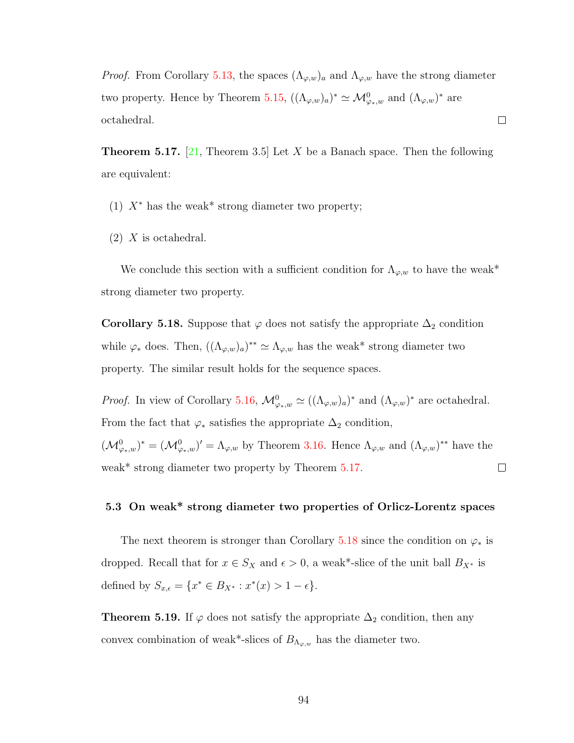*Proof.* From Corollary 5.13, the spaces $(\Lambda_{\varphi,w})_a$ and $\Lambda_{\varphi,w}$ have the strong diameter two property. Hence by Theorem 5.15, $((\Lambda_{\varphi,w})_a)^* \simeq \mathcal{M}^0_{\varphi_*,w}$ and $(\Lambda_{\varphi,w})^*$ are octahedral. □

**Theorem 5.17.** [21, Theorem 3.5] Let $X$ be a Banach space. Then the following are equivalent:

(1) $X^*$ has the weak* strong diameter two property;

(2) $X$ is octahedral.

We conclude this section with a sufficient condition for $\Lambda_{\varphi,w}$ to have the weak* strong diameter two property.

**Corollary 5.18.** Suppose that $\varphi$ does not satisfy the appropriate $\Delta_2$ condition while $\varphi_*$ does. Then, $((\Lambda_{\varphi,w})_a)^{**} \simeq \Lambda_{\varphi,w}$ has the weak* strong diameter two property. The similar result holds for the sequence spaces.

*Proof.* In view of Corollary 5.16, $\mathcal{M}^0_{\varphi_*,w} \simeq ((\Lambda_{\varphi,w})_a)^*$ and $(\Lambda_{\varphi,w})^*$ are octahedral. From the fact that $\varphi_*$ satisfies the appropriate $\Delta_2$ condition, $(\mathcal{M}^0_{\varphi_*,w})^* = (\mathcal{M}^0_{\varphi_*,w})' = \Lambda_{\varphi,w}$ by Theorem 3.16. Hence $\Lambda_{\varphi,w}$ and $(\Lambda_{\varphi,w})^{**}$ have the weak* strong diameter two property by Theorem 5.17. □

### 5.3 On weak* strong diameter two properties of Orlicz-Lorentz spaces

The next theorem is stronger than Corollary 5.18 since the condition on $\varphi_*$ is dropped. Recall that for $x \in S_X$ and $\epsilon > 0$, a weak*-slice of the unit ball $B_{X^*}$ is defined by $S_{x,\epsilon} = \{x^* \in B_{X^*} : x^*(x) > 1 - \epsilon\}$.

**Theorem 5.19.** If $\varphi$ does not satisfy the appropriate $\Delta_2$ condition, then any convex combination of weak*-slices of $B_{\Lambda_{\varphi,w}}$ has the diameter two.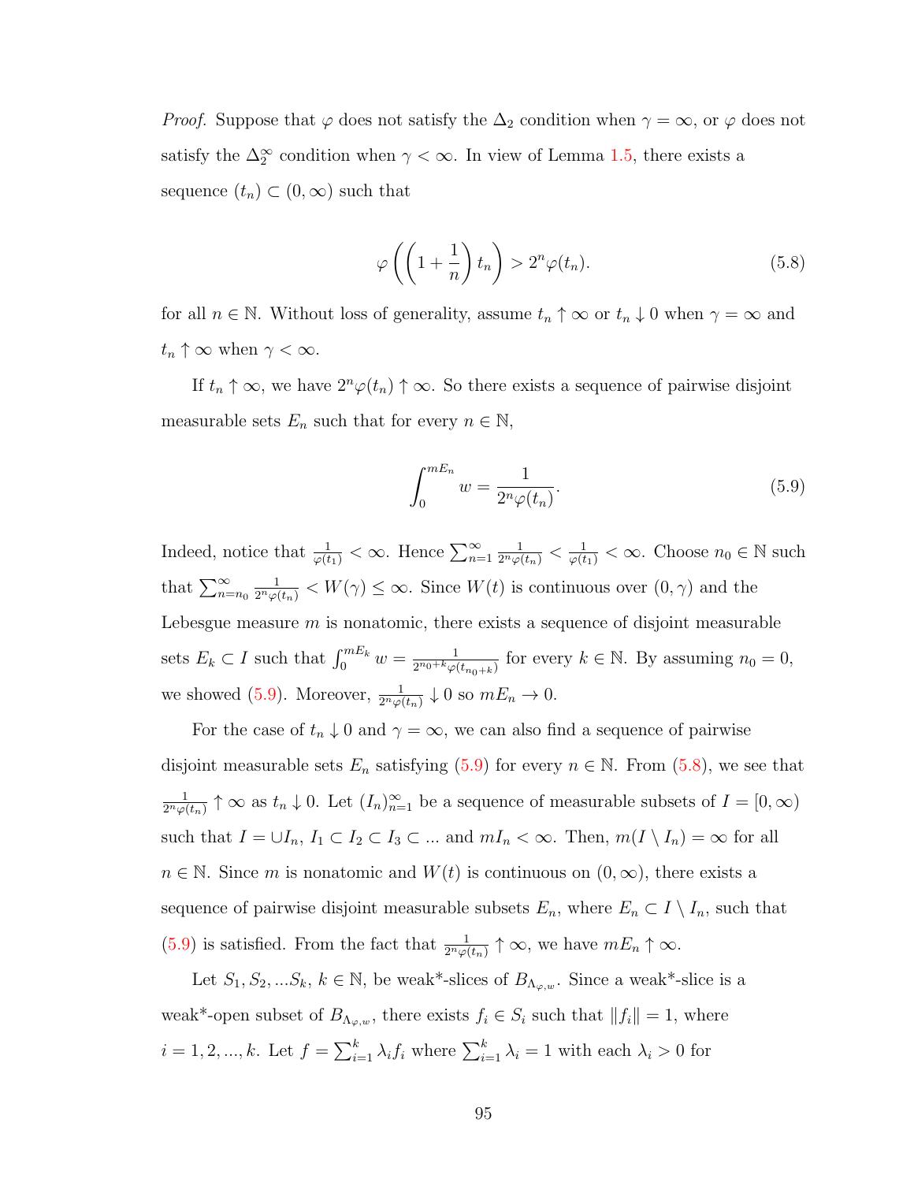*Proof.* Suppose that $\varphi$ does not satisfy the $\Delta_2$ condition when $\gamma = \infty$, or $\varphi$ does not satisfy the $\Delta_2^\infty$ condition when $\gamma < \infty$. In view of Lemma 1.5, there exists a sequence $(t_n) \subset (0, \infty)$ such that

$$\varphi\left(\left(1 + \frac{1}{n}\right) t_n\right) > 2^n \varphi(t_n). \tag{5.8}$$

for all $n \in \mathbb{N}$. Without loss of generality, assume $t_n \uparrow \infty$ or $t_n \downarrow 0$ when $\gamma = \infty$ and $t_n \uparrow \infty$ when $\gamma < \infty$.

If $t_n \uparrow \infty$, we have $2^n \varphi(t_n) \uparrow \infty$. So there exists a sequence of pairwise disjoint measurable sets $E_n$ such that for every $n \in \mathbb{N}$,

$$\int_0^{mE_n} w = \frac{1}{2^n \varphi(t_n)}. \tag{5.9}$$

Indeed, notice that $\frac{1}{\varphi(t_1)} < \infty$. Hence $\sum_{n=1}^\infty \frac{1}{2^n \varphi(t_n)} < \frac{1}{\varphi(t_1)} < \infty$. Choose $n_0 \in \mathbb{N}$ such that $\sum_{n=n_0}^\infty \frac{1}{2^n \varphi(t_n)} < W(\gamma) \leq \infty$. Since $W(t)$ is continuous over $(0, \gamma)$ and the Lebesgue measure $m$ is nonatomic, there exists a sequence of disjoint measurable sets $E_k \subset I$ such that $\int_0^{mE_k} w = \frac{1}{2^{n_0+k} \varphi(t_{n_0+k})}$ for every $k \in \mathbb{N}$. By assuming $n_0 = 0$, we showed (5.9). Moreover, $\frac{1}{2^n \varphi(t_n)} \downarrow 0$ so $mE_n \to 0$.

For the case of $t_n \downarrow 0$ and $\gamma = \infty$, we can also find a sequence of pairwise disjoint measurable sets $E_n$ satisfying (5.9) for every $n \in \mathbb{N}$. From (5.8), we see that $\frac{1}{2^n \varphi(t_n)} \uparrow \infty$ as $t_n \downarrow 0$. Let $(I_n)_{n=1}^\infty$ be a sequence of measurable subsets of $I = [0, \infty)$ such that $I = \cup I_n$, $I_1 \subset I_2 \subset I_3 \subset ...$ and $mI_n < \infty$. Then, $m(I \setminus I_n) = \infty$ for all $n \in \mathbb{N}$. Since $m$ is nonatomic and $W(t)$ is continuous on $(0, \infty)$, there exists a sequence of pairwise disjoint measurable subsets $E_n$, where $E_n \subset I \setminus I_n$, such that (5.9) is satisfied. From the fact that $\frac{1}{2^n \varphi(t_n)} \uparrow \infty$, we have $mE_n \uparrow \infty$.

Let $S_1, S_2, ... S_k$, $k \in \mathbb{N}$, be weak*-slices of $B_{\Lambda_{\varphi,w}}$. Since a weak*-slice is a weak*-open subset of $B_{\Lambda_{\varphi,w}}$, there exists $f_i \in S_i$ such that $\|f_i\| = 1$, where $i = 1, 2, ..., k$. Let $f = \sum_{i=1}^k \lambda_i f_i$ where $\sum_{i=1}^k \lambda_i = 1$ with each $\lambda_i > 0$ for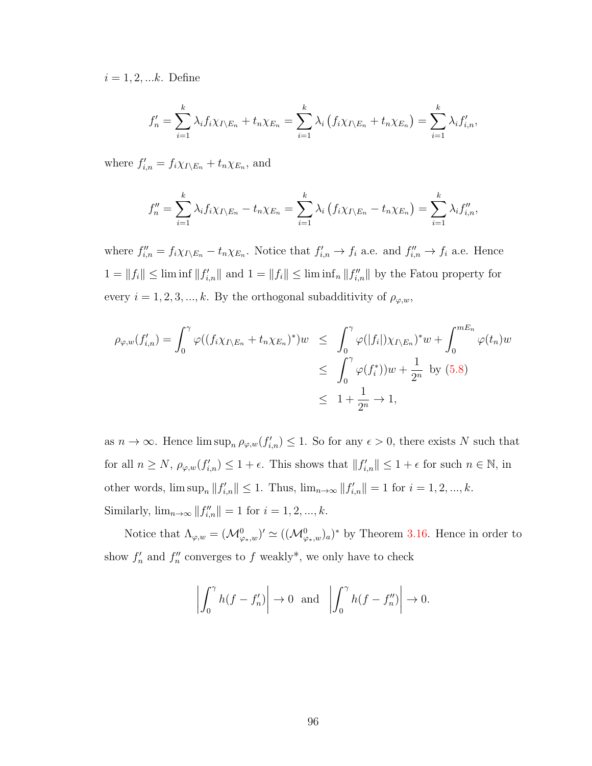$i = 1, 2, ...k$. Define

$$f'_n = \sum_{i=1}^{k} \lambda_i f_i \chi_{I \setminus E_n} + t_n \chi_{E_n} = \sum_{i=1}^{k} \lambda_i \left( f_i \chi_{I \setminus E_n} + t_n \chi_{E_n} \right) = \sum_{i=1}^{k} \lambda_i f'_{i,n},$$

where $f'_{i,n} = f_i \chi_{I \setminus E_n} + t_n \chi_{E_n}$, and

$$f''_n = \sum_{i=1}^{k} \lambda_i f_i \chi_{I \setminus E_n} - t_n \chi_{E_n} = \sum_{i=1}^{k} \lambda_i \left( f_i \chi_{I \setminus E_n} - t_n \chi_{E_n} \right) = \sum_{i=1}^{k} \lambda_i f''_{i,n},$$

where $f''_{i,n} = f_i \chi_{I \setminus E_n} - t_n \chi_{E_n}$. Notice that $f'_{i,n} \to f_i$ a.e. and $f''_{i,n} \to f_i$ a.e. Hence $1 = \|f_i\| \le \liminf \|f'_{i,n}\|$ and $1 = \|f_i\| \le \liminf_n \|f''_{i,n}\|$ by the Fatou property for every $i = 1, 2, 3, ..., k$. By the orthogonal subadditivity of $\rho_{\varphi,w}$,

$$\begin{aligned}
\rho_{\varphi,w}(f'_{i,n}) = \int_0^\gamma \varphi((f_i \chi_{I \setminus E_n} + t_n \chi_{E_n})^*) w &\le \int_0^\gamma \varphi(|f_i|)\chi_{I \setminus E_n})^* w + \int_0^{mE_n} \varphi(t_n) w \\
&\le \int_0^\gamma \varphi(f_i^*)) w + \frac{1}{2^n} \text{ by (5.8)} \\
&\le 1 + \frac{1}{2^n} \to 1,
\end{aligned}$$

as $n \to \infty$. Hence $\limsup_n \rho_{\varphi,w}(f'_{i,n}) \le 1$. So for any $\epsilon > 0$, there exists $N$ such that for all $n \ge N$, $\rho_{\varphi,w}(f'_{i,n}) \le 1 + \epsilon$. This shows that $\|f'_{i,n}\| \le 1 + \epsilon$ for such $n \in \mathbb{N}$, in other words, $\limsup_n \|f'_{i,n}\| \le 1$. Thus, $\lim_{n \to \infty} \|f'_{i,n}\| = 1$ for $i = 1, 2, ..., k$. Similarly, $\lim_{n \to \infty} \|f''_{i,n}\| = 1$ for $i = 1, 2, ..., k$.

Notice that $\Lambda_{\varphi,w} = (\mathcal{M}^0_{\varphi_*,w})' \simeq ((\mathcal{M}^0_{\varphi_*,w})_a)^*$ by Theorem 3.16. Hence in order to show $f'_n$ and $f''_n$ converges to $f$ weakly*, we only have to check

$$\left| \int_0^\gamma h(f - f'_n) \right| \to 0 \;\; \text{and} \;\; \left| \int_0^\gamma h(f - f''_n) \right| \to 0.$$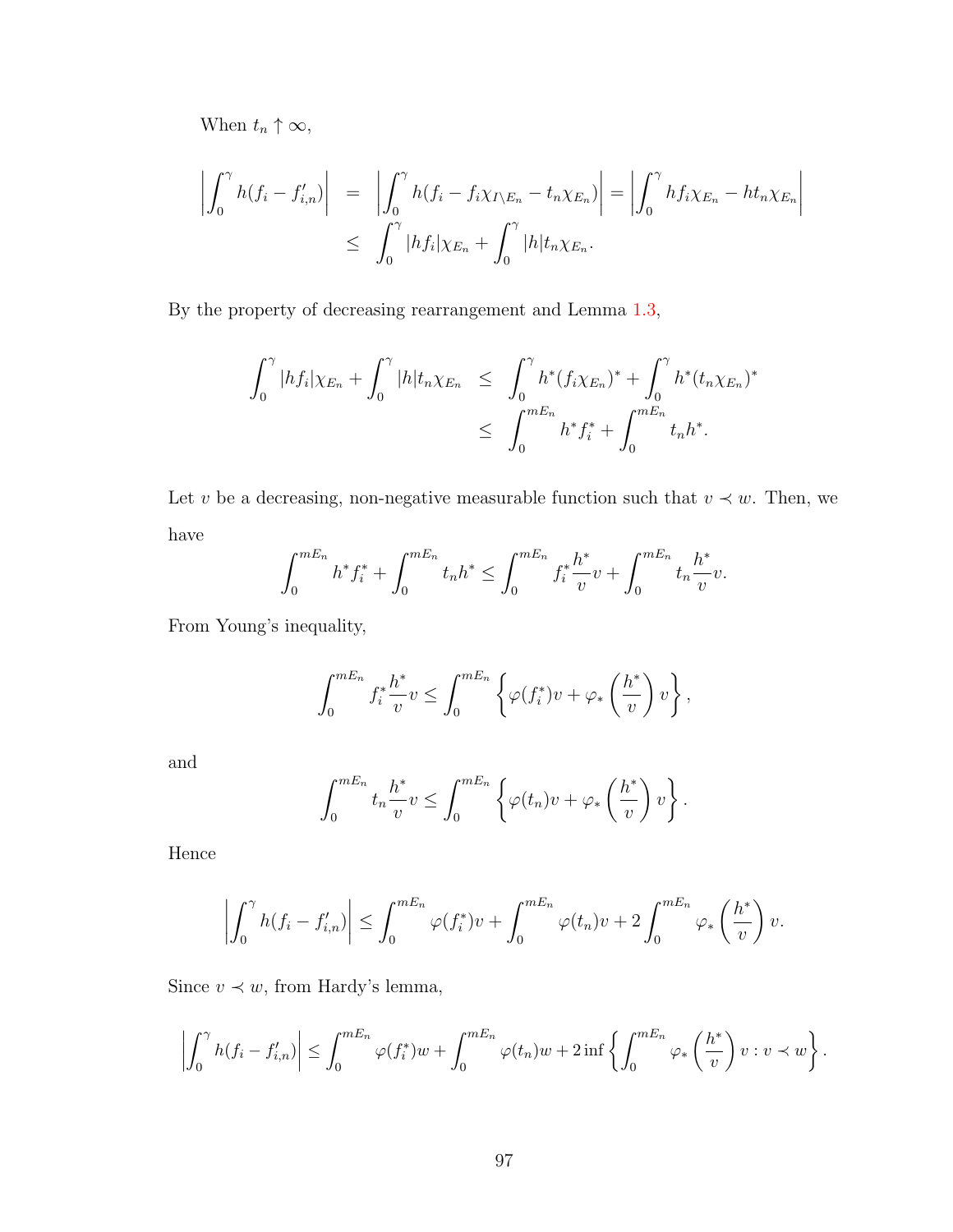When $t_n \uparrow \infty$,

$$
\begin{aligned}
\left|\int_0^\gamma h(f_i - f'_{i,n})\right| &= \left|\int_0^\gamma h(f_i - f_i\chi_{I\setminus E_n} - t_n\chi_{E_n})\right| = \left|\int_0^\gamma hf_i\chi_{E_n} - ht_n\chi_{E_n}\right| \\
&\leq \int_0^\gamma |hf_i|\chi_{E_n} + \int_0^\gamma |h|t_n\chi_{E_n}.
\end{aligned}
$$

By the property of decreasing rearrangement and Lemma 1.3,

$$
\begin{aligned}
\int_0^\gamma |hf_i|\chi_{E_n} + \int_0^\gamma |h|t_n\chi_{E_n} &\leq \int_0^\gamma h^*(f_i\chi_{E_n})^* + \int_0^\gamma h^*(t_n\chi_{E_n})^* \\
&\leq \int_0^{mE_n} h^* f_i^* + \int_0^{mE_n} t_n h^*.
\end{aligned}
$$

Let $v$ be a decreasing, non-negative measurable function such that $v \prec w$. Then, we have

$$
\int_0^{mE_n} h^* f_i^* + \int_0^{mE_n} t_n h^* \leq \int_0^{mE_n} f_i^* \frac{h^*}{v} v + \int_0^{mE_n} t_n \frac{h^*}{v} v.
$$

From Young's inequality,

$$
\int_0^{mE_n} f_i^* \frac{h^*}{v} v \leq \int_0^{mE_n} \left\{ \varphi(f_i^*)v + \varphi_*\left(\frac{h^*}{v}\right) v \right\},
$$

and

$$
\int_0^{mE_n} t_n \frac{h^*}{v} v \leq \int_0^{mE_n} \left\{ \varphi(t_n)v + \varphi_*\left(\frac{h^*}{v}\right) v \right\}.
$$

Hence

$$
\left|\int_0^\gamma h(f_i - f'_{i,n})\right| \leq \int_0^{mE_n} \varphi(f_i^*)v + \int_0^{mE_n} \varphi(t_n)v + 2\int_0^{mE_n} \varphi_*\left(\frac{h^*}{v}\right) v.
$$

Since $v \prec w$, from Hardy's lemma,

$$
\left|\int_0^\gamma h(f_i - f'_{i,n})\right| \leq \int_0^{mE_n} \varphi(f_i^*)w + \int_0^{mE_n} \varphi(t_n)w + 2\inf\left\{ \int_0^{mE_n} \varphi_*\left(\frac{h^*}{v}\right) v : v \prec w \right\}.
$$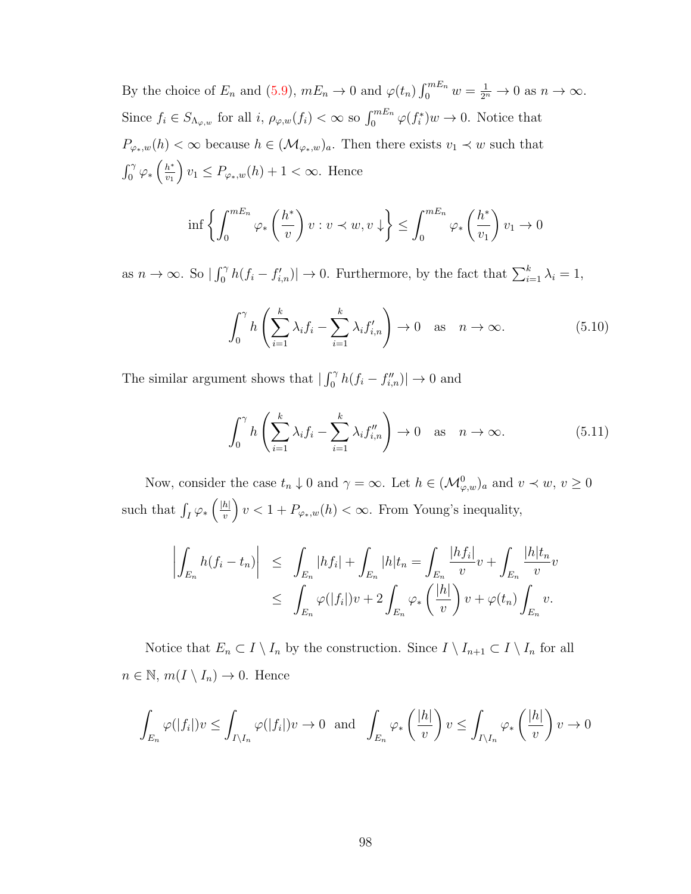By the choice of $E_n$ and (5.9), $mE_n \to 0$ and $\varphi(t_n) \int_0^{mE_n} w = \frac{1}{2^n} \to 0$ as $n \to \infty$. Since $f_i \in S_{\Lambda_{\varphi,w}}$ for all $i$, $\rho_{\varphi,w}(f_i) < \infty$ so $\int_0^{mE_n} \varphi(f_i^*) w \to 0$. Notice that $P_{\varphi_*,w}(h) < \infty$ because $h \in (\mathcal{M}_{\varphi_*,w})_a$. Then there exists $v_1 \prec w$ such that $\int_0^{\gamma} \varphi_* \left(\frac{h^*}{v_1}\right) v_1 \leq P_{\varphi_*,w}(h) + 1 < \infty$. Hence

$$\inf \left\{ \int_0^{mE_n} \varphi_* \left(\frac{h^*}{v}\right) v : v \prec w, v \downarrow \right\} \leq \int_0^{mE_n} \varphi_* \left(\frac{h^*}{v_1}\right) v_1 \to 0$$

as $n \to \infty$. So $|\int_0^{\gamma} h(f_i - f'_{i,n})| \to 0$. Furthermore, by the fact that $\sum_{i=1}^k \lambda_i = 1$,

$$\int_0^{\gamma} h\left(\sum_{i=1}^k \lambda_i f_i - \sum_{i=1}^k \lambda_i f'_{i,n}\right) \to 0 \quad \text{as} \quad n \to \infty. \tag{5.10}$$

The similar argument shows that $|\int_0^{\gamma} h(f_i - f''_{i,n})| \to 0$ and

$$\int_0^{\gamma} h\left(\sum_{i=1}^k \lambda_i f_i - \sum_{i=1}^k \lambda_i f''_{i,n}\right) \to 0 \quad \text{as} \quad n \to \infty. \tag{5.11}$$

Now, consider the case $t_n \downarrow 0$ and $\gamma = \infty$. Let $h \in (\mathcal{M}^0_{\varphi,w})_a$ and $v \prec w$, $v \geq 0$ such that $\int_I \varphi_* \left(\frac{|h|}{v}\right) v < 1 + P_{\varphi_*,w}(h) < \infty$. From Young's inequality,

$$\begin{aligned}
\left| \int_{E_n} h(f_i - t_n) \right| &\leq \int_{E_n} |hf_i| + \int_{E_n} |h| t_n = \int_{E_n} \frac{|hf_i|}{v} v + \int_{E_n} \frac{|h| t_n}{v} v \\
&\leq \int_{E_n} \varphi(|f_i|) v + 2 \int_{E_n} \varphi_* \left(\frac{|h|}{v}\right) v + \varphi(t_n) \int_{E_n} v.
\end{aligned}$$

Notice that $E_n \subset I \setminus I_n$ by the construction. Since $I \setminus I_{n+1} \subset I \setminus I_n$ for all $n \in \mathbb{N}$, $m(I \setminus I_n) \to 0$. Hence

$$\int_{E_n} \varphi(|f_i|) v \leq \int_{I \setminus I_n} \varphi(|f_i|) v \to 0 \quad \text{and} \quad \int_{E_n} \varphi_* \left(\frac{|h|}{v}\right) v \leq \int_{I \setminus I_n} \varphi_* \left(\frac{|h|}{v}\right) v \to 0$$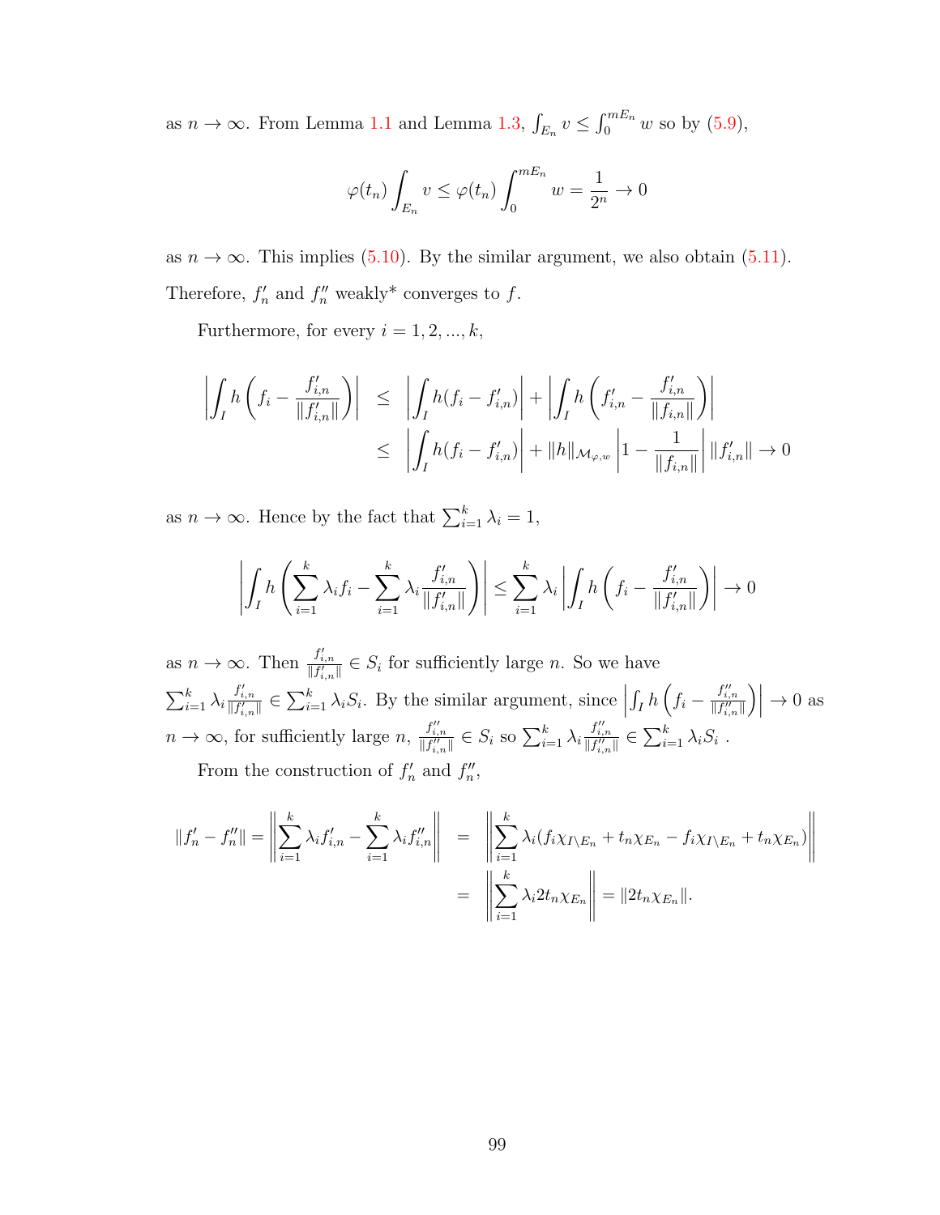as $n \to \infty$. From Lemma 1.1 and Lemma 1.3, $\int_{E_n} v \le \int_0^{mE_n} w$ so by (5.9),

$$\varphi(t_n) \int_{E_n} v \le \varphi(t_n) \int_0^{mE_n} w = \frac{1}{2^n} \to 0$$

as $n \to \infty$. This implies (5.10). By the similar argument, we also obtain (5.11). Therefore, $f'_n$ and $f''_n$ weakly* converges to $f$.

Furthermore, for every $i = 1, 2, ..., k$,

$$\begin{aligned}
\left| \int_I h\left(f_i - \frac{f'_{i,n}}{\|f'_{i,n}\|}\right) \right| &\le \left| \int_I h(f_i - f'_{i,n}) \right| + \left| \int_I h\left(f'_{i,n} - \frac{f'_{i,n}}{\|f_{i,n}\|}\right) \right| \\
&\le \left| \int_I h(f_i - f'_{i,n}) \right| + \|h\|_{\mathcal{M}_{\varphi,w}} \left| 1 - \frac{1}{\|f_{i,n}\|} \right| \|f'_{i,n}\| \to 0
\end{aligned}$$

as $n \to \infty$. Hence by the fact that $\sum_{i=1}^{k} \lambda_i = 1$,

$$\left| \int_I h\left( \sum_{i=1}^{k} \lambda_i f_i - \sum_{i=1}^{k} \lambda_i \frac{f'_{i,n}}{\|f'_{i,n}\|} \right) \right| \le \sum_{i=1}^{k} \lambda_i \left| \int_I h\left(f_i - \frac{f'_{i,n}}{\|f'_{i,n}\|}\right) \right| \to 0$$

as $n \to \infty$. Then $\frac{f'_{i,n}}{\|f'_{i,n}\|} \in S_i$ for sufficiently large $n$. So we have $\sum_{i=1}^{k} \lambda_i \frac{f'_{i,n}}{\|f'_{i,n}\|} \in \sum_{i=1}^{k} \lambda_i S_i$. By the similar argument, since $\left| \int_I h\left(f_i - \frac{f''_{i,n}}{\|f''_{i,n}\|}\right) \right| \to 0$ as $n \to \infty$, for sufficiently large $n$, $\frac{f''_{i,n}}{\|f''_{i,n}\|} \in S_i$ so $\sum_{i=1}^{k} \lambda_i \frac{f''_{i,n}}{\|f''_{i,n}\|} \in \sum_{i=1}^{k} \lambda_i S_i$ .

From the construction of $f'_n$ and $f''_n$,

$$\begin{aligned}
\|f'_n - f''_n\| = \left\| \sum_{i=1}^{k} \lambda_i f'_{i,n} - \sum_{i=1}^{k} \lambda_i f''_{i,n} \right\| &= \left\| \sum_{i=1}^{k} \lambda_i (f_i \chi_{I \setminus E_n} + t_n \chi_{E_n} - f_i \chi_{I \setminus E_n} + t_n \chi_{E_n}) \right\| \\
&= \left\| \sum_{i=1}^{k} \lambda_i 2 t_n \chi_{E_n} \right\| = \|2 t_n \chi_{E_n}\|.
\end{aligned}$$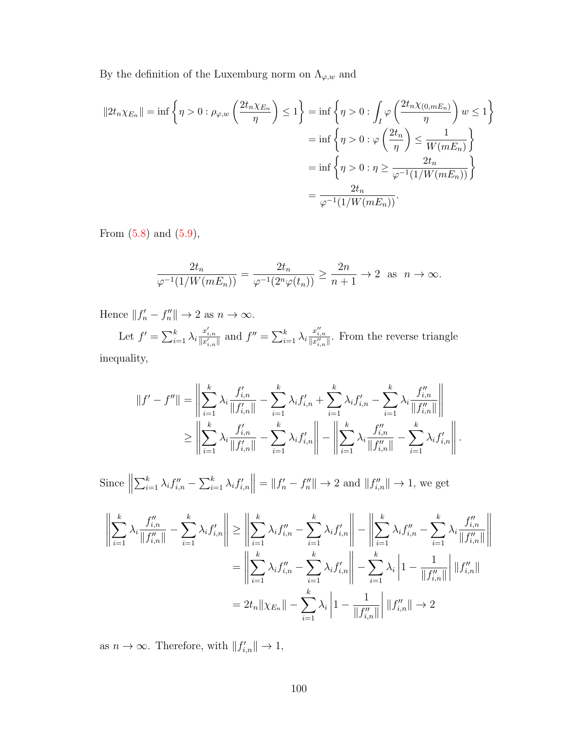By the definition of the Luxemburg norm on $\Lambda_{\varphi,w}$ and

$$
\begin{aligned}
\|2t_n\chi_{E_n}\| = \inf\left\{\eta > 0 : \rho_{\varphi,w}\left(\frac{2t_n\chi_{E_n}}{\eta}\right) \le 1\right\} &= \inf\left\{\eta > 0 : \int_I \varphi\left(\frac{2t_n\chi_{(0,mE_n)}}{\eta}\right) w \le 1\right\} \\
&= \inf\left\{\eta > 0 : \varphi\left(\frac{2t_n}{\eta}\right) \le \frac{1}{W(mE_n)}\right\} \\
&= \inf\left\{\eta > 0 : \eta \ge \frac{2t_n}{\varphi^{-1}(1/W(mE_n))}\right\} \\
&= \frac{2t_n}{\varphi^{-1}(1/W(mE_n))}.
\end{aligned}
$$

From (5.8) and (5.9),

$$
\frac{2t_n}{\varphi^{-1}(1/W(mE_n))} = \frac{2t_n}{\varphi^{-1}(2^n\varphi(t_n))} \ge \frac{2n}{n+1} \to 2 \quad \text{as} \quad n \to \infty.
$$

Hence $\|f_n' - f_n''\| \to 2$ as $n \to \infty$.

Let $f' = \sum_{i=1}^k \lambda_i \frac{x_{i,n}'}{\|x_{i,n}'\|}$ and $f'' = \sum_{i=1}^k \lambda_i \frac{x_{i,n}''}{\|x_{i,n}''\|}$. From the reverse triangle inequality,

$$
\begin{aligned}
\|f' - f''\| &= \left\|\sum_{i=1}^k \lambda_i \frac{f_{i,n}'}{\|f_{i,n}'\|} - \sum_{i=1}^k \lambda_i f_{i,n}' + \sum_{i=1}^k \lambda_i f_{i,n}' - \sum_{i=1}^k \lambda_i \frac{f_{i,n}''}{\|f_{i,n}''\|}\right\| \\
&\ge \left\|\sum_{i=1}^k \lambda_i \frac{f_{i,n}'}{\|f_{i,n}'\|} - \sum_{i=1}^k \lambda_i f_{i,n}'\right\| - \left\|\sum_{i=1}^k \lambda_i \frac{f_{i,n}''}{\|f_{i,n}''\|} - \sum_{i=1}^k \lambda_i f_{i,n}'\right\|.
\end{aligned}
$$

Since $\left\|\sum_{i=1}^k \lambda_i f_{i,n}'' - \sum_{i=1}^k \lambda_i f_{i,n}'\right\| = \|f_n' - f_n''\| \to 2$ and $\|f_{i,n}''\| \to 1$, we get

$$
\begin{aligned}
\left\|\sum_{i=1}^k \lambda_i \frac{f_{i,n}''}{\|f_{i,n}''\|} - \sum_{i=1}^k \lambda_i f_{i,n}'\right\| &\ge \left\|\sum_{i=1}^k \lambda_i f_{i,n}'' - \sum_{i=1}^k \lambda_i f_{i,n}'\right\| - \left\|\sum_{i=1}^k \lambda_i f_{i,n}'' - \sum_{i=1}^k \lambda_i \frac{f_{i,n}''}{\|f_{i,n}''\|}\right\| \\
&= \left\|\sum_{i=1}^k \lambda_i f_{i,n}'' - \sum_{i=1}^k \lambda_i f_{i,n}'\right\| - \sum_{i=1}^k \lambda_i \left|1 - \frac{1}{\|f_{i,n}''\|}\right| \|f_{i,n}''\| \\
&= 2t_n\|\chi_{E_n}\| - \sum_{i=1}^k \lambda_i \left|1 - \frac{1}{\|f_{i,n}''\|}\right| \|f_{i,n}''\| \to 2
\end{aligned}
$$

as $n \to \infty$. Therefore, with $\|f_{i,n}'\| \to 1$,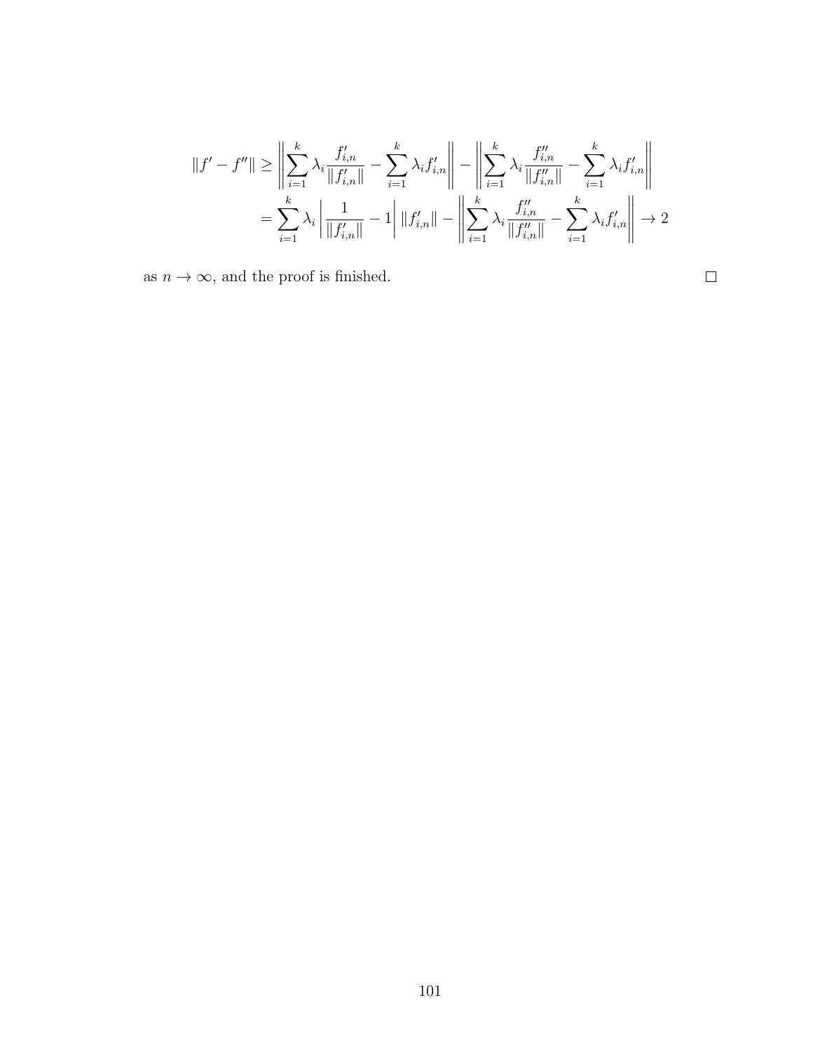$$
\begin{aligned}
\|f' - f''\| &\geq \left\| \sum_{i=1}^{k} \lambda_i \frac{f'_{i,n}}{\|f'_{i,n}\|} - \sum_{i=1}^{k} \lambda_i f'_{i,n} \right\| - \left\| \sum_{i=1}^{k} \lambda_i \frac{f''_{i,n}}{\|f''_{i,n}\|} - \sum_{i=1}^{k} \lambda_i f'_{i,n} \right\| \\
&= \sum_{i=1}^{k} \lambda_i \left| \frac{1}{\|f'_{i,n}\|} - 1 \right| \|f'_{i,n}\| - \left\| \sum_{i=1}^{k} \lambda_i \frac{f''_{i,n}}{\|f''_{i,n}\|} - \sum_{i=1}^{k} \lambda_i f'_{i,n} \right\| \to 2
\end{aligned}
$$

as $n \to \infty$, and the proof is finished. □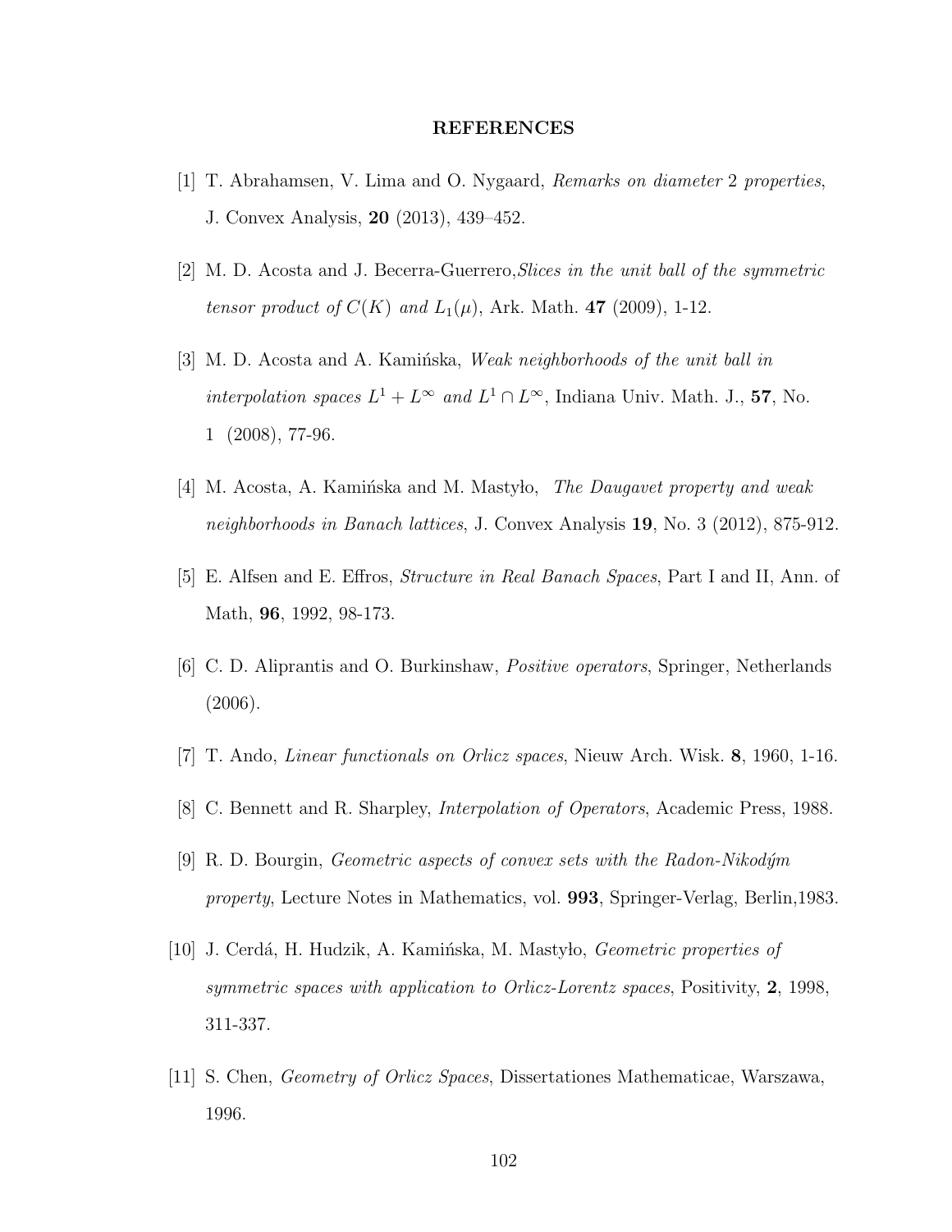## REFERENCES

[1] T. Abrahamsen, V. Lima and O. Nygaard, *Remarks on diameter 2 properties*, J. Convex Analysis, **20** (2013), 439–452.

[2] M. D. Acosta and J. Becerra-Guerrero,*Slices in the unit ball of the symmetric tensor product of $C(K)$ and $L_1(\mu)$*, Ark. Math. **47** (2009), 1-12.

[3] M. D. Acosta and A. Kamińska, *Weak neighborhoods of the unit ball in interpolation spaces $L^1 + L^\infty$ and $L^1 \cap L^\infty$*, Indiana Univ. Math. J., **57**, No. 1 (2008), 77-96.

[4] M. Acosta, A. Kamińska and M. Mastyło, *The Daugavet property and weak neighborhoods in Banach lattices*, J. Convex Analysis **19**, No. 3 (2012), 875-912.

[5] E. Alfsen and E. Effros, *Structure in Real Banach Spaces*, Part I and II, Ann. of Math, **96**, 1992, 98-173.

[6] C. D. Aliprantis and O. Burkinshaw, *Positive operators*, Springer, Netherlands (2006).

[7] T. Ando, *Linear functionals on Orlicz spaces*, Nieuw Arch. Wisk. **8**, 1960, 1-16.

[8] C. Bennett and R. Sharpley, *Interpolation of Operators*, Academic Press, 1988.

[9] R. D. Bourgin, *Geometric aspects of convex sets with the Radon-Nikodým property*, Lecture Notes in Mathematics, vol. **993**, Springer-Verlag, Berlin,1983.

[10] J. Cerdá, H. Hudzik, A. Kamińska, M. Mastyło, *Geometric properties of symmetric spaces with application to Orlicz-Lorentz spaces*, Positivity, **2**, 1998, 311-337.

[11] S. Chen, *Geometry of Orlicz Spaces*, Dissertationes Mathematicae, Warszawa, 1996.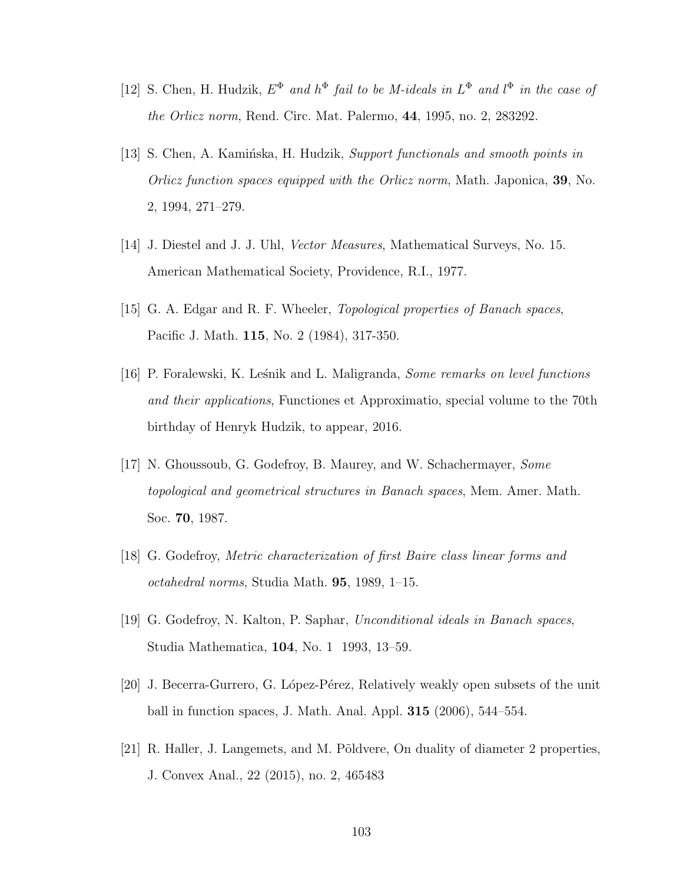[12] S. Chen, H. Hudzik, *$E^\Phi$ and $h^\Phi$ fail to be M-ideals in $L^\Phi$ and $l^\Phi$ in the case of the Orlicz norm*, Rend. Circ. Mat. Palermo, **44**, 1995, no. 2, 283292.

[13] S. Chen, A. Kamińska, H. Hudzik, *Support functionals and smooth points in Orlicz function spaces equipped with the Orlicz norm*, Math. Japonica, **39**, No. 2, 1994, 271–279.

[14] J. Diestel and J. J. Uhl, *Vector Measures*, Mathematical Surveys, No. 15. American Mathematical Society, Providence, R.I., 1977.

[15] G. A. Edgar and R. F. Wheeler, *Topological properties of Banach spaces*, Pacific J. Math. **115**, No. 2 (1984), 317-350.

[16] P. Foralewski, K. Leśnik and L. Maligranda, *Some remarks on level functions and their applications*, Functiones et Approximatio, special volume to the 70th birthday of Henryk Hudzik, to appear, 2016.

[17] N. Ghoussoub, G. Godefroy, B. Maurey, and W. Schachermayer, *Some topological and geometrical structures in Banach spaces*, Mem. Amer. Math. Soc. **70**, 1987.

[18] G. Godefroy, *Metric characterization of first Baire class linear forms and octahedral norms*, Studia Math. **95**, 1989, 1–15.

[19] G. Godefroy, N. Kalton, P. Saphar, *Unconditional ideals in Banach spaces*, Studia Mathematica, **104**, No. 1 1993, 13–59.

[20] J. Becerra-Gurrero, G. López-Pérez, Relatively weakly open subsets of the unit ball in function spaces, J. Math. Anal. Appl. **315** (2006), 544–554.

[21] R. Haller, J. Langemets, and M. Põldvere, On duality of diameter 2 properties, J. Convex Anal., 22 (2015), no. 2, 465483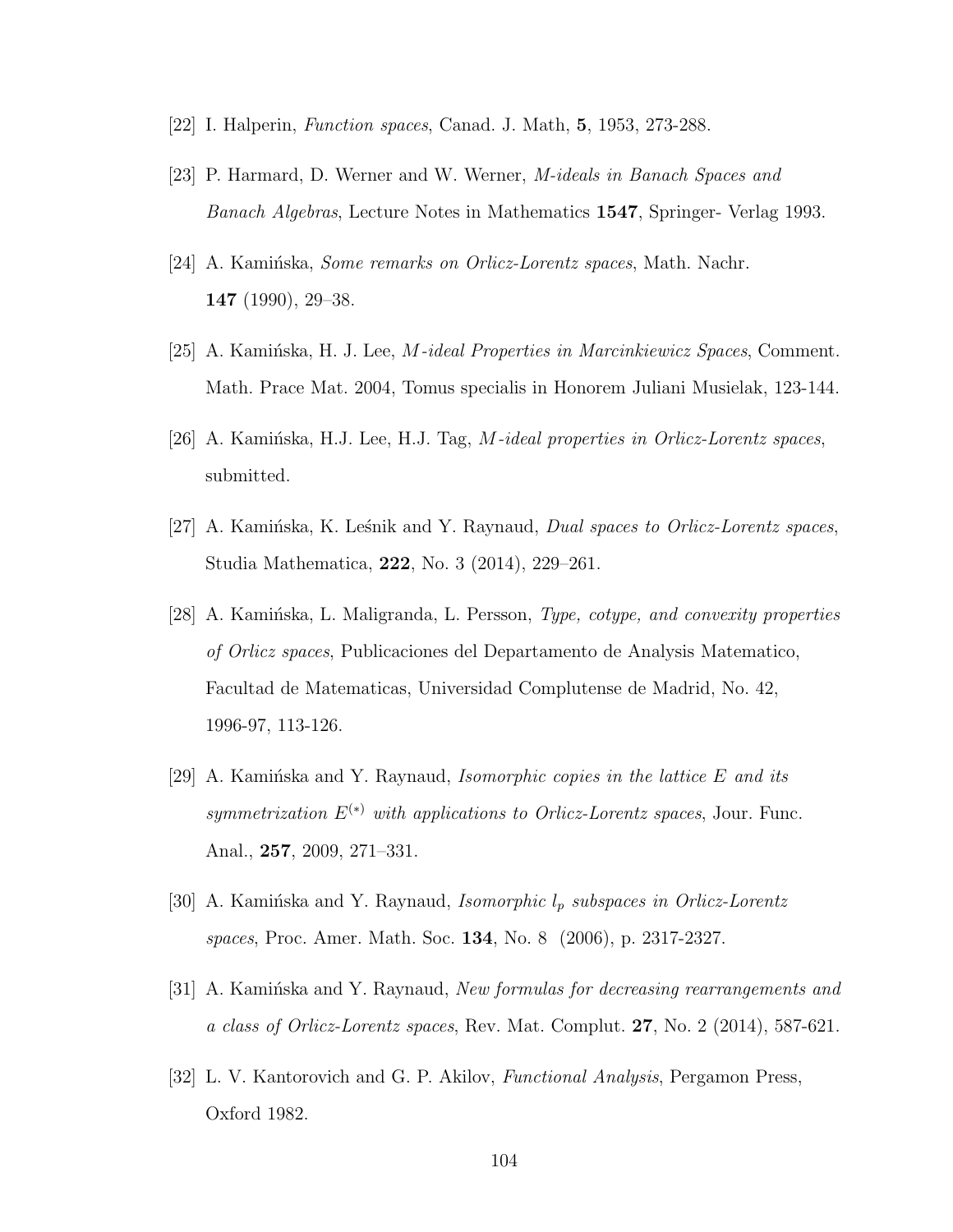[22] I. Halperin, *Function spaces*, Canad. J. Math, **5**, 1953, 273-288.

[23] P. Harmard, D. Werner and W. Werner, *M-ideals in Banach Spaces and Banach Algebras*, Lecture Notes in Mathematics **1547**, Springer- Verlag 1993.

[24] A. Kamińska, *Some remarks on Orlicz-Lorentz spaces*, Math. Nachr. **147** (1990), 29–38.

[25] A. Kamińska, H. J. Lee, *M-ideal Properties in Marcinkiewicz Spaces*, Comment. Math. Prace Mat. 2004, Tomus specialis in Honorem Juliani Musielak, 123-144.

[26] A. Kamińska, H.J. Lee, H.J. Tag, *M-ideal properties in Orlicz-Lorentz spaces*, submitted.

[27] A. Kamińska, K. Leśnik and Y. Raynaud, *Dual spaces to Orlicz-Lorentz spaces*, Studia Mathematica, **222**, No. 3 (2014), 229–261.

[28] A. Kamińska, L. Maligranda, L. Persson, *Type, cotype, and convexity properties of Orlicz spaces*, Publicaciones del Departamento de Analysis Matematico, Facultad de Matematicas, Universidad Complutense de Madrid, No. 42, 1996-97, 113-126.

[29] A. Kamińska and Y. Raynaud, *Isomorphic copies in the lattice $E$ and its symmetrization $E^{(*)}$ with applications to Orlicz-Lorentz spaces*, Jour. Func. Anal., **257**, 2009, 271–331.

[30] A. Kamińska and Y. Raynaud, *Isomorphic $l_p$ subspaces in Orlicz-Lorentz spaces*, Proc. Amer. Math. Soc. **134**, No. 8 (2006), p. 2317-2327.

[31] A. Kamińska and Y. Raynaud, *New formulas for decreasing rearrangements and a class of Orlicz-Lorentz spaces*, Rev. Mat. Complut. **27**, No. 2 (2014), 587-621.

[32] L. V. Kantorovich and G. P. Akilov, *Functional Analysis*, Pergamon Press, Oxford 1982.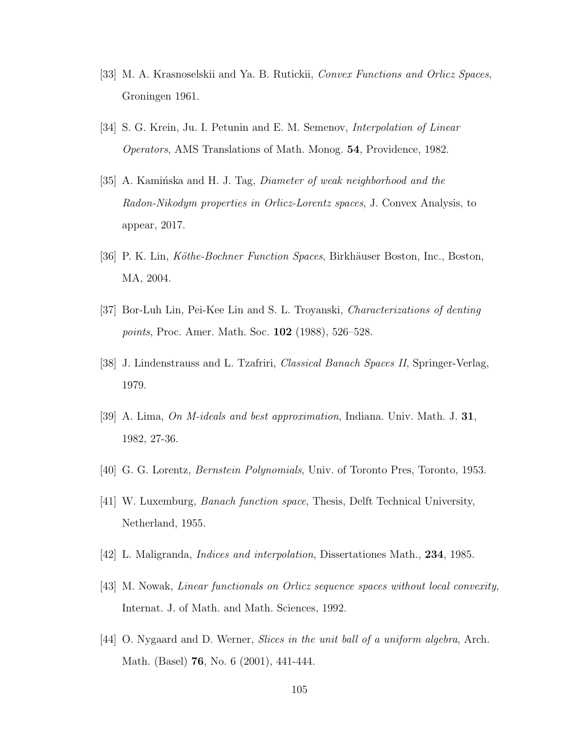[33] M. A. Krasnoselskii and Ya. B. Rutickii, *Convex Functions and Orlicz Spaces*, Groningen 1961.

[34] S. G. Krein, Ju. I. Petunin and E. M. Semenov, *Interpolation of Linear Operators*, AMS Translations of Math. Monog. **54**, Providence, 1982.

[35] A. Kamińska and H. J. Tag, *Diameter of weak neighborhood and the Radon-Nikodym properties in Orlicz-Lorentz spaces*, J. Convex Analysis, to appear, 2017.

[36] P. K. Lin, *Köthe-Bochner Function Spaces*, Birkhäuser Boston, Inc., Boston, MA, 2004.

[37] Bor-Luh Lin, Pei-Kee Lin and S. L. Troyanski, *Characterizations of denting points*, Proc. Amer. Math. Soc. **102** (1988), 526–528.

[38] J. Lindenstrauss and L. Tzafriri, *Classical Banach Spaces II*, Springer-Verlag, 1979.

[39] A. Lima, *On M-ideals and best approximation*, Indiana. Univ. Math. J. **31**, 1982, 27-36.

[40] G. G. Lorentz, *Bernstein Polynomials*, Univ. of Toronto Pres, Toronto, 1953.

[41] W. Luxemburg, *Banach function space*, Thesis, Delft Technical University, Netherland, 1955.

[42] L. Maligranda, *Indices and interpolation*, Dissertationes Math., **234**, 1985.

[43] M. Nowak, *Linear functionals on Orlicz sequence spaces without local convexity*, Internat. J. of Math. and Math. Sciences, 1992.

[44] O. Nygaard and D. Werner, *Slices in the unit ball of a uniform algebra*, Arch. Math. (Basel) **76**, No. 6 (2001), 441-444.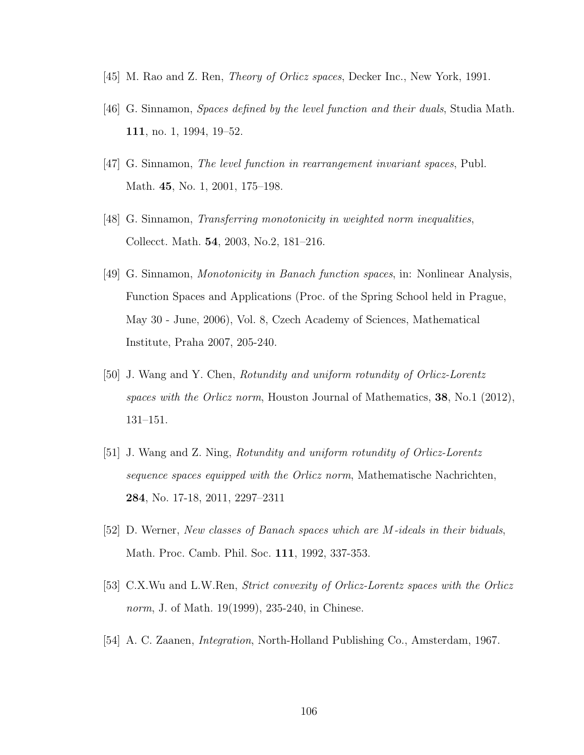[45] M. Rao and Z. Ren, *Theory of Orlicz spaces*, Decker Inc., New York, 1991.

[46] G. Sinnamon, *Spaces defined by the level function and their duals*, Studia Math. **111**, no. 1, 1994, 19–52.

[47] G. Sinnamon, *The level function in rearrangement invariant spaces*, Publ. Math. **45**, No. 1, 2001, 175–198.

[48] G. Sinnamon, *Transferring monotonicity in weighted norm inequalities*, Collecct. Math. **54**, 2003, No.2, 181–216.

[49] G. Sinnamon, *Monotonicity in Banach function spaces*, in: Nonlinear Analysis, Function Spaces and Applications (Proc. of the Spring School held in Prague, May 30 - June, 2006), Vol. 8, Czech Academy of Sciences, Mathematical Institute, Praha 2007, 205-240.

[50] J. Wang and Y. Chen, *Rotundity and uniform rotundity of Orlicz-Lorentz spaces with the Orlicz norm*, Houston Journal of Mathematics, **38**, No.1 (2012), 131–151.

[51] J. Wang and Z. Ning, *Rotundity and uniform rotundity of Orlicz-Lorentz sequence spaces equipped with the Orlicz norm*, Mathematische Nachrichten, **284**, No. 17-18, 2011, 2297–2311

[52] D. Werner, *New classes of Banach spaces which are M-ideals in their biduals*, Math. Proc. Camb. Phil. Soc. **111**, 1992, 337-353.

[53] C.X.Wu and L.W.Ren, *Strict convexity of Orlicz-Lorentz spaces with the Orlicz norm*, J. of Math. 19(1999), 235-240, in Chinese.

[54] A. C. Zaanen, *Integration*, North-Holland Publishing Co., Amsterdam, 1967.